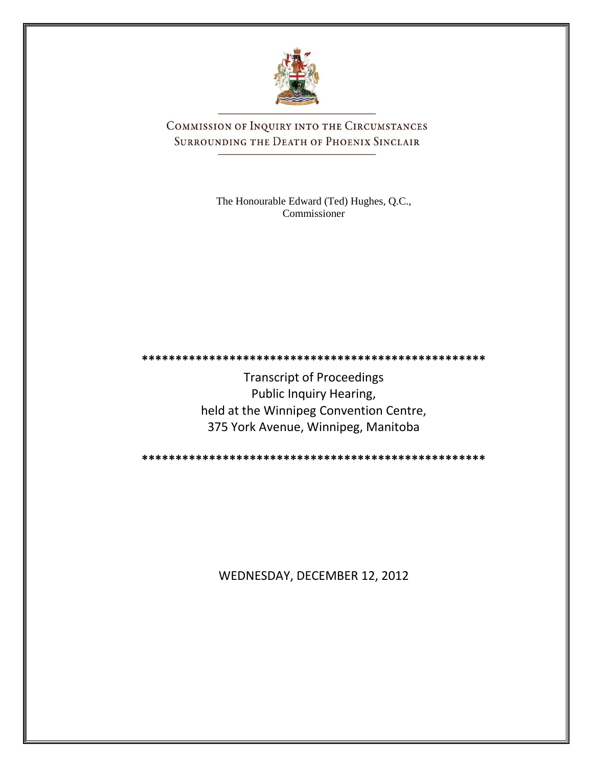# Commission of Inquiry into the Circumstances Surrounding the Death of Phoenix Sinclair

The Honourable Edward (Ted) Hughes, Q.C.,
Commissioner

*************************************************

Transcript of Proceedings
Public Inquiry Hearing,
held at the Winnipeg Convention Centre,
375 York Avenue, Winnipeg, Manitoba

*************************************************

WEDNESDAY, DECEMBER 12, 2012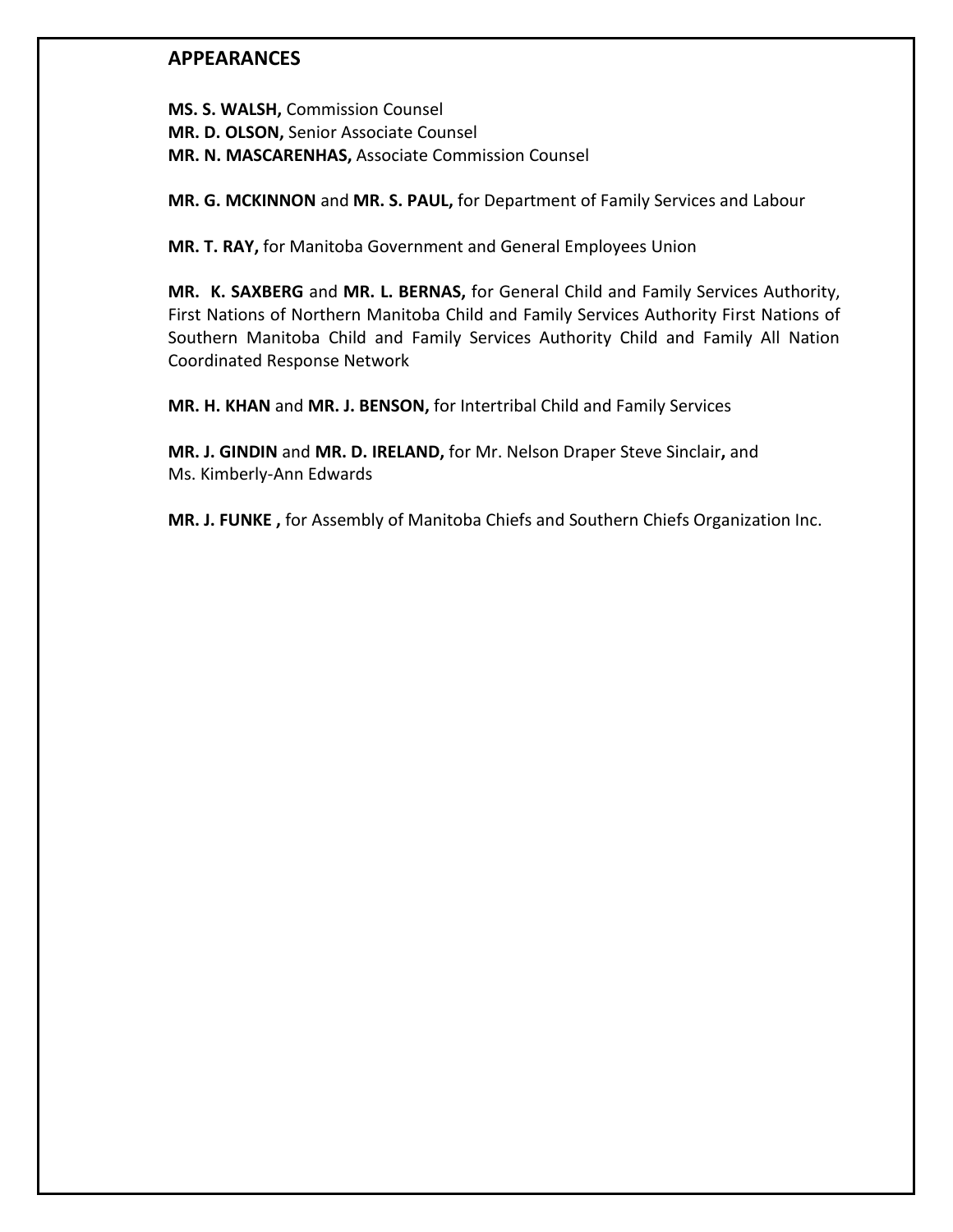## APPEARANCES

**MS. S. WALSH,** Commission Counsel
**MR. D. OLSON,** Senior Associate Counsel
**MR. N. MASCARENHAS,** Associate Commission Counsel

**MR. G. MCKINNON** and **MR. S. PAUL,** for Department of Family Services and Labour

**MR. T. RAY,** for Manitoba Government and General Employees Union

**MR. K. SAXBERG** and **MR. L. BERNAS,** for General Child and Family Services Authority, First Nations of Northern Manitoba Child and Family Services Authority First Nations of Southern Manitoba Child and Family Services Authority Child and Family All Nation Coordinated Response Network

**MR. H. KHAN** and **MR. J. BENSON,** for Intertribal Child and Family Services

**MR. J. GINDIN** and **MR. D. IRELAND,** for Mr. Nelson Draper Steve Sinclair**,** and Ms. Kimberly-Ann Edwards

**MR. J. FUNKE ,** for Assembly of Manitoba Chiefs and Southern Chiefs Organization Inc.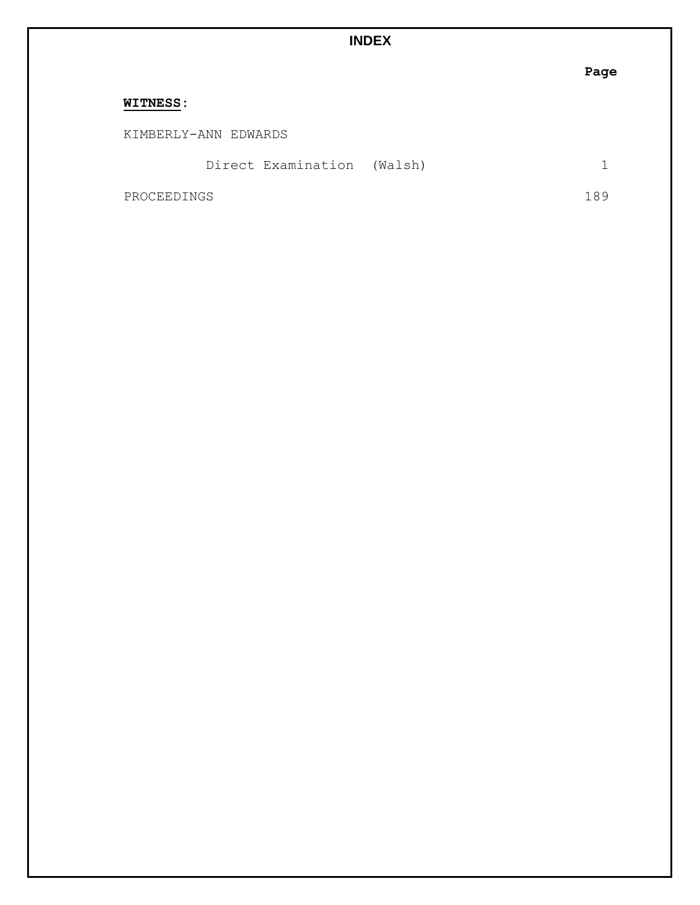# INDEX

| | Page |
|---|---|
| **WITNESS**: | |
| KIMBERLY-ANN EDWARDS | |
| Direct Examination (Walsh) | 1 |
| PROCEEDINGS | 189 |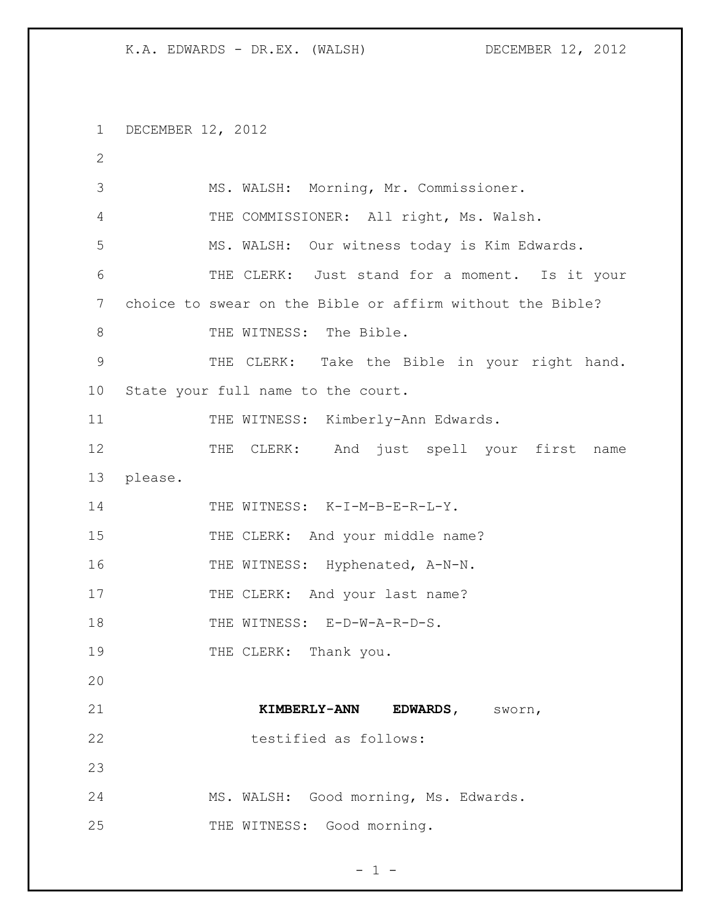DECEMBER 12, 2012

MS. WALSH: Morning, Mr. Commissioner.

THE COMMISSIONER: All right, Ms. Walsh.

MS. WALSH: Our witness today is Kim Edwards.

THE CLERK: Just stand for a moment. Is it your choice to swear on the Bible or affirm without the Bible?

THE WITNESS: The Bible.

THE CLERK: Take the Bible in your right hand. State your full name to the court.

THE WITNESS: Kimberly-Ann Edwards.

THE CLERK: And just spell your first name please.

THE WITNESS: K-I-M-B-E-R-L-Y.

THE CLERK: And your middle name?

THE WITNESS: Hyphenated, A-N-N.

THE CLERK: And your last name?

THE WITNESS: E-D-W-A-R-D-S.

THE CLERK: Thank you.

**KIMBERLY-ANN EDWARDS**, sworn, testified as follows:

MS. WALSH: Good morning, Ms. Edwards.

THE WITNESS: Good morning.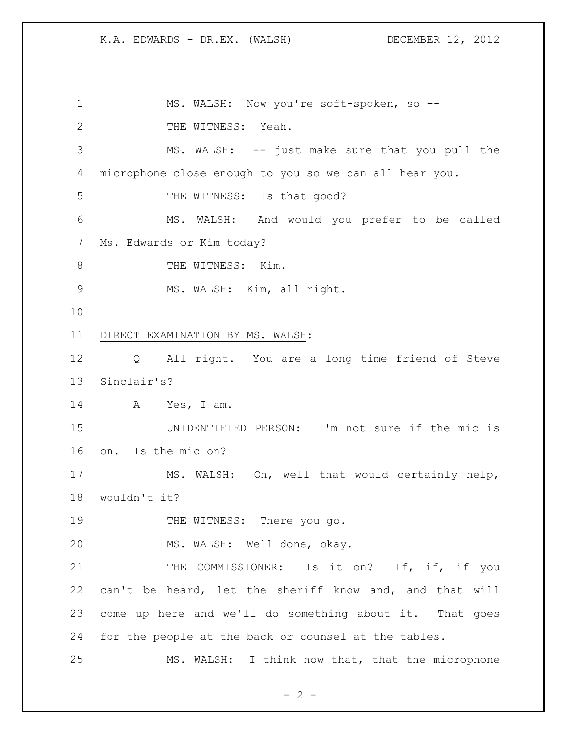MS. WALSH: Now you're soft-spoken, so --

THE WITNESS: Yeah.

MS. WALSH: -- just make sure that you pull the microphone close enough to you so we can all hear you.

THE WITNESS: Is that good?

MS. WALSH: And would you prefer to be called Ms. Edwards or Kim today?

THE WITNESS: Kim.

MS. WALSH: Kim, all right.

DIRECT EXAMINATION BY MS. WALSH:

Q All right. You are a long time friend of Steve Sinclair's?

A Yes, I am.

UNIDENTIFIED PERSON: I'm not sure if the mic is on. Is the mic on?

MS. WALSH: Oh, well that would certainly help, wouldn't it?

THE WITNESS: There you go.

MS. WALSH: Well done, okay.

THE COMMISSIONER: Is it on? If, if, if you can't be heard, let the sheriff know and, and that will come up here and we'll do something about it. That goes for the people at the back or counsel at the tables.

MS. WALSH: I think now that, that the microphone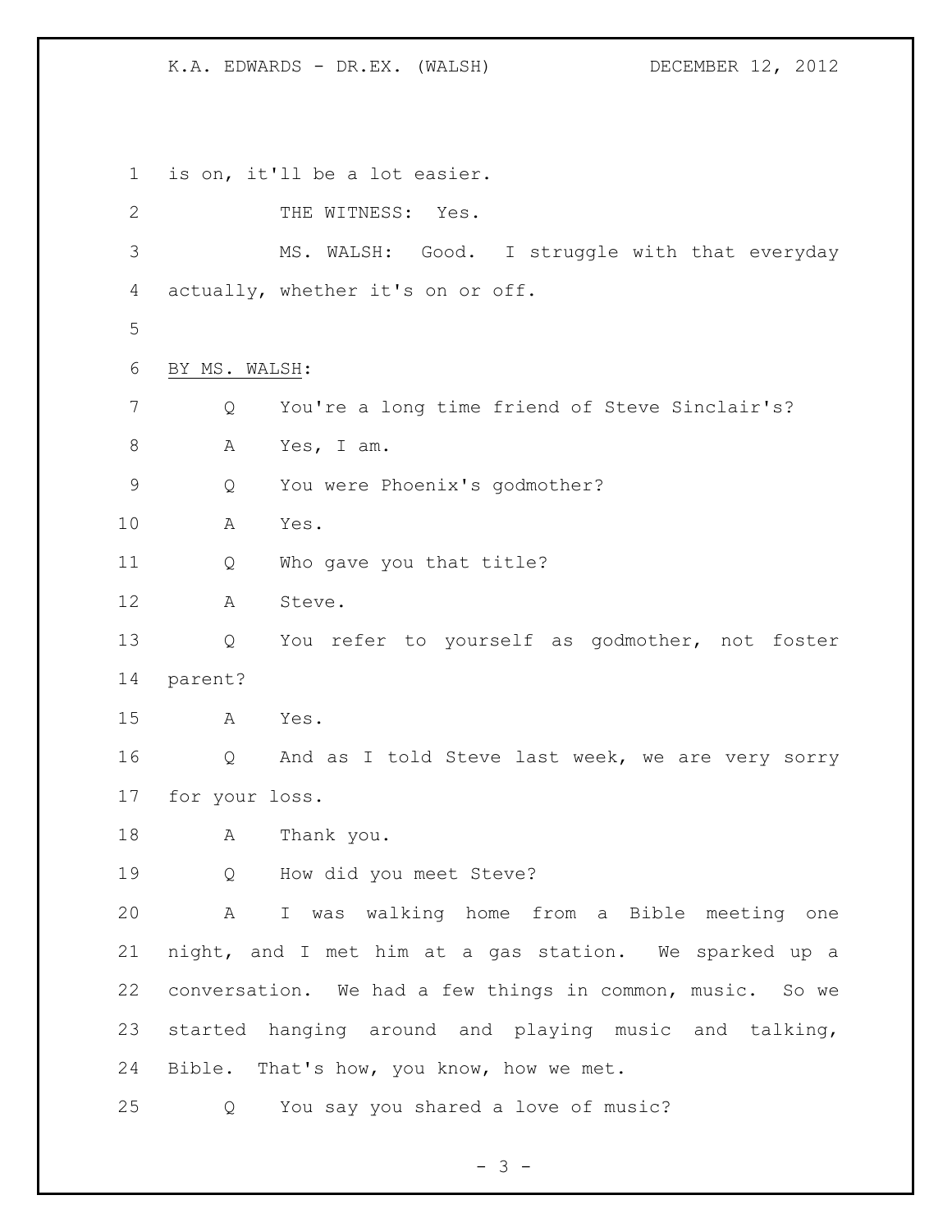is on, it'll be a lot easier.

THE WITNESS: Yes.

MS. WALSH: Good. I struggle with that everyday actually, whether it's on or off.

BY MS. WALSH:

Q You're a long time friend of Steve Sinclair's?

A Yes, I am.

Q You were Phoenix's godmother?

A Yes.

Q Who gave you that title?

A Steve.

Q You refer to yourself as godmother, not foster parent?

A Yes.

Q And as I told Steve last week, we are very sorry for your loss.

A Thank you.

Q How did you meet Steve?

A I was walking home from a Bible meeting one night, and I met him at a gas station. We sparked up a conversation. We had a few things in common, music. So we started hanging around and playing music and talking, Bible. That's how, you know, how we met.

Q You say you shared a love of music?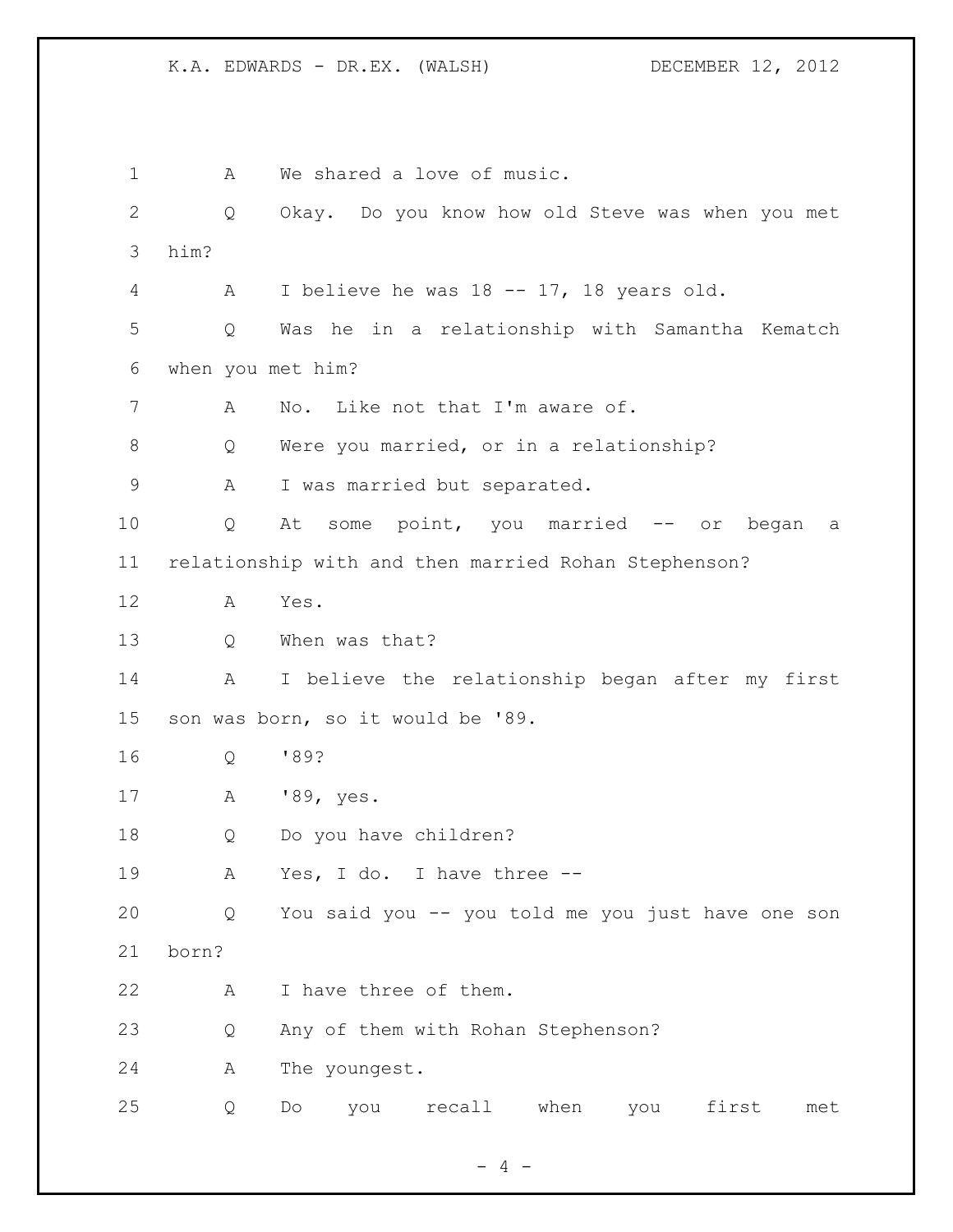A We shared a love of music.

Q Okay. Do you know how old Steve was when you met him?

A I believe he was 18 -- 17, 18 years old.

Q Was he in a relationship with Samantha Kematch when you met him?

A No. Like not that I'm aware of.

Q Were you married, or in a relationship?

A I was married but separated.

Q At some point, you married -- or began a relationship with and then married Rohan Stephenson?

A Yes.

Q When was that?

A I believe the relationship began after my first son was born, so it would be '89.

Q '89?

A '89, yes.

Q Do you have children?

A Yes, I do. I have three --

Q You said you -- you told me you just have one son born?

A I have three of them.

Q Any of them with Rohan Stephenson?

A The youngest.

Q Do you recall when you first met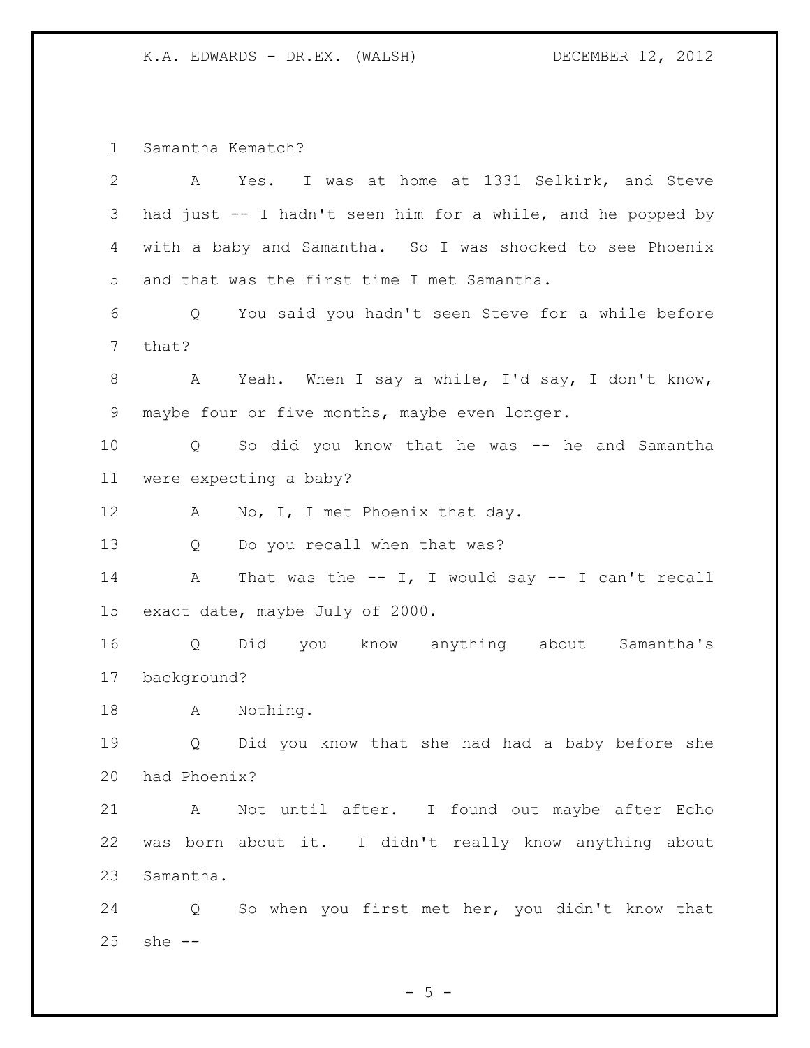Samantha Kematch?

A Yes. I was at home at 1331 Selkirk, and Steve had just -- I hadn't seen him for a while, and he popped by with a baby and Samantha. So I was shocked to see Phoenix and that was the first time I met Samantha.

Q You said you hadn't seen Steve for a while before that?

A Yeah. When I say a while, I'd say, I don't know, maybe four or five months, maybe even longer.

Q So did you know that he was -- he and Samantha were expecting a baby?

A No, I, I met Phoenix that day.

Q Do you recall when that was?

A That was the -- I, I would say -- I can't recall exact date, maybe July of 2000.

Q Did you know anything about Samantha's background?

A Nothing.

Q Did you know that she had had a baby before she had Phoenix?

A Not until after. I found out maybe after Echo was born about it. I didn't really know anything about Samantha.

Q So when you first met her, you didn't know that she --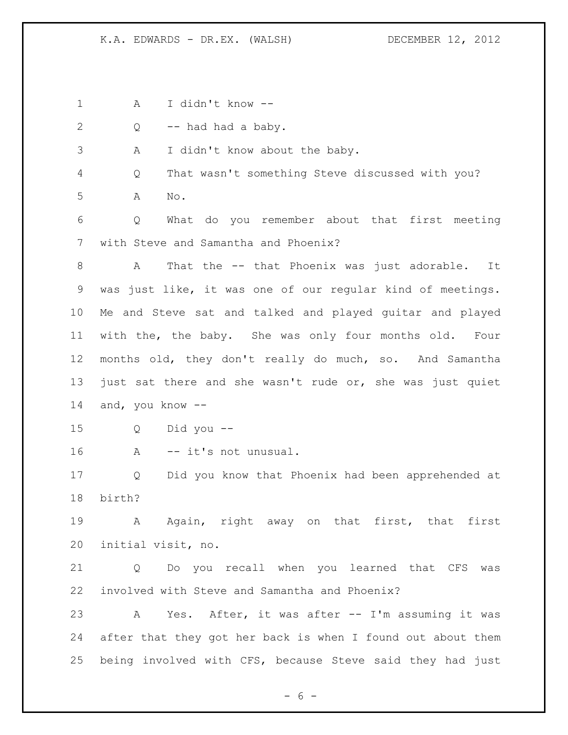A I didn't know --

Q -- had had a baby.

A I didn't know about the baby.

Q That wasn't something Steve discussed with you?

A No.

Q What do you remember about that first meeting with Steve and Samantha and Phoenix?

A That the -- that Phoenix was just adorable. It was just like, it was one of our regular kind of meetings. Me and Steve sat and talked and played guitar and played with the, the baby. She was only four months old. Four months old, they don't really do much, so. And Samantha just sat there and she wasn't rude or, she was just quiet and, you know --

Q Did you --

A -- it's not unusual.

Q Did you know that Phoenix had been apprehended at birth?

A Again, right away on that first, that first initial visit, no.

Q Do you recall when you learned that CFS was involved with Steve and Samantha and Phoenix?

A Yes. After, it was after -- I'm assuming it was after that they got her back is when I found out about them being involved with CFS, because Steve said they had just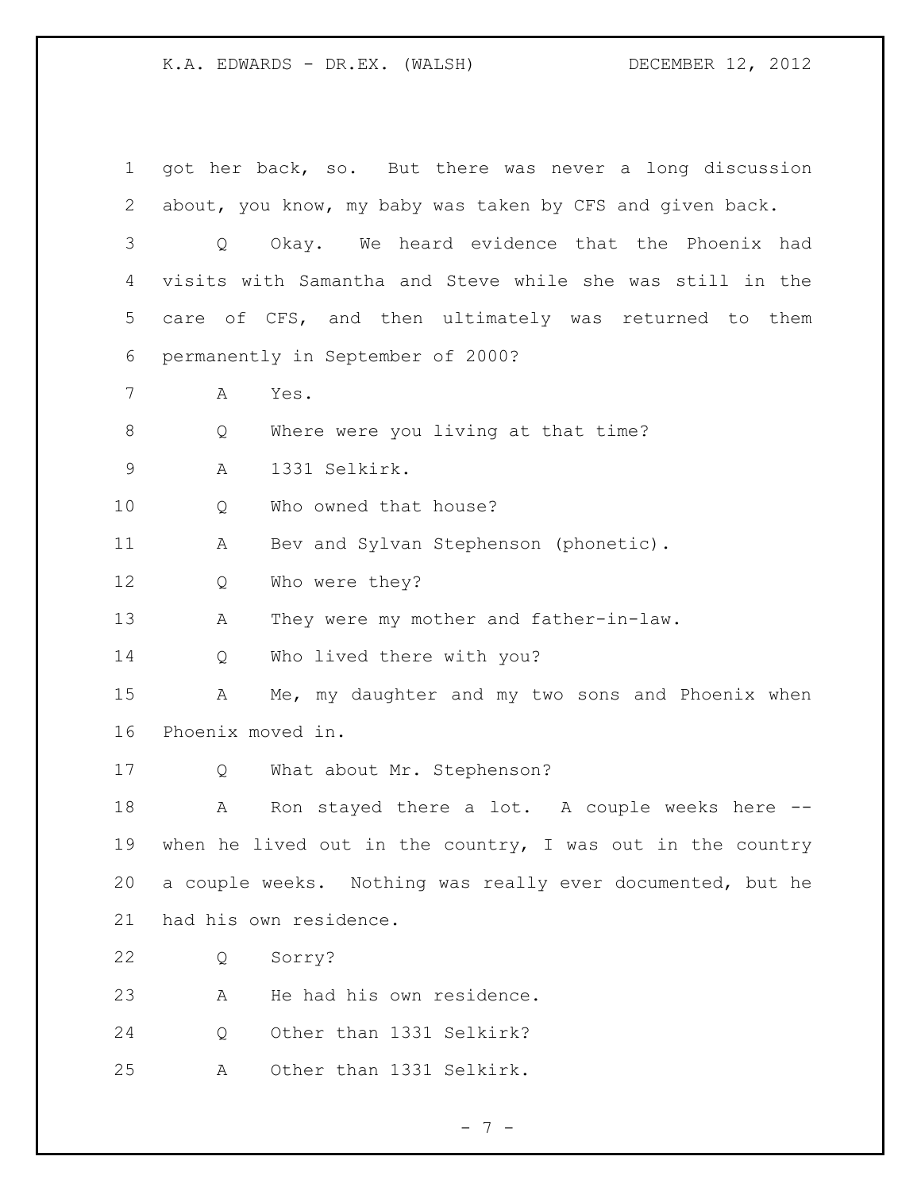got her back, so. But there was never a long discussion about, you know, my baby was taken by CFS and given back.

Q Okay. We heard evidence that the Phoenix had visits with Samantha and Steve while she was still in the care of CFS, and then ultimately was returned to them permanently in September of 2000?

A Yes.

Q Where were you living at that time?

A 1331 Selkirk.

Q Who owned that house?

A Bev and Sylvan Stephenson (phonetic).

Q Who were they?

A They were my mother and father-in-law.

Q Who lived there with you?

A Me, my daughter and my two sons and Phoenix when Phoenix moved in.

Q What about Mr. Stephenson?

A Ron stayed there a lot. A couple weeks here -- when he lived out in the country, I was out in the country a couple weeks. Nothing was really ever documented, but he had his own residence.

Q Sorry?

A He had his own residence.

Q Other than 1331 Selkirk?

A Other than 1331 Selkirk.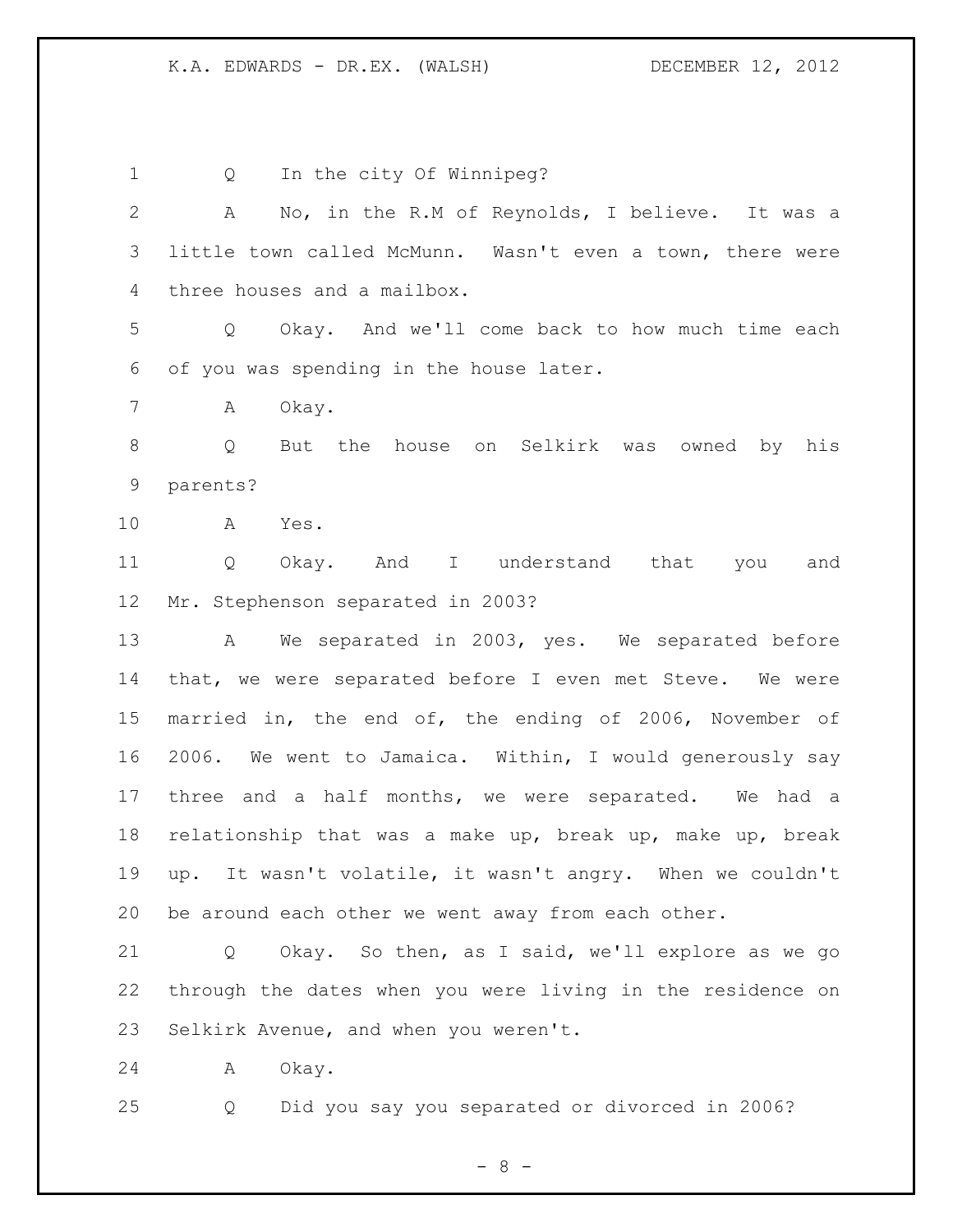1 Q In the city Of Winnipeg?

2 A No, in the R.M of Reynolds, I believe. It was a
3 little town called McMunn. Wasn't even a town, there were
4 three houses and a mailbox.

5 Q Okay. And we'll come back to how much time each
6 of you was spending in the house later.

7 A Okay.

8 Q But the house on Selkirk was owned by his
9 parents?

10 A Yes.

11 Q Okay. And I understand that you and
12 Mr. Stephenson separated in 2003?

13 A We separated in 2003, yes. We separated before
14 that, we were separated before I even met Steve. We were
15 married in, the end of, the ending of 2006, November of
16 2006. We went to Jamaica. Within, I would generously say
17 three and a half months, we were separated. We had a
18 relationship that was a make up, break up, make up, break
19 up. It wasn't volatile, it wasn't angry. When we couldn't
20 be around each other we went away from each other.

21 Q Okay. So then, as I said, we'll explore as we go
22 through the dates when you were living in the residence on
23 Selkirk Avenue, and when you weren't.

24 A Okay.

25 Q Did you say you separated or divorced in 2006?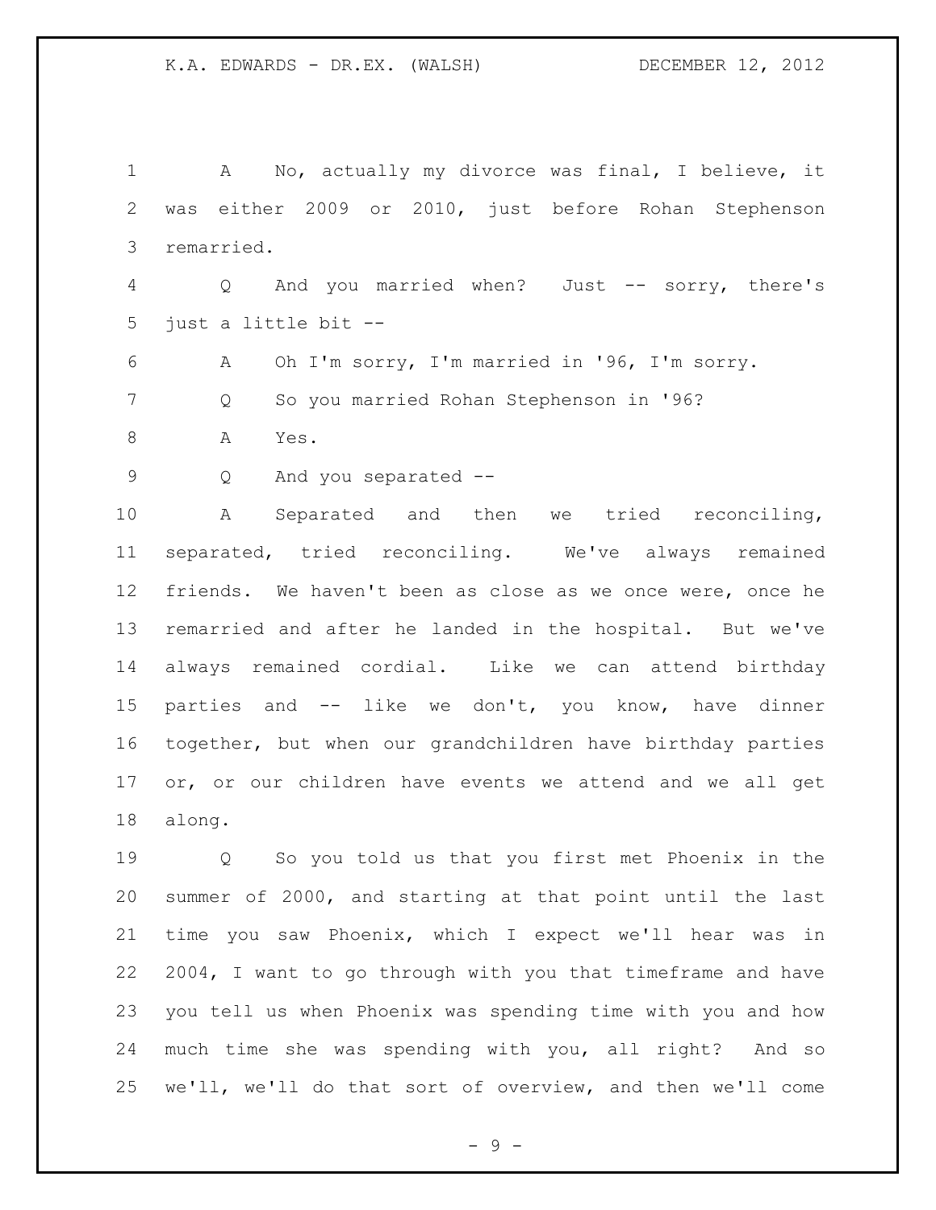A No, actually my divorce was final, I believe, it was either 2009 or 2010, just before Rohan Stephenson remarried.

Q And you married when? Just -- sorry, there's just a little bit --

A Oh I'm sorry, I'm married in '96, I'm sorry.

Q So you married Rohan Stephenson in '96?

A Yes.

Q And you separated --

A Separated and then we tried reconciling, separated, tried reconciling. We've always remained friends. We haven't been as close as we once were, once he remarried and after he landed in the hospital. But we've always remained cordial. Like we can attend birthday parties and -- like we don't, you know, have dinner together, but when our grandchildren have birthday parties or, or our children have events we attend and we all get along.

Q So you told us that you first met Phoenix in the summer of 2000, and starting at that point until the last time you saw Phoenix, which I expect we'll hear was in 2004, I want to go through with you that timeframe and have you tell us when Phoenix was spending time with you and how much time she was spending with you, all right? And so we'll, we'll do that sort of overview, and then we'll come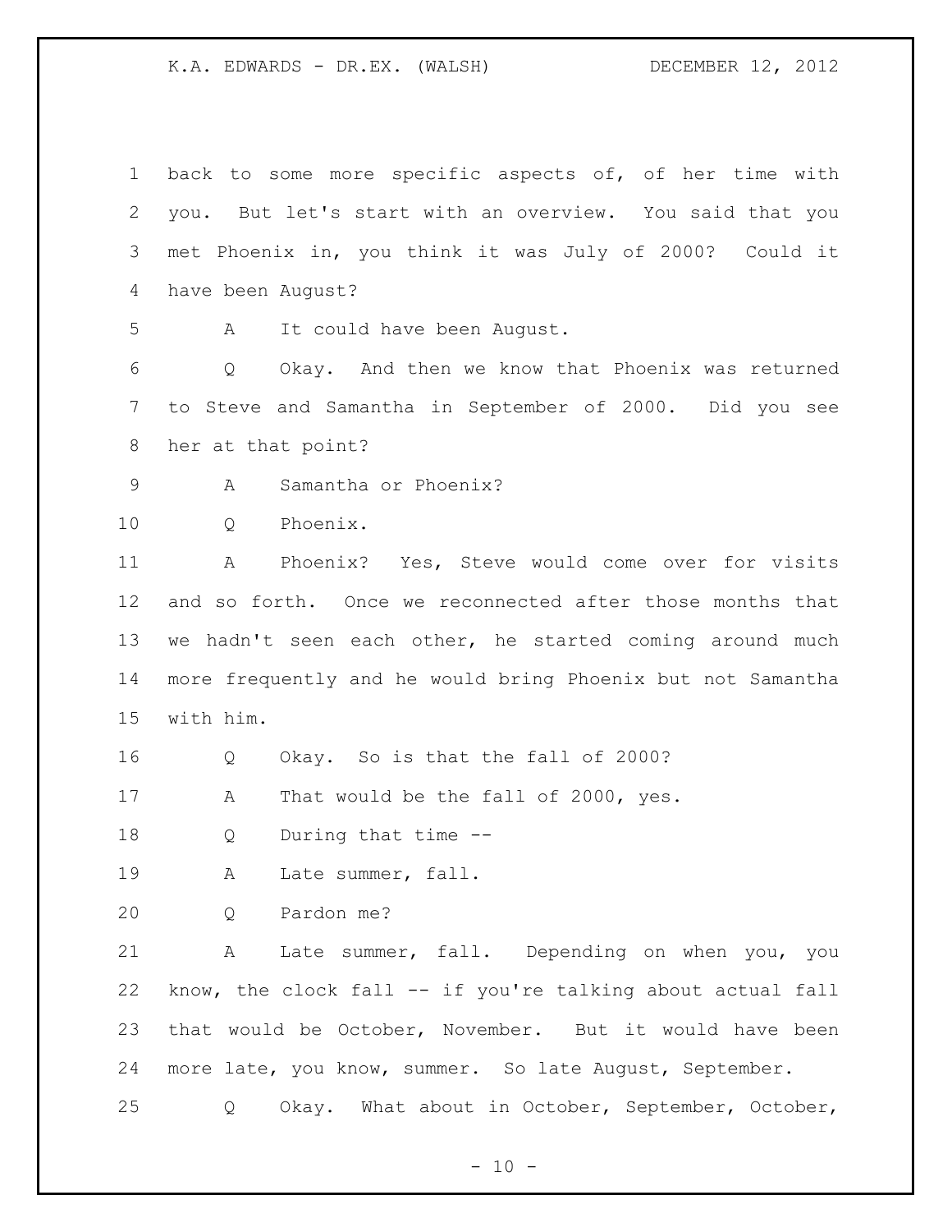back to some more specific aspects of, of her time with you. But let's start with an overview. You said that you met Phoenix in, you think it was July of 2000? Could it have been August?

A It could have been August.

Q Okay. And then we know that Phoenix was returned to Steve and Samantha in September of 2000. Did you see her at that point?

A Samantha or Phoenix?

Q Phoenix.

A Phoenix? Yes, Steve would come over for visits and so forth. Once we reconnected after those months that we hadn't seen each other, he started coming around much more frequently and he would bring Phoenix but not Samantha with him.

Q Okay. So is that the fall of 2000?

A That would be the fall of 2000, yes.

Q During that time --

A Late summer, fall.

Q Pardon me?

A Late summer, fall. Depending on when you, you know, the clock fall -- if you're talking about actual fall that would be October, November. But it would have been more late, you know, summer. So late August, September.

Q Okay. What about in October, September, October,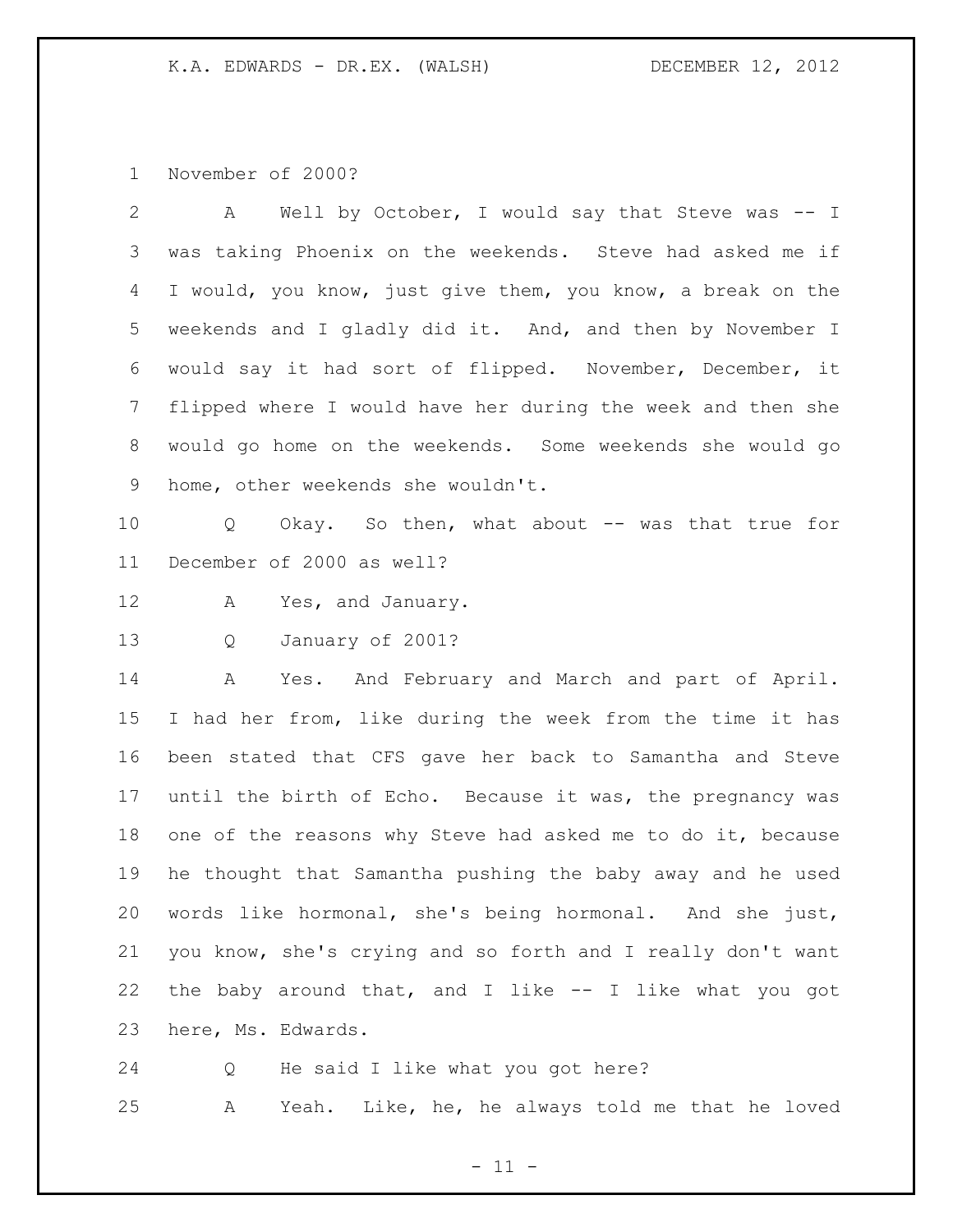November of 2000?

A Well by October, I would say that Steve was -- I was taking Phoenix on the weekends. Steve had asked me if I would, you know, just give them, you know, a break on the weekends and I gladly did it. And, and then by November I would say it had sort of flipped. November, December, it flipped where I would have her during the week and then she would go home on the weekends. Some weekends she would go home, other weekends she wouldn't.

Q Okay. So then, what about -- was that true for December of 2000 as well?

A Yes, and January.

Q January of 2001?

A Yes. And February and March and part of April. I had her from, like during the week from the time it has been stated that CFS gave her back to Samantha and Steve until the birth of Echo. Because it was, the pregnancy was one of the reasons why Steve had asked me to do it, because he thought that Samantha pushing the baby away and he used words like hormonal, she's being hormonal. And she just, you know, she's crying and so forth and I really don't want the baby around that, and I like -- I like what you got here, Ms. Edwards.

Q He said I like what you got here?

A Yeah. Like, he, he always told me that he loved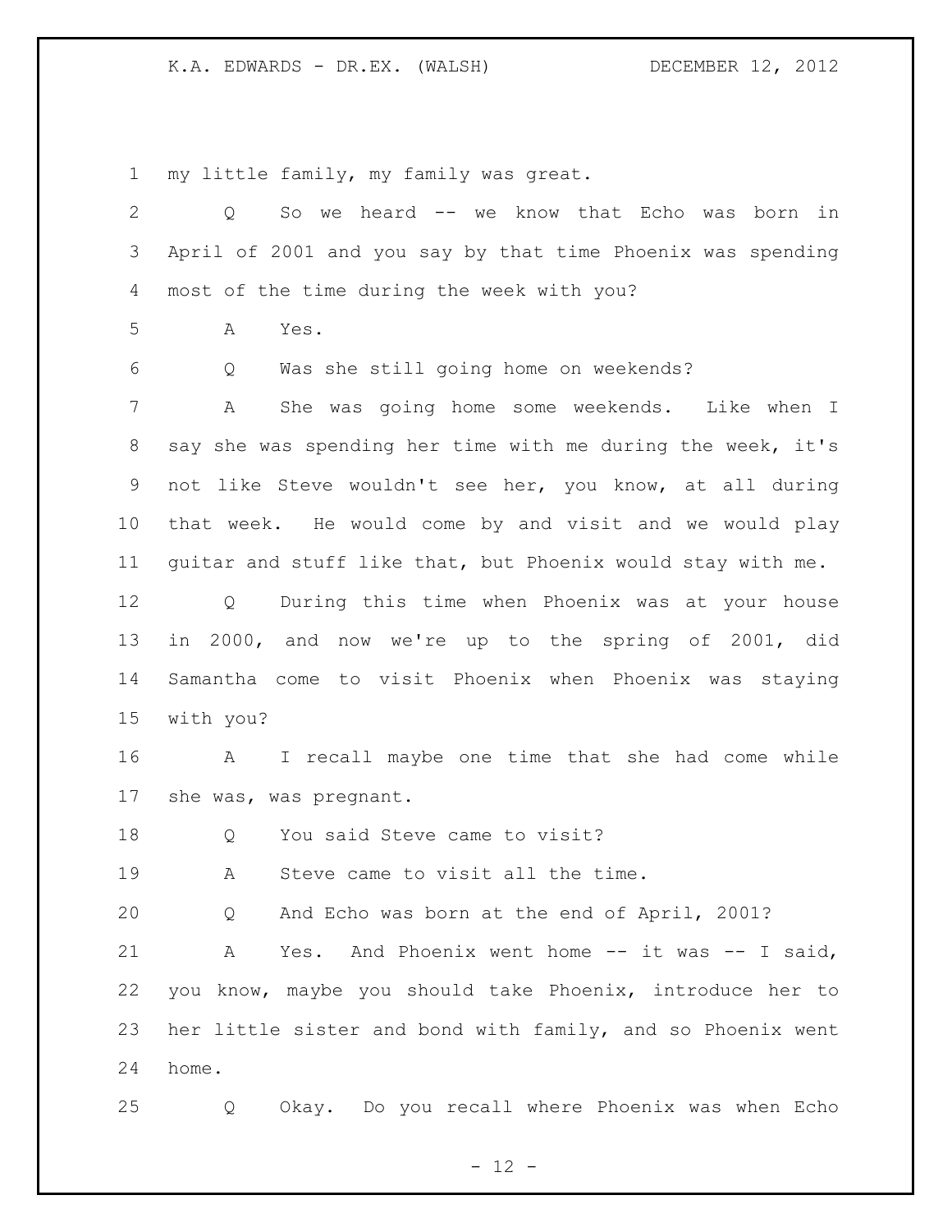my little family, my family was great.

Q So we heard -- we know that Echo was born in April of 2001 and you say by that time Phoenix was spending most of the time during the week with you?

A Yes.

Q Was she still going home on weekends?

A She was going home some weekends. Like when I say she was spending her time with me during the week, it's not like Steve wouldn't see her, you know, at all during that week. He would come by and visit and we would play guitar and stuff like that, but Phoenix would stay with me.

Q During this time when Phoenix was at your house in 2000, and now we're up to the spring of 2001, did Samantha come to visit Phoenix when Phoenix was staying with you?

A I recall maybe one time that she had come while she was, was pregnant.

Q You said Steve came to visit?

A Steve came to visit all the time.

Q And Echo was born at the end of April, 2001?

A Yes. And Phoenix went home -- it was -- I said, you know, maybe you should take Phoenix, introduce her to her little sister and bond with family, and so Phoenix went home.

Q Okay. Do you recall where Phoenix was when Echo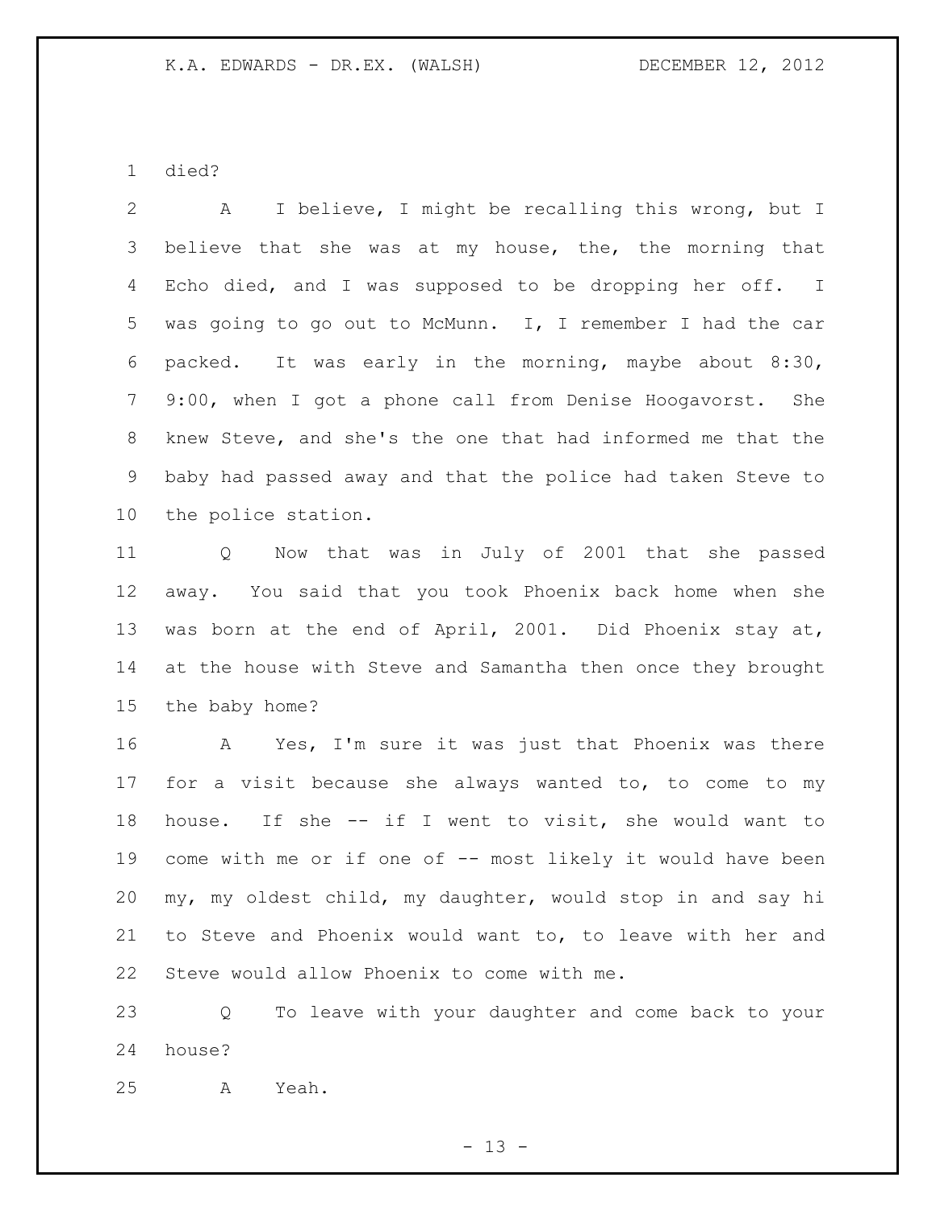died?

A I believe, I might be recalling this wrong, but I believe that she was at my house, the, the morning that Echo died, and I was supposed to be dropping her off. I was going to go out to McMunn. I, I remember I had the car packed. It was early in the morning, maybe about 8:30, 9:00, when I got a phone call from Denise Hoogavorst. She knew Steve, and she's the one that had informed me that the baby had passed away and that the police had taken Steve to the police station.

Q Now that was in July of 2001 that she passed away. You said that you took Phoenix back home when she was born at the end of April, 2001. Did Phoenix stay at, at the house with Steve and Samantha then once they brought the baby home?

A Yes, I'm sure it was just that Phoenix was there for a visit because she always wanted to, to come to my house. If she -- if I went to visit, she would want to come with me or if one of -- most likely it would have been my, my oldest child, my daughter, would stop in and say hi to Steve and Phoenix would want to, to leave with her and Steve would allow Phoenix to come with me.

Q To leave with your daughter and come back to your house?

A Yeah.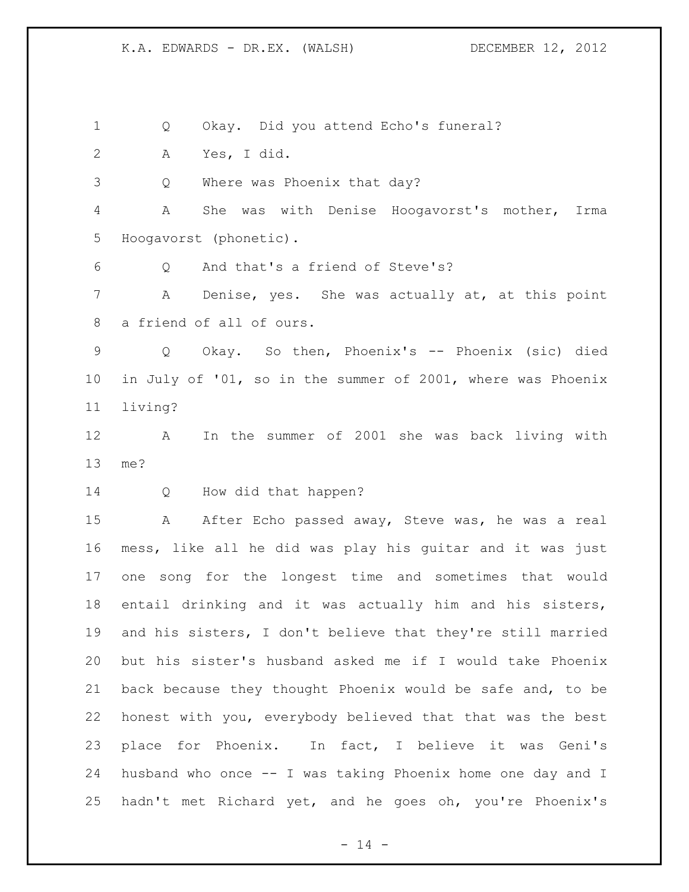Q Okay. Did you attend Echo's funeral?

A Yes, I did.

Q Where was Phoenix that day?

A She was with Denise Hoogavorst's mother, Irma Hoogavorst (phonetic).

Q And that's a friend of Steve's?

A Denise, yes. She was actually at, at this point a friend of all of ours.

Q Okay. So then, Phoenix's -- Phoenix (sic) died in July of '01, so in the summer of 2001, where was Phoenix living?

A In the summer of 2001 she was back living with me?

Q How did that happen?

A After Echo passed away, Steve was, he was a real mess, like all he did was play his guitar and it was just one song for the longest time and sometimes that would entail drinking and it was actually him and his sisters, and his sisters, I don't believe that they're still married but his sister's husband asked me if I would take Phoenix back because they thought Phoenix would be safe and, to be honest with you, everybody believed that that was the best place for Phoenix. In fact, I believe it was Geni's husband who once -- I was taking Phoenix home one day and I hadn't met Richard yet, and he goes oh, you're Phoenix's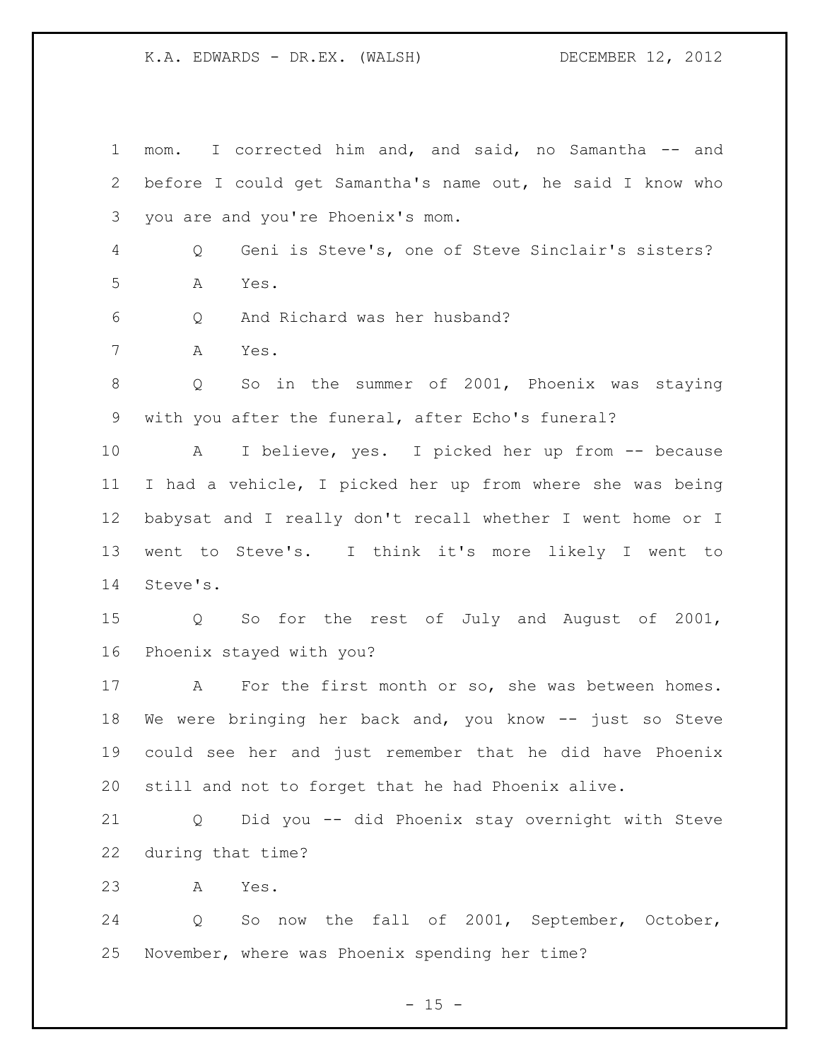mom. I corrected him and, and said, no Samantha -- and before I could get Samantha's name out, he said I know who you are and you're Phoenix's mom.

Q Geni is Steve's, one of Steve Sinclair's sisters?

A Yes.

Q And Richard was her husband?

A Yes.

Q So in the summer of 2001, Phoenix was staying with you after the funeral, after Echo's funeral?

A I believe, yes. I picked her up from -- because I had a vehicle, I picked her up from where she was being babysat and I really don't recall whether I went home or I went to Steve's. I think it's more likely I went to Steve's.

Q So for the rest of July and August of 2001, Phoenix stayed with you?

A For the first month or so, she was between homes. We were bringing her back and, you know -- just so Steve could see her and just remember that he did have Phoenix still and not to forget that he had Phoenix alive.

Q Did you -- did Phoenix stay overnight with Steve during that time?

A Yes.

Q So now the fall of 2001, September, October, November, where was Phoenix spending her time?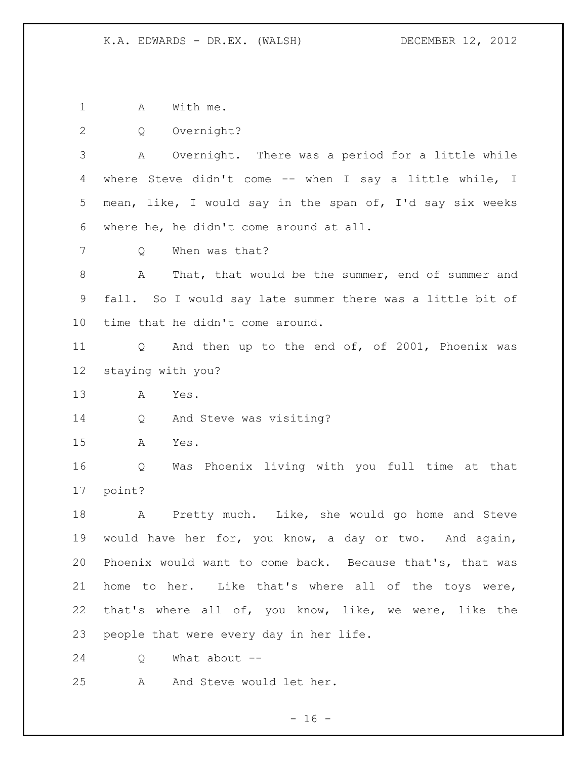A With me.

Q Overnight?

A Overnight. There was a period for a little while where Steve didn't come -- when I say a little while, I mean, like, I would say in the span of, I'd say six weeks where he, he didn't come around at all.

Q When was that?

A That, that would be the summer, end of summer and fall. So I would say late summer there was a little bit of time that he didn't come around.

Q And then up to the end of, of 2001, Phoenix was staying with you?

A Yes.

Q And Steve was visiting?

A Yes.

Q Was Phoenix living with you full time at that point?

A Pretty much. Like, she would go home and Steve would have her for, you know, a day or two. And again, Phoenix would want to come back. Because that's, that was home to her. Like that's where all of the toys were, that's where all of, you know, like, we were, like the people that were every day in her life.

Q What about --

A And Steve would let her.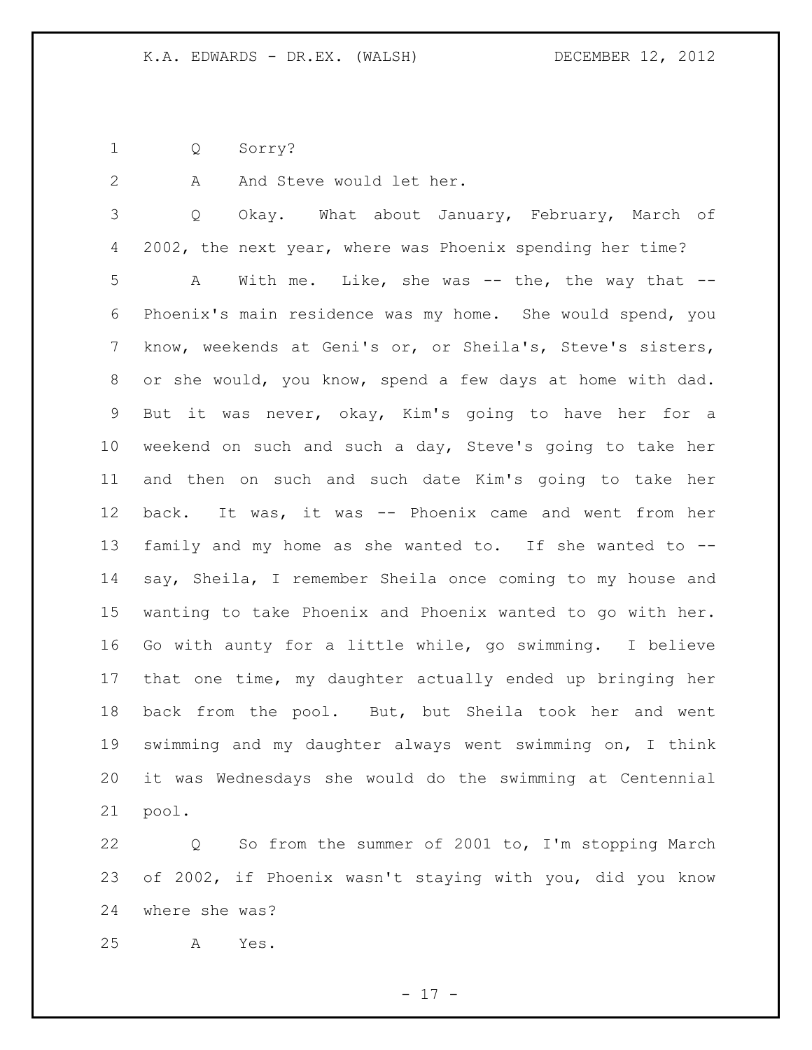Q Sorry?

A And Steve would let her.

Q Okay. What about January, February, March of 2002, the next year, where was Phoenix spending her time?

A With me. Like, she was -- the, the way that -- Phoenix's main residence was my home. She would spend, you know, weekends at Geni's or, or Sheila's, Steve's sisters, or she would, you know, spend a few days at home with dad. But it was never, okay, Kim's going to have her for a weekend on such and such a day, Steve's going to take her and then on such and such date Kim's going to take her back. It was, it was -- Phoenix came and went from her family and my home as she wanted to. If she wanted to -- say, Sheila, I remember Sheila once coming to my house and wanting to take Phoenix and Phoenix wanted to go with her. Go with aunty for a little while, go swimming. I believe that one time, my daughter actually ended up bringing her back from the pool. But, but Sheila took her and went swimming and my daughter always went swimming on, I think it was Wednesdays she would do the swimming at Centennial pool.

Q So from the summer of 2001 to, I'm stopping March of 2002, if Phoenix wasn't staying with you, did you know where she was?

A Yes.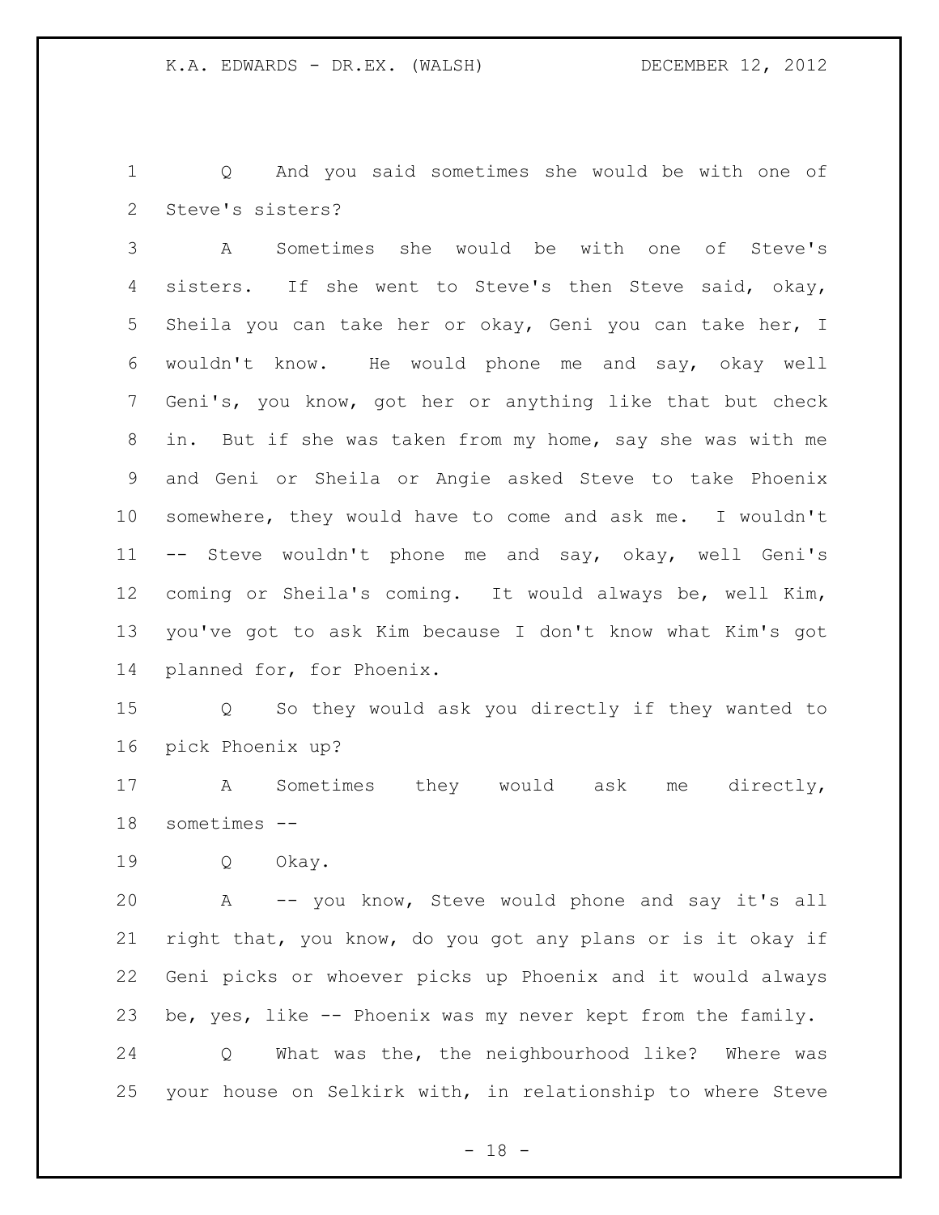Q And you said sometimes she would be with one of Steve's sisters?

A Sometimes she would be with one of Steve's sisters. If she went to Steve's then Steve said, okay, Sheila you can take her or okay, Geni you can take her, I wouldn't know. He would phone me and say, okay well Geni's, you know, got her or anything like that but check in. But if she was taken from my home, say she was with me and Geni or Sheila or Angie asked Steve to take Phoenix somewhere, they would have to come and ask me. I wouldn't -- Steve wouldn't phone me and say, okay, well Geni's coming or Sheila's coming. It would always be, well Kim, you've got to ask Kim because I don't know what Kim's got planned for, for Phoenix.

Q So they would ask you directly if they wanted to pick Phoenix up?

A Sometimes they would ask me directly, sometimes --

Q Okay.

A -- you know, Steve would phone and say it's all right that, you know, do you got any plans or is it okay if Geni picks or whoever picks up Phoenix and it would always be, yes, like -- Phoenix was my never kept from the family.

Q What was the, the neighbourhood like? Where was your house on Selkirk with, in relationship to where Steve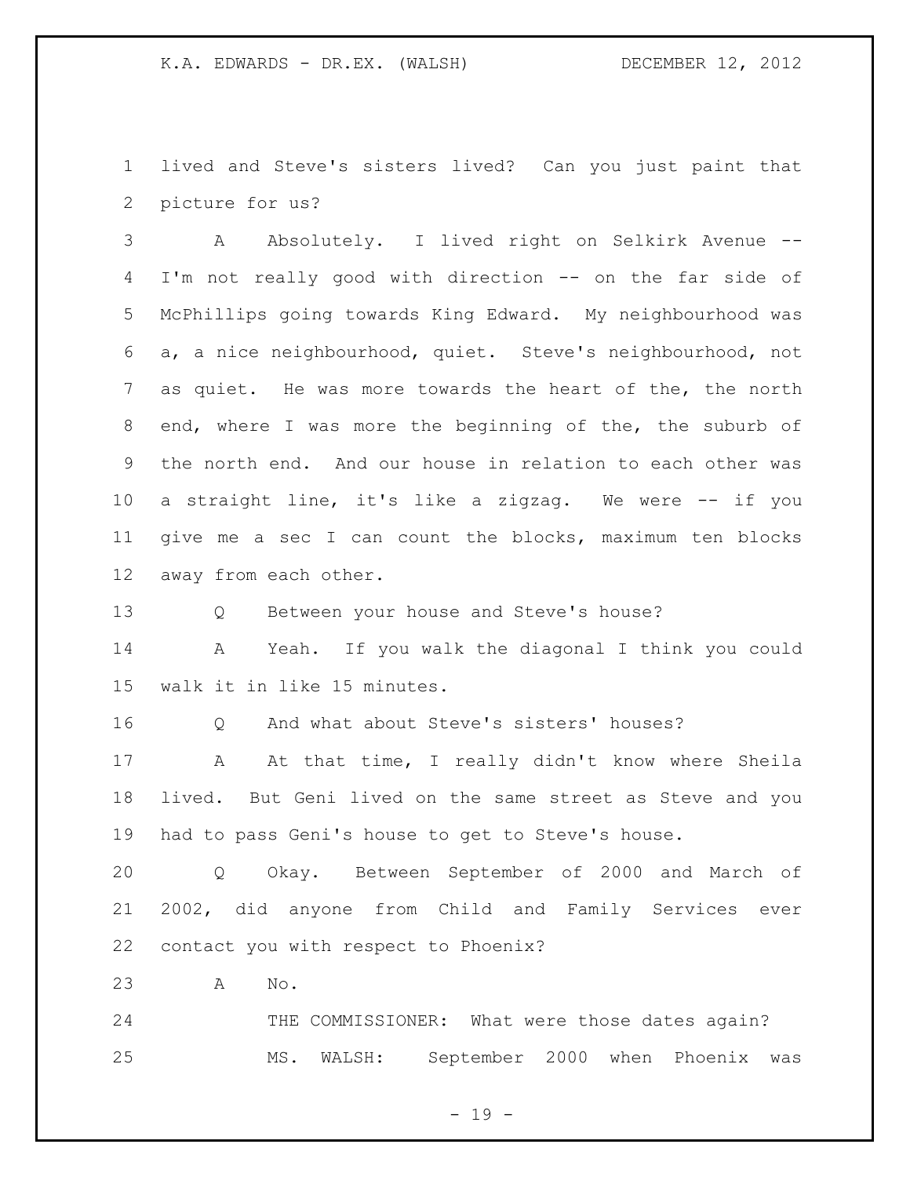lived and Steve's sisters lived? Can you just paint that picture for us?

A Absolutely. I lived right on Selkirk Avenue -- I'm not really good with direction -- on the far side of McPhillips going towards King Edward. My neighbourhood was a, a nice neighbourhood, quiet. Steve's neighbourhood, not as quiet. He was more towards the heart of the, the north end, where I was more the beginning of the, the suburb of the north end. And our house in relation to each other was a straight line, it's like a zigzag. We were -- if you give me a sec I can count the blocks, maximum ten blocks away from each other.

Q Between your house and Steve's house?

A Yeah. If you walk the diagonal I think you could walk it in like 15 minutes.

Q And what about Steve's sisters' houses?

A At that time, I really didn't know where Sheila lived. But Geni lived on the same street as Steve and you had to pass Geni's house to get to Steve's house.

Q Okay. Between September of 2000 and March of 2002, did anyone from Child and Family Services ever contact you with respect to Phoenix?

A No.

THE COMMISSIONER: What were those dates again?

MS. WALSH: September 2000 when Phoenix was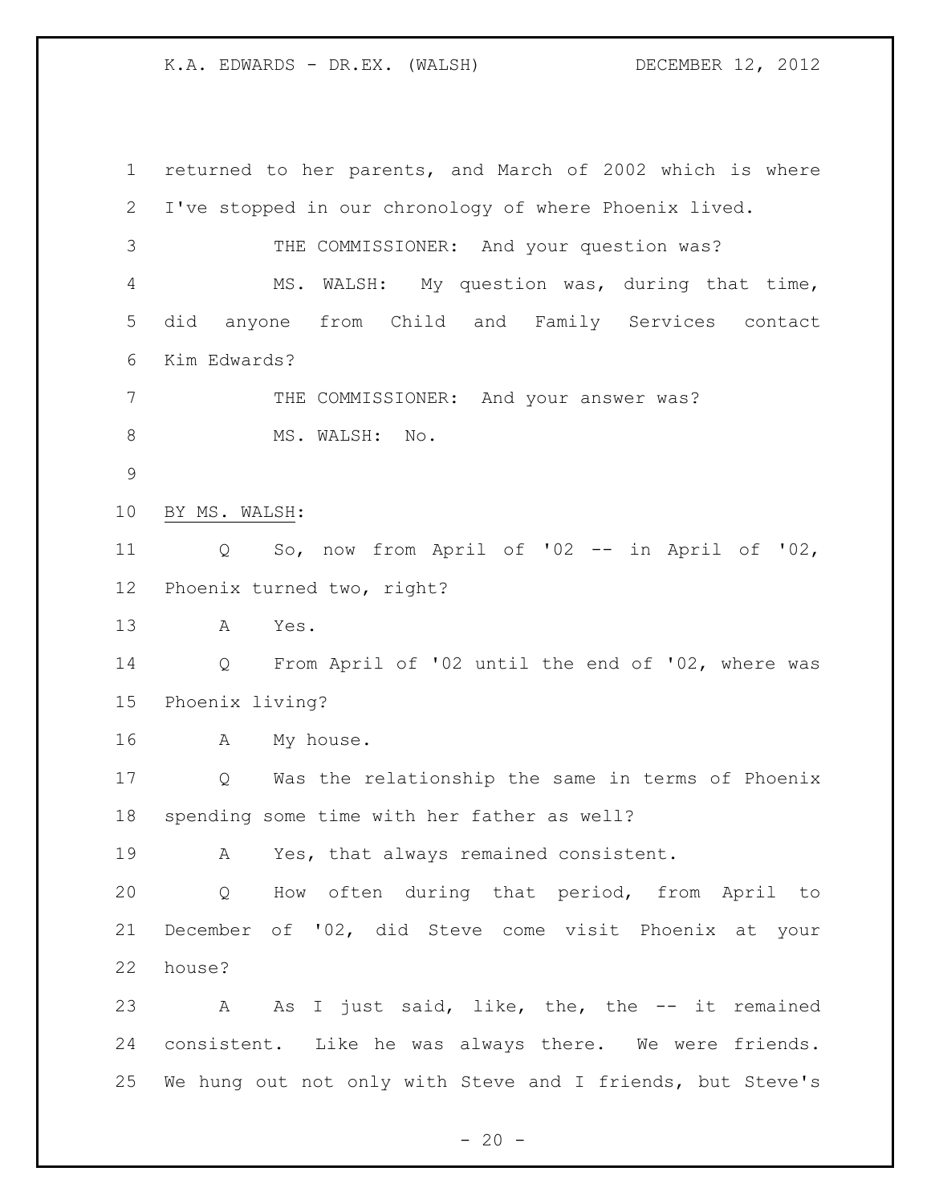returned to her parents, and March of 2002 which is where I've stopped in our chronology of where Phoenix lived.

THE COMMISSIONER: And your question was?

MS. WALSH: My question was, during that time, did anyone from Child and Family Services contact Kim Edwards?

THE COMMISSIONER: And your answer was?

MS. WALSH: No.

BY MS. WALSH:

Q So, now from April of '02 -- in April of '02, Phoenix turned two, right?

A Yes.

Q From April of '02 until the end of '02, where was Phoenix living?

A My house.

Q Was the relationship the same in terms of Phoenix spending some time with her father as well?

A Yes, that always remained consistent.

Q How often during that period, from April to December of '02, did Steve come visit Phoenix at your house?

A As I just said, like, the, the -- it remained consistent. Like he was always there. We were friends. We hung out not only with Steve and I friends, but Steve's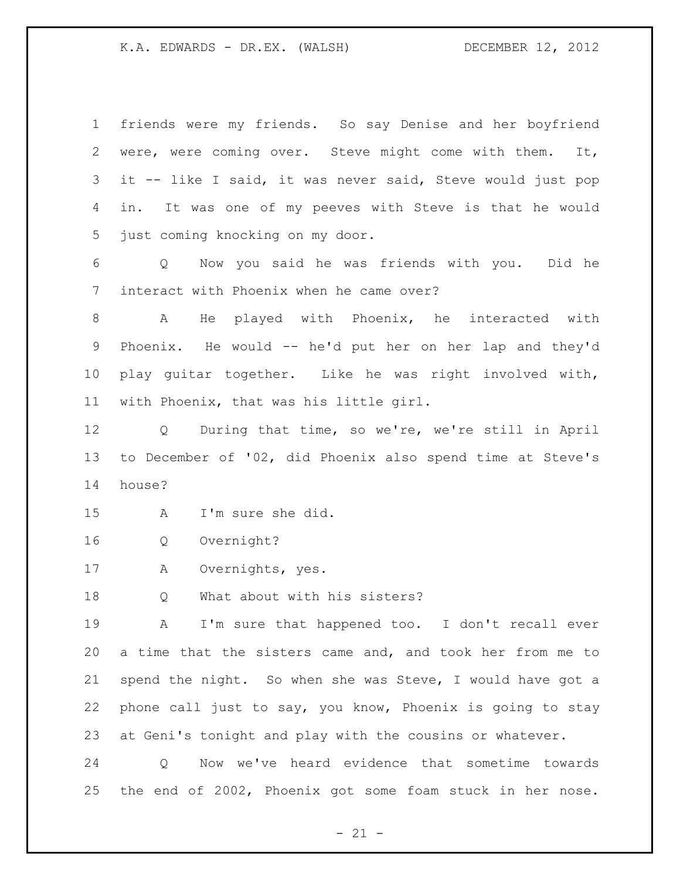friends were my friends. So say Denise and her boyfriend were, were coming over. Steve might come with them. It, it -- like I said, it was never said, Steve would just pop in. It was one of my peeves with Steve is that he would just coming knocking on my door.

Q Now you said he was friends with you. Did he interact with Phoenix when he came over?

A He played with Phoenix, he interacted with Phoenix. He would -- he'd put her on her lap and they'd play guitar together. Like he was right involved with, with Phoenix, that was his little girl.

Q During that time, so we're, we're still in April to December of '02, did Phoenix also spend time at Steve's house?

A I'm sure she did.

Q Overnight?

A Overnights, yes.

Q What about with his sisters?

A I'm sure that happened too. I don't recall ever a time that the sisters came and, and took her from me to spend the night. So when she was Steve, I would have got a phone call just to say, you know, Phoenix is going to stay at Geni's tonight and play with the cousins or whatever.

Q Now we've heard evidence that sometime towards the end of 2002, Phoenix got some foam stuck in her nose.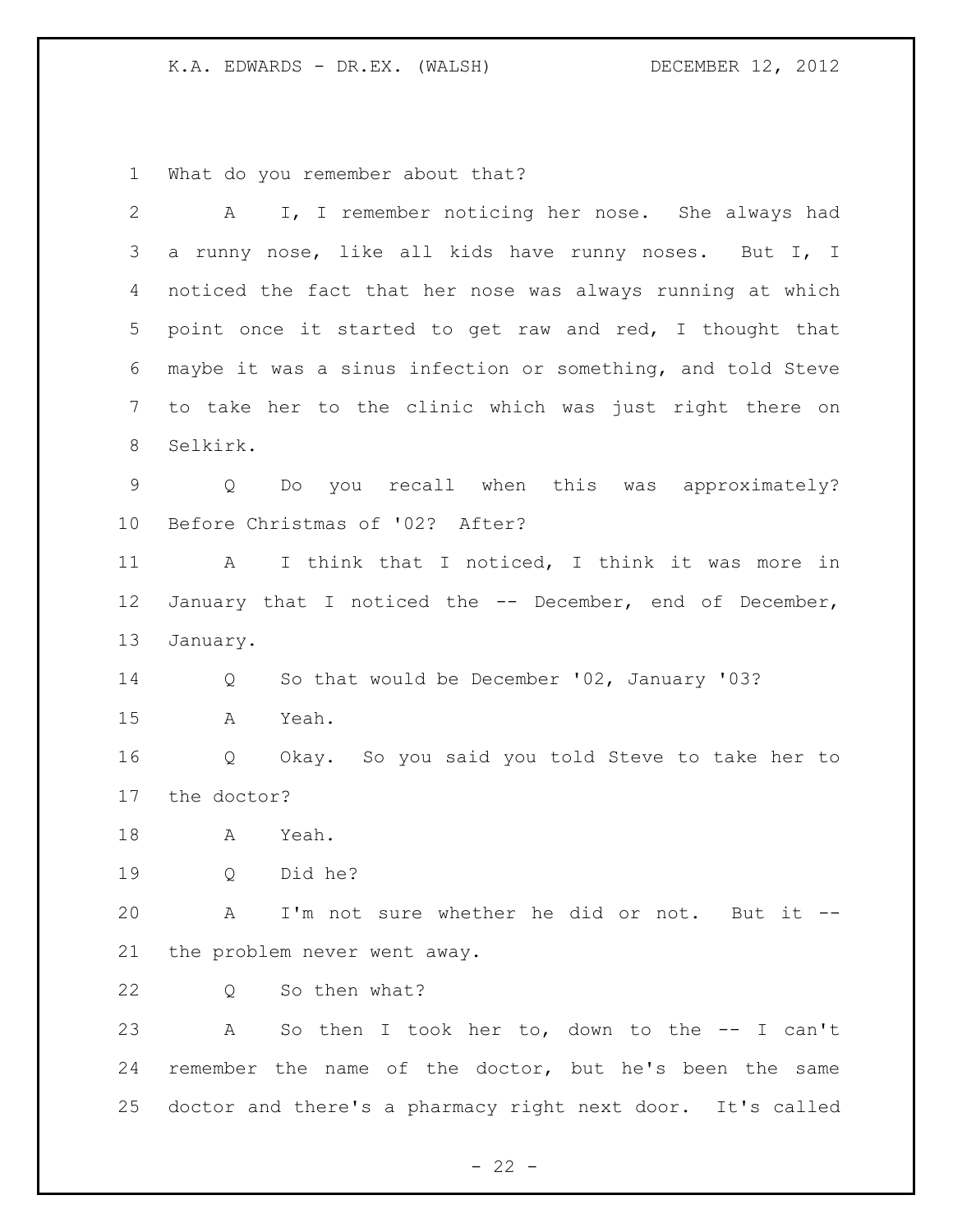What do you remember about that?

A I, I remember noticing her nose. She always had a runny nose, like all kids have runny noses. But I, I noticed the fact that her nose was always running at which point once it started to get raw and red, I thought that maybe it was a sinus infection or something, and told Steve to take her to the clinic which was just right there on Selkirk.

Q Do you recall when this was approximately? Before Christmas of '02? After?

A I think that I noticed, I think it was more in January that I noticed the -- December, end of December, January.

Q So that would be December '02, January '03?

A Yeah.

Q Okay. So you said you told Steve to take her to the doctor?

A Yeah.

Q Did he?

A I'm not sure whether he did or not. But it -- the problem never went away.

Q So then what?

A So then I took her to, down to the -- I can't remember the name of the doctor, but he's been the same doctor and there's a pharmacy right next door. It's called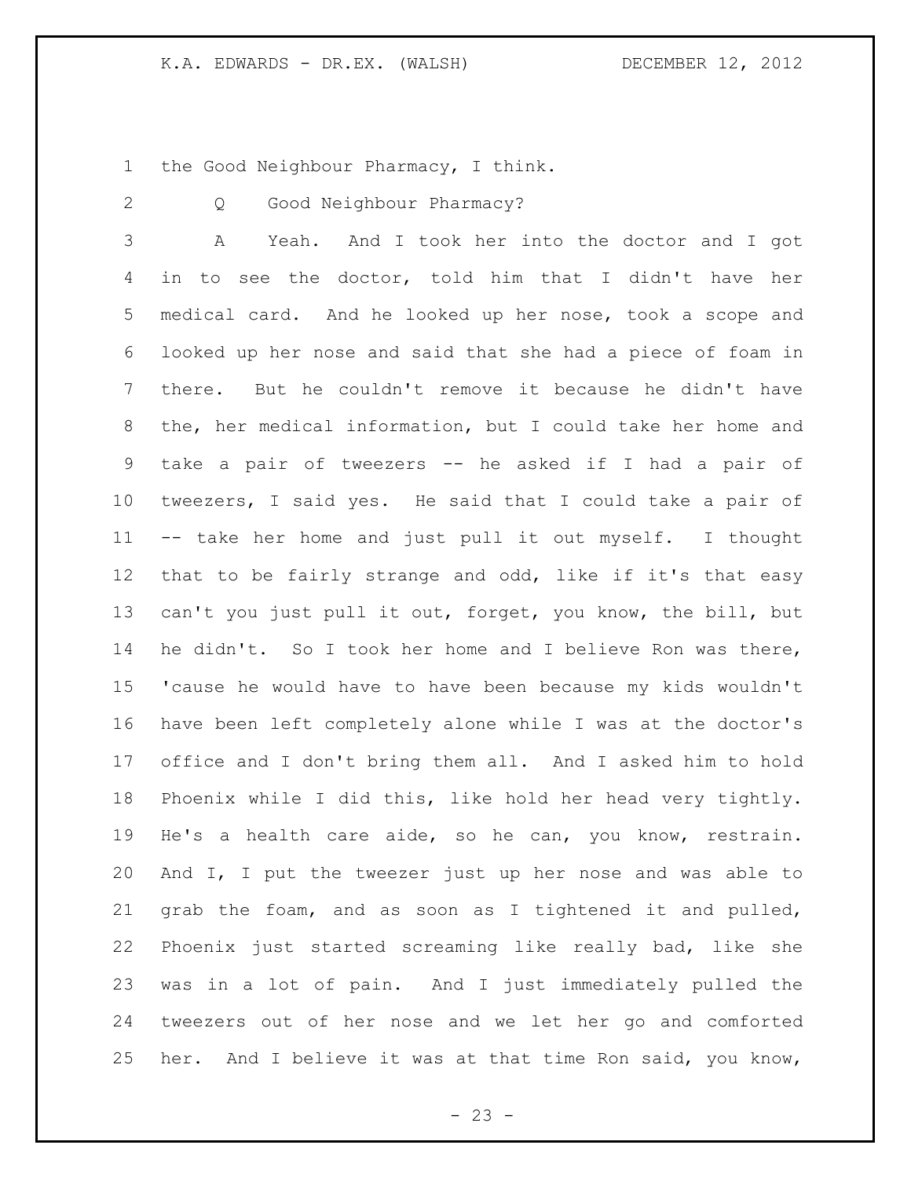the Good Neighbour Pharmacy, I think.

Q Good Neighbour Pharmacy?

A Yeah. And I took her into the doctor and I got in to see the doctor, told him that I didn't have her medical card. And he looked up her nose, took a scope and looked up her nose and said that she had a piece of foam in there. But he couldn't remove it because he didn't have the, her medical information, but I could take her home and take a pair of tweezers -- he asked if I had a pair of tweezers, I said yes. He said that I could take a pair of -- take her home and just pull it out myself. I thought that to be fairly strange and odd, like if it's that easy can't you just pull it out, forget, you know, the bill, but he didn't. So I took her home and I believe Ron was there, 'cause he would have to have been because my kids wouldn't have been left completely alone while I was at the doctor's office and I don't bring them all. And I asked him to hold Phoenix while I did this, like hold her head very tightly. He's a health care aide, so he can, you know, restrain. And I, I put the tweezer just up her nose and was able to grab the foam, and as soon as I tightened it and pulled, Phoenix just started screaming like really bad, like she was in a lot of pain. And I just immediately pulled the tweezers out of her nose and we let her go and comforted her. And I believe it was at that time Ron said, you know,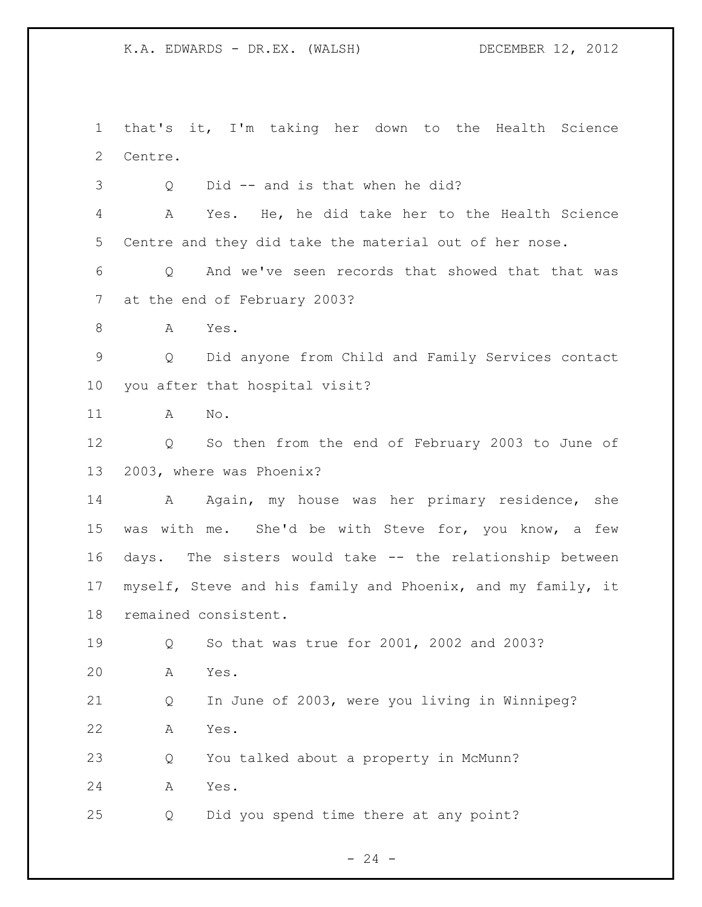that's it, I'm taking her down to the Health Science Centre.

Q Did -- and is that when he did?

A Yes. He, he did take her to the Health Science Centre and they did take the material out of her nose.

Q And we've seen records that showed that that was at the end of February 2003?

A Yes.

Q Did anyone from Child and Family Services contact you after that hospital visit?

A No.

Q So then from the end of February 2003 to June of 2003, where was Phoenix?

A Again, my house was her primary residence, she was with me. She'd be with Steve for, you know, a few days. The sisters would take -- the relationship between myself, Steve and his family and Phoenix, and my family, it remained consistent.

Q So that was true for 2001, 2002 and 2003?

A Yes.

Q In June of 2003, were you living in Winnipeg?

A Yes.

Q You talked about a property in McMunn?

A Yes.

Q Did you spend time there at any point?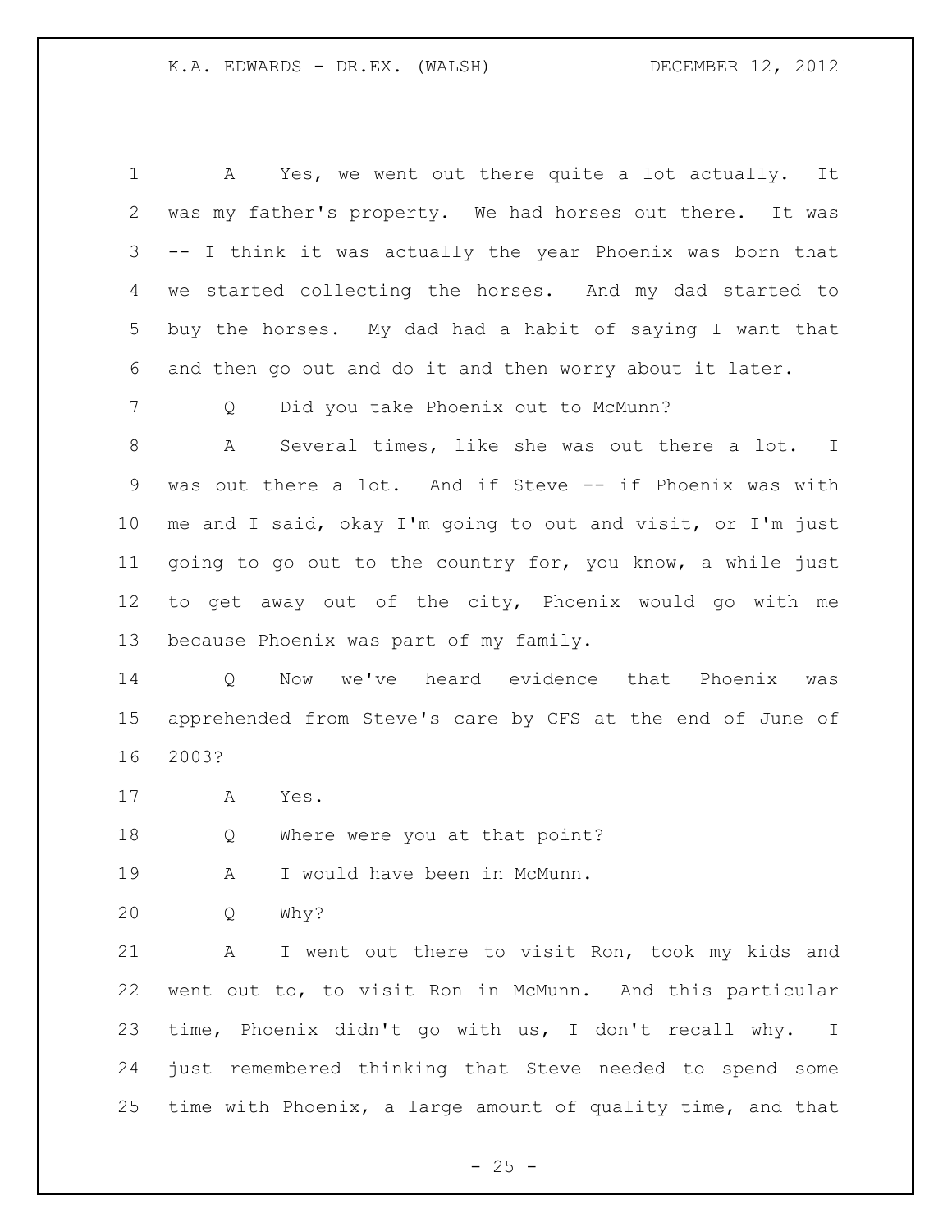A Yes, we went out there quite a lot actually. It was my father's property. We had horses out there. It was -- I think it was actually the year Phoenix was born that we started collecting the horses. And my dad started to buy the horses. My dad had a habit of saying I want that and then go out and do it and then worry about it later.

Q Did you take Phoenix out to McMunn?

A Several times, like she was out there a lot. I was out there a lot. And if Steve -- if Phoenix was with me and I said, okay I'm going to out and visit, or I'm just going to go out to the country for, you know, a while just to get away out of the city, Phoenix would go with me because Phoenix was part of my family.

Q Now we've heard evidence that Phoenix was apprehended from Steve's care by CFS at the end of June of 2003?

A Yes.

Q Where were you at that point?

A I would have been in McMunn.

Q Why?

A I went out there to visit Ron, took my kids and went out to, to visit Ron in McMunn. And this particular time, Phoenix didn't go with us, I don't recall why. I just remembered thinking that Steve needed to spend some time with Phoenix, a large amount of quality time, and that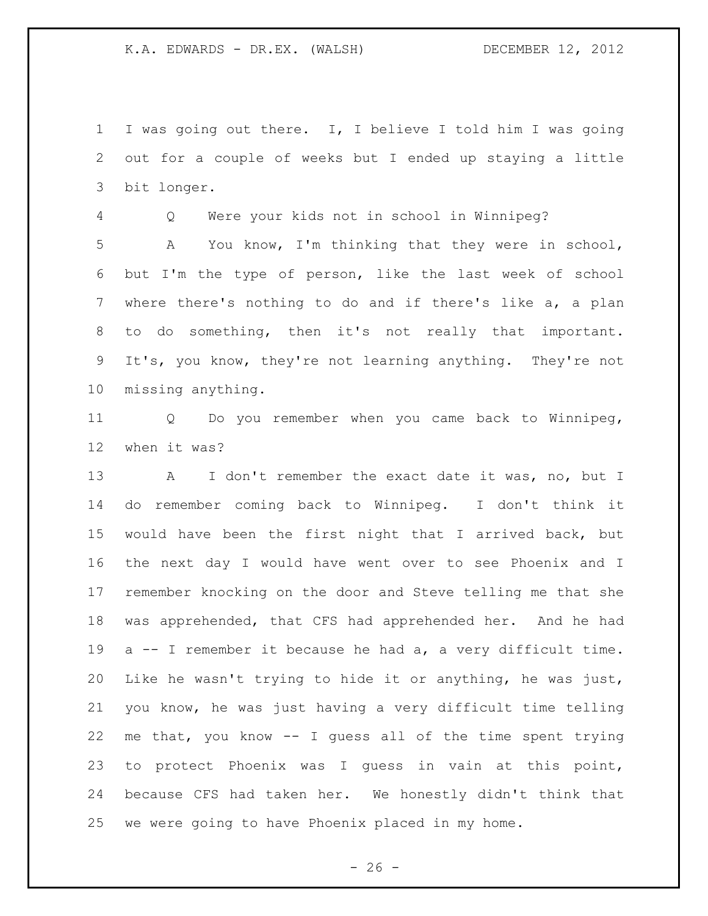I was going out there. I, I believe I told him I was going out for a couple of weeks but I ended up staying a little bit longer.

Q Were your kids not in school in Winnipeg?

A You know, I'm thinking that they were in school, but I'm the type of person, like the last week of school where there's nothing to do and if there's like a, a plan to do something, then it's not really that important. It's, you know, they're not learning anything. They're not missing anything.

Q Do you remember when you came back to Winnipeg, when it was?

A I don't remember the exact date it was, no, but I do remember coming back to Winnipeg. I don't think it would have been the first night that I arrived back, but the next day I would have went over to see Phoenix and I remember knocking on the door and Steve telling me that she was apprehended, that CFS had apprehended her. And he had a -- I remember it because he had a, a very difficult time. Like he wasn't trying to hide it or anything, he was just, you know, he was just having a very difficult time telling me that, you know -- I guess all of the time spent trying to protect Phoenix was I guess in vain at this point, because CFS had taken her. We honestly didn't think that we were going to have Phoenix placed in my home.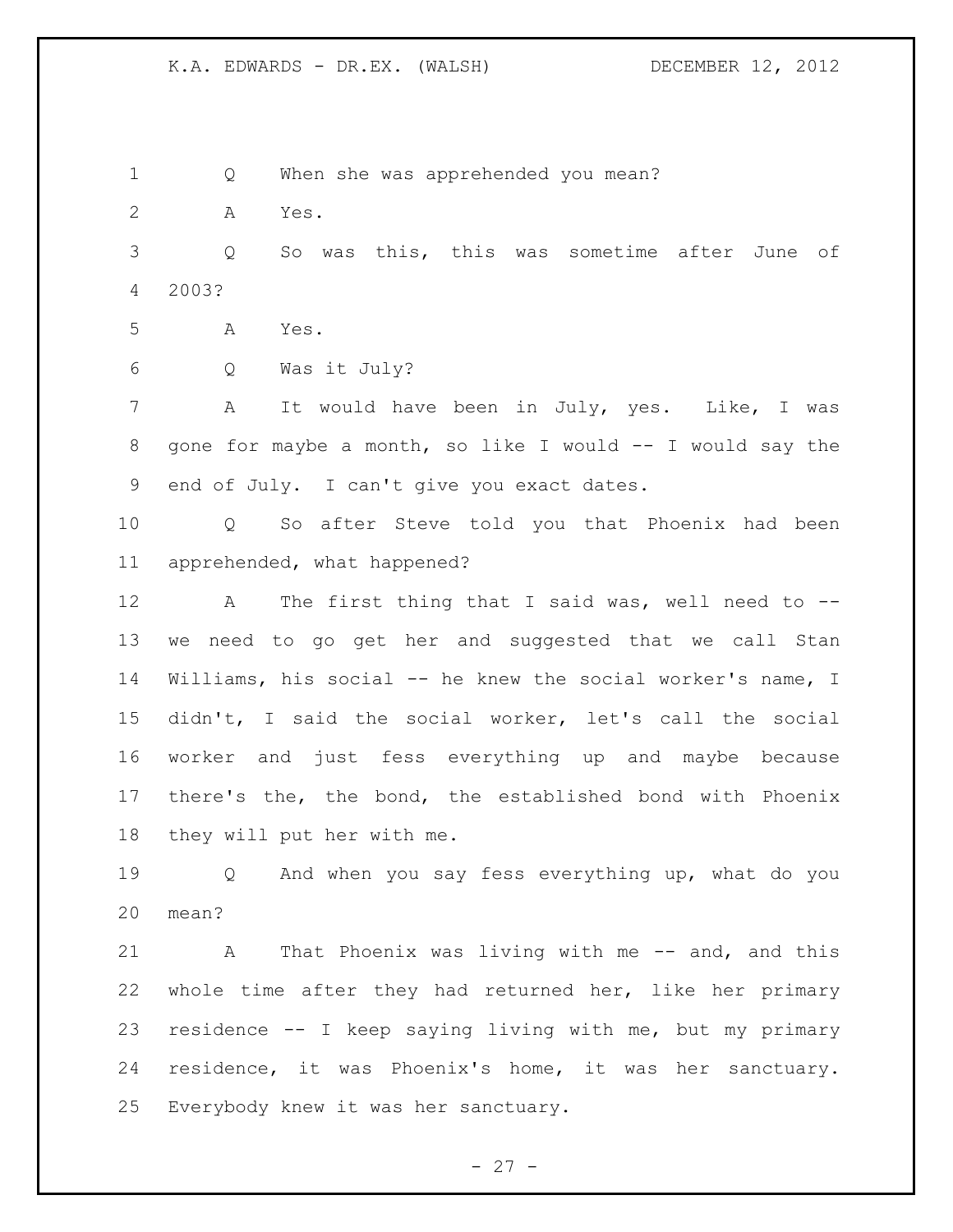Q When she was apprehended you mean?

A Yes.

Q So was this, this was sometime after June of 2003?

A Yes.

Q Was it July?

A It would have been in July, yes. Like, I was gone for maybe a month, so like I would -- I would say the end of July. I can't give you exact dates.

Q So after Steve told you that Phoenix had been apprehended, what happened?

A The first thing that I said was, well need to -- we need to go get her and suggested that we call Stan Williams, his social -- he knew the social worker's name, I didn't, I said the social worker, let's call the social worker and just fess everything up and maybe because there's the, the bond, the established bond with Phoenix they will put her with me.

Q And when you say fess everything up, what do you mean?

A That Phoenix was living with me -- and, and this whole time after they had returned her, like her primary residence -- I keep saying living with me, but my primary residence, it was Phoenix's home, it was her sanctuary. Everybody knew it was her sanctuary.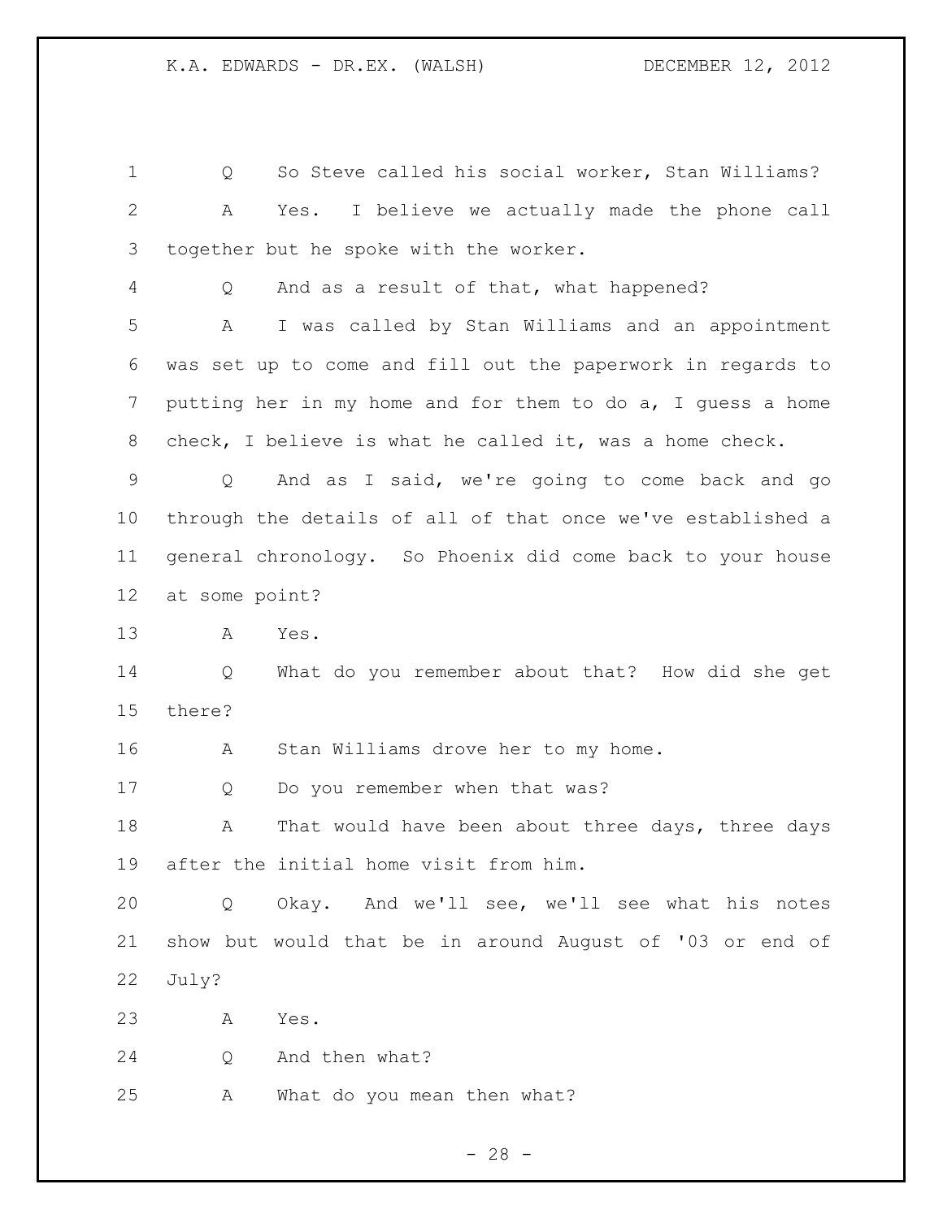Q So Steve called his social worker, Stan Williams?

A Yes. I believe we actually made the phone call together but he spoke with the worker.

Q And as a result of that, what happened?

A I was called by Stan Williams and an appointment was set up to come and fill out the paperwork in regards to putting her in my home and for them to do a, I guess a home check, I believe is what he called it, was a home check.

Q And as I said, we're going to come back and go through the details of all of that once we've established a general chronology. So Phoenix did come back to your house at some point?

A Yes.

Q What do you remember about that? How did she get there?

A Stan Williams drove her to my home.

Q Do you remember when that was?

A That would have been about three days, three days after the initial home visit from him.

Q Okay. And we'll see, we'll see what his notes show but would that be in around August of '03 or end of July?

A Yes.

Q And then what?

A What do you mean then what?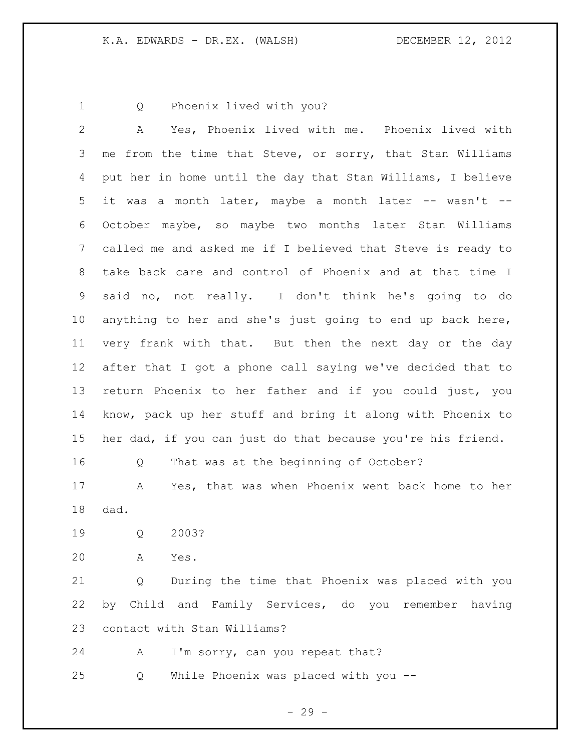Q Phoenix lived with you?

A Yes, Phoenix lived with me. Phoenix lived with me from the time that Steve, or sorry, that Stan Williams put her in home until the day that Stan Williams, I believe it was a month later, maybe a month later -- wasn't -- October maybe, so maybe two months later Stan Williams called me and asked me if I believed that Steve is ready to take back care and control of Phoenix and at that time I said no, not really. I don't think he's going to do anything to her and she's just going to end up back here, very frank with that. But then the next day or the day after that I got a phone call saying we've decided that to return Phoenix to her father and if you could just, you know, pack up her stuff and bring it along with Phoenix to her dad, if you can just do that because you're his friend.

Q That was at the beginning of October?

A Yes, that was when Phoenix went back home to her dad.

Q 2003?

A Yes.

Q During the time that Phoenix was placed with you by Child and Family Services, do you remember having contact with Stan Williams?

A I'm sorry, can you repeat that?

Q While Phoenix was placed with you --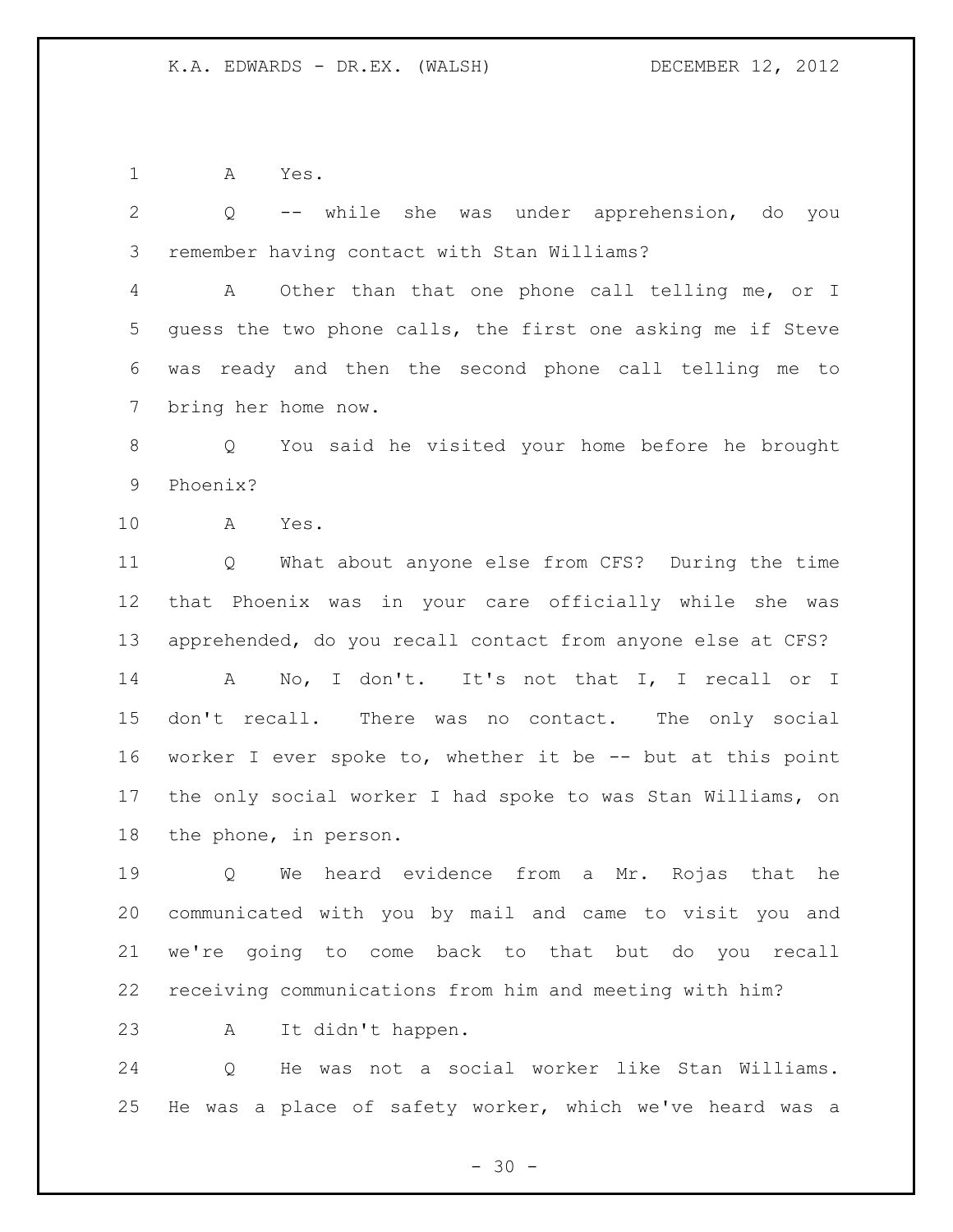A Yes.

Q -- while she was under apprehension, do you remember having contact with Stan Williams?

A Other than that one phone call telling me, or I guess the two phone calls, the first one asking me if Steve was ready and then the second phone call telling me to bring her home now.

Q You said he visited your home before he brought Phoenix?

A Yes.

Q What about anyone else from CFS? During the time that Phoenix was in your care officially while she was apprehended, do you recall contact from anyone else at CFS?

A No, I don't. It's not that I, I recall or I don't recall. There was no contact. The only social worker I ever spoke to, whether it be -- but at this point the only social worker I had spoke to was Stan Williams, on the phone, in person.

Q We heard evidence from a Mr. Rojas that he communicated with you by mail and came to visit you and we're going to come back to that but do you recall receiving communications from him and meeting with him?

A It didn't happen.

Q He was not a social worker like Stan Williams. He was a place of safety worker, which we've heard was a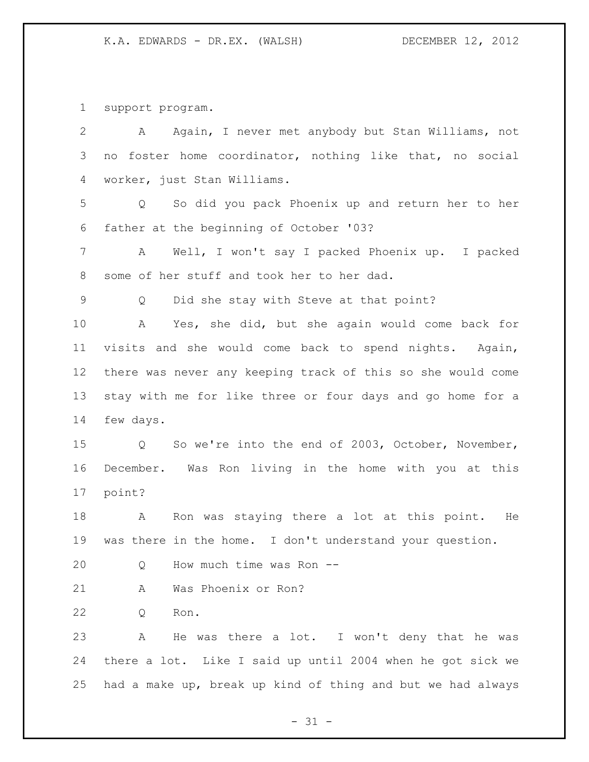support program.

A Again, I never met anybody but Stan Williams, not no foster home coordinator, nothing like that, no social worker, just Stan Williams.

Q So did you pack Phoenix up and return her to her father at the beginning of October '03?

A Well, I won't say I packed Phoenix up. I packed some of her stuff and took her to her dad.

Q Did she stay with Steve at that point?

A Yes, she did, but she again would come back for visits and she would come back to spend nights. Again, there was never any keeping track of this so she would come stay with me for like three or four days and go home for a few days.

Q So we're into the end of 2003, October, November, December. Was Ron living in the home with you at this point?

A Ron was staying there a lot at this point. He was there in the home. I don't understand your question.

Q How much time was Ron --

A Was Phoenix or Ron?

Q Ron.

A He was there a lot. I won't deny that he was there a lot. Like I said up until 2004 when he got sick we had a make up, break up kind of thing and but we had always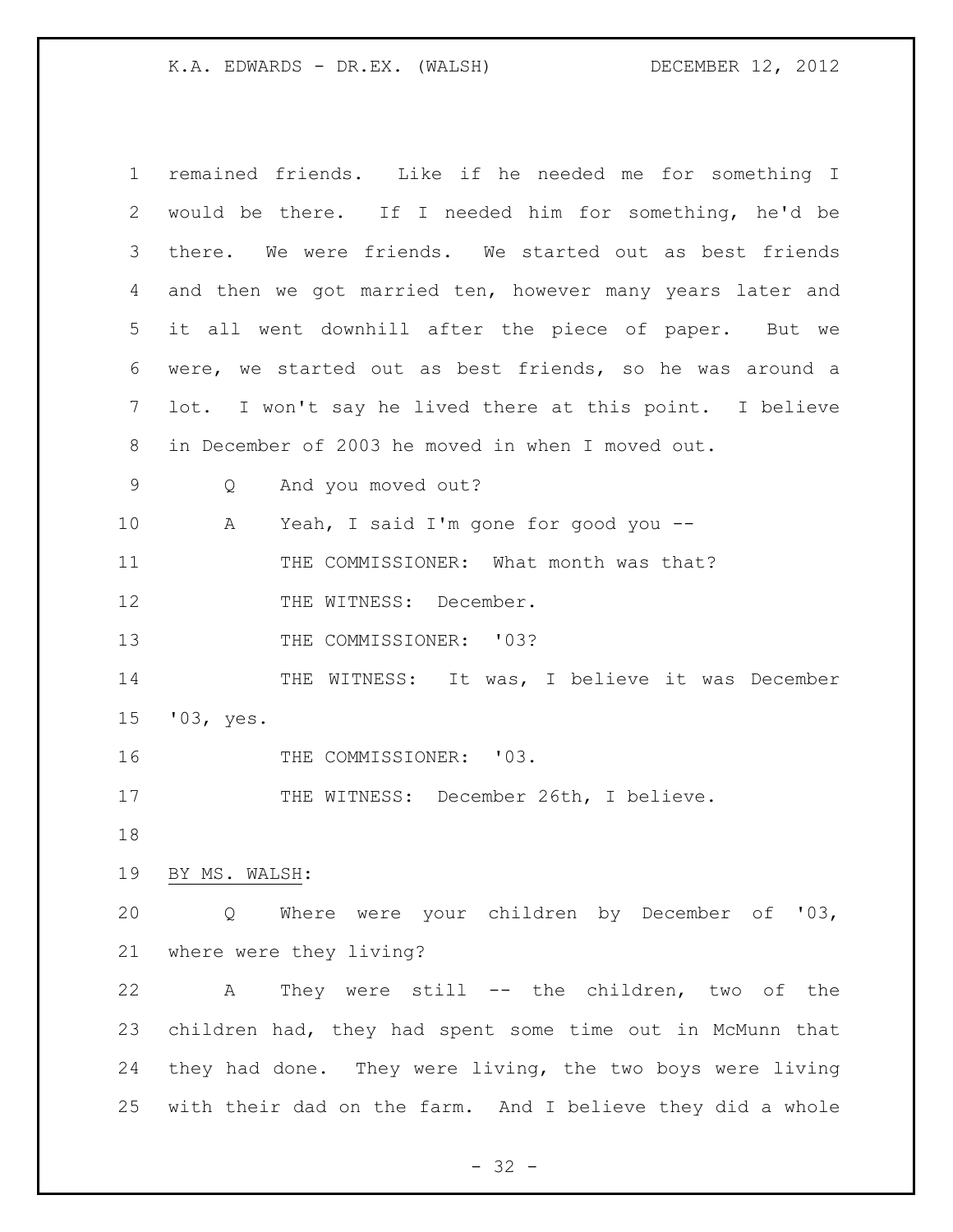remained friends. Like if he needed me for something I would be there. If I needed him for something, he'd be there. We were friends. We started out as best friends and then we got married ten, however many years later and it all went downhill after the piece of paper. But we were, we started out as best friends, so he was around a lot. I won't say he lived there at this point. I believe in December of 2003 he moved in when I moved out.

Q And you moved out?

A Yeah, I said I'm gone for good you --

THE COMMISSIONER: What month was that?

THE WITNESS: December.

THE COMMISSIONER: '03?

THE WITNESS: It was, I believe it was December '03, yes.

THE COMMISSIONER: '03.

THE WITNESS: December 26th, I believe.

BY MS. WALSH:

Q Where were your children by December of '03, where were they living?

A They were still -- the children, two of the children had, they had spent some time out in McMunn that they had done. They were living, the two boys were living with their dad on the farm. And I believe they did a whole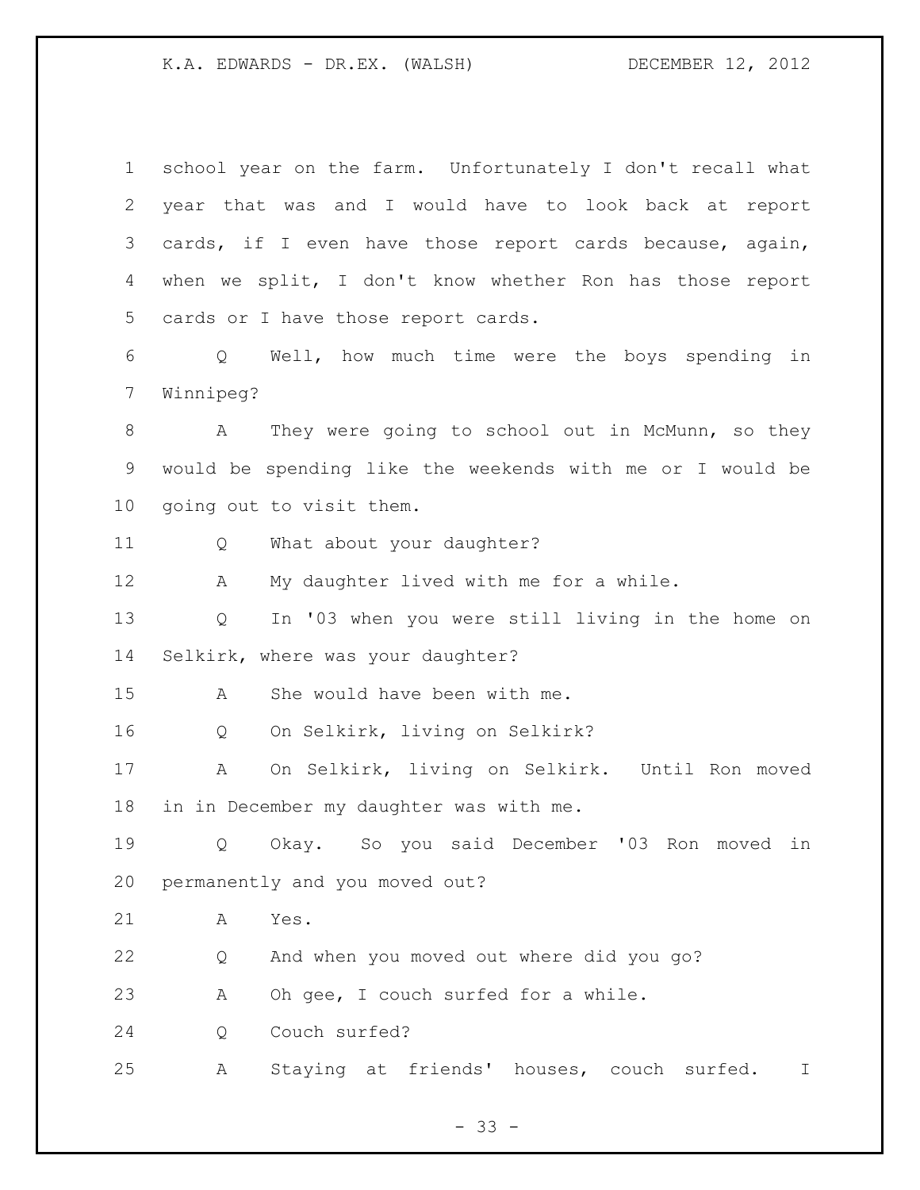school year on the farm. Unfortunately I don't recall what year that was and I would have to look back at report cards, if I even have those report cards because, again, when we split, I don't know whether Ron has those report cards or I have those report cards.

Q Well, how much time were the boys spending in Winnipeg?

A They were going to school out in McMunn, so they would be spending like the weekends with me or I would be going out to visit them.

Q What about your daughter?

A My daughter lived with me for a while.

Q In '03 when you were still living in the home on Selkirk, where was your daughter?

A She would have been with me.

Q On Selkirk, living on Selkirk?

A On Selkirk, living on Selkirk. Until Ron moved in in December my daughter was with me.

Q Okay. So you said December '03 Ron moved in permanently and you moved out?

A Yes.

Q And when you moved out where did you go?

A Oh gee, I couch surfed for a while.

Q Couch surfed?

A Staying at friends' houses, couch surfed. I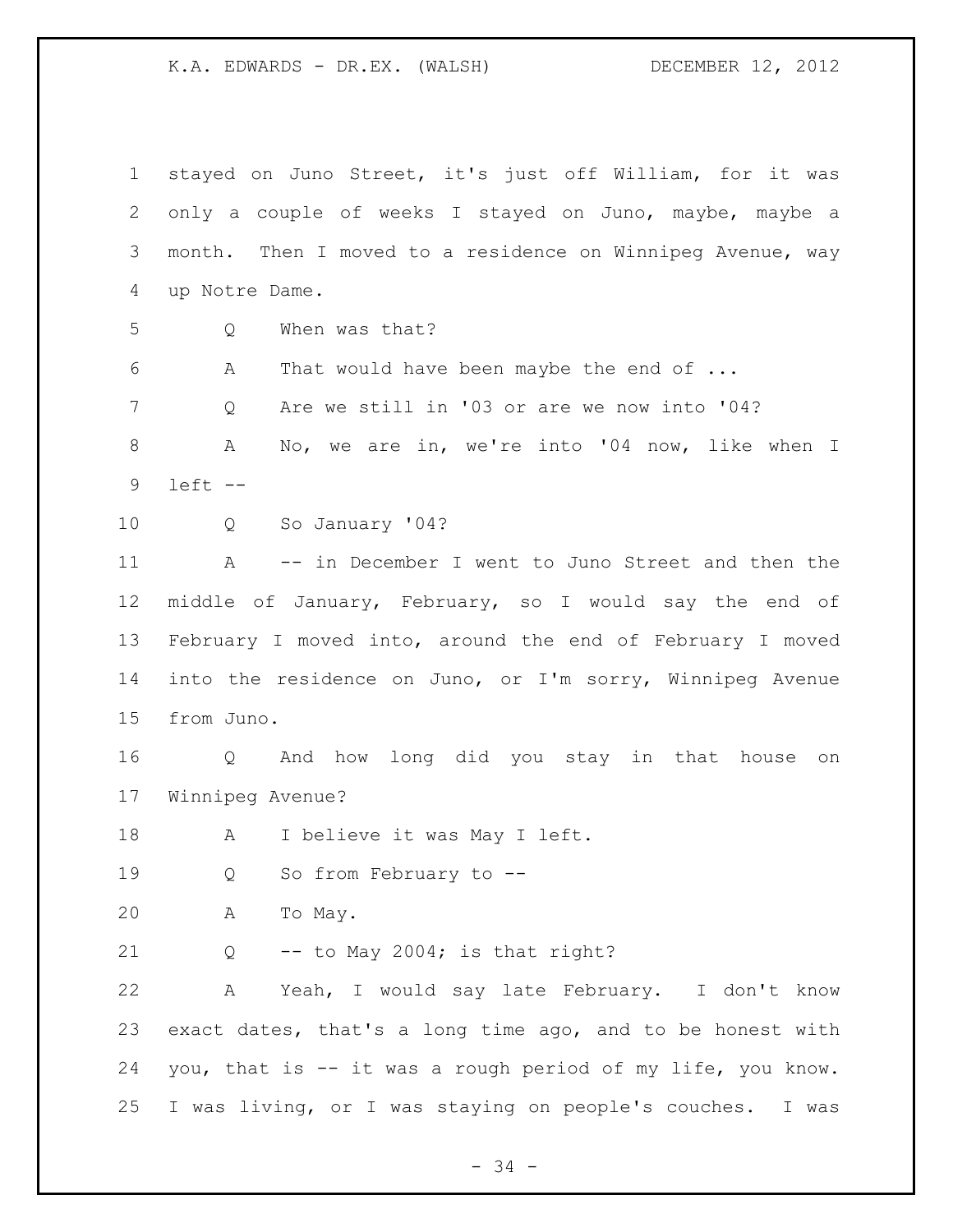stayed on Juno Street, it's just off William, for it was only a couple of weeks I stayed on Juno, maybe, maybe a month. Then I moved to a residence on Winnipeg Avenue, way up Notre Dame.

Q When was that?

A That would have been maybe the end of ...

Q Are we still in '03 or are we now into '04?

A No, we are in, we're into '04 now, like when I left --

Q So January '04?

A -- in December I went to Juno Street and then the middle of January, February, so I would say the end of February I moved into, around the end of February I moved into the residence on Juno, or I'm sorry, Winnipeg Avenue from Juno.

Q And how long did you stay in that house on Winnipeg Avenue?

A I believe it was May I left.

Q So from February to --

A To May.

Q -- to May 2004; is that right?

A Yeah, I would say late February. I don't know exact dates, that's a long time ago, and to be honest with you, that is -- it was a rough period of my life, you know. I was living, or I was staying on people's couches. I was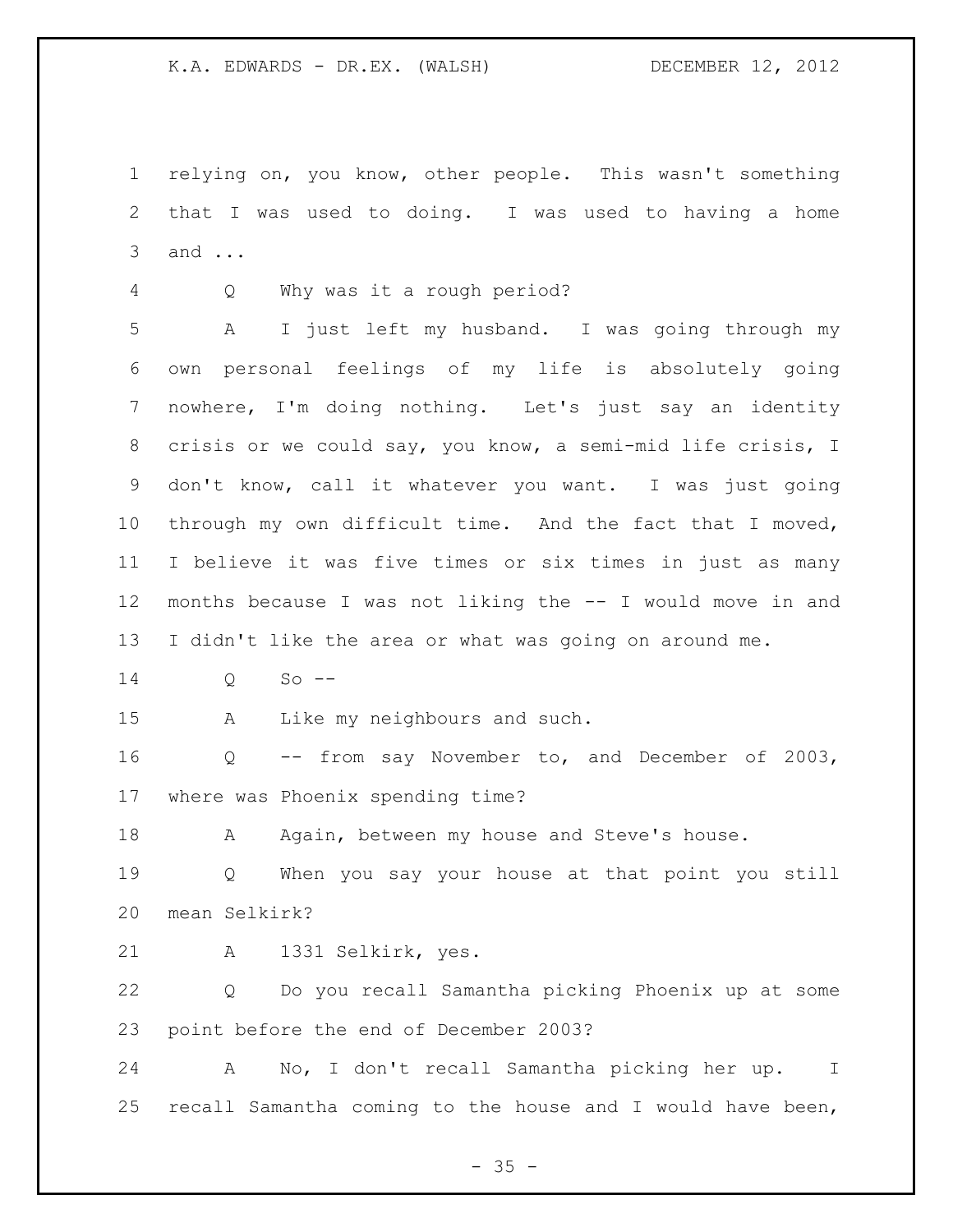relying on, you know, other people. This wasn't something that I was used to doing. I was used to having a home and ...

Q Why was it a rough period?

A I just left my husband. I was going through my own personal feelings of my life is absolutely going nowhere, I'm doing nothing. Let's just say an identity crisis or we could say, you know, a semi-mid life crisis, I don't know, call it whatever you want. I was just going through my own difficult time. And the fact that I moved, I believe it was five times or six times in just as many months because I was not liking the -- I would move in and I didn't like the area or what was going on around me.

Q So --

A Like my neighbours and such.

Q -- from say November to, and December of 2003, where was Phoenix spending time?

A Again, between my house and Steve's house.

Q When you say your house at that point you still mean Selkirk?

A 1331 Selkirk, yes.

Q Do you recall Samantha picking Phoenix up at some point before the end of December 2003?

A No, I don't recall Samantha picking her up. I recall Samantha coming to the house and I would have been,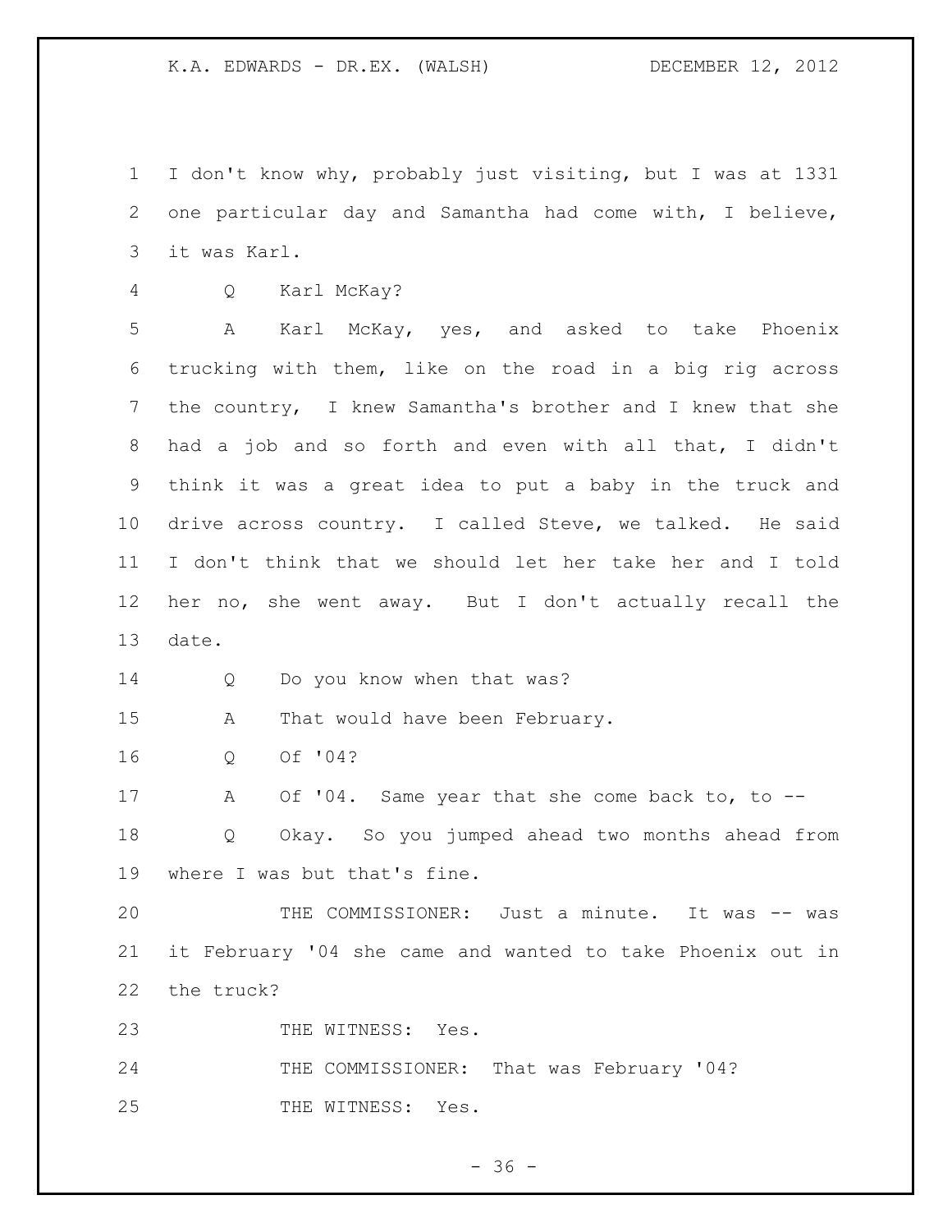I don't know why, probably just visiting, but I was at 1331 one particular day and Samantha had come with, I believe, it was Karl.

Q Karl McKay?

A Karl McKay, yes, and asked to take Phoenix trucking with them, like on the road in a big rig across the country, I knew Samantha's brother and I knew that she had a job and so forth and even with all that, I didn't think it was a great idea to put a baby in the truck and drive across country. I called Steve, we talked. He said I don't think that we should let her take her and I told her no, she went away. But I don't actually recall the date.

Q Do you know when that was?

A That would have been February.

Q Of '04?

A Of '04. Same year that she come back to, to --

Q Okay. So you jumped ahead two months ahead from where I was but that's fine.

THE COMMISSIONER: Just a minute. It was -- was it February '04 she came and wanted to take Phoenix out in the truck?

THE WITNESS: Yes.

THE COMMISSIONER: That was February '04?

THE WITNESS: Yes.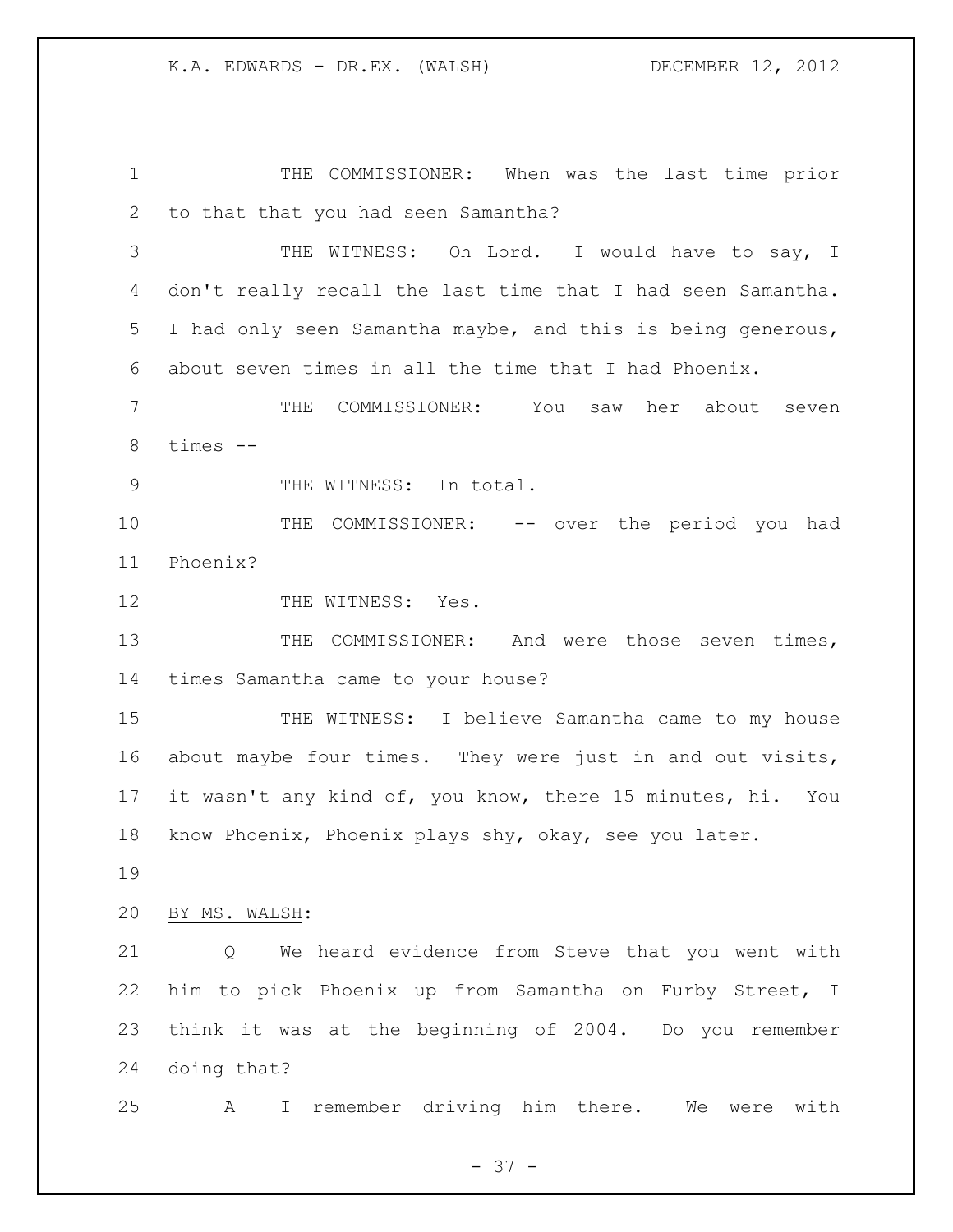THE COMMISSIONER: When was the last time prior to that that you had seen Samantha?

THE WITNESS: Oh Lord. I would have to say, I don't really recall the last time that I had seen Samantha. I had only seen Samantha maybe, and this is being generous, about seven times in all the time that I had Phoenix.

THE COMMISSIONER: You saw her about seven times --

THE WITNESS: In total.

THE COMMISSIONER: -- over the period you had Phoenix?

THE WITNESS: Yes.

THE COMMISSIONER: And were those seven times, times Samantha came to your house?

THE WITNESS: I believe Samantha came to my house about maybe four times. They were just in and out visits, it wasn't any kind of, you know, there 15 minutes, hi. You know Phoenix, Phoenix plays shy, okay, see you later.

BY MS. WALSH:

Q We heard evidence from Steve that you went with him to pick Phoenix up from Samantha on Furby Street, I think it was at the beginning of 2004. Do you remember doing that?

A I remember driving him there. We were with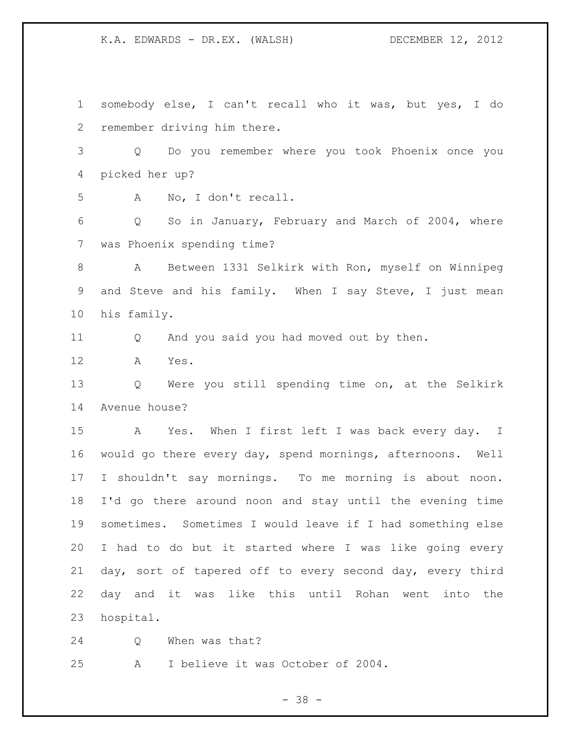somebody else, I can't recall who it was, but yes, I do remember driving him there.

Q Do you remember where you took Phoenix once you picked her up?

A No, I don't recall.

Q So in January, February and March of 2004, where was Phoenix spending time?

A Between 1331 Selkirk with Ron, myself on Winnipeg and Steve and his family. When I say Steve, I just mean his family.

Q And you said you had moved out by then.

A Yes.

Q Were you still spending time on, at the Selkirk Avenue house?

A Yes. When I first left I was back every day. I would go there every day, spend mornings, afternoons. Well I shouldn't say mornings. To me morning is about noon. I'd go there around noon and stay until the evening time sometimes. Sometimes I would leave if I had something else I had to do but it started where I was like going every day, sort of tapered off to every second day, every third day and it was like this until Rohan went into the hospital.

Q When was that?

A I believe it was October of 2004.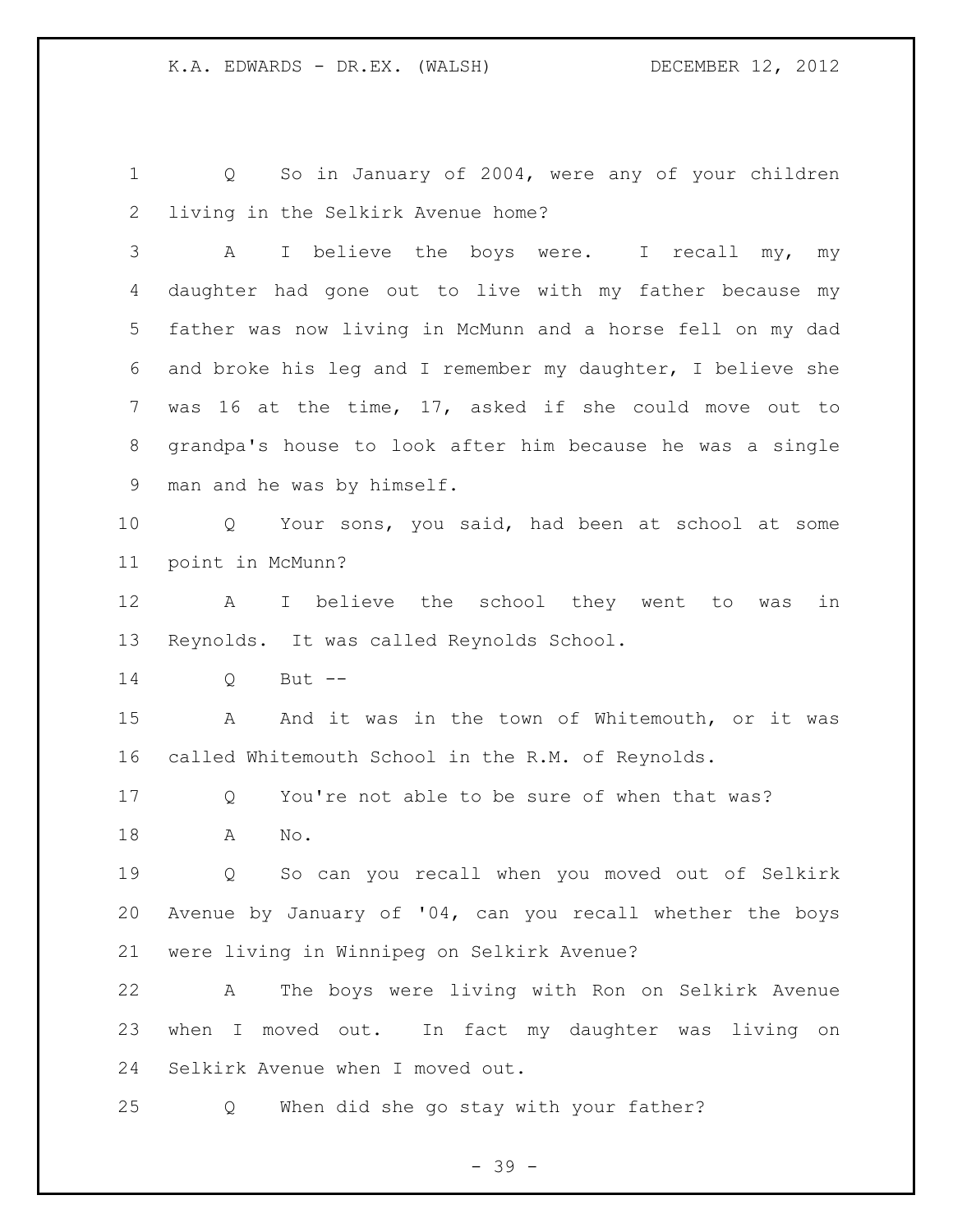Q So in January of 2004, were any of your children living in the Selkirk Avenue home?

A I believe the boys were. I recall my, my daughter had gone out to live with my father because my father was now living in McMunn and a horse fell on my dad and broke his leg and I remember my daughter, I believe she was 16 at the time, 17, asked if she could move out to grandpa's house to look after him because he was a single man and he was by himself.

Q Your sons, you said, had been at school at some point in McMunn?

A I believe the school they went to was in Reynolds. It was called Reynolds School.

Q But --

A And it was in the town of Whitemouth, or it was called Whitemouth School in the R.M. of Reynolds.

Q You're not able to be sure of when that was?

A No.

Q So can you recall when you moved out of Selkirk Avenue by January of '04, can you recall whether the boys were living in Winnipeg on Selkirk Avenue?

A The boys were living with Ron on Selkirk Avenue when I moved out. In fact my daughter was living on Selkirk Avenue when I moved out.

Q When did she go stay with your father?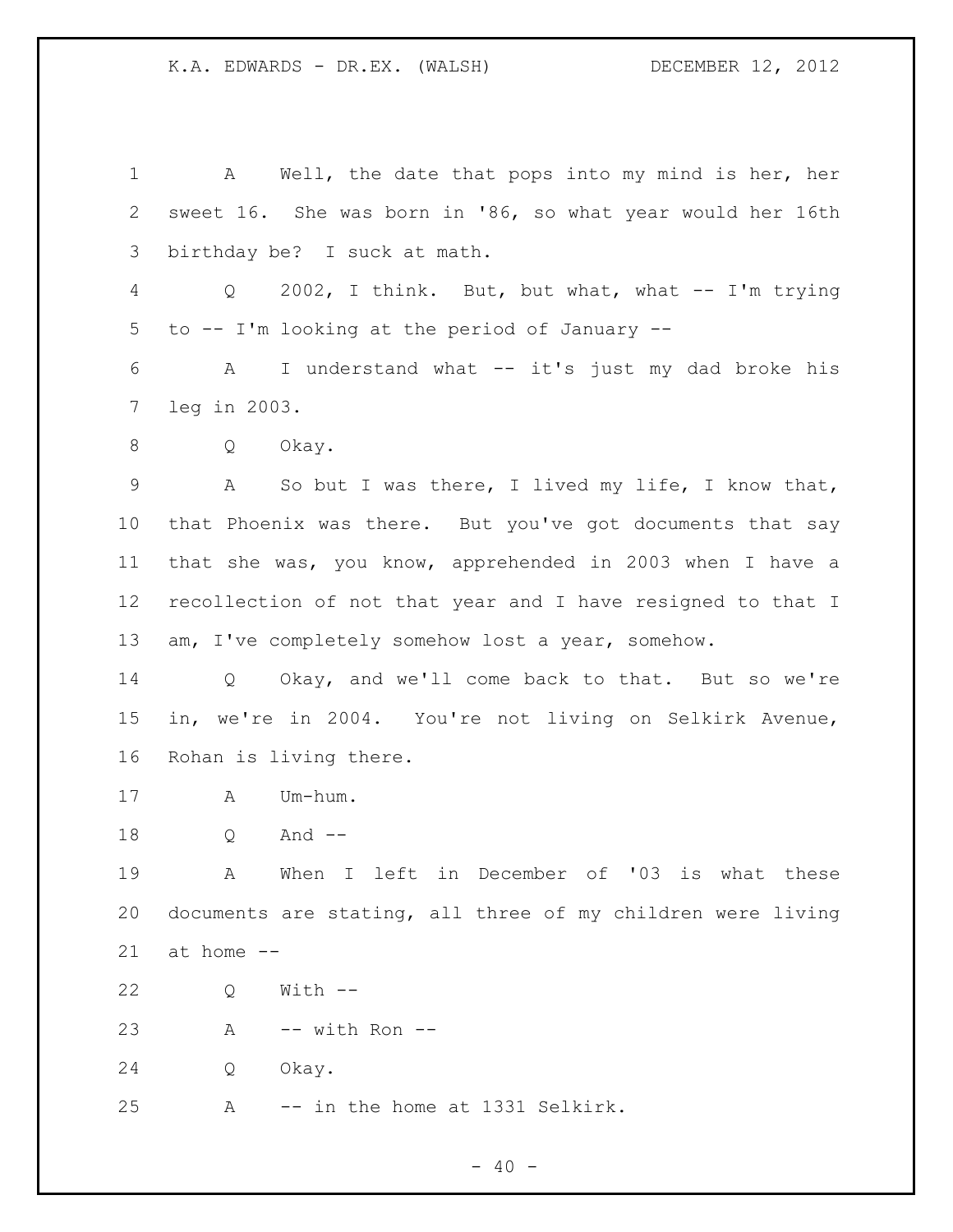A Well, the date that pops into my mind is her, her sweet 16. She was born in '86, so what year would her 16th birthday be? I suck at math.

Q 2002, I think. But, but what, what -- I'm trying to -- I'm looking at the period of January --

A I understand what -- it's just my dad broke his leg in 2003.

Q Okay.

A So but I was there, I lived my life, I know that, that Phoenix was there. But you've got documents that say that she was, you know, apprehended in 2003 when I have a recollection of not that year and I have resigned to that I am, I've completely somehow lost a year, somehow.

Q Okay, and we'll come back to that. But so we're in, we're in 2004. You're not living on Selkirk Avenue, Rohan is living there.

A Um-hum.

Q And --

A When I left in December of '03 is what these documents are stating, all three of my children were living at home --

Q With --

A -- with Ron --

Q Okay.

A -- in the home at 1331 Selkirk.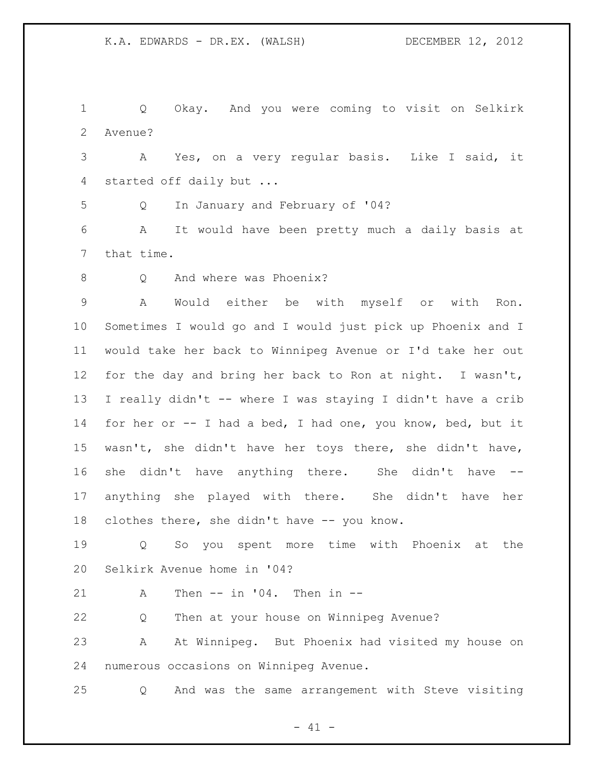Q Okay. And you were coming to visit on Selkirk Avenue?

A Yes, on a very regular basis. Like I said, it started off daily but ...

Q In January and February of '04?

A It would have been pretty much a daily basis at that time.

Q And where was Phoenix?

A Would either be with myself or with Ron. Sometimes I would go and I would just pick up Phoenix and I would take her back to Winnipeg Avenue or I'd take her out for the day and bring her back to Ron at night. I wasn't, I really didn't -- where I was staying I didn't have a crib for her or -- I had a bed, I had one, you know, bed, but it wasn't, she didn't have her toys there, she didn't have, she didn't have anything there. She didn't have -- anything she played with there. She didn't have her clothes there, she didn't have -- you know.

Q So you spent more time with Phoenix at the Selkirk Avenue home in '04?

A Then -- in '04. Then in --

Q Then at your house on Winnipeg Avenue?

A At Winnipeg. But Phoenix had visited my house on numerous occasions on Winnipeg Avenue.

Q And was the same arrangement with Steve visiting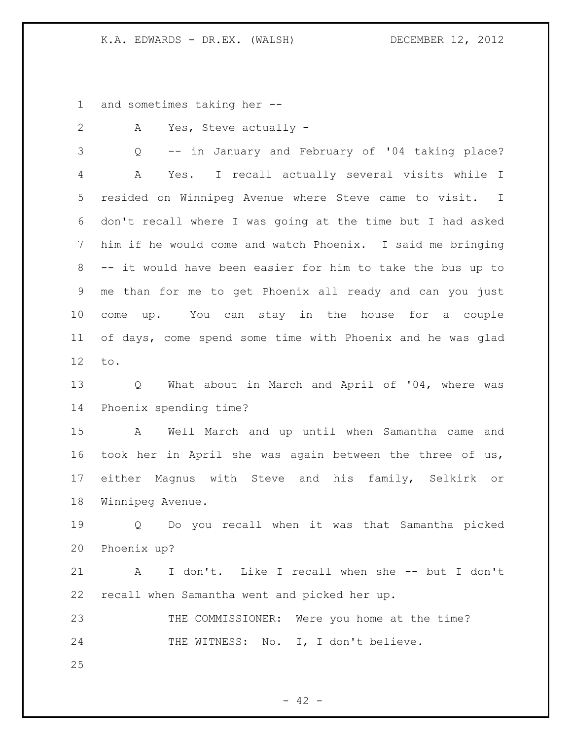and sometimes taking her --

A Yes, Steve actually -

Q -- in January and February of '04 taking place?

A Yes. I recall actually several visits while I resided on Winnipeg Avenue where Steve came to visit. I don't recall where I was going at the time but I had asked him if he would come and watch Phoenix. I said me bringing -- it would have been easier for him to take the bus up to me than for me to get Phoenix all ready and can you just come up. You can stay in the house for a couple of days, come spend some time with Phoenix and he was glad to.

Q What about in March and April of '04, where was Phoenix spending time?

A Well March and up until when Samantha came and took her in April she was again between the three of us, either Magnus with Steve and his family, Selkirk or Winnipeg Avenue.

Q Do you recall when it was that Samantha picked Phoenix up?

A I don't. Like I recall when she -- but I don't recall when Samantha went and picked her up.

THE COMMISSIONER: Were you home at the time?

THE WITNESS: No. I, I don't believe.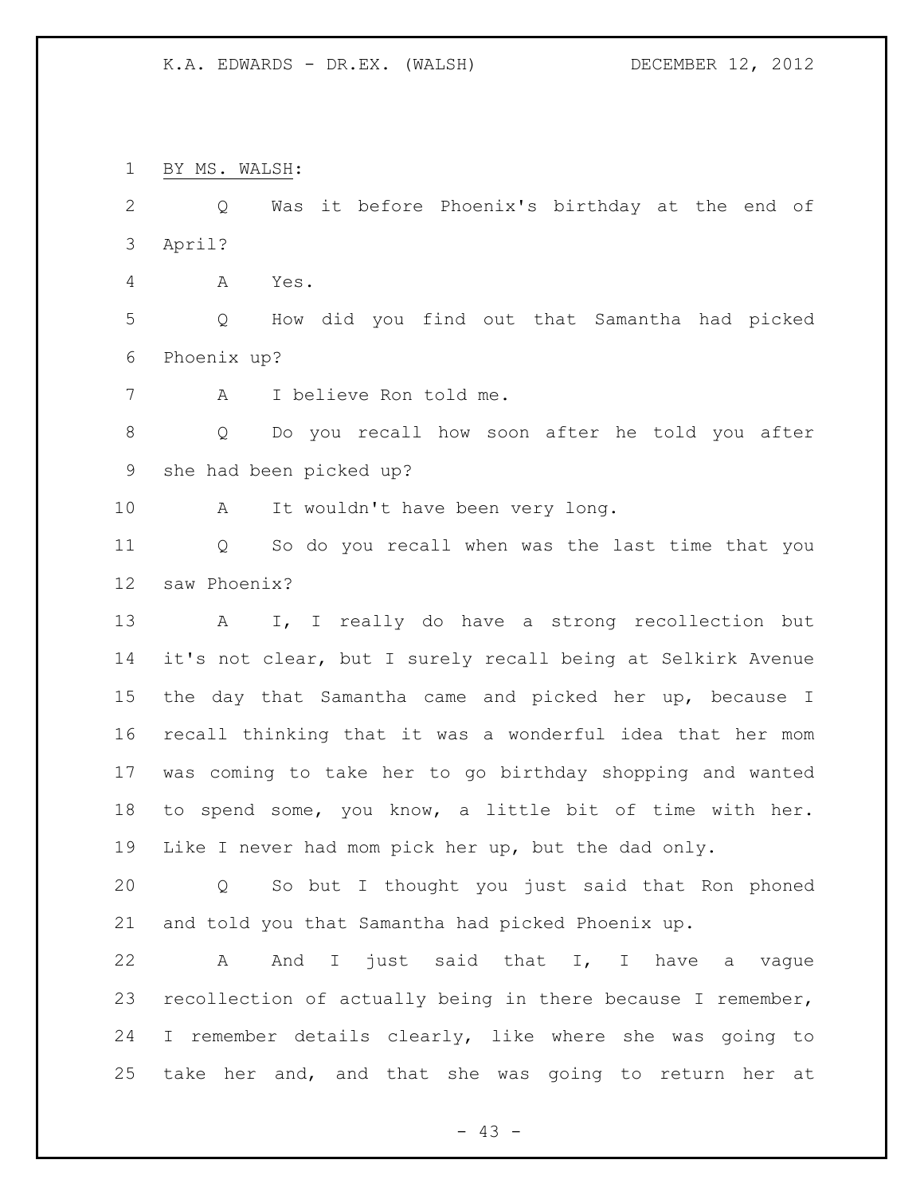BY MS. WALSH:

Q Was it before Phoenix's birthday at the end of April?

A Yes.

Q How did you find out that Samantha had picked Phoenix up?

A I believe Ron told me.

Q Do you recall how soon after he told you after she had been picked up?

A It wouldn't have been very long.

Q So do you recall when was the last time that you saw Phoenix?

A I, I really do have a strong recollection but it's not clear, but I surely recall being at Selkirk Avenue the day that Samantha came and picked her up, because I recall thinking that it was a wonderful idea that her mom was coming to take her to go birthday shopping and wanted to spend some, you know, a little bit of time with her. Like I never had mom pick her up, but the dad only.

Q So but I thought you just said that Ron phoned and told you that Samantha had picked Phoenix up.

A And I just said that I, I have a vague recollection of actually being in there because I remember, I remember details clearly, like where she was going to take her and, and that she was going to return her at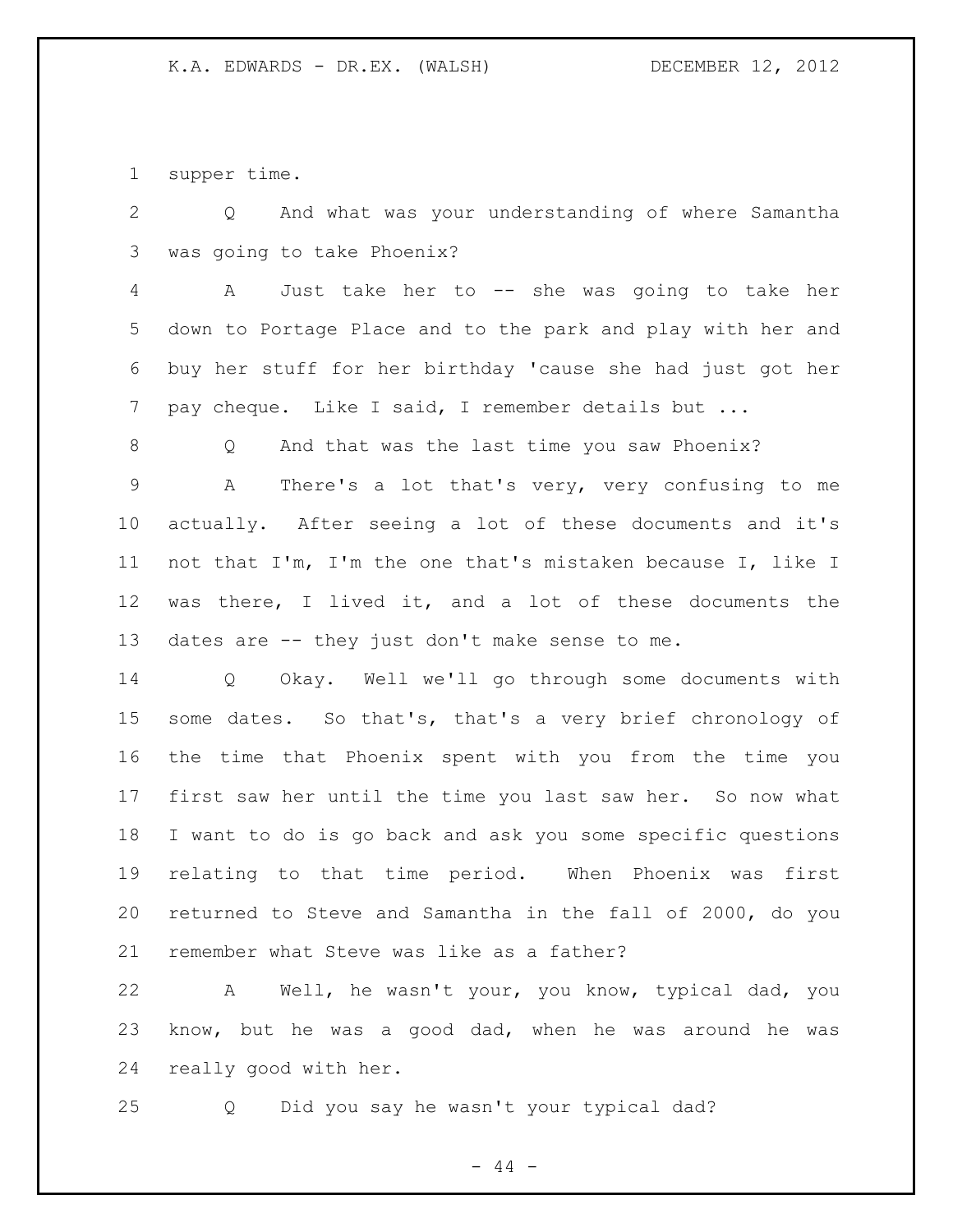supper time.

Q And what was your understanding of where Samantha was going to take Phoenix?

A Just take her to -- she was going to take her down to Portage Place and to the park and play with her and buy her stuff for her birthday 'cause she had just got her pay cheque. Like I said, I remember details but ...

Q And that was the last time you saw Phoenix?

A There's a lot that's very, very confusing to me actually. After seeing a lot of these documents and it's not that I'm, I'm the one that's mistaken because I, like I was there, I lived it, and a lot of these documents the dates are -- they just don't make sense to me.

Q Okay. Well we'll go through some documents with some dates. So that's, that's a very brief chronology of the time that Phoenix spent with you from the time you first saw her until the time you last saw her. So now what I want to do is go back and ask you some specific questions relating to that time period. When Phoenix was first returned to Steve and Samantha in the fall of 2000, do you remember what Steve was like as a father?

A Well, he wasn't your, you know, typical dad, you know, but he was a good dad, when he was around he was really good with her.

Q Did you say he wasn't your typical dad?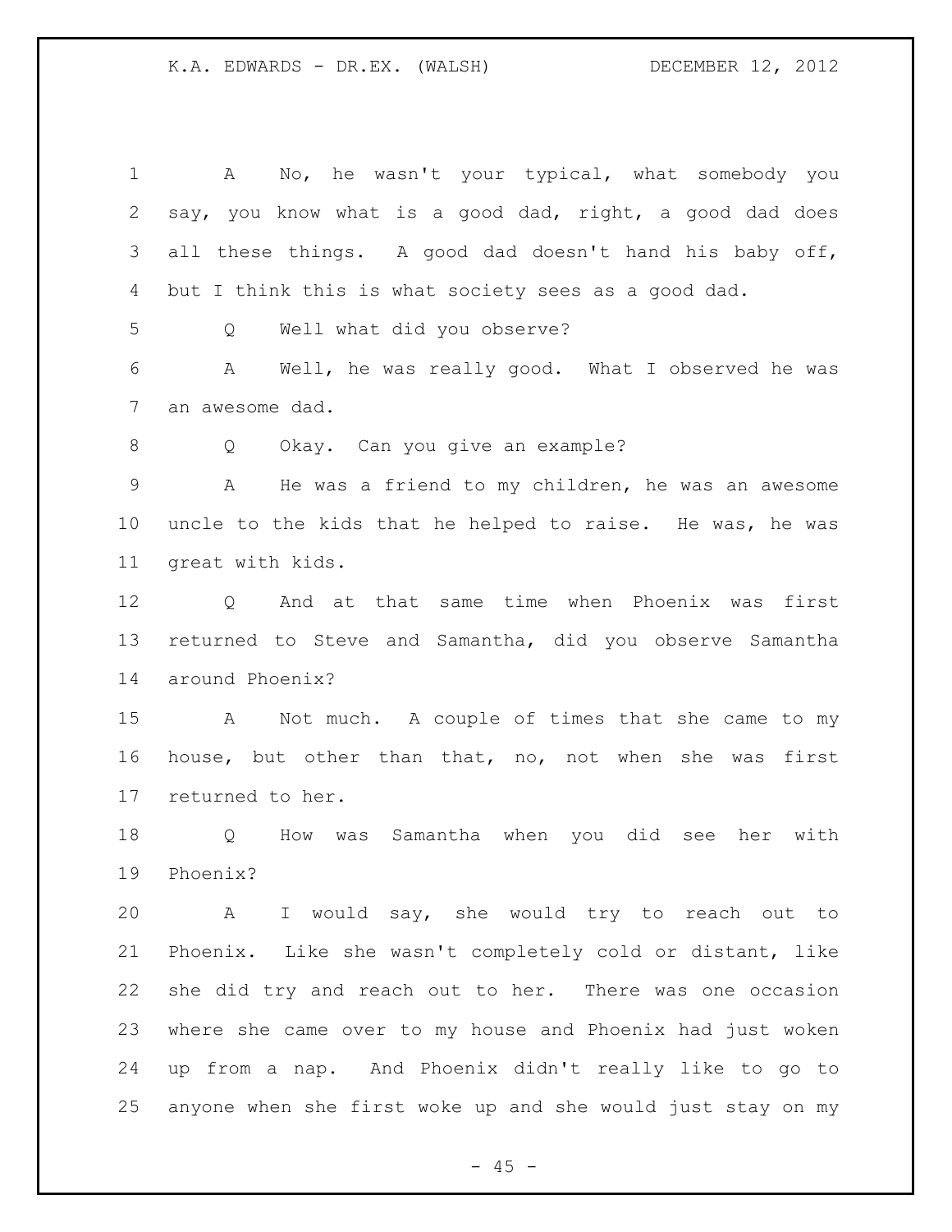A No, he wasn't your typical, what somebody you say, you know what is a good dad, right, a good dad does all these things. A good dad doesn't hand his baby off, but I think this is what society sees as a good dad.

Q Well what did you observe?

A Well, he was really good. What I observed he was an awesome dad.

Q Okay. Can you give an example?

A He was a friend to my children, he was an awesome uncle to the kids that he helped to raise. He was, he was great with kids.

Q And at that same time when Phoenix was first returned to Steve and Samantha, did you observe Samantha around Phoenix?

A Not much. A couple of times that she came to my house, but other than that, no, not when she was first returned to her.

Q How was Samantha when you did see her with Phoenix?

A I would say, she would try to reach out to Phoenix. Like she wasn't completely cold or distant, like she did try and reach out to her. There was one occasion where she came over to my house and Phoenix had just woken up from a nap. And Phoenix didn't really like to go to anyone when she first woke up and she would just stay on my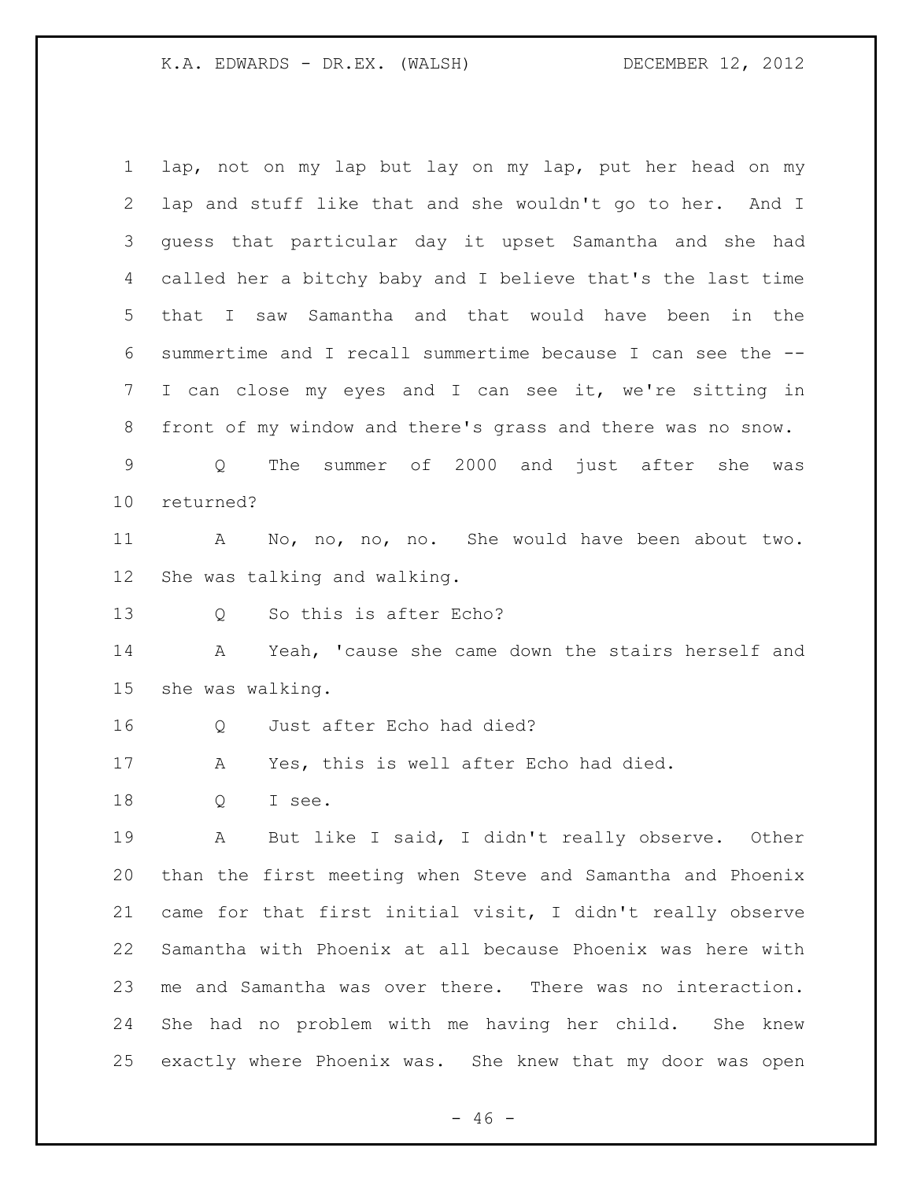lap, not on my lap but lay on my lap, put her head on my lap and stuff like that and she wouldn't go to her. And I guess that particular day it upset Samantha and she had called her a bitchy baby and I believe that's the last time that I saw Samantha and that would have been in the summertime and I recall summertime because I can see the -- I can close my eyes and I can see it, we're sitting in front of my window and there's grass and there was no snow.

Q The summer of 2000 and just after she was returned?

A No, no, no, no. She would have been about two. She was talking and walking.

Q So this is after Echo?

A Yeah, 'cause she came down the stairs herself and she was walking.

Q Just after Echo had died?

A Yes, this is well after Echo had died.

Q I see.

A But like I said, I didn't really observe. Other than the first meeting when Steve and Samantha and Phoenix came for that first initial visit, I didn't really observe Samantha with Phoenix at all because Phoenix was here with me and Samantha was over there. There was no interaction. She had no problem with me having her child. She knew exactly where Phoenix was. She knew that my door was open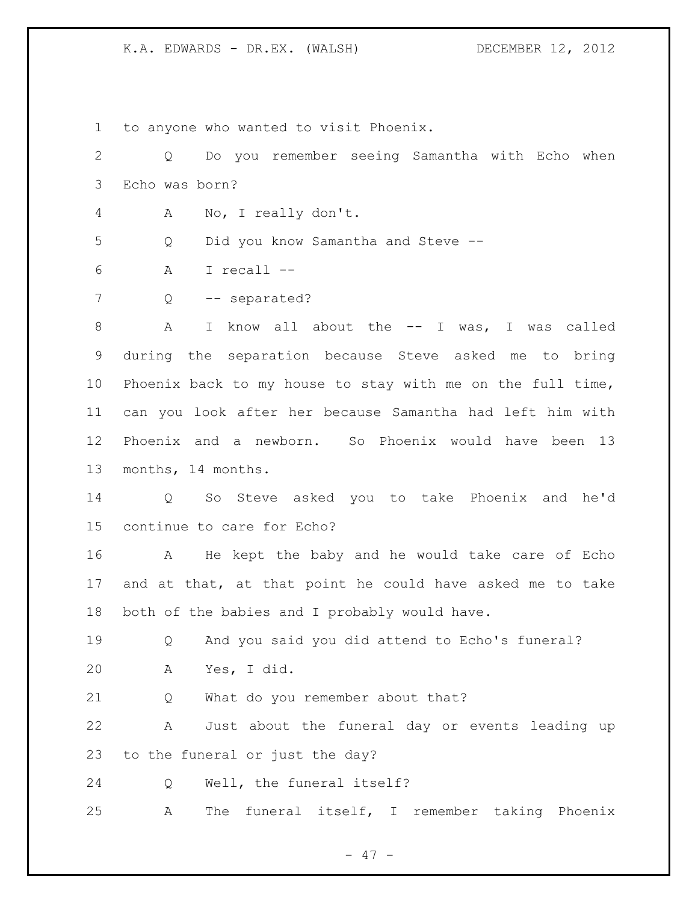to anyone who wanted to visit Phoenix.

Q Do you remember seeing Samantha with Echo when Echo was born?

A No, I really don't.

Q Did you know Samantha and Steve --

A I recall --

Q -- separated?

A I know all about the -- I was, I was called during the separation because Steve asked me to bring Phoenix back to my house to stay with me on the full time, can you look after her because Samantha had left him with Phoenix and a newborn. So Phoenix would have been 13 months, 14 months.

Q So Steve asked you to take Phoenix and he'd continue to care for Echo?

A He kept the baby and he would take care of Echo and at that, at that point he could have asked me to take both of the babies and I probably would have.

Q And you said you did attend to Echo's funeral?

A Yes, I did.

Q What do you remember about that?

A Just about the funeral day or events leading up to the funeral or just the day?

Q Well, the funeral itself?

A The funeral itself, I remember taking Phoenix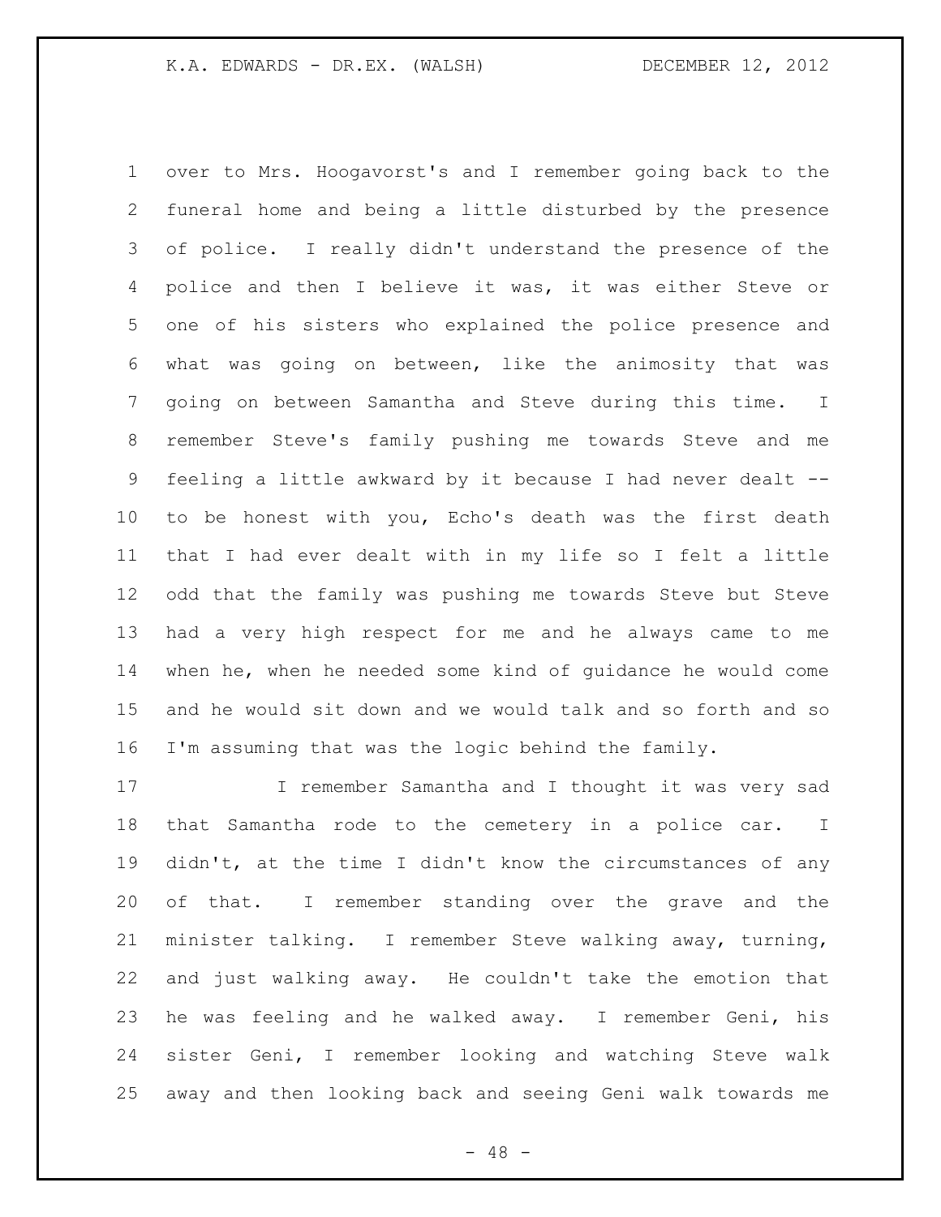over to Mrs. Hoogavorst's and I remember going back to the funeral home and being a little disturbed by the presence of police. I really didn't understand the presence of the police and then I believe it was, it was either Steve or one of his sisters who explained the police presence and what was going on between, like the animosity that was going on between Samantha and Steve during this time. I remember Steve's family pushing me towards Steve and me feeling a little awkward by it because I had never dealt -- to be honest with you, Echo's death was the first death that I had ever dealt with in my life so I felt a little odd that the family was pushing me towards Steve but Steve had a very high respect for me and he always came to me when he, when he needed some kind of guidance he would come and he would sit down and we would talk and so forth and so I'm assuming that was the logic behind the family.

I remember Samantha and I thought it was very sad that Samantha rode to the cemetery in a police car. I didn't, at the time I didn't know the circumstances of any of that. I remember standing over the grave and the minister talking. I remember Steve walking away, turning, and just walking away. He couldn't take the emotion that he was feeling and he walked away. I remember Geni, his sister Geni, I remember looking and watching Steve walk away and then looking back and seeing Geni walk towards me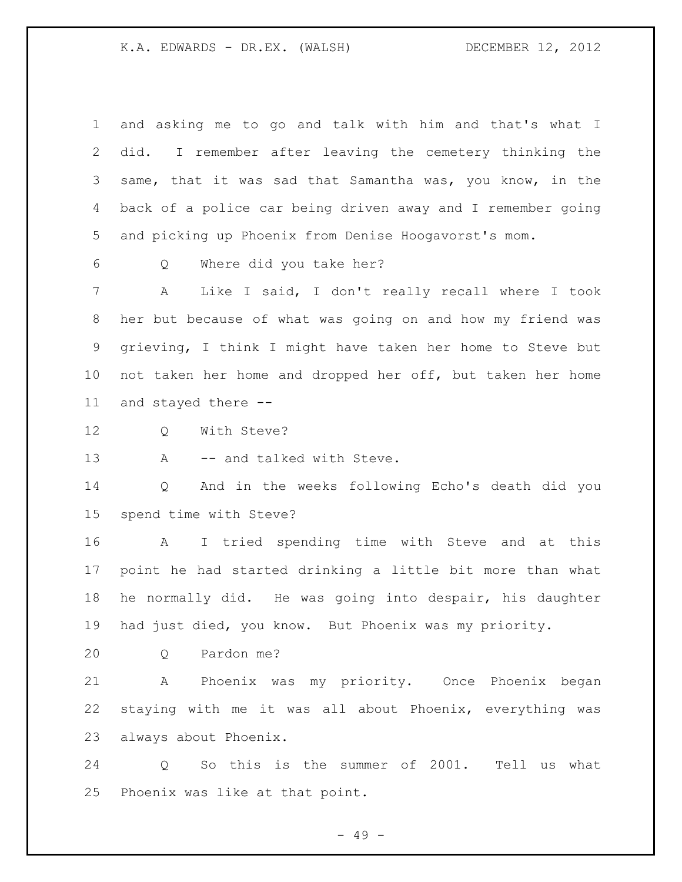and asking me to go and talk with him and that's what I did. I remember after leaving the cemetery thinking the same, that it was sad that Samantha was, you know, in the back of a police car being driven away and I remember going and picking up Phoenix from Denise Hoogavorst's mom.

Q Where did you take her?

A Like I said, I don't really recall where I took her but because of what was going on and how my friend was grieving, I think I might have taken her home to Steve but not taken her home and dropped her off, but taken her home and stayed there --

Q With Steve?

A -- and talked with Steve.

Q And in the weeks following Echo's death did you spend time with Steve?

A I tried spending time with Steve and at this point he had started drinking a little bit more than what he normally did. He was going into despair, his daughter had just died, you know. But Phoenix was my priority.

Q Pardon me?

A Phoenix was my priority. Once Phoenix began staying with me it was all about Phoenix, everything was always about Phoenix.

Q So this is the summer of 2001. Tell us what Phoenix was like at that point.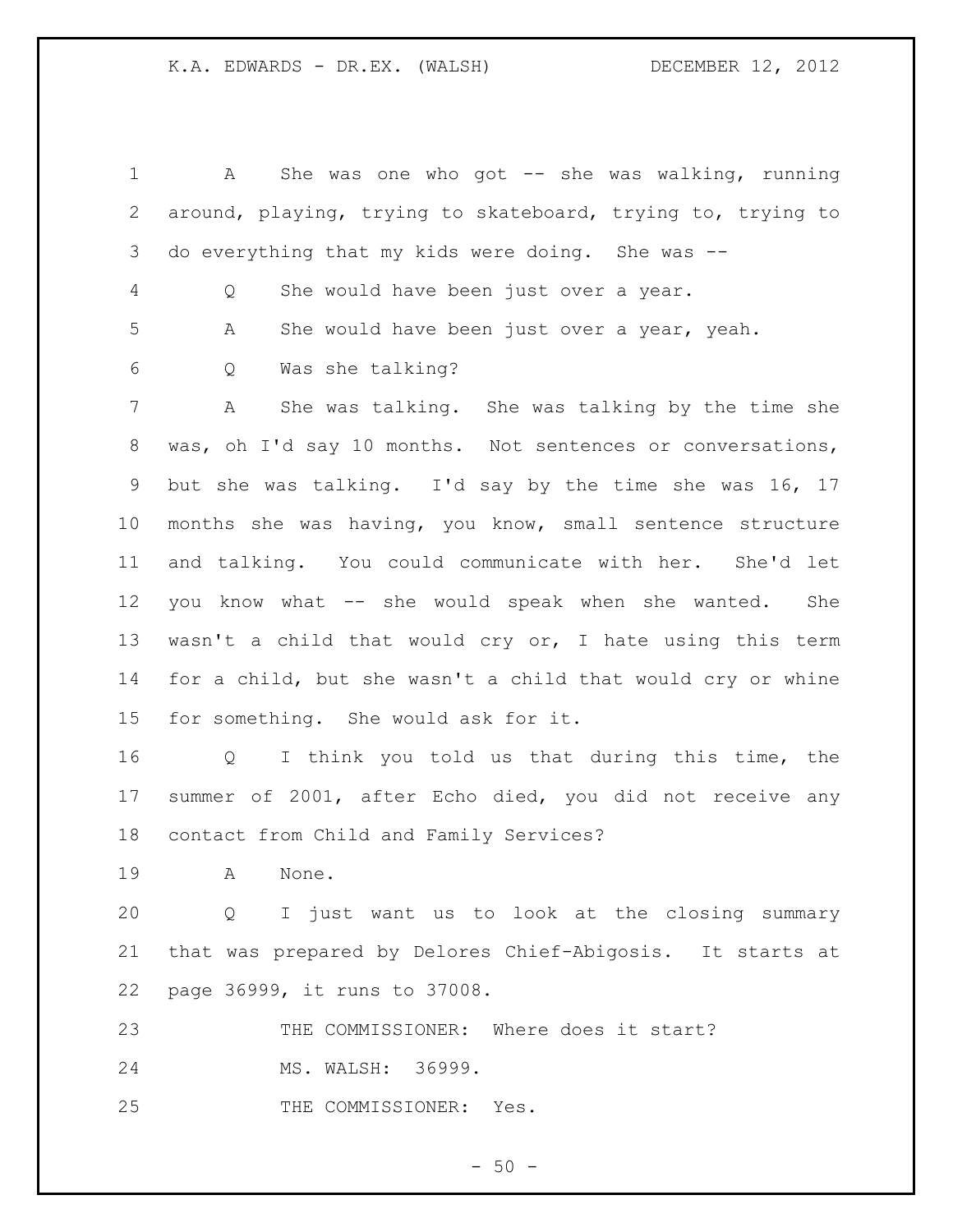A She was one who got -- she was walking, running around, playing, trying to skateboard, trying to, trying to do everything that my kids were doing. She was --

Q She would have been just over a year.

A She would have been just over a year, yeah.

Q Was she talking?

A She was talking. She was talking by the time she was, oh I'd say 10 months. Not sentences or conversations, but she was talking. I'd say by the time she was 16, 17 months she was having, you know, small sentence structure and talking. You could communicate with her. She'd let you know what -- she would speak when she wanted. She wasn't a child that would cry or, I hate using this term for a child, but she wasn't a child that would cry or whine for something. She would ask for it.

Q I think you told us that during this time, the summer of 2001, after Echo died, you did not receive any contact from Child and Family Services?

A None.

Q I just want us to look at the closing summary that was prepared by Delores Chief-Abigosis. It starts at page 36999, it runs to 37008.

THE COMMISSIONER: Where does it start?

MS. WALSH: 36999.

THE COMMISSIONER: Yes.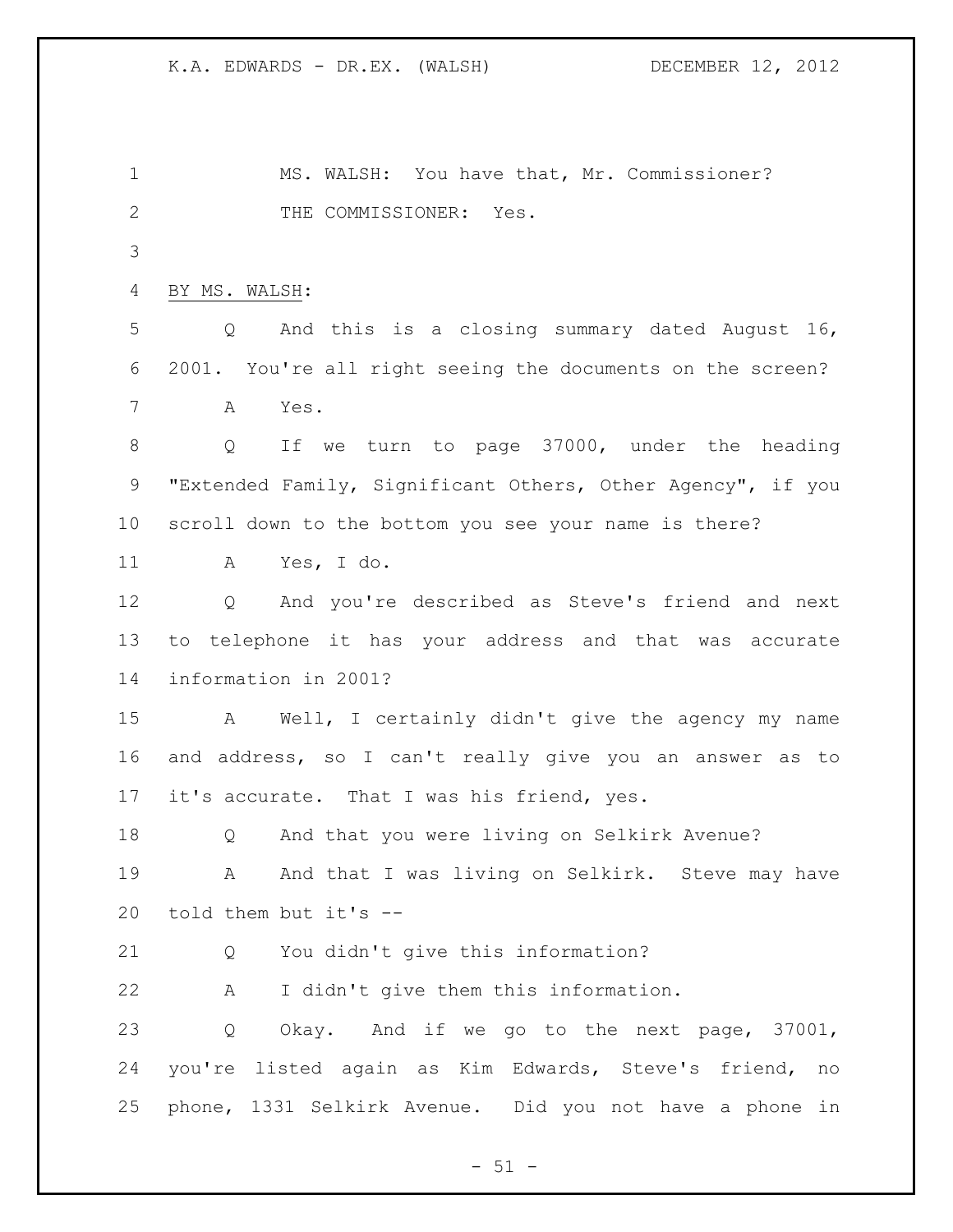MS. WALSH: You have that, Mr. Commissioner?

THE COMMISSIONER: Yes.

BY MS. WALSH:

Q And this is a closing summary dated August 16, 2001. You're all right seeing the documents on the screen?

A Yes.

Q If we turn to page 37000, under the heading "Extended Family, Significant Others, Other Agency", if you scroll down to the bottom you see your name is there?

A Yes, I do.

Q And you're described as Steve's friend and next to telephone it has your address and that was accurate information in 2001?

A Well, I certainly didn't give the agency my name and address, so I can't really give you an answer as to it's accurate. That I was his friend, yes.

Q And that you were living on Selkirk Avenue?

A And that I was living on Selkirk. Steve may have told them but it's --

Q You didn't give this information?

A I didn't give them this information.

Q Okay. And if we go to the next page, 37001, you're listed again as Kim Edwards, Steve's friend, no phone, 1331 Selkirk Avenue. Did you not have a phone in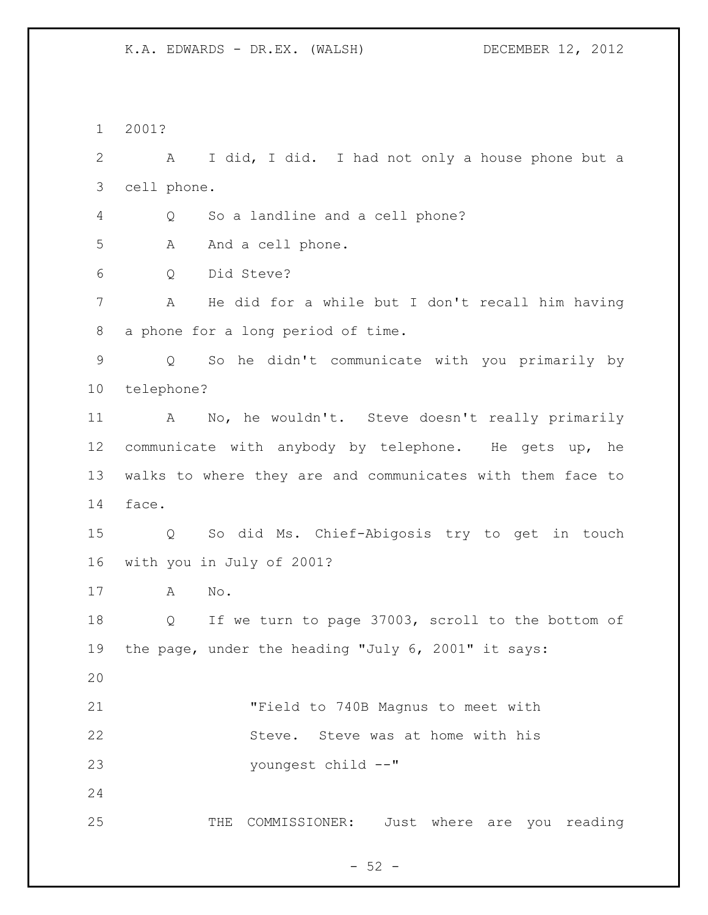2001?

A I did, I did. I had not only a house phone but a cell phone.

Q So a landline and a cell phone?

A And a cell phone.

Q Did Steve?

A He did for a while but I don't recall him having a phone for a long period of time.

Q So he didn't communicate with you primarily by telephone?

A No, he wouldn't. Steve doesn't really primarily communicate with anybody by telephone. He gets up, he walks to where they are and communicates with them face to face.

Q So did Ms. Chief-Abigosis try to get in touch with you in July of 2001?

A No.

Q If we turn to page 37003, scroll to the bottom of the page, under the heading "July 6, 2001" it says:

> "Field to 740B Magnus to meet with Steve. Steve was at home with his youngest child --"

THE COMMISSIONER: Just where are you reading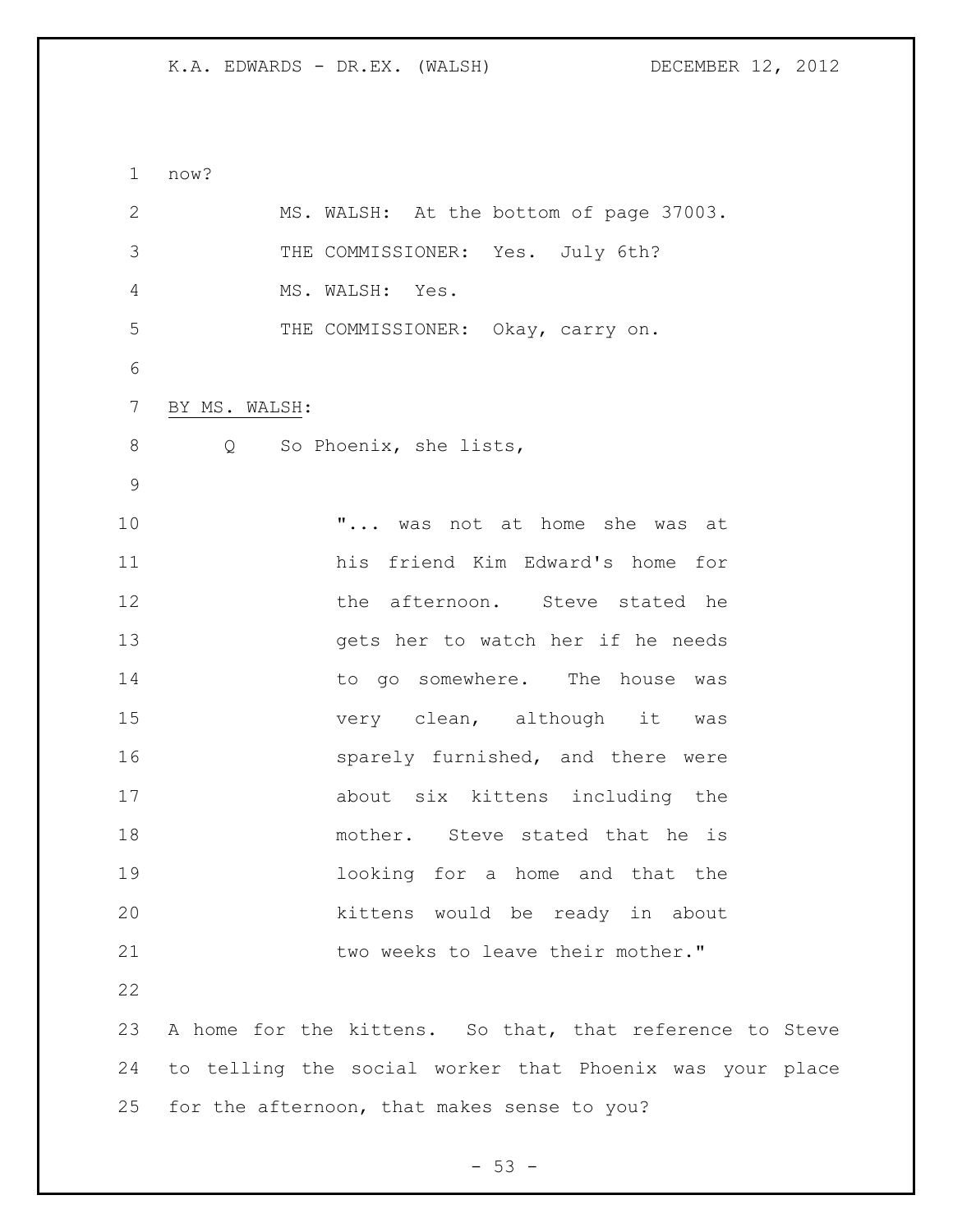now?

MS. WALSH: At the bottom of page 37003.

THE COMMISSIONER: Yes. July 6th?

MS. WALSH: Yes.

THE COMMISSIONER: Okay, carry on.

BY MS. WALSH:

Q So Phoenix, she lists,

> "... was not at home she was at his friend Kim Edward's home for the afternoon. Steve stated he gets her to watch her if he needs to go somewhere. The house was very clean, although it was sparely furnished, and there were about six kittens including the mother. Steve stated that he is looking for a home and that the kittens would be ready in about two weeks to leave their mother."

A home for the kittens. So that, that reference to Steve to telling the social worker that Phoenix was your place for the afternoon, that makes sense to you?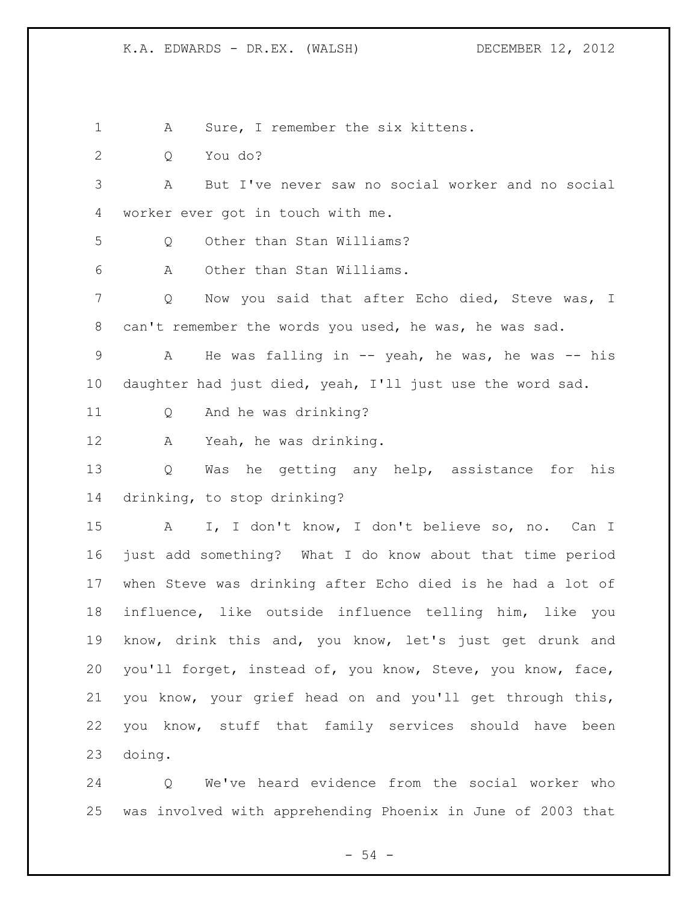A Sure, I remember the six kittens.

Q You do?

A But I've never saw no social worker and no social worker ever got in touch with me.

Q Other than Stan Williams?

A Other than Stan Williams.

Q Now you said that after Echo died, Steve was, I can't remember the words you used, he was, he was sad.

A He was falling in -- yeah, he was, he was -- his daughter had just died, yeah, I'll just use the word sad.

Q And he was drinking?

A Yeah, he was drinking.

Q Was he getting any help, assistance for his drinking, to stop drinking?

A I, I don't know, I don't believe so, no. Can I just add something? What I do know about that time period when Steve was drinking after Echo died is he had a lot of influence, like outside influence telling him, like you know, drink this and, you know, let's just get drunk and you'll forget, instead of, you know, Steve, you know, face, you know, your grief head on and you'll get through this, you know, stuff that family services should have been doing.

Q We've heard evidence from the social worker who was involved with apprehending Phoenix in June of 2003 that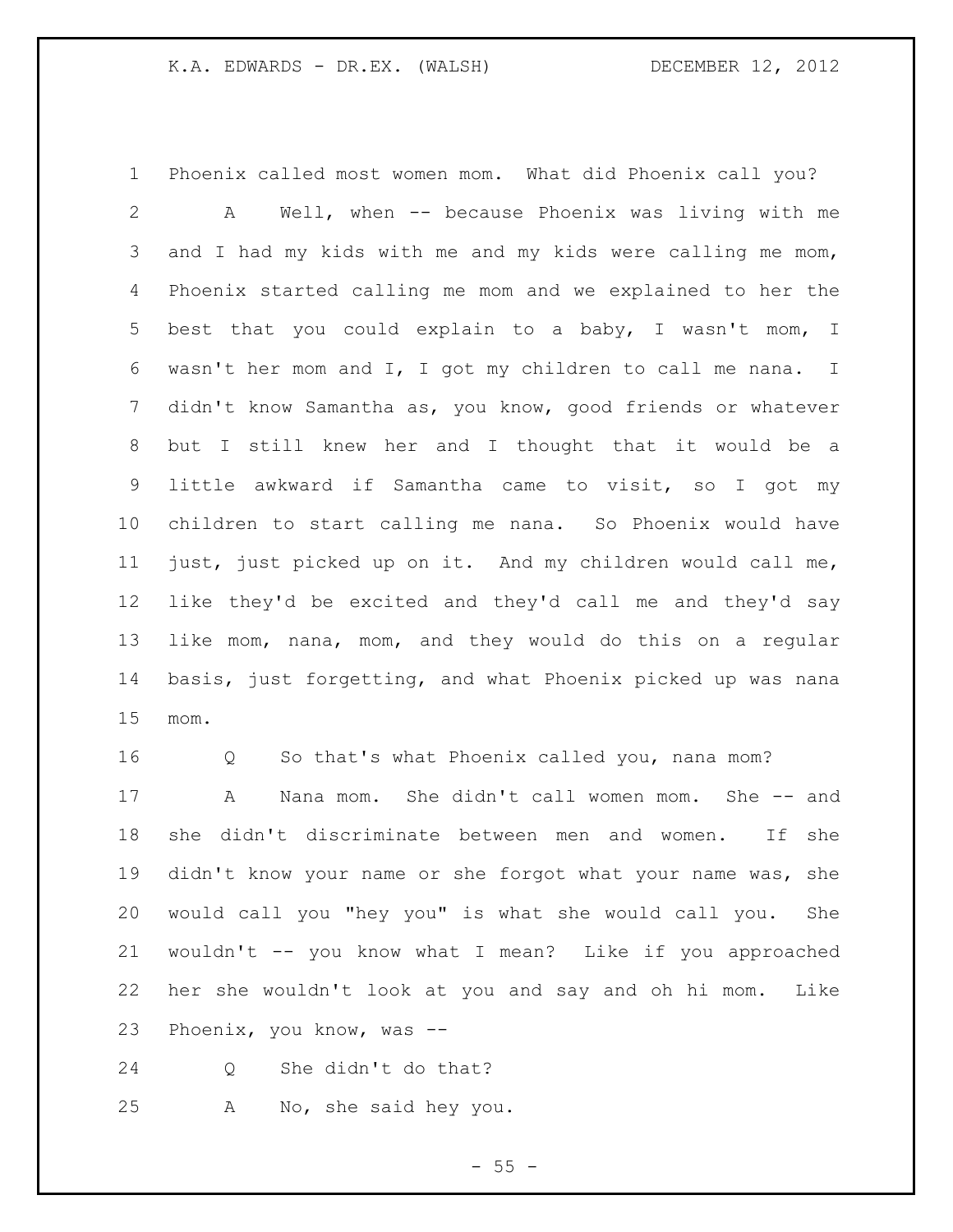Phoenix called most women mom. What did Phoenix call you?

A Well, when -- because Phoenix was living with me and I had my kids with me and my kids were calling me mom, Phoenix started calling me mom and we explained to her the best that you could explain to a baby, I wasn't mom, I wasn't her mom and I, I got my children to call me nana. I didn't know Samantha as, you know, good friends or whatever but I still knew her and I thought that it would be a little awkward if Samantha came to visit, so I got my children to start calling me nana. So Phoenix would have just, just picked up on it. And my children would call me, like they'd be excited and they'd call me and they'd say like mom, nana, mom, and they would do this on a regular basis, just forgetting, and what Phoenix picked up was nana mom.

Q So that's what Phoenix called you, nana mom?

A Nana mom. She didn't call women mom. She -- and she didn't discriminate between men and women. If she didn't know your name or she forgot what your name was, she would call you "hey you" is what she would call you. She wouldn't -- you know what I mean? Like if you approached her she wouldn't look at you and say and oh hi mom. Like Phoenix, you know, was --

Q She didn't do that?

A No, she said hey you.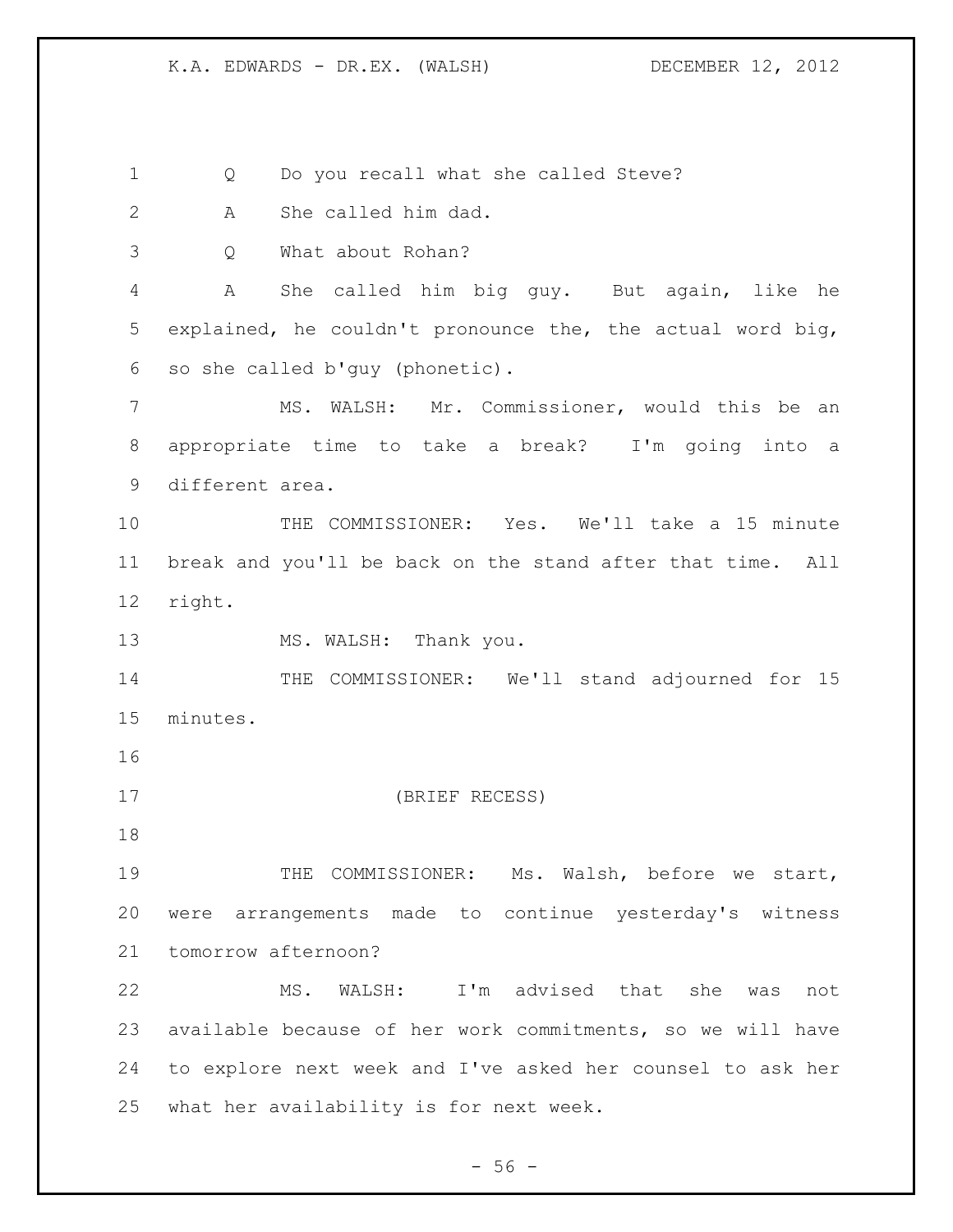Q Do you recall what she called Steve?

A She called him dad.

Q What about Rohan?

A She called him big guy. But again, like he explained, he couldn't pronounce the, the actual word big, so she called b'guy (phonetic).

MS. WALSH: Mr. Commissioner, would this be an appropriate time to take a break? I'm going into a different area.

THE COMMISSIONER: Yes. We'll take a 15 minute break and you'll be back on the stand after that time. All right.

MS. WALSH: Thank you.

THE COMMISSIONER: We'll stand adjourned for 15 minutes.

(BRIEF RECESS)

THE COMMISSIONER: Ms. Walsh, before we start, were arrangements made to continue yesterday's witness tomorrow afternoon?

MS. WALSH: I'm advised that she was not available because of her work commitments, so we will have to explore next week and I've asked her counsel to ask her what her availability is for next week.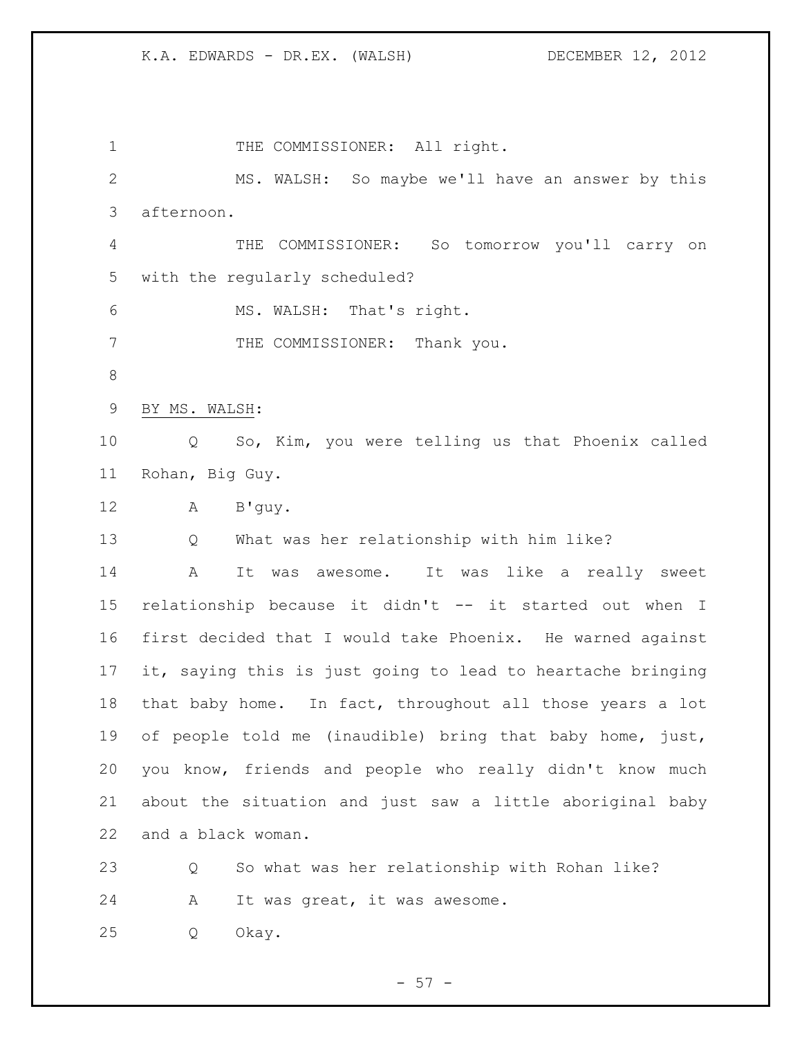THE COMMISSIONER: All right.

MS. WALSH: So maybe we'll have an answer by this afternoon.

THE COMMISSIONER: So tomorrow you'll carry on with the regularly scheduled?

MS. WALSH: That's right.

THE COMMISSIONER: Thank you.

BY MS. WALSH:

Q So, Kim, you were telling us that Phoenix called Rohan, Big Guy.

A B'guy.

Q What was her relationship with him like?

A It was awesome. It was like a really sweet relationship because it didn't -- it started out when I first decided that I would take Phoenix. He warned against it, saying this is just going to lead to heartache bringing that baby home. In fact, throughout all those years a lot of people told me (inaudible) bring that baby home, just, you know, friends and people who really didn't know much about the situation and just saw a little aboriginal baby and a black woman.

Q So what was her relationship with Rohan like?

A It was great, it was awesome.

Q Okay.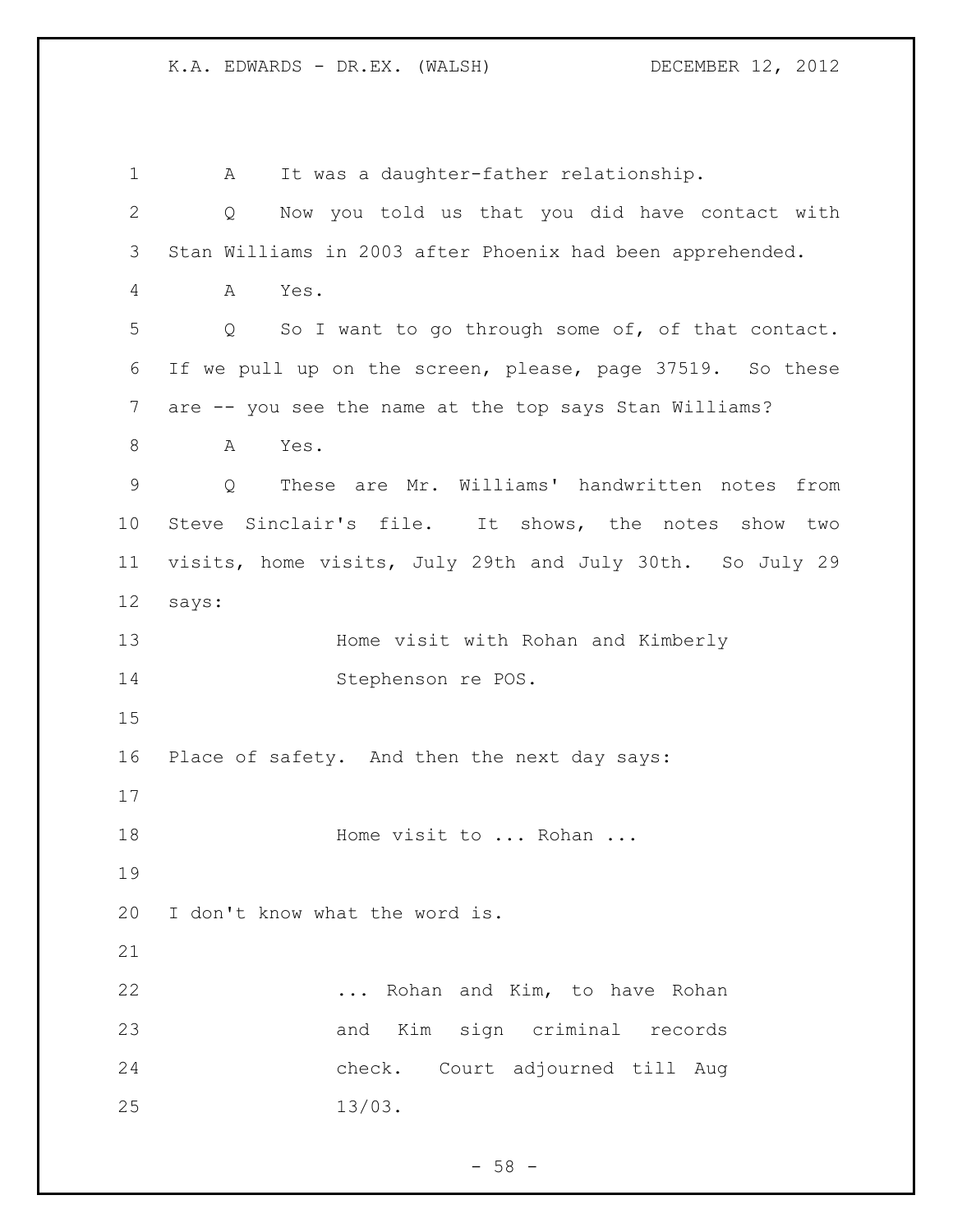A It was a daughter-father relationship.

Q Now you told us that you did have contact with Stan Williams in 2003 after Phoenix had been apprehended.

A Yes.

Q So I want to go through some of, of that contact. If we pull up on the screen, please, page 37519. So these are -- you see the name at the top says Stan Williams?

A Yes.

Q These are Mr. Williams' handwritten notes from Steve Sinclair's file. It shows, the notes show two visits, home visits, July 29th and July 30th. So July 29 says:

> Home visit with Rohan and Kimberly Stephenson re POS.

Place of safety. And then the next day says:

> Home visit to ... Rohan ...

I don't know what the word is.

> ... Rohan and Kim, to have Rohan and Kim sign criminal records check. Court adjourned till Aug 13/03.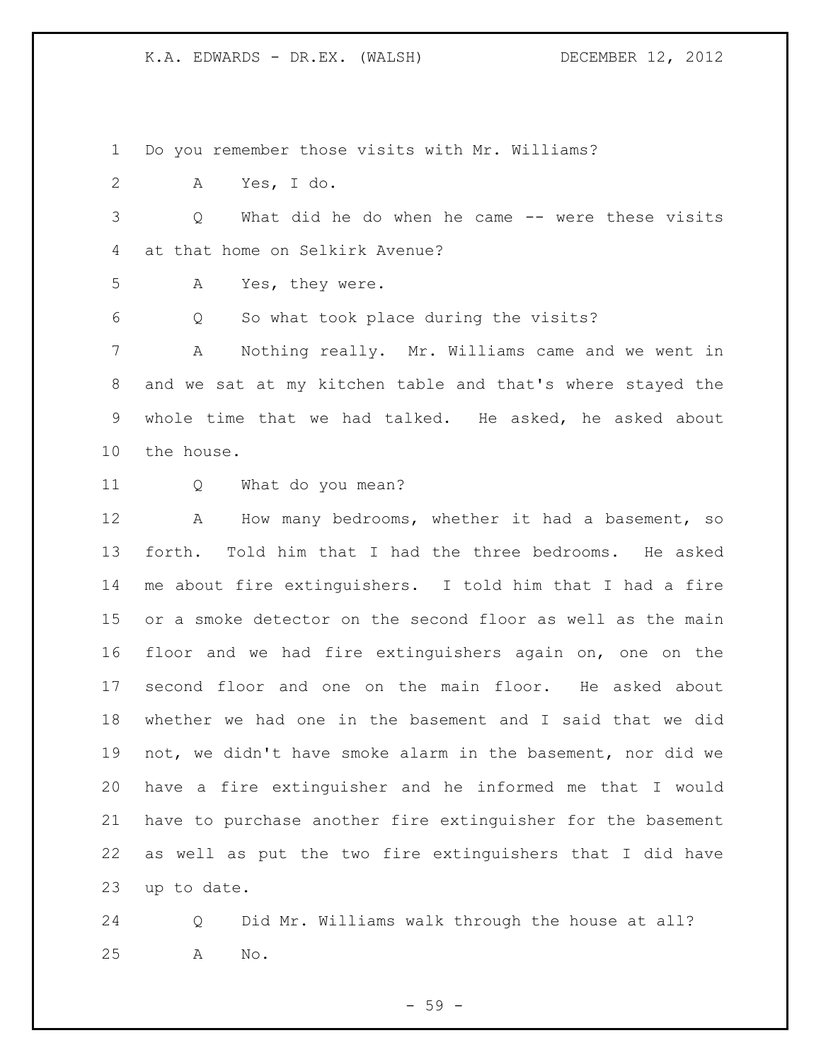Do you remember those visits with Mr. Williams?

A Yes, I do.

Q What did he do when he came -- were these visits at that home on Selkirk Avenue?

A Yes, they were.

Q So what took place during the visits?

A Nothing really. Mr. Williams came and we went in and we sat at my kitchen table and that's where stayed the whole time that we had talked. He asked, he asked about the house.

Q What do you mean?

A How many bedrooms, whether it had a basement, so forth. Told him that I had the three bedrooms. He asked me about fire extinguishers. I told him that I had a fire or a smoke detector on the second floor as well as the main floor and we had fire extinguishers again on, one on the second floor and one on the main floor. He asked about whether we had one in the basement and I said that we did not, we didn't have smoke alarm in the basement, nor did we have a fire extinguisher and he informed me that I would have to purchase another fire extinguisher for the basement as well as put the two fire extinguishers that I did have up to date.

Q Did Mr. Williams walk through the house at all?

A No.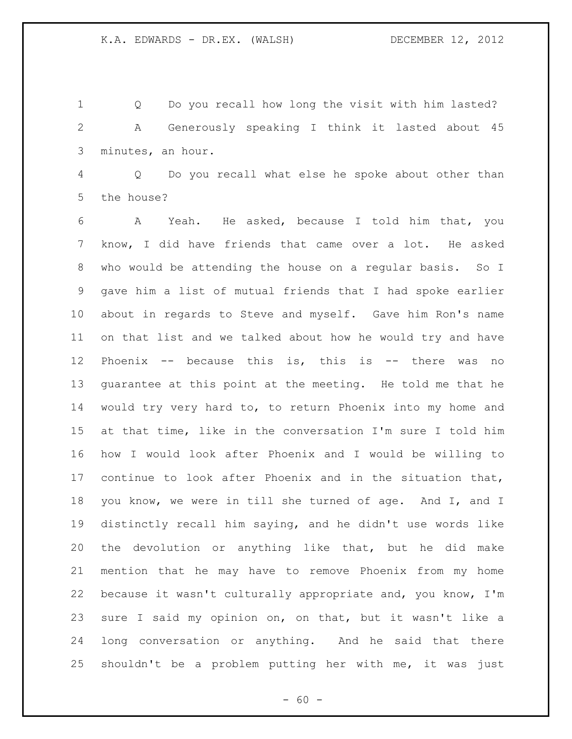Q Do you recall how long the visit with him lasted?

A Generously speaking I think it lasted about 45 minutes, an hour.

Q Do you recall what else he spoke about other than the house?

A Yeah. He asked, because I told him that, you know, I did have friends that came over a lot. He asked who would be attending the house on a regular basis. So I gave him a list of mutual friends that I had spoke earlier about in regards to Steve and myself. Gave him Ron's name on that list and we talked about how he would try and have Phoenix -- because this is, this is -- there was no guarantee at this point at the meeting. He told me that he would try very hard to, to return Phoenix into my home and at that time, like in the conversation I'm sure I told him how I would look after Phoenix and I would be willing to continue to look after Phoenix and in the situation that, you know, we were in till she turned of age. And I, and I distinctly recall him saying, and he didn't use words like the devolution or anything like that, but he did make mention that he may have to remove Phoenix from my home because it wasn't culturally appropriate and, you know, I'm sure I said my opinion on, on that, but it wasn't like a long conversation or anything. And he said that there shouldn't be a problem putting her with me, it was just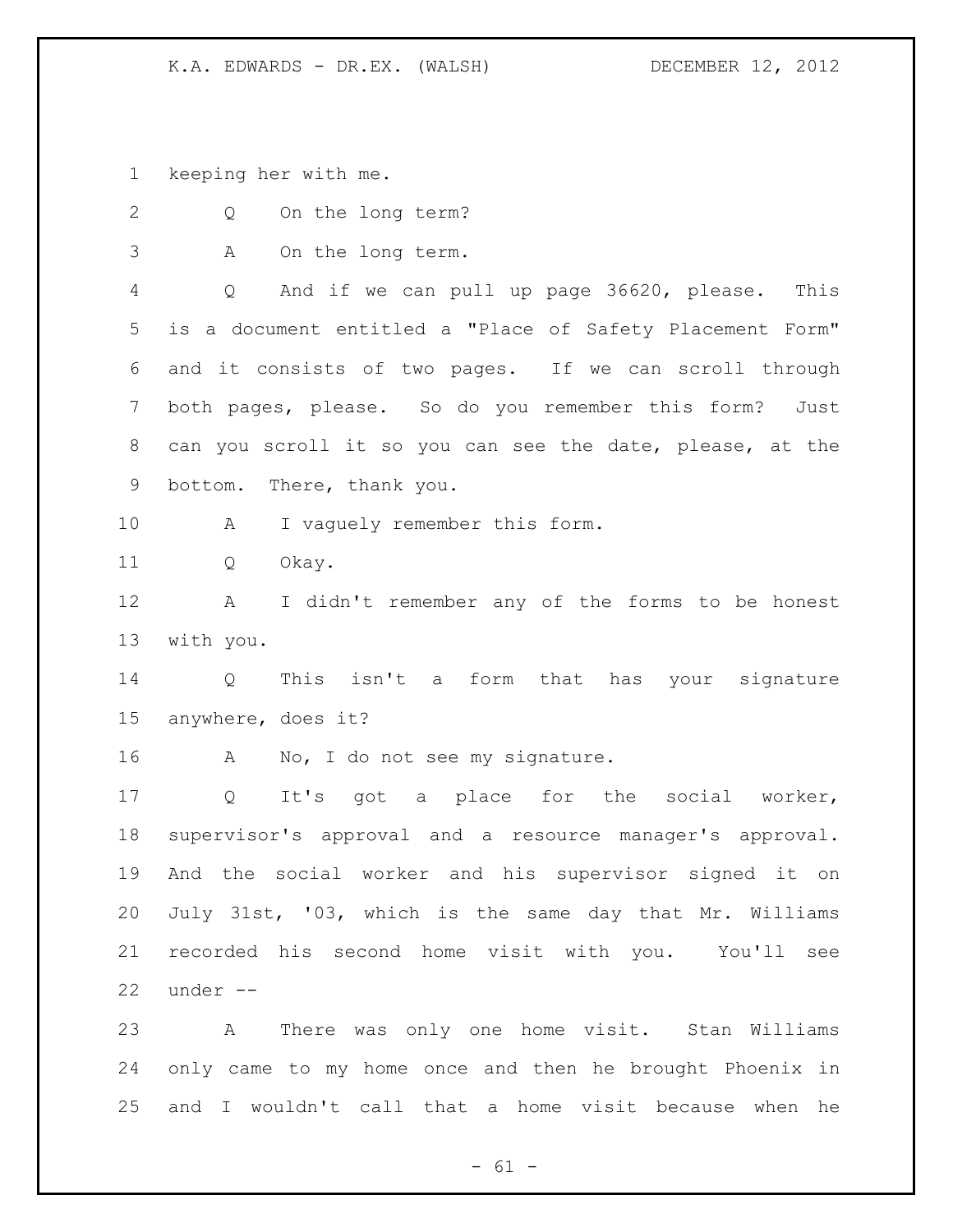keeping her with me.

Q On the long term?

A On the long term.

Q And if we can pull up page 36620, please. This is a document entitled a "Place of Safety Placement Form" and it consists of two pages. If we can scroll through both pages, please. So do you remember this form? Just can you scroll it so you can see the date, please, at the bottom. There, thank you.

A I vaguely remember this form.

Q Okay.

A I didn't remember any of the forms to be honest with you.

Q This isn't a form that has your signature anywhere, does it?

A No, I do not see my signature.

Q It's got a place for the social worker, supervisor's approval and a resource manager's approval. And the social worker and his supervisor signed it on July 31st, '03, which is the same day that Mr. Williams recorded his second home visit with you. You'll see under --

A There was only one home visit. Stan Williams only came to my home once and then he brought Phoenix in and I wouldn't call that a home visit because when he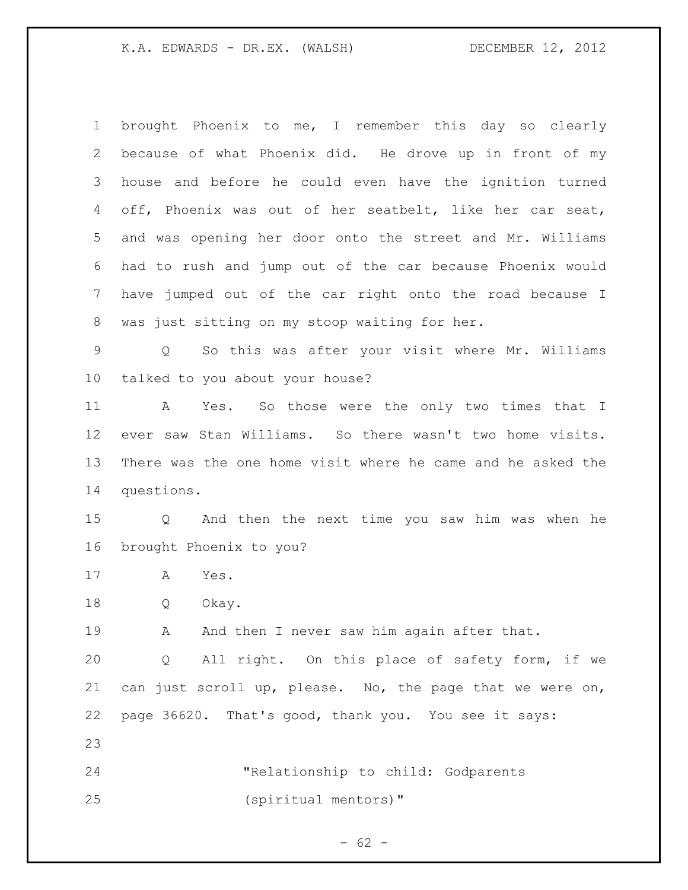brought Phoenix to me, I remember this day so clearly because of what Phoenix did. He drove up in front of my house and before he could even have the ignition turned off, Phoenix was out of her seatbelt, like her car seat, and was opening her door onto the street and Mr. Williams had to rush and jump out of the car because Phoenix would have jumped out of the car right onto the road because I was just sitting on my stoop waiting for her.

Q So this was after your visit where Mr. Williams talked to you about your house?

A Yes. So those were the only two times that I ever saw Stan Williams. So there wasn't two home visits. There was the one home visit where he came and he asked the questions.

Q And then the next time you saw him was when he brought Phoenix to you?

A Yes.

Q Okay.

A And then I never saw him again after that.

Q All right. On this place of safety form, if we can just scroll up, please. No, the page that we were on, page 36620. That's good, thank you. You see it says:

> "Relationship to child: Godparents (spiritual mentors)"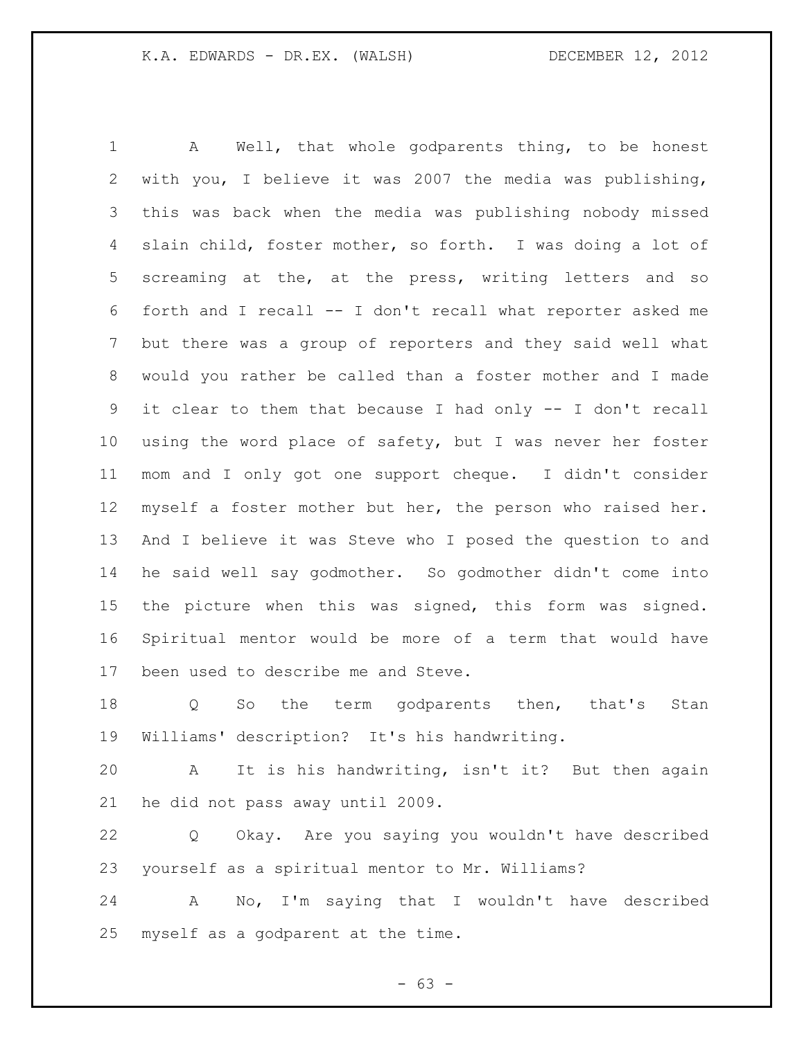A Well, that whole godparents thing, to be honest with you, I believe it was 2007 the media was publishing, this was back when the media was publishing nobody missed slain child, foster mother, so forth. I was doing a lot of screaming at the, at the press, writing letters and so forth and I recall -- I don't recall what reporter asked me but there was a group of reporters and they said well what would you rather be called than a foster mother and I made it clear to them that because I had only -- I don't recall using the word place of safety, but I was never her foster mom and I only got one support cheque. I didn't consider myself a foster mother but her, the person who raised her. And I believe it was Steve who I posed the question to and he said well say godmother. So godmother didn't come into the picture when this was signed, this form was signed. Spiritual mentor would be more of a term that would have been used to describe me and Steve.

Q So the term godparents then, that's Stan Williams' description? It's his handwriting.

A It is his handwriting, isn't it? But then again he did not pass away until 2009.

Q Okay. Are you saying you wouldn't have described yourself as a spiritual mentor to Mr. Williams?

A No, I'm saying that I wouldn't have described myself as a godparent at the time.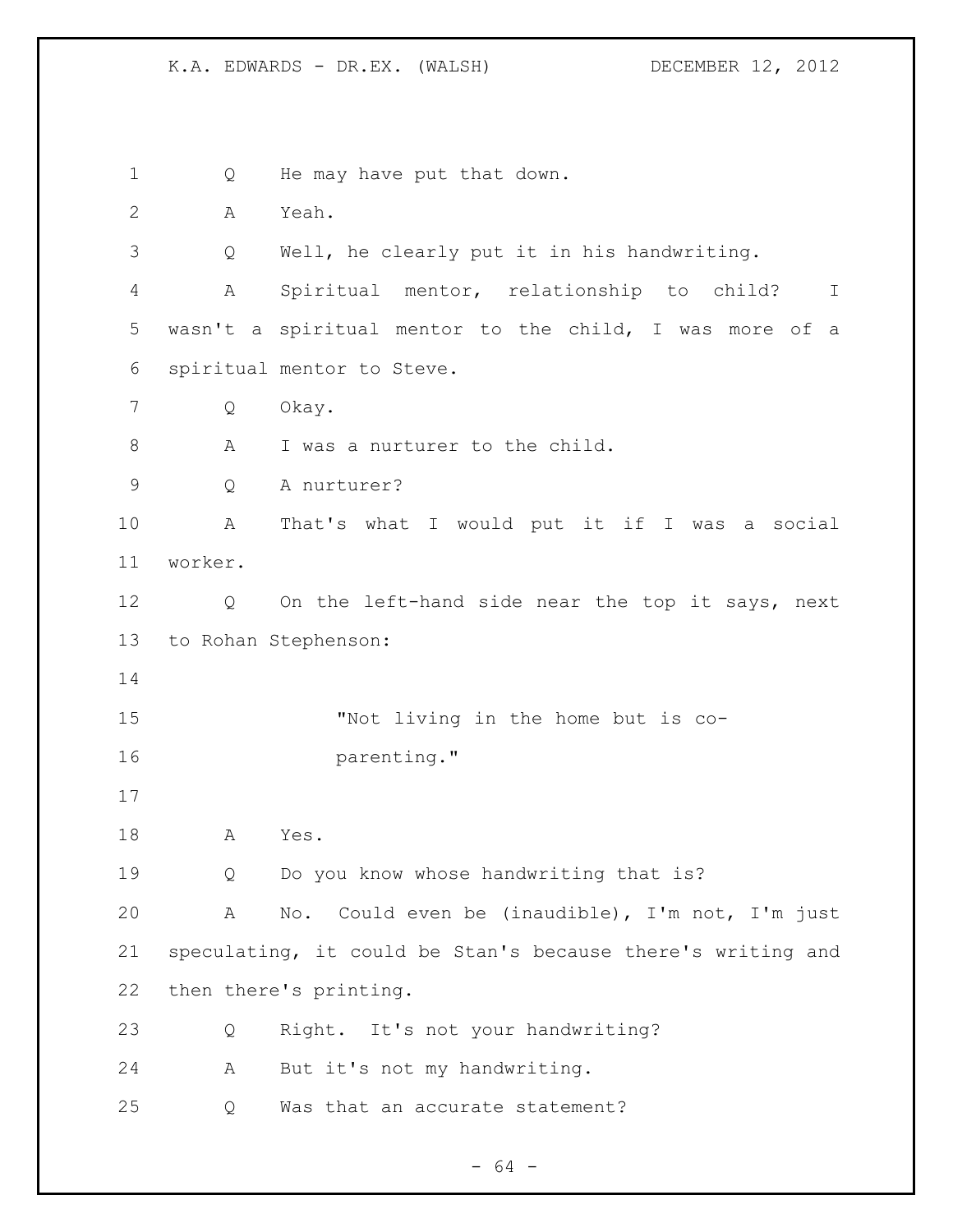Q He may have put that down.

A Yeah.

Q Well, he clearly put it in his handwriting.

A Spiritual mentor, relationship to child? I wasn't a spiritual mentor to the child, I was more of a spiritual mentor to Steve.

Q Okay.

A I was a nurturer to the child.

Q A nurturer?

A That's what I would put it if I was a social worker.

Q On the left-hand side near the top it says, next to Rohan Stephenson:

> "Not living in the home but is co-parenting."

A Yes.

Q Do you know whose handwriting that is?

A No. Could even be (inaudible), I'm not, I'm just speculating, it could be Stan's because there's writing and then there's printing.

Q Right. It's not your handwriting?

A But it's not my handwriting.

Q Was that an accurate statement?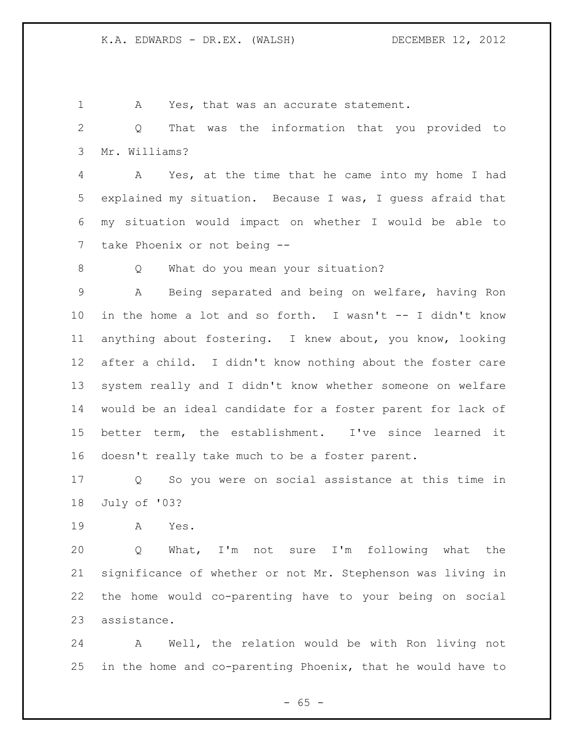A Yes, that was an accurate statement.

Q That was the information that you provided to Mr. Williams?

A Yes, at the time that he came into my home I had explained my situation. Because I was, I guess afraid that my situation would impact on whether I would be able to take Phoenix or not being --

Q What do you mean your situation?

A Being separated and being on welfare, having Ron in the home a lot and so forth. I wasn't -- I didn't know anything about fostering. I knew about, you know, looking after a child. I didn't know nothing about the foster care system really and I didn't know whether someone on welfare would be an ideal candidate for a foster parent for lack of better term, the establishment. I've since learned it doesn't really take much to be a foster parent.

Q So you were on social assistance at this time in July of '03?

A Yes.

Q What, I'm not sure I'm following what the significance of whether or not Mr. Stephenson was living in the home would co-parenting have to your being on social assistance.

A Well, the relation would be with Ron living not in the home and co-parenting Phoenix, that he would have to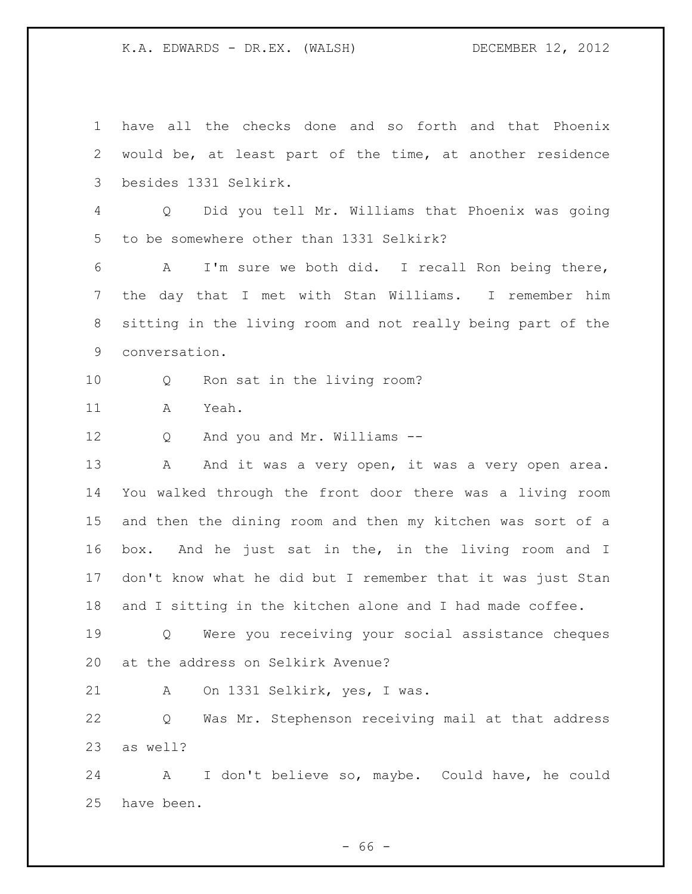have all the checks done and so forth and that Phoenix would be, at least part of the time, at another residence besides 1331 Selkirk.

Q Did you tell Mr. Williams that Phoenix was going to be somewhere other than 1331 Selkirk?

A I'm sure we both did. I recall Ron being there, the day that I met with Stan Williams. I remember him sitting in the living room and not really being part of the conversation.

Q Ron sat in the living room?

A Yeah.

Q And you and Mr. Williams --

A And it was a very open, it was a very open area. You walked through the front door there was a living room and then the dining room and then my kitchen was sort of a box. And he just sat in the, in the living room and I don't know what he did but I remember that it was just Stan and I sitting in the kitchen alone and I had made coffee.

Q Were you receiving your social assistance cheques at the address on Selkirk Avenue?

A On 1331 Selkirk, yes, I was.

Q Was Mr. Stephenson receiving mail at that address as well?

A I don't believe so, maybe. Could have, he could have been.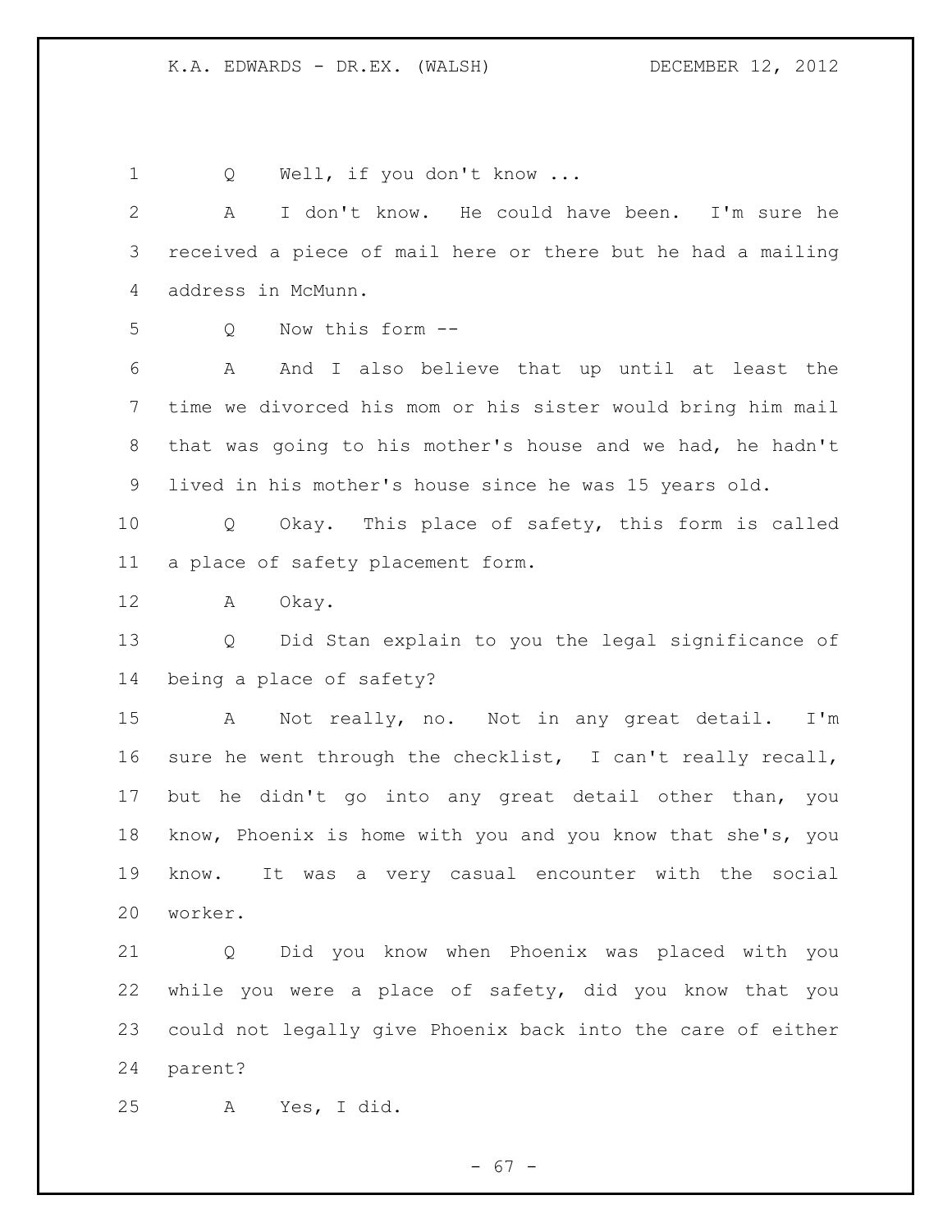Q Well, if you don't know ...

A I don't know. He could have been. I'm sure he received a piece of mail here or there but he had a mailing address in McMunn.

Q Now this form --

A And I also believe that up until at least the time we divorced his mom or his sister would bring him mail that was going to his mother's house and we had, he hadn't lived in his mother's house since he was 15 years old.

Q Okay. This place of safety, this form is called a place of safety placement form.

A Okay.

Q Did Stan explain to you the legal significance of being a place of safety?

A Not really, no. Not in any great detail. I'm sure he went through the checklist, I can't really recall, but he didn't go into any great detail other than, you know, Phoenix is home with you and you know that she's, you know. It was a very casual encounter with the social worker.

Q Did you know when Phoenix was placed with you while you were a place of safety, did you know that you could not legally give Phoenix back into the care of either parent?

A Yes, I did.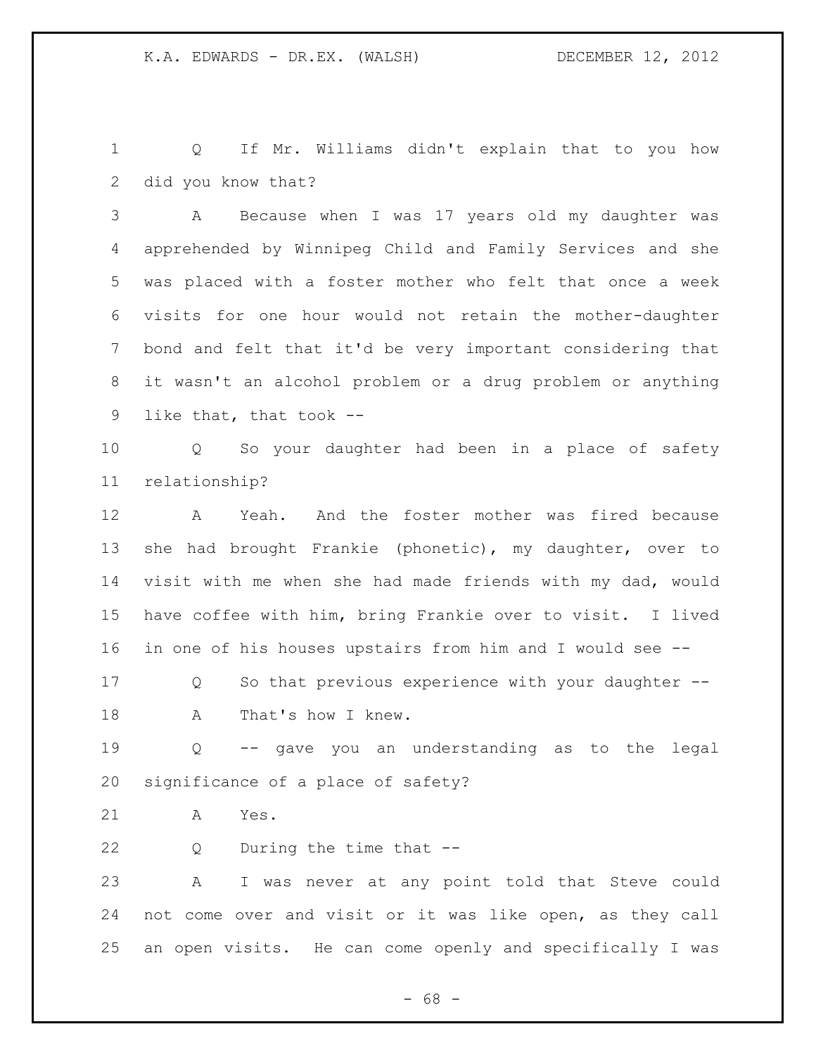Q If Mr. Williams didn't explain that to you how did you know that?

A Because when I was 17 years old my daughter was apprehended by Winnipeg Child and Family Services and she was placed with a foster mother who felt that once a week visits for one hour would not retain the mother-daughter bond and felt that it'd be very important considering that it wasn't an alcohol problem or a drug problem or anything like that, that took --

Q So your daughter had been in a place of safety relationship?

A Yeah. And the foster mother was fired because she had brought Frankie (phonetic), my daughter, over to visit with me when she had made friends with my dad, would have coffee with him, bring Frankie over to visit. I lived in one of his houses upstairs from him and I would see --

Q So that previous experience with your daughter --

A That's how I knew.

Q -- gave you an understanding as to the legal significance of a place of safety?

A Yes.

Q During the time that --

A I was never at any point told that Steve could not come over and visit or it was like open, as they call an open visits. He can come openly and specifically I was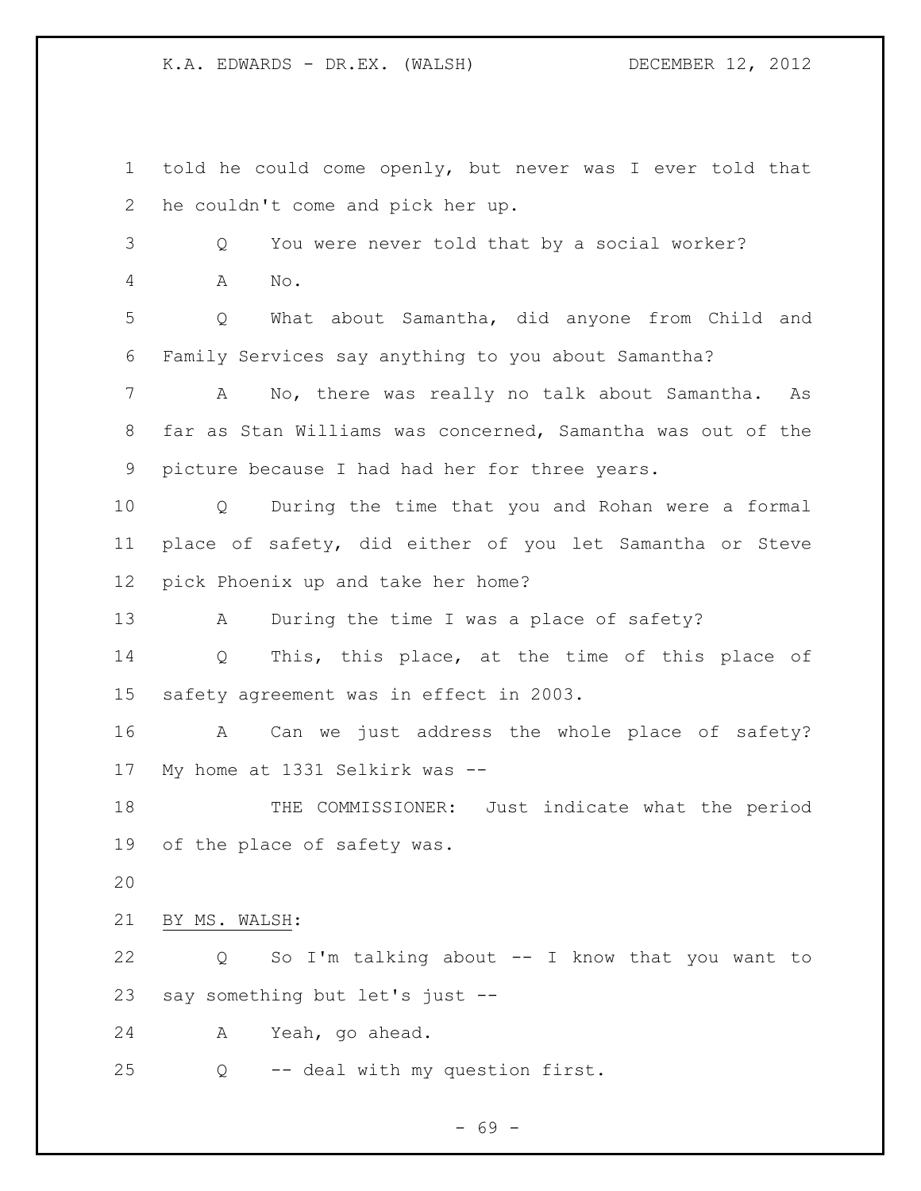told he could come openly, but never was I ever told that he couldn't come and pick her up.

Q You were never told that by a social worker?

A No.

Q What about Samantha, did anyone from Child and Family Services say anything to you about Samantha?

A No, there was really no talk about Samantha. As far as Stan Williams was concerned, Samantha was out of the picture because I had had her for three years.

Q During the time that you and Rohan were a formal place of safety, did either of you let Samantha or Steve pick Phoenix up and take her home?

A During the time I was a place of safety?

Q This, this place, at the time of this place of safety agreement was in effect in 2003.

A Can we just address the whole place of safety? My home at 1331 Selkirk was --

THE COMMISSIONER: Just indicate what the period of the place of safety was.

BY MS. WALSH:

Q So I'm talking about -- I know that you want to say something but let's just --

A Yeah, go ahead.

Q -- deal with my question first.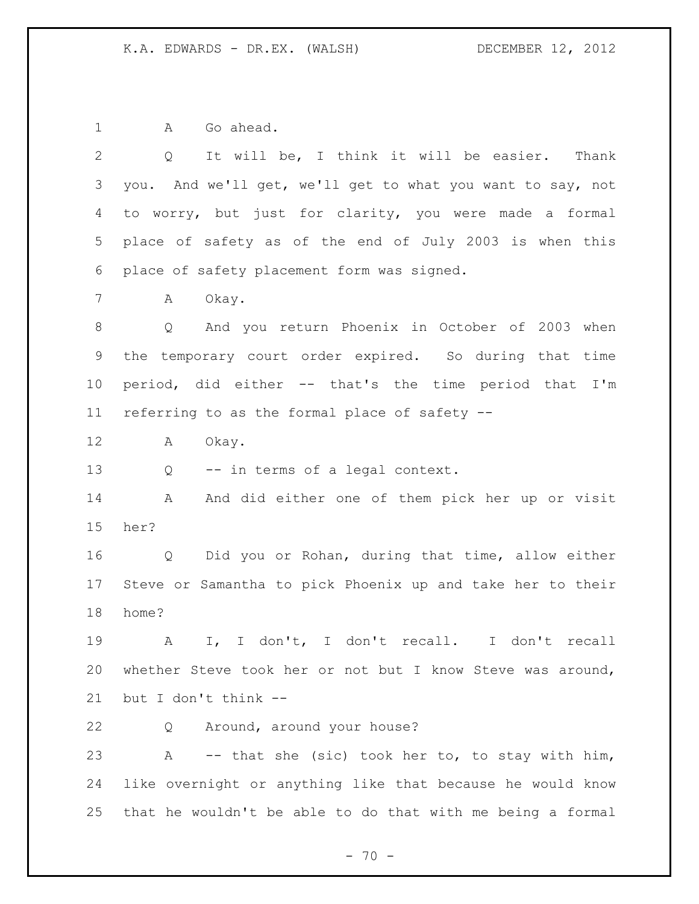A Go ahead.

Q It will be, I think it will be easier. Thank you. And we'll get, we'll get to what you want to say, not to worry, but just for clarity, you were made a formal place of safety as of the end of July 2003 is when this place of safety placement form was signed.

A Okay.

Q And you return Phoenix in October of 2003 when the temporary court order expired. So during that time period, did either -- that's the time period that I'm referring to as the formal place of safety --

A Okay.

Q -- in terms of a legal context.

A And did either one of them pick her up or visit her?

Q Did you or Rohan, during that time, allow either Steve or Samantha to pick Phoenix up and take her to their home?

A I, I don't, I don't recall. I don't recall whether Steve took her or not but I know Steve was around, but I don't think --

Q Around, around your house?

A -- that she (sic) took her to, to stay with him, like overnight or anything like that because he would know that he wouldn't be able to do that with me being a formal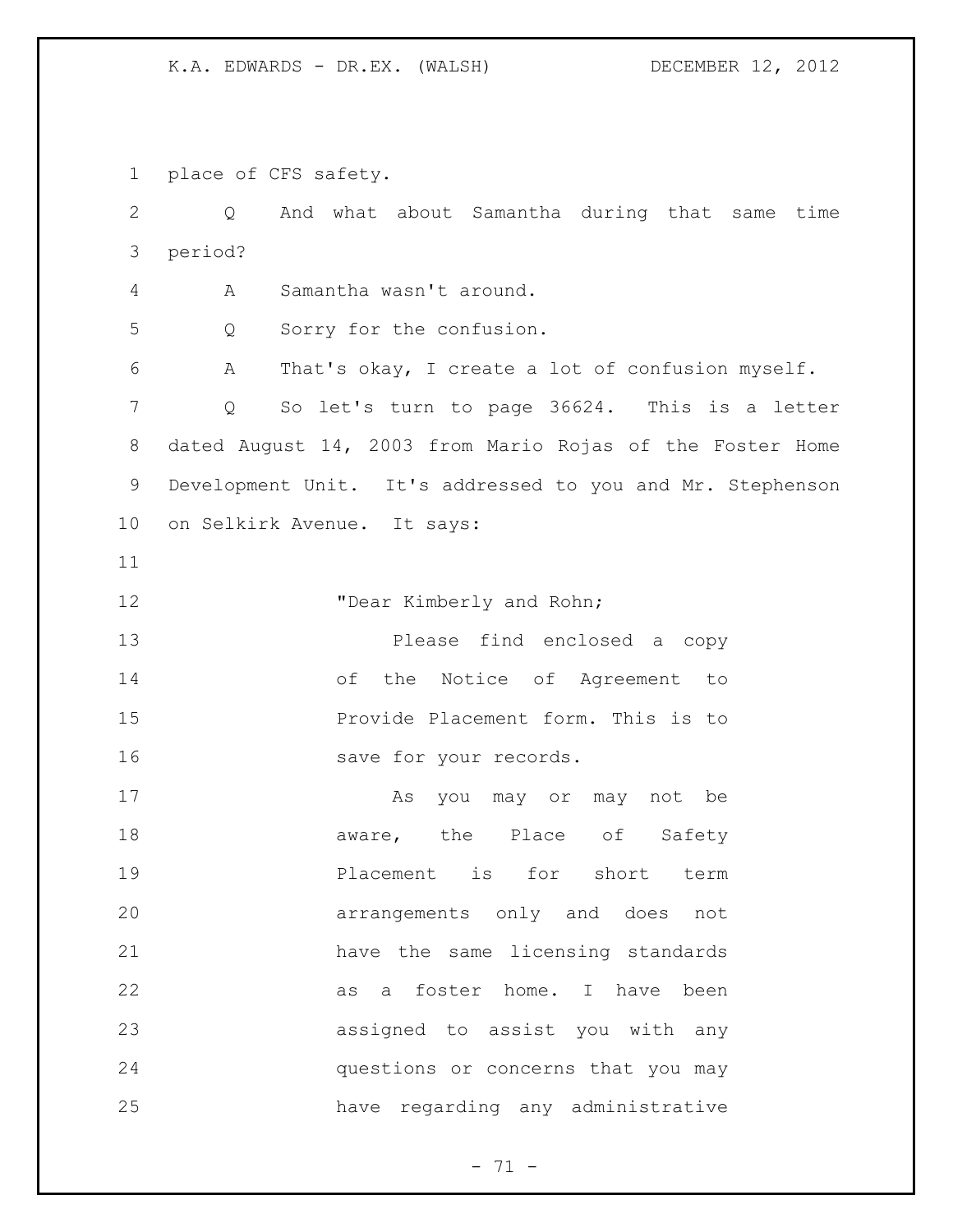place of CFS safety.

Q And what about Samantha during that same time period?

A Samantha wasn't around.

Q Sorry for the confusion.

A That's okay, I create a lot of confusion myself.

Q So let's turn to page 36624. This is a letter dated August 14, 2003 from Mario Rojas of the Foster Home Development Unit. It's addressed to you and Mr. Stephenson on Selkirk Avenue. It says:

> "Dear Kimberly and Rohn;
>
> Please find enclosed a copy of the Notice of Agreement to Provide Placement form. This is to save for your records.
>
> As you may or may not be aware, the Place of Safety Placement is for short term arrangements only and does not have the same licensing standards as a foster home. I have been assigned to assist you with any questions or concerns that you may have regarding any administrative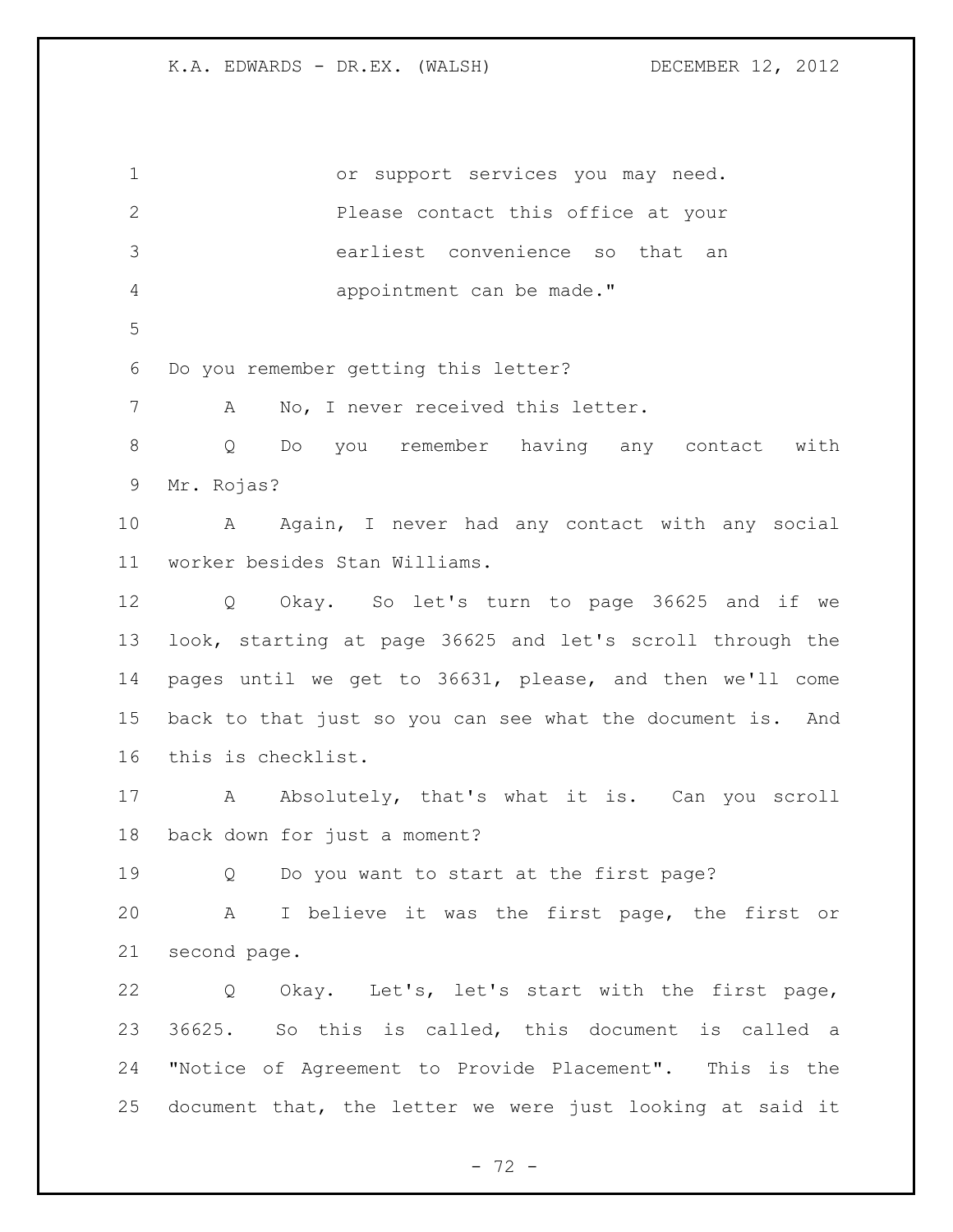or support services you may need. Please contact this office at your earliest convenience so that an appointment can be made."

Do you remember getting this letter?

A No, I never received this letter.

Q Do you remember having any contact with Mr. Rojas?

A Again, I never had any contact with any social worker besides Stan Williams.

Q Okay. So let's turn to page 36625 and if we look, starting at page 36625 and let's scroll through the pages until we get to 36631, please, and then we'll come back to that just so you can see what the document is. And this is checklist.

A Absolutely, that's what it is. Can you scroll back down for just a moment?

Q Do you want to start at the first page?

A I believe it was the first page, the first or second page.

Q Okay. Let's, let's start with the first page, 36625. So this is called, this document is called a "Notice of Agreement to Provide Placement". This is the document that, the letter we were just looking at said it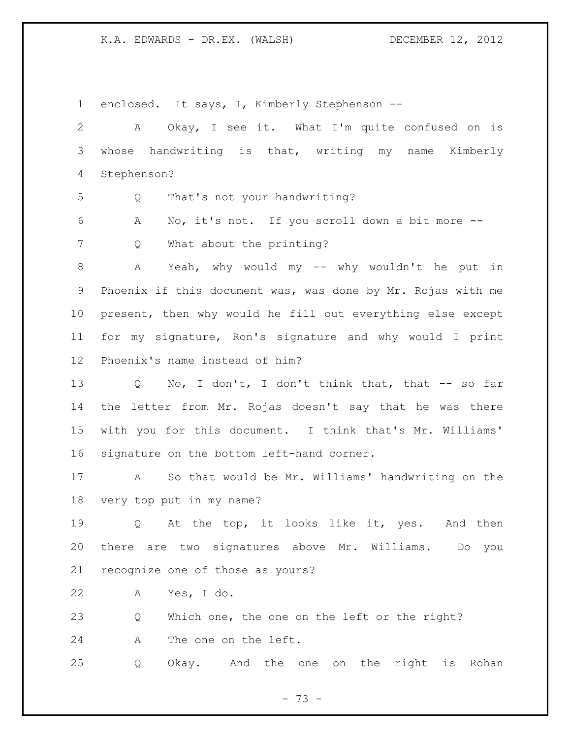enclosed. It says, I, Kimberly Stephenson --

A Okay, I see it. What I'm quite confused on is whose handwriting is that, writing my name Kimberly Stephenson?

Q That's not your handwriting?

A No, it's not. If you scroll down a bit more --

Q What about the printing?

A Yeah, why would my -- why wouldn't he put in Phoenix if this document was, was done by Mr. Rojas with me present, then why would he fill out everything else except for my signature, Ron's signature and why would I print Phoenix's name instead of him?

Q No, I don't, I don't think that, that -- so far the letter from Mr. Rojas doesn't say that he was there with you for this document. I think that's Mr. Williams' signature on the bottom left-hand corner.

A So that would be Mr. Williams' handwriting on the very top put in my name?

Q At the top, it looks like it, yes. And then there are two signatures above Mr. Williams. Do you recognize one of those as yours?

A Yes, I do.

Q Which one, the one on the left or the right?

A The one on the left.

Q Okay. And the one on the right is Rohan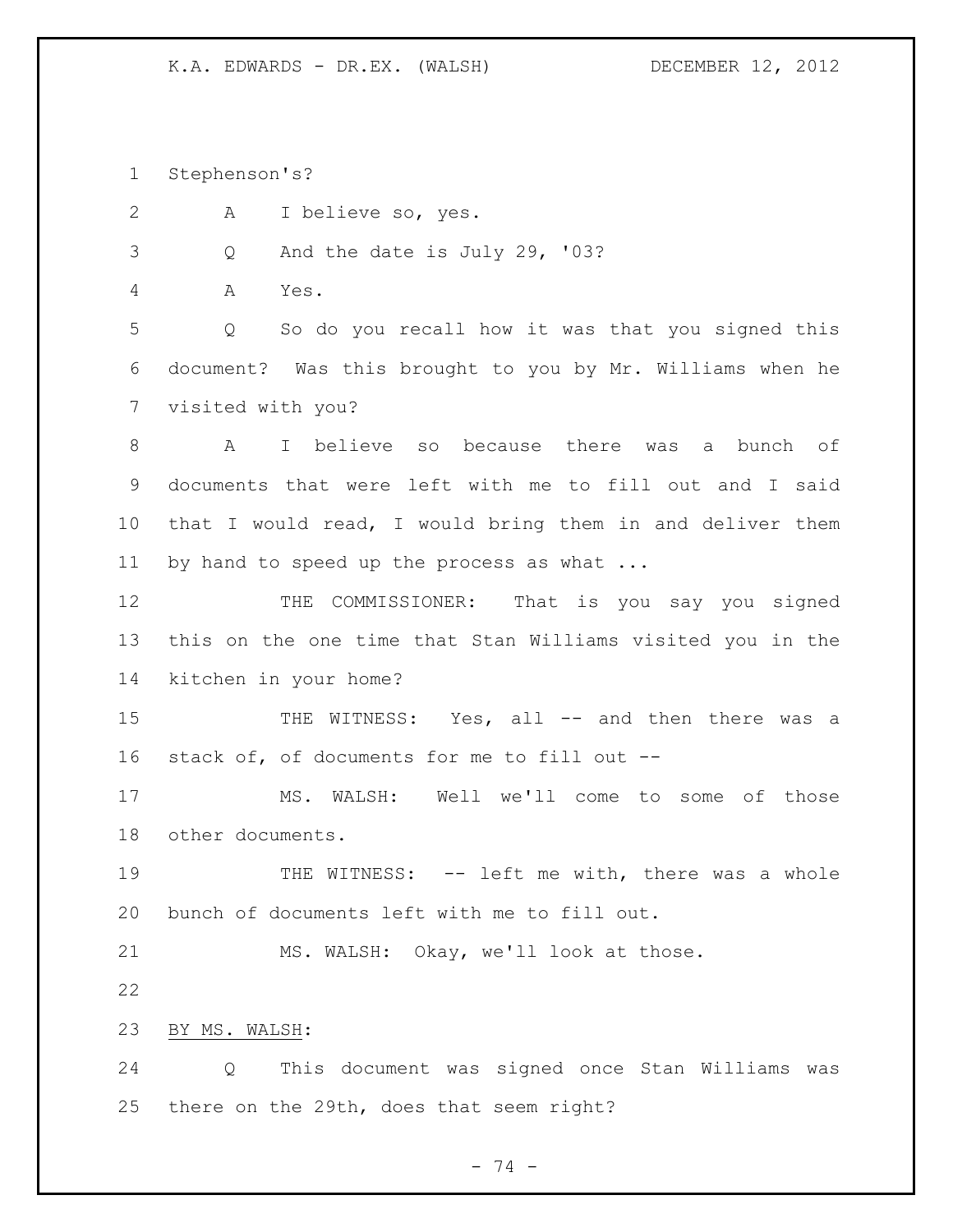Stephenson's?

A I believe so, yes.

Q And the date is July 29, '03?

A Yes.

Q So do you recall how it was that you signed this document? Was this brought to you by Mr. Williams when he visited with you?

A I believe so because there was a bunch of documents that were left with me to fill out and I said that I would read, I would bring them in and deliver them by hand to speed up the process as what ...

THE COMMISSIONER: That is you say you signed this on the one time that Stan Williams visited you in the kitchen in your home?

THE WITNESS: Yes, all -- and then there was a stack of, of documents for me to fill out --

MS. WALSH: Well we'll come to some of those other documents.

THE WITNESS: -- left me with, there was a whole bunch of documents left with me to fill out.

MS. WALSH: Okay, we'll look at those.

BY MS. WALSH:

Q This document was signed once Stan Williams was there on the 29th, does that seem right?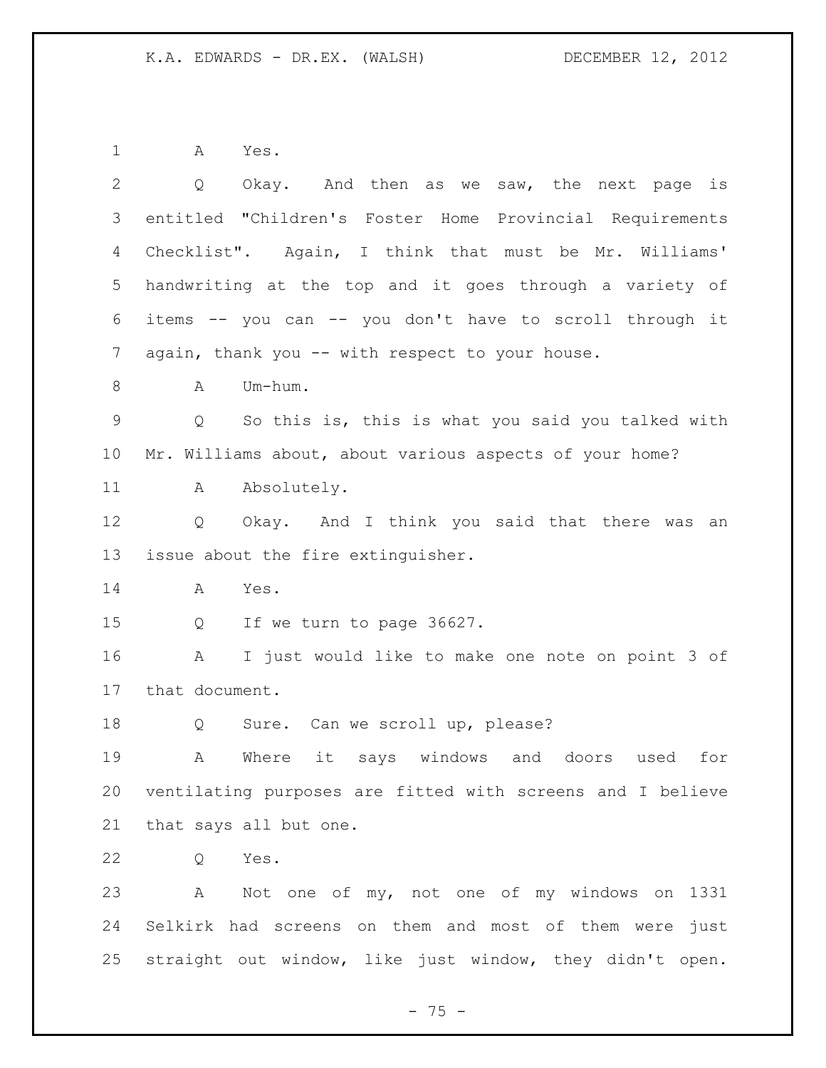A Yes.

Q Okay. And then as we saw, the next page is entitled "Children's Foster Home Provincial Requirements Checklist". Again, I think that must be Mr. Williams' handwriting at the top and it goes through a variety of items -- you can -- you don't have to scroll through it again, thank you -- with respect to your house.

A Um-hum.

Q So this is, this is what you said you talked with Mr. Williams about, about various aspects of your home?

A Absolutely.

Q Okay. And I think you said that there was an issue about the fire extinguisher.

A Yes.

Q If we turn to page 36627.

A I just would like to make one note on point 3 of that document.

Q Sure. Can we scroll up, please?

A Where it says windows and doors used for ventilating purposes are fitted with screens and I believe that says all but one.

Q Yes.

A Not one of my, not one of my windows on 1331 Selkirk had screens on them and most of them were just straight out window, like just window, they didn't open.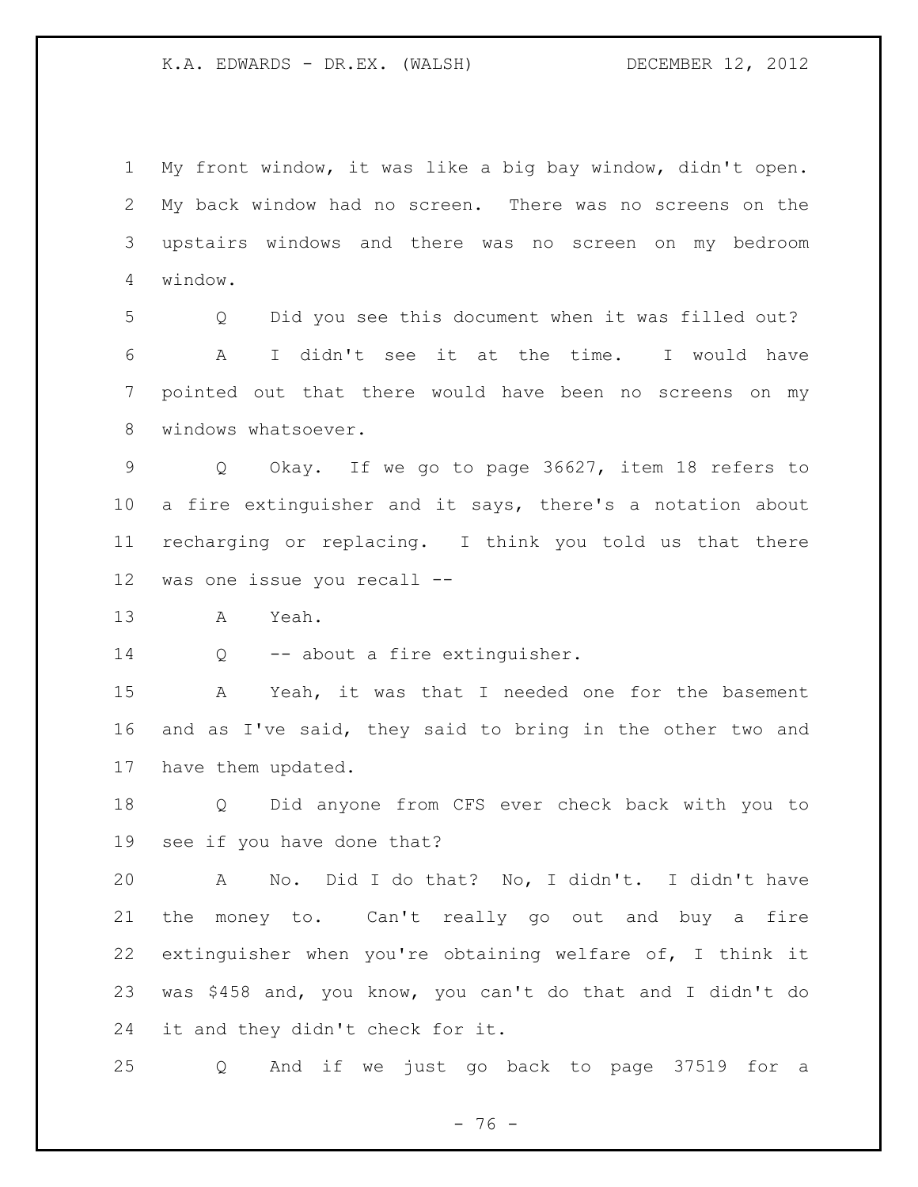My front window, it was like a big bay window, didn't open. My back window had no screen. There was no screens on the upstairs windows and there was no screen on my bedroom window.

Q Did you see this document when it was filled out?

A I didn't see it at the time. I would have pointed out that there would have been no screens on my windows whatsoever.

Q Okay. If we go to page 36627, item 18 refers to a fire extinguisher and it says, there's a notation about recharging or replacing. I think you told us that there was one issue you recall --

A Yeah.

Q -- about a fire extinguisher.

A Yeah, it was that I needed one for the basement and as I've said, they said to bring in the other two and have them updated.

Q Did anyone from CFS ever check back with you to see if you have done that?

A No. Did I do that? No, I didn't. I didn't have the money to. Can't really go out and buy a fire extinguisher when you're obtaining welfare of, I think it was $458 and, you know, you can't do that and I didn't do it and they didn't check for it.

Q And if we just go back to page 37519 for a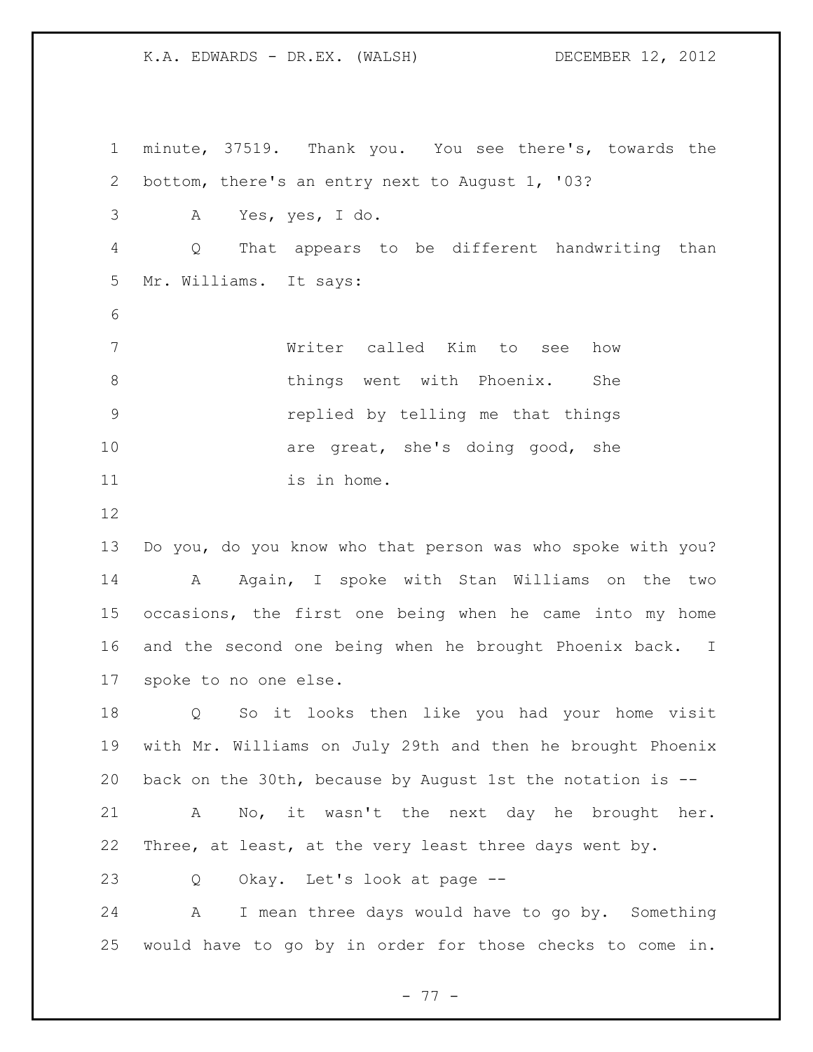minute, 37519. Thank you. You see there's, towards the bottom, there's an entry next to August 1, '03?

A Yes, yes, I do.

Q That appears to be different handwriting than Mr. Williams. It says:

> Writer called Kim to see how things went with Phoenix. She replied by telling me that things are great, she's doing good, she is in home.

Do you, do you know who that person was who spoke with you?

A Again, I spoke with Stan Williams on the two occasions, the first one being when he came into my home and the second one being when he brought Phoenix back. I spoke to no one else.

Q So it looks then like you had your home visit with Mr. Williams on July 29th and then he brought Phoenix back on the 30th, because by August 1st the notation is --

A No, it wasn't the next day he brought her. Three, at least, at the very least three days went by.

Q Okay. Let's look at page --

A I mean three days would have to go by. Something would have to go by in order for those checks to come in.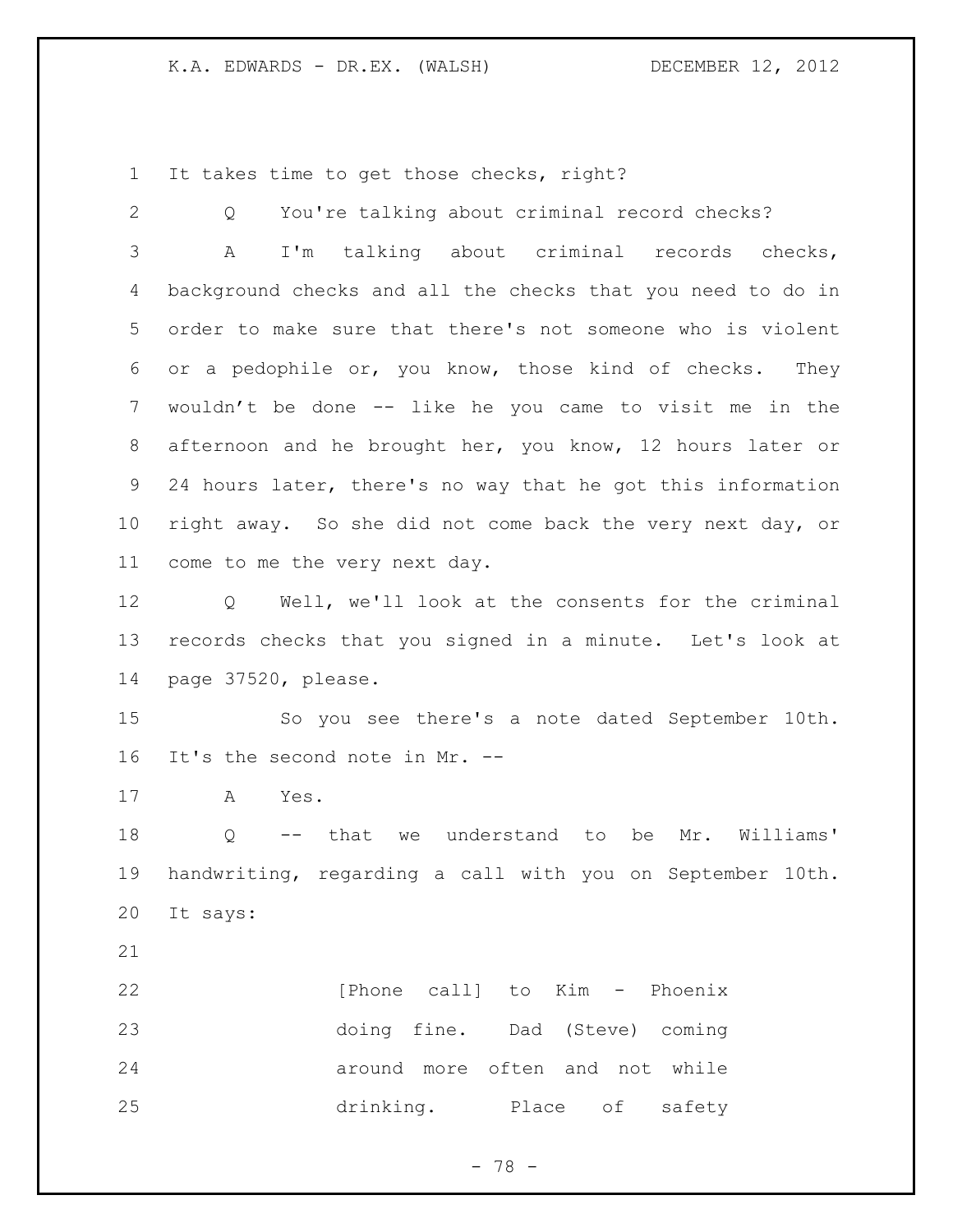It takes time to get those checks, right?

Q You're talking about criminal record checks?

A I'm talking about criminal records checks, background checks and all the checks that you need to do in order to make sure that there's not someone who is violent or a pedophile or, you know, those kind of checks. They wouldn't be done -- like he you came to visit me in the afternoon and he brought her, you know, 12 hours later or 24 hours later, there's no way that he got this information right away. So she did not come back the very next day, or come to me the very next day.

Q Well, we'll look at the consents for the criminal records checks that you signed in a minute. Let's look at page 37520, please.

So you see there's a note dated September 10th. It's the second note in Mr. --

A Yes.

Q -- that we understand to be Mr. Williams' handwriting, regarding a call with you on September 10th. It says:

> [Phone call] to Kim - Phoenix doing fine. Dad (Steve) coming around more often and not while drinking. Place of safety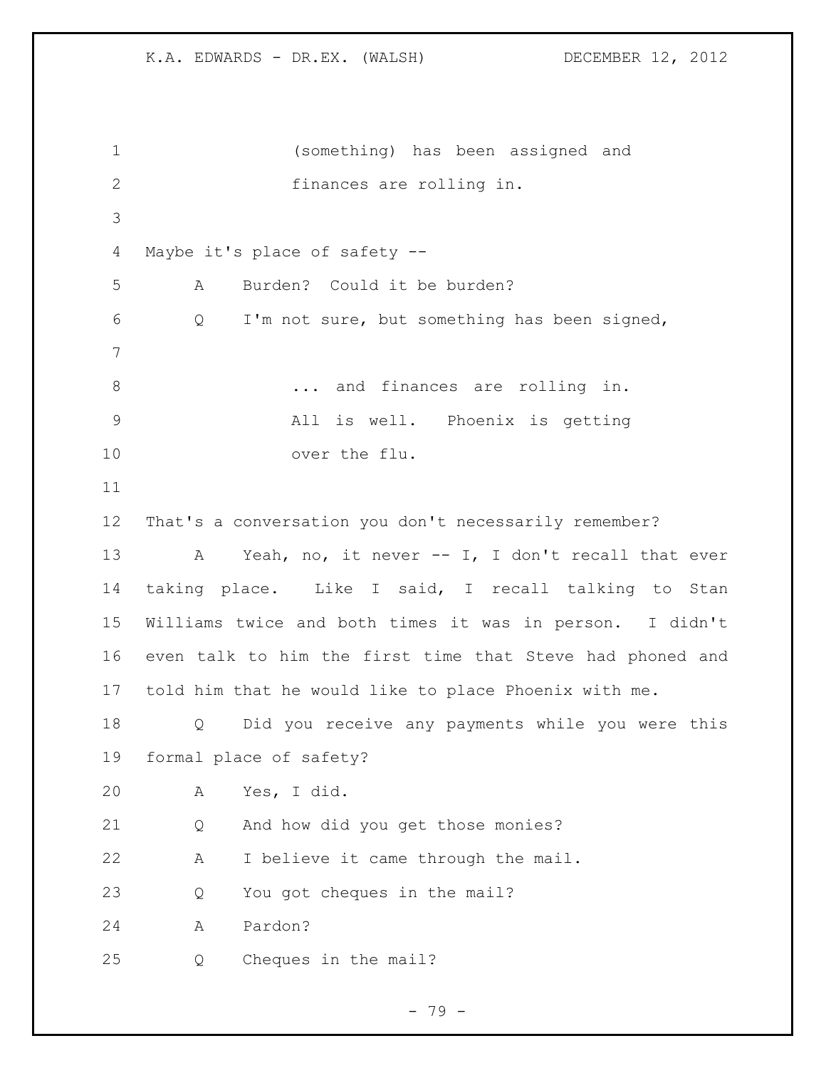(something) has been assigned and finances are rolling in.

Maybe it's place of safety --

A Burden? Could it be burden?

Q I'm not sure, but something has been signed,

... and finances are rolling in. All is well. Phoenix is getting over the flu.

That's a conversation you don't necessarily remember?

A Yeah, no, it never -- I, I don't recall that ever taking place. Like I said, I recall talking to Stan Williams twice and both times it was in person. I didn't even talk to him the first time that Steve had phoned and told him that he would like to place Phoenix with me.

Q Did you receive any payments while you were this formal place of safety?

A Yes, I did.

Q And how did you get those monies?

A I believe it came through the mail.

Q You got cheques in the mail?

A Pardon?

Q Cheques in the mail?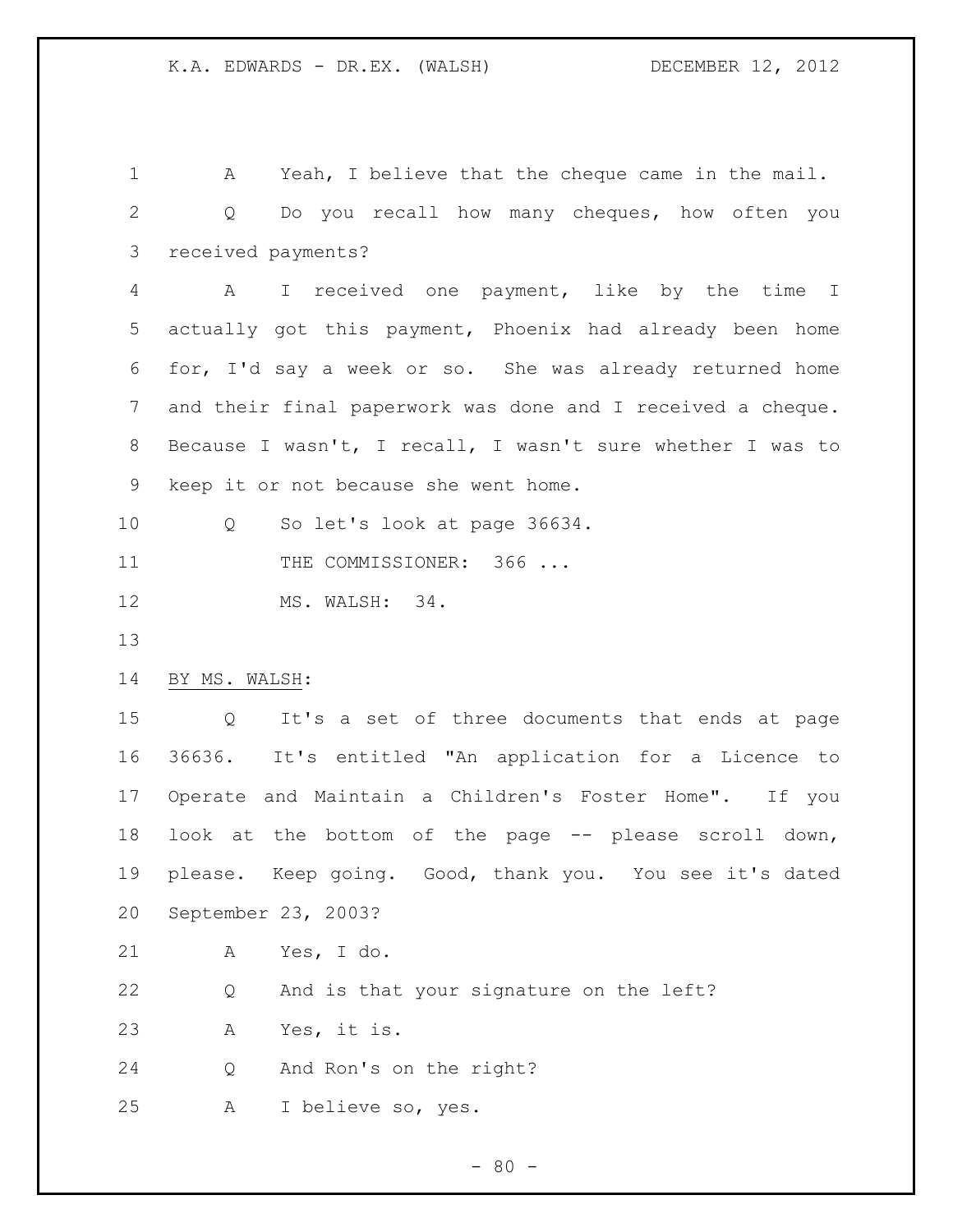A Yeah, I believe that the cheque came in the mail.

Q Do you recall how many cheques, how often you received payments?

A I received one payment, like by the time I actually got this payment, Phoenix had already been home for, I'd say a week or so. She was already returned home and their final paperwork was done and I received a cheque. Because I wasn't, I recall, I wasn't sure whether I was to keep it or not because she went home.

Q So let's look at page 36634.

THE COMMISSIONER: 366 ...

MS. WALSH: 34.

BY MS. WALSH:

Q It's a set of three documents that ends at page 36636. It's entitled "An application for a Licence to Operate and Maintain a Children's Foster Home". If you look at the bottom of the page -- please scroll down, please. Keep going. Good, thank you. You see it's dated September 23, 2003?

A Yes, I do.

Q And is that your signature on the left?

A Yes, it is.

Q And Ron's on the right?

A I believe so, yes.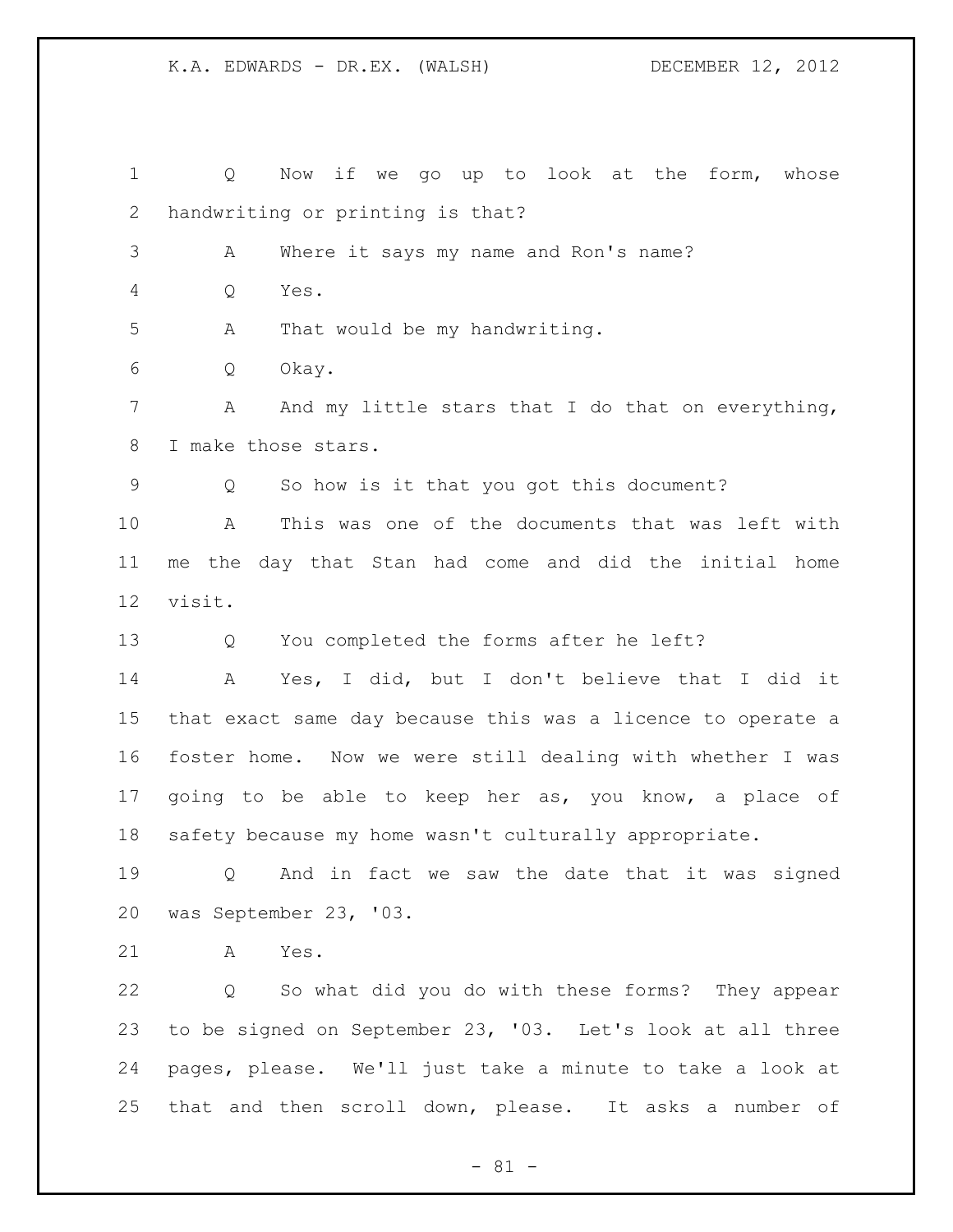Q Now if we go up to look at the form, whose handwriting or printing is that?

A Where it says my name and Ron's name?

Q Yes.

A That would be my handwriting.

Q Okay.

A And my little stars that I do that on everything, I make those stars.

Q So how is it that you got this document?

A This was one of the documents that was left with me the day that Stan had come and did the initial home visit.

Q You completed the forms after he left?

A Yes, I did, but I don't believe that I did it that exact same day because this was a licence to operate a foster home. Now we were still dealing with whether I was going to be able to keep her as, you know, a place of safety because my home wasn't culturally appropriate.

Q And in fact we saw the date that it was signed was September 23, '03.

A Yes.

Q So what did you do with these forms? They appear to be signed on September 23, '03. Let's look at all three pages, please. We'll just take a minute to take a look at that and then scroll down, please. It asks a number of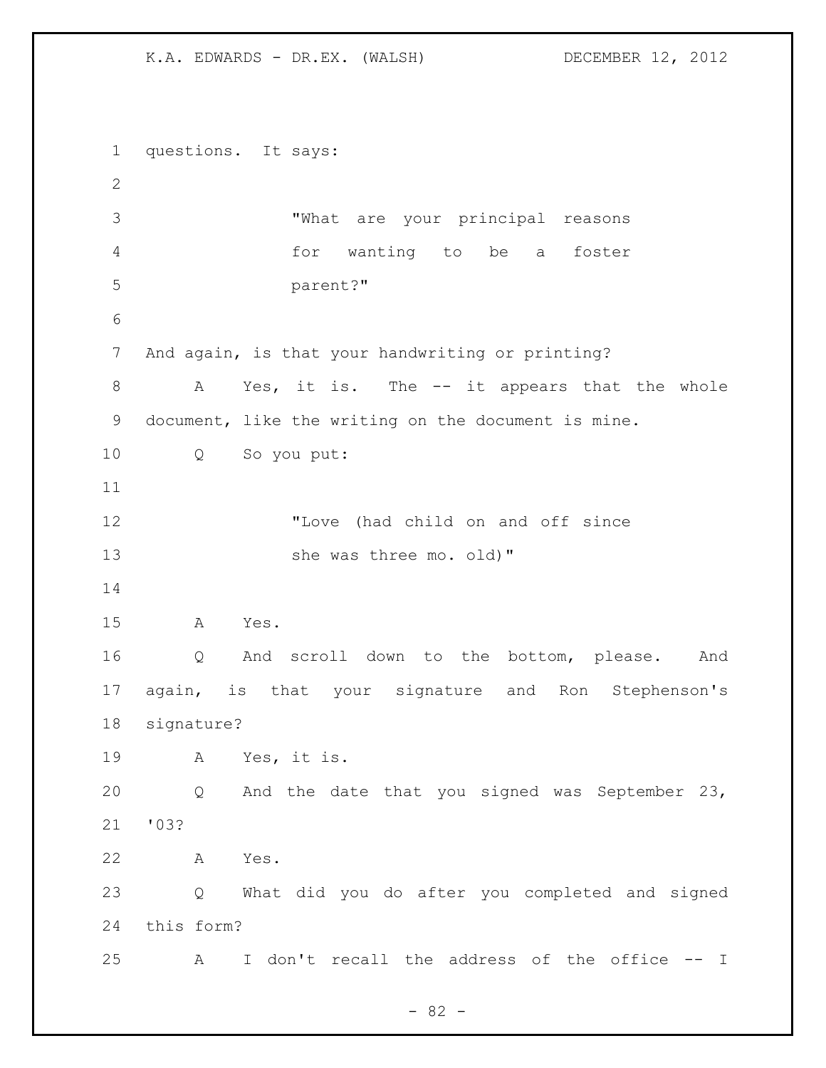questions. It says:

> "What are your principal reasons for wanting to be a foster parent?"

And again, is that your handwriting or printing?

A Yes, it is. The -- it appears that the whole document, like the writing on the document is mine.

Q So you put:

> "Love (had child on and off since she was three mo. old)"

A Yes.

Q And scroll down to the bottom, please. And again, is that your signature and Ron Stephenson's signature?

A Yes, it is.

Q And the date that you signed was September 23, '03?

A Yes.

Q What did you do after you completed and signed this form?

A I don't recall the address of the office -- I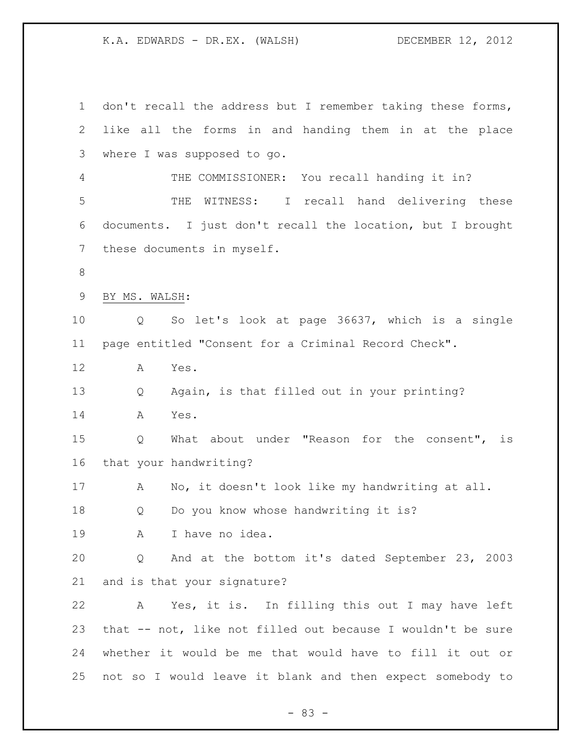don't recall the address but I remember taking these forms, like all the forms in and handing them in at the place where I was supposed to go.

THE COMMISSIONER: You recall handing it in?

THE WITNESS: I recall hand delivering these documents. I just don't recall the location, but I brought these documents in myself.

BY MS. WALSH:

Q So let's look at page 36637, which is a single page entitled "Consent for a Criminal Record Check".

A Yes.

Q Again, is that filled out in your printing?

A Yes.

Q What about under "Reason for the consent", is that your handwriting?

A No, it doesn't look like my handwriting at all.

Q Do you know whose handwriting it is?

A I have no idea.

Q And at the bottom it's dated September 23, 2003 and is that your signature?

A Yes, it is. In filling this out I may have left that -- not, like not filled out because I wouldn't be sure whether it would be me that would have to fill it out or not so I would leave it blank and then expect somebody to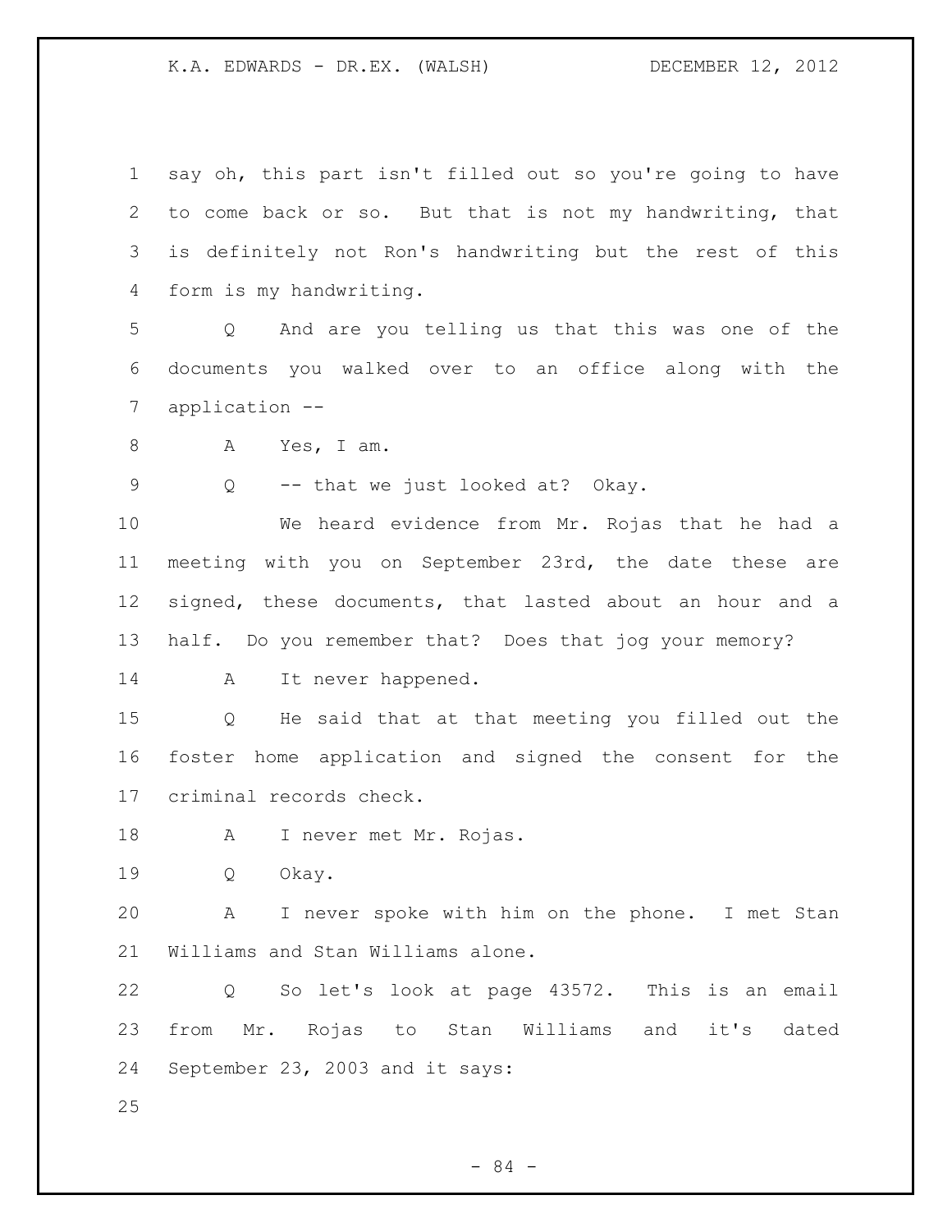say oh, this part isn't filled out so you're going to have to come back or so. But that is not my handwriting, that is definitely not Ron's handwriting but the rest of this form is my handwriting.

Q And are you telling us that this was one of the documents you walked over to an office along with the application --

A Yes, I am.

Q -- that we just looked at? Okay.

We heard evidence from Mr. Rojas that he had a meeting with you on September 23rd, the date these are signed, these documents, that lasted about an hour and a half. Do you remember that? Does that jog your memory?

A It never happened.

Q He said that at that meeting you filled out the foster home application and signed the consent for the criminal records check.

A I never met Mr. Rojas.

Q Okay.

A I never spoke with him on the phone. I met Stan Williams and Stan Williams alone.

Q So let's look at page 43572. This is an email from Mr. Rojas to Stan Williams and it's dated September 23, 2003 and it says: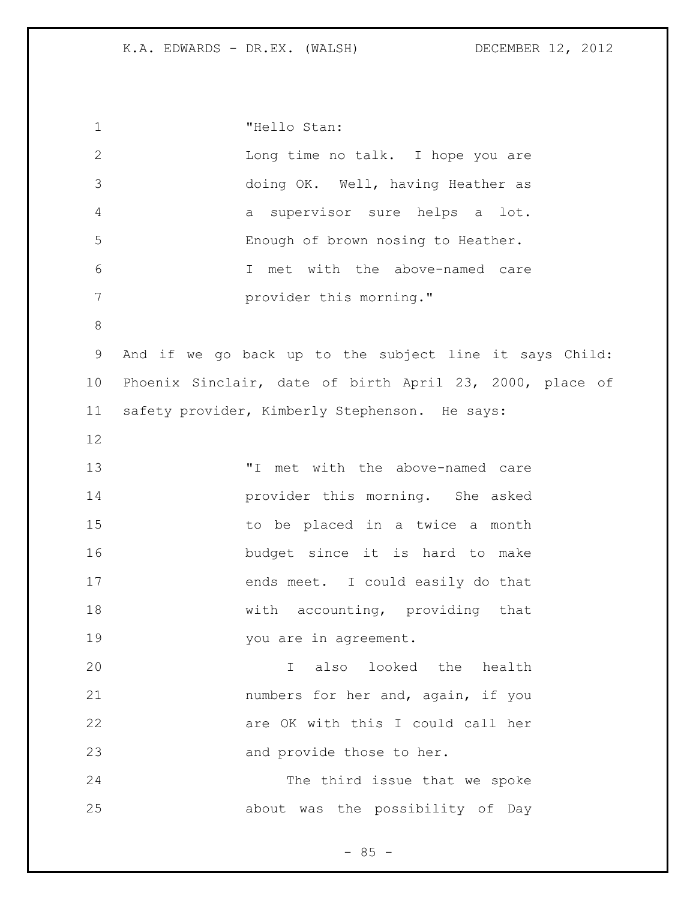"Hello Stan:
Long time no talk. I hope you are doing OK. Well, having Heather as a supervisor sure helps a lot. Enough of brown nosing to Heather. I met with the above-named care provider this morning."

And if we go back up to the subject line it says Child: Phoenix Sinclair, date of birth April 23, 2000, place of safety provider, Kimberly Stephenson. He says:

"I met with the above-named care provider this morning. She asked to be placed in a twice a month budget since it is hard to make ends meet. I could easily do that with accounting, providing that you are in agreement.

I also looked the health numbers for her and, again, if you are OK with this I could call her and provide those to her.

The third issue that we spoke about was the possibility of Day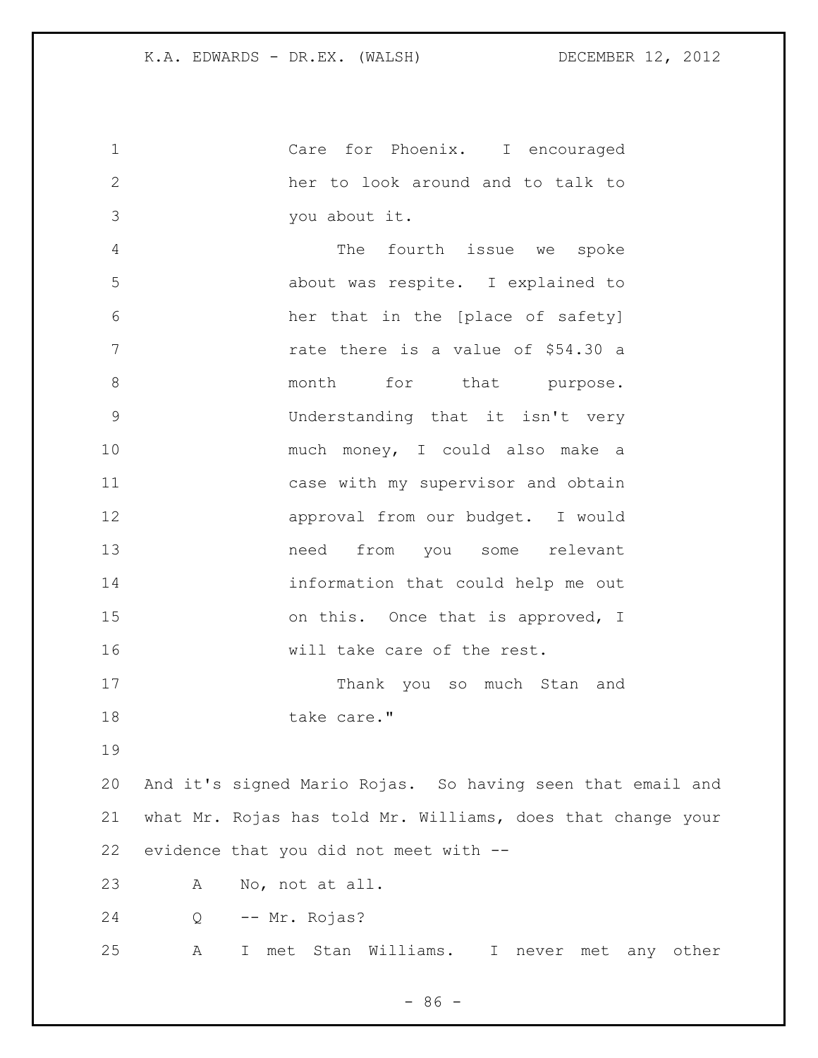Care for Phoenix. I encouraged her to look around and to talk to you about it.

The fourth issue we spoke about was respite. I explained to her that in the [place of safety] rate there is a value of $54.30 a month for that purpose. Understanding that it isn't very much money, I could also make a case with my supervisor and obtain approval from our budget. I would need from you some relevant information that could help me out on this. Once that is approved, I will take care of the rest.

Thank you so much Stan and take care."

And it's signed Mario Rojas. So having seen that email and what Mr. Rojas has told Mr. Williams, does that change your evidence that you did not meet with --

A No, not at all.

Q -- Mr. Rojas?

A I met Stan Williams. I never met any other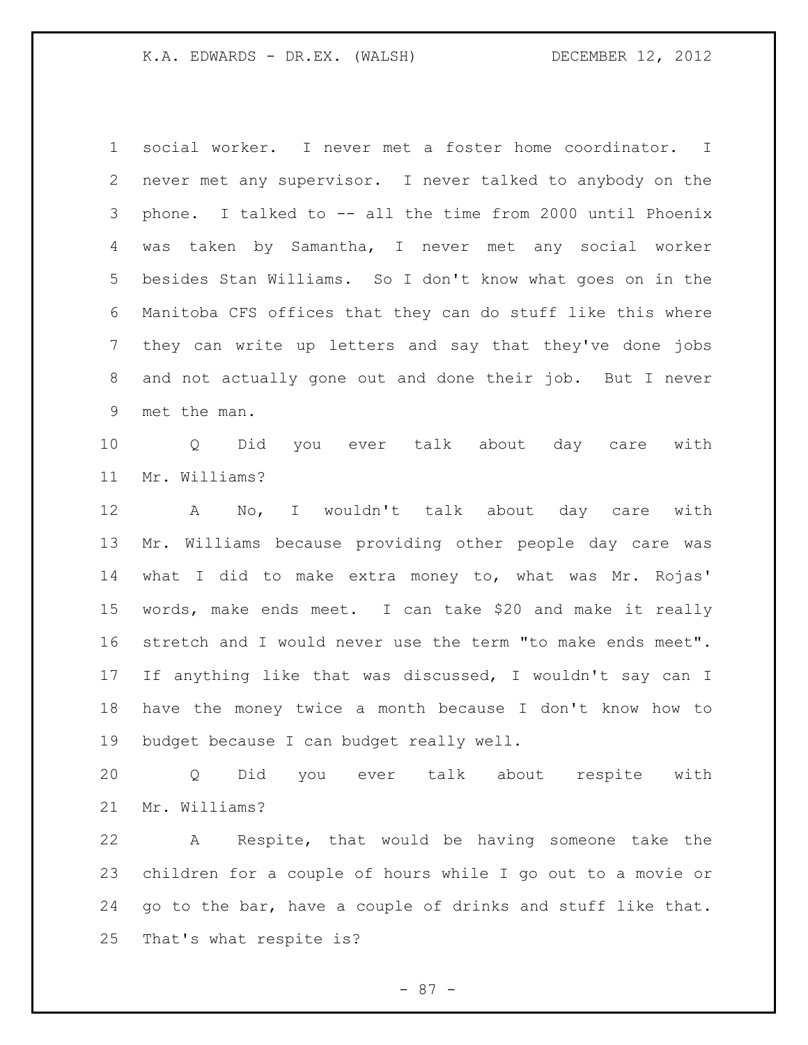social worker. I never met a foster home coordinator. I never met any supervisor. I never talked to anybody on the phone. I talked to -- all the time from 2000 until Phoenix was taken by Samantha, I never met any social worker besides Stan Williams. So I don't know what goes on in the Manitoba CFS offices that they can do stuff like this where they can write up letters and say that they've done jobs and not actually gone out and done their job. But I never met the man.

Q Did you ever talk about day care with Mr. Williams?

A No, I wouldn't talk about day care with Mr. Williams because providing other people day care was what I did to make extra money to, what was Mr. Rojas' words, make ends meet. I can take $20 and make it really stretch and I would never use the term "to make ends meet". If anything like that was discussed, I wouldn't say can I have the money twice a month because I don't know how to budget because I can budget really well.

Q Did you ever talk about respite with Mr. Williams?

A Respite, that would be having someone take the children for a couple of hours while I go out to a movie or go to the bar, have a couple of drinks and stuff like that. That's what respite is?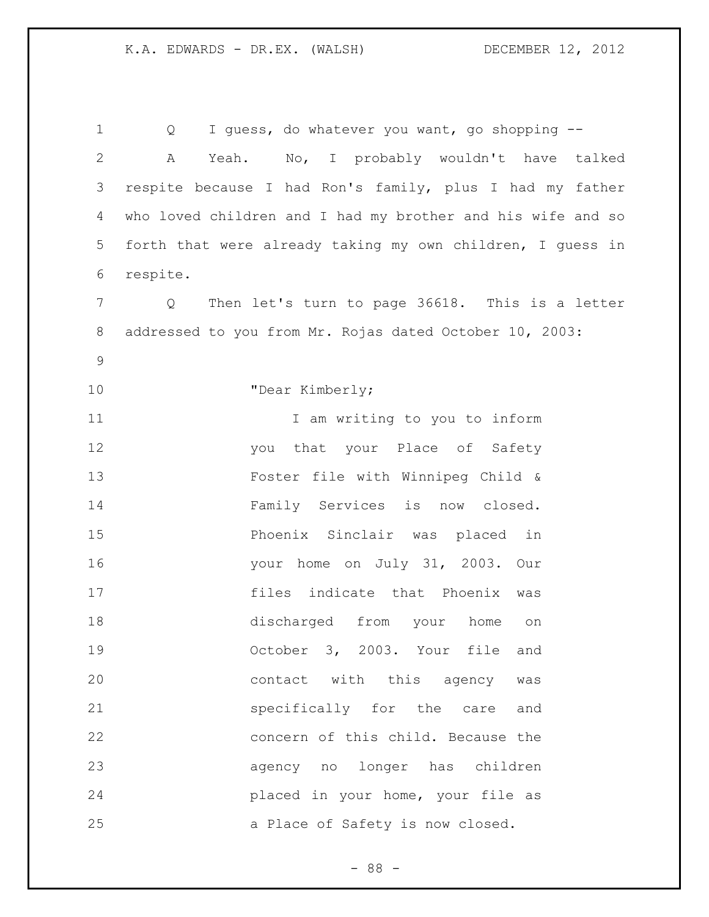Q I guess, do whatever you want, go shopping --

A Yeah. No, I probably wouldn't have talked respite because I had Ron's family, plus I had my father who loved children and I had my brother and his wife and so forth that were already taking my own children, I guess in respite.

Q Then let's turn to page 36618. This is a letter addressed to you from Mr. Rojas dated October 10, 2003:

> "Dear Kimberly;
>
> I am writing to you to inform you that your Place of Safety Foster file with Winnipeg Child & Family Services is now closed. Phoenix Sinclair was placed in your home on July 31, 2003. Our files indicate that Phoenix was discharged from your home on October 3, 2003. Your file and contact with this agency was specifically for the care and concern of this child. Because the agency no longer has children placed in your home, your file as a Place of Safety is now closed.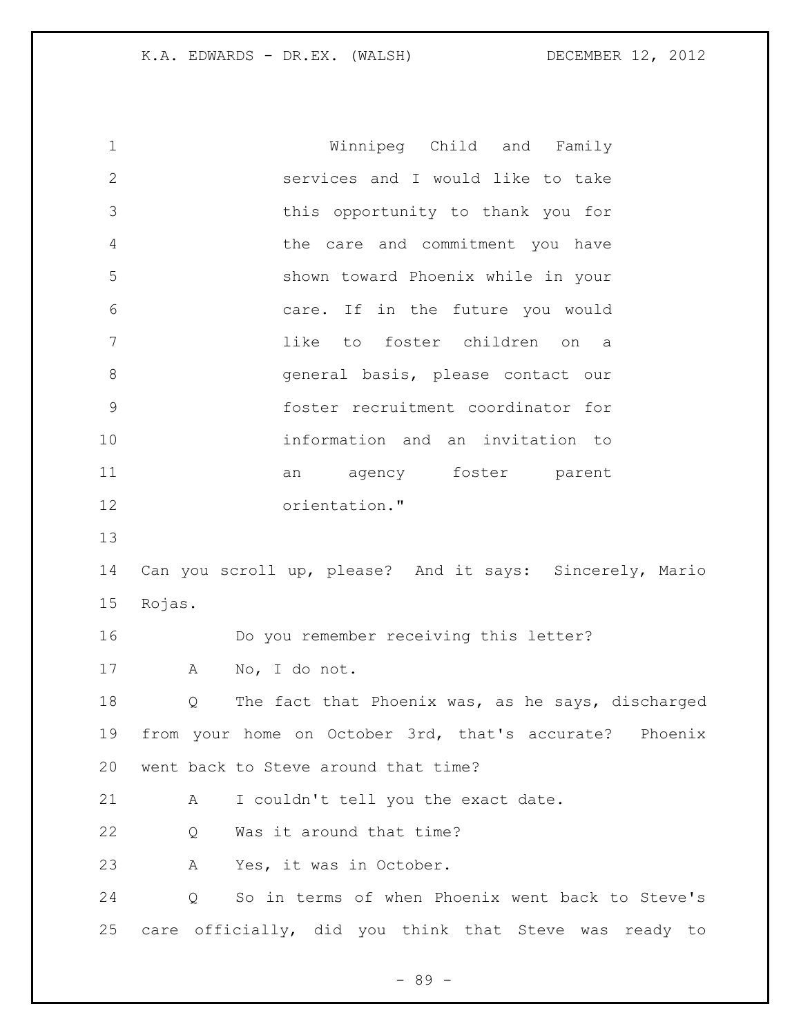> Winnipeg Child and Family services and I would like to take this opportunity to thank you for the care and commitment you have shown toward Phoenix while in your care. If in the future you would like to foster children on a general basis, please contact our foster recruitment coordinator for information and an invitation to an agency foster parent orientation."

Can you scroll up, please? And it says: Sincerely, Mario Rojas.

Do you remember receiving this letter?

A No, I do not.

Q The fact that Phoenix was, as he says, discharged from your home on October 3rd, that's accurate? Phoenix went back to Steve around that time?

A I couldn't tell you the exact date.

Q Was it around that time?

A Yes, it was in October.

Q So in terms of when Phoenix went back to Steve's care officially, did you think that Steve was ready to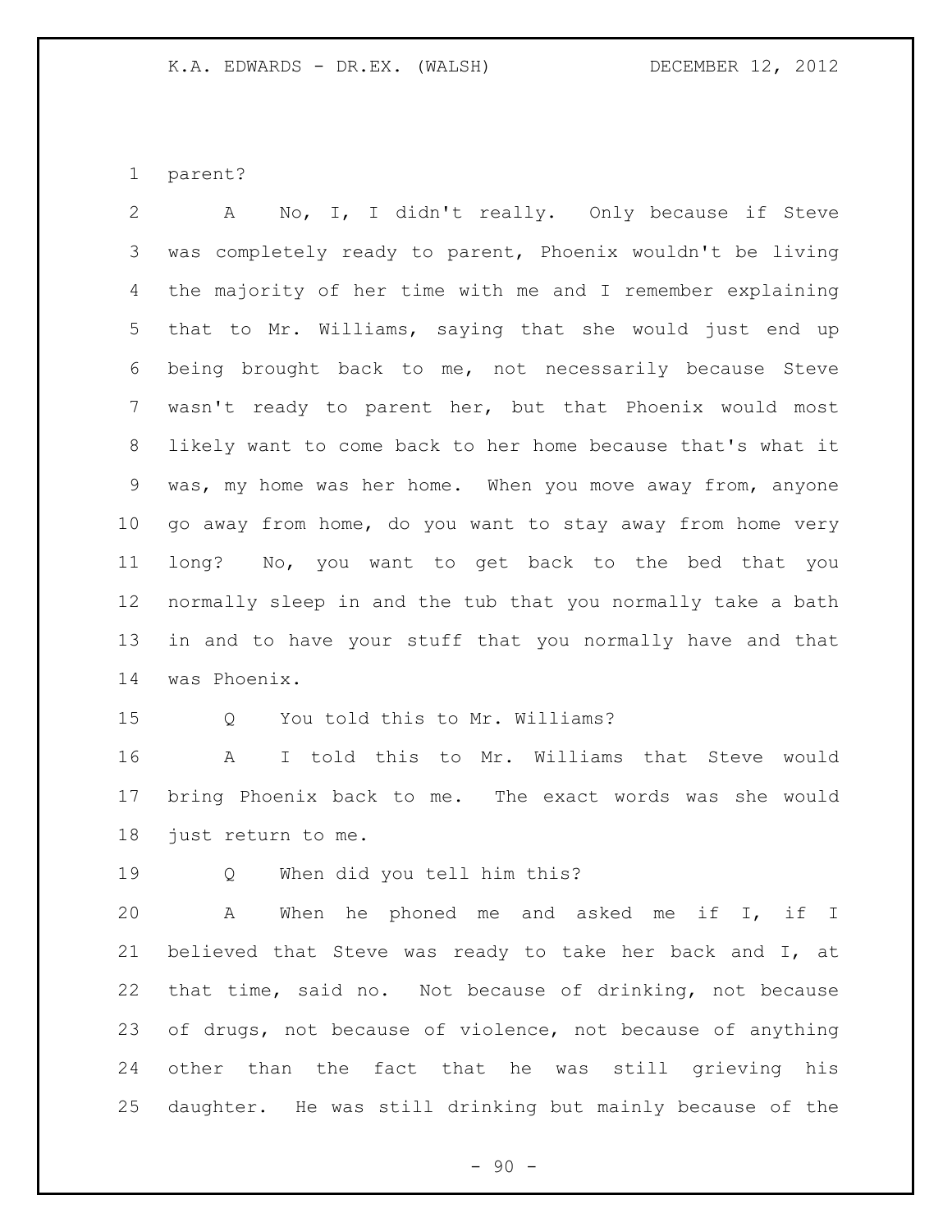parent?

A No, I, I didn't really. Only because if Steve was completely ready to parent, Phoenix wouldn't be living the majority of her time with me and I remember explaining that to Mr. Williams, saying that she would just end up being brought back to me, not necessarily because Steve wasn't ready to parent her, but that Phoenix would most likely want to come back to her home because that's what it was, my home was her home. When you move away from, anyone go away from home, do you want to stay away from home very long? No, you want to get back to the bed that you normally sleep in and the tub that you normally take a bath in and to have your stuff that you normally have and that was Phoenix.

Q You told this to Mr. Williams?

A I told this to Mr. Williams that Steve would bring Phoenix back to me. The exact words was she would just return to me.

Q When did you tell him this?

A When he phoned me and asked me if I, if I believed that Steve was ready to take her back and I, at that time, said no. Not because of drinking, not because of drugs, not because of violence, not because of anything other than the fact that he was still grieving his daughter. He was still drinking but mainly because of the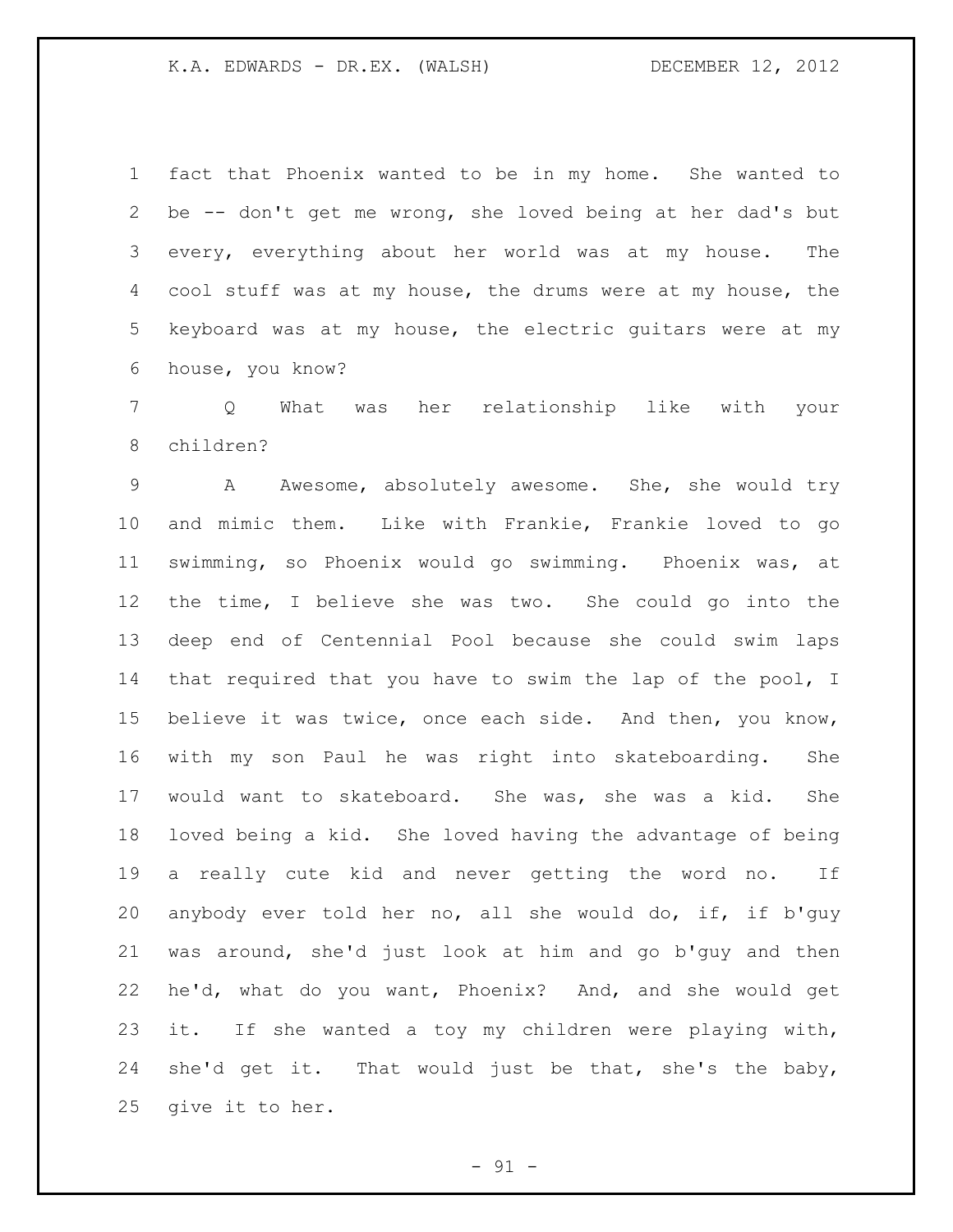fact that Phoenix wanted to be in my home. She wanted to be -- don't get me wrong, she loved being at her dad's but every, everything about her world was at my house. The cool stuff was at my house, the drums were at my house, the keyboard was at my house, the electric guitars were at my house, you know?

Q What was her relationship like with your children?

A Awesome, absolutely awesome. She, she would try and mimic them. Like with Frankie, Frankie loved to go swimming, so Phoenix would go swimming. Phoenix was, at the time, I believe she was two. She could go into the deep end of Centennial Pool because she could swim laps that required that you have to swim the lap of the pool, I believe it was twice, once each side. And then, you know, with my son Paul he was right into skateboarding. She would want to skateboard. She was, she was a kid. She loved being a kid. She loved having the advantage of being a really cute kid and never getting the word no. If anybody ever told her no, all she would do, if, if b'guy was around, she'd just look at him and go b'guy and then he'd, what do you want, Phoenix? And, and she would get it. If she wanted a toy my children were playing with, she'd get it. That would just be that, she's the baby, give it to her.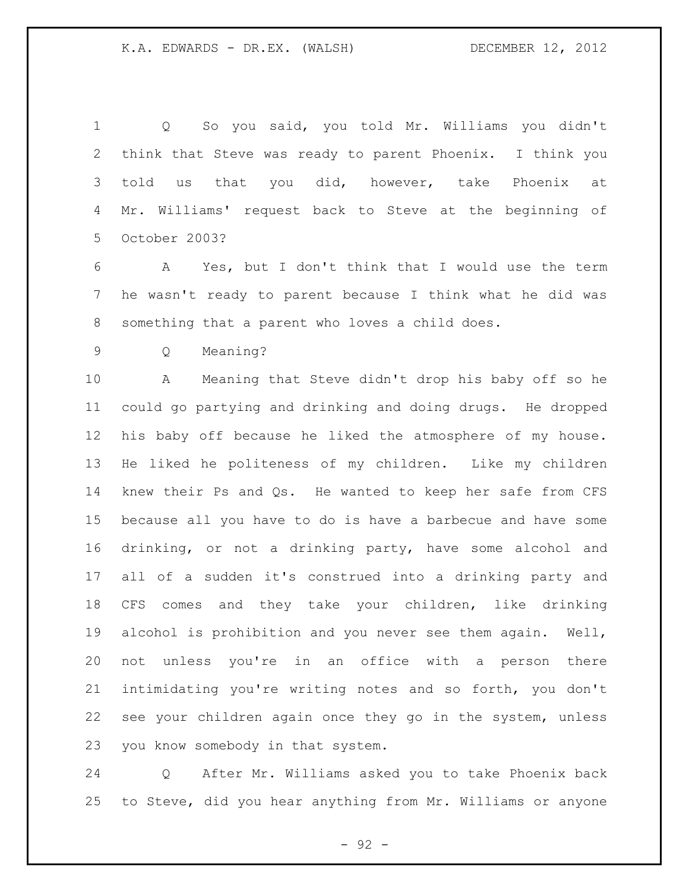Q So you said, you told Mr. Williams you didn't think that Steve was ready to parent Phoenix. I think you told us that you did, however, take Phoenix at Mr. Williams' request back to Steve at the beginning of October 2003?

A Yes, but I don't think that I would use the term he wasn't ready to parent because I think what he did was something that a parent who loves a child does.

Q Meaning?

A Meaning that Steve didn't drop his baby off so he could go partying and drinking and doing drugs. He dropped his baby off because he liked the atmosphere of my house. He liked he politeness of my children. Like my children knew their Ps and Qs. He wanted to keep her safe from CFS because all you have to do is have a barbecue and have some drinking, or not a drinking party, have some alcohol and all of a sudden it's construed into a drinking party and CFS comes and they take your children, like drinking alcohol is prohibition and you never see them again. Well, not unless you're in an office with a person there intimidating you're writing notes and so forth, you don't see your children again once they go in the system, unless you know somebody in that system.

Q After Mr. Williams asked you to take Phoenix back to Steve, did you hear anything from Mr. Williams or anyone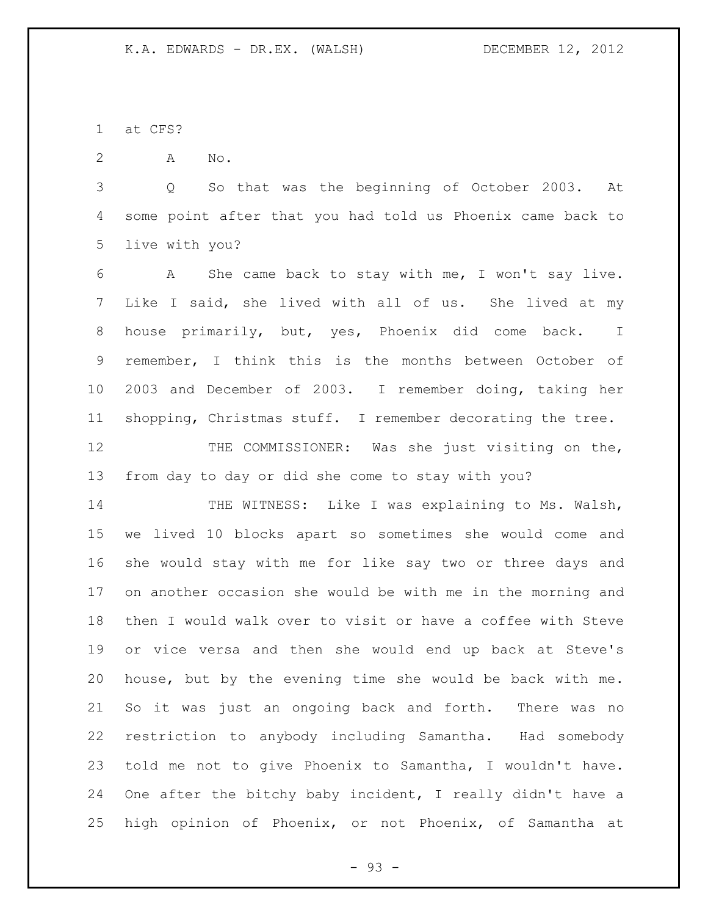at CFS?

A No.

Q So that was the beginning of October 2003. At some point after that you had told us Phoenix came back to live with you?

A She came back to stay with me, I won't say live. Like I said, she lived with all of us. She lived at my house primarily, but, yes, Phoenix did come back. I remember, I think this is the months between October of 2003 and December of 2003. I remember doing, taking her shopping, Christmas stuff. I remember decorating the tree.

THE COMMISSIONER: Was she just visiting on the, from day to day or did she come to stay with you?

THE WITNESS: Like I was explaining to Ms. Walsh, we lived 10 blocks apart so sometimes she would come and she would stay with me for like say two or three days and on another occasion she would be with me in the morning and then I would walk over to visit or have a coffee with Steve or vice versa and then she would end up back at Steve's house, but by the evening time she would be back with me. So it was just an ongoing back and forth. There was no restriction to anybody including Samantha. Had somebody told me not to give Phoenix to Samantha, I wouldn't have. One after the bitchy baby incident, I really didn't have a high opinion of Phoenix, or not Phoenix, of Samantha at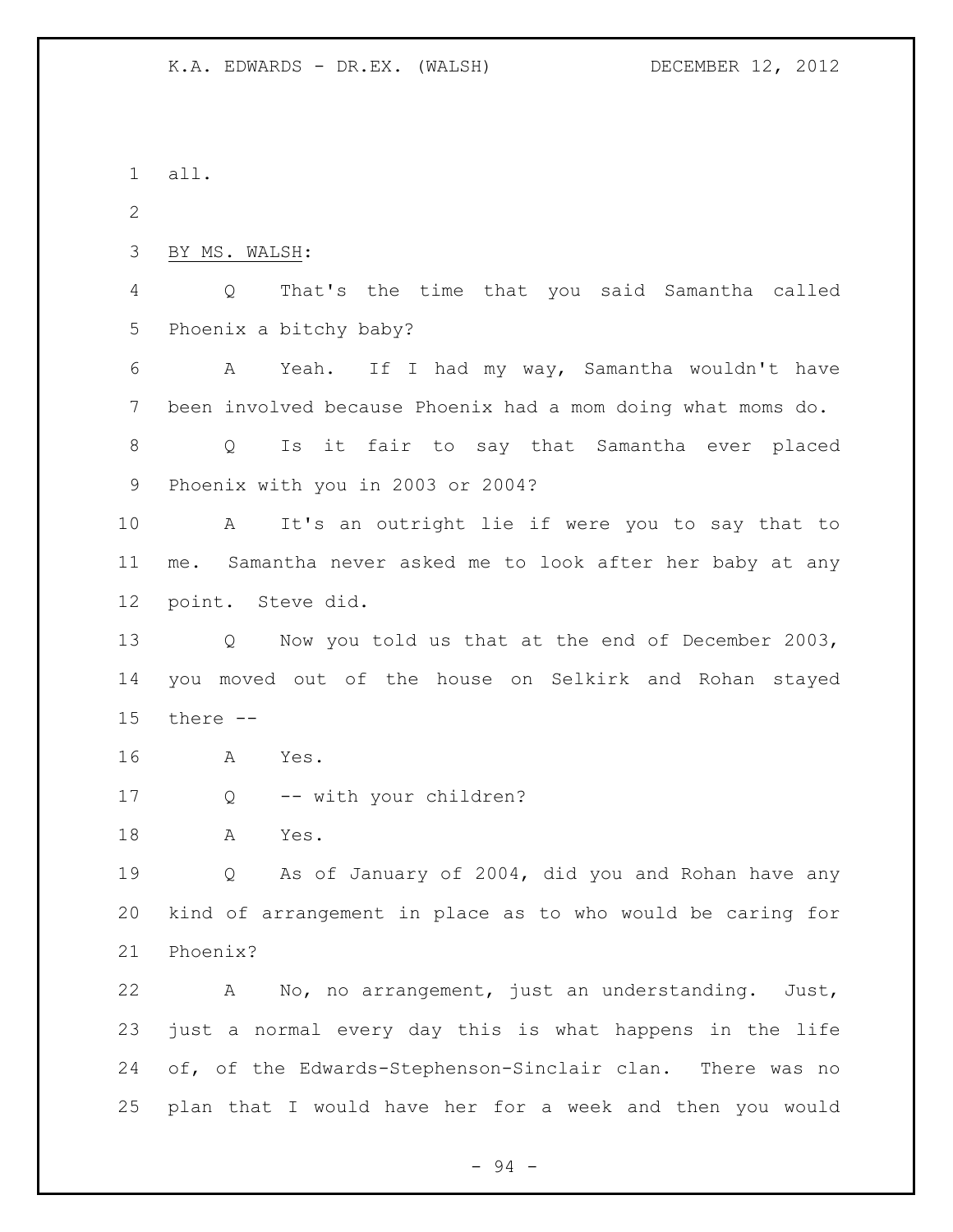all.

BY MS. WALSH:

Q That's the time that you said Samantha called Phoenix a bitchy baby?

A Yeah. If I had my way, Samantha wouldn't have been involved because Phoenix had a mom doing what moms do.

Q Is it fair to say that Samantha ever placed Phoenix with you in 2003 or 2004?

A It's an outright lie if were you to say that to me. Samantha never asked me to look after her baby at any point. Steve did.

Q Now you told us that at the end of December 2003, you moved out of the house on Selkirk and Rohan stayed there --

A Yes.

Q -- with your children?

A Yes.

Q As of January of 2004, did you and Rohan have any kind of arrangement in place as to who would be caring for Phoenix?

A No, no arrangement, just an understanding. Just, just a normal every day this is what happens in the life of, of the Edwards-Stephenson-Sinclair clan. There was no plan that I would have her for a week and then you would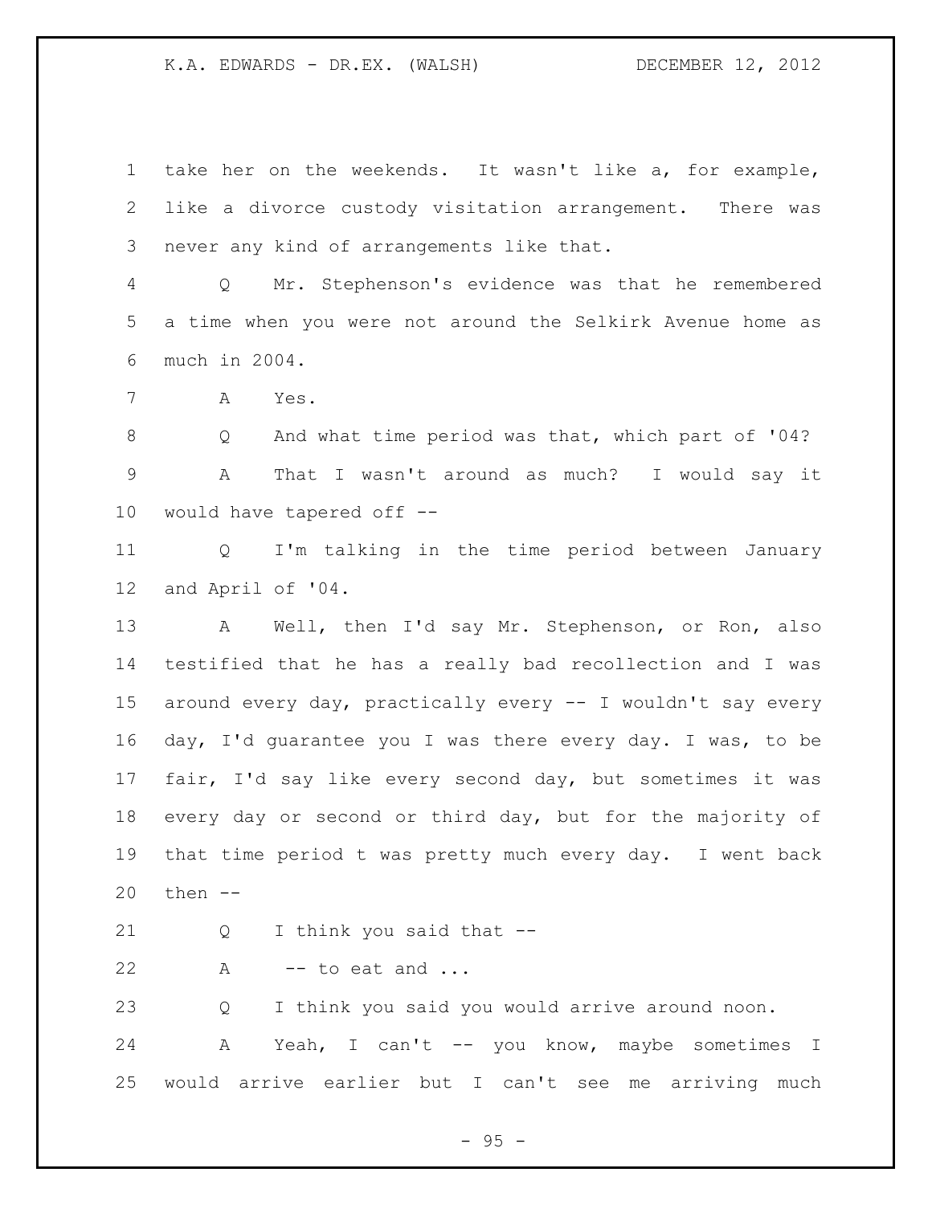take her on the weekends. It wasn't like a, for example, like a divorce custody visitation arrangement. There was never any kind of arrangements like that.

Q Mr. Stephenson's evidence was that he remembered a time when you were not around the Selkirk Avenue home as much in 2004.

A Yes.

Q And what time period was that, which part of '04?

A That I wasn't around as much? I would say it would have tapered off --

Q I'm talking in the time period between January and April of '04.

A Well, then I'd say Mr. Stephenson, or Ron, also testified that he has a really bad recollection and I was around every day, practically every -- I wouldn't say every day, I'd guarantee you I was there every day. I was, to be fair, I'd say like every second day, but sometimes it was every day or second or third day, but for the majority of that time period t was pretty much every day. I went back then --

Q I think you said that --

A -- to eat and ...

Q I think you said you would arrive around noon.

A Yeah, I can't -- you know, maybe sometimes I would arrive earlier but I can't see me arriving much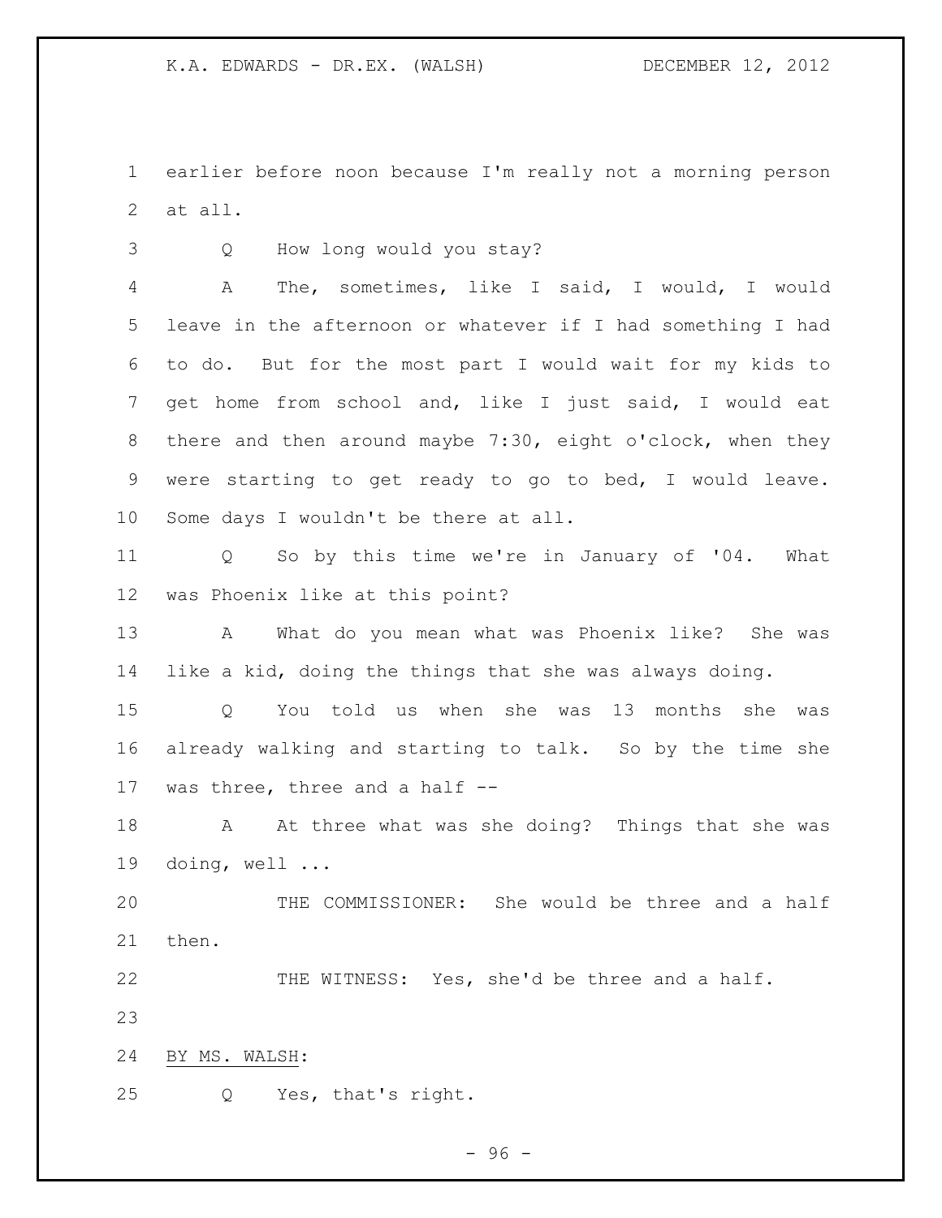earlier before noon because I'm really not a morning person at all.

Q How long would you stay?

A The, sometimes, like I said, I would, I would leave in the afternoon or whatever if I had something I had to do. But for the most part I would wait for my kids to get home from school and, like I just said, I would eat there and then around maybe 7:30, eight o'clock, when they were starting to get ready to go to bed, I would leave. Some days I wouldn't be there at all.

Q So by this time we're in January of '04. What was Phoenix like at this point?

A What do you mean what was Phoenix like? She was like a kid, doing the things that she was always doing.

Q You told us when she was 13 months she was already walking and starting to talk. So by the time she was three, three and a half --

A At three what was she doing? Things that she was doing, well ...

THE COMMISSIONER: She would be three and a half then.

THE WITNESS: Yes, she'd be three and a half.

BY MS. WALSH:

Q Yes, that's right.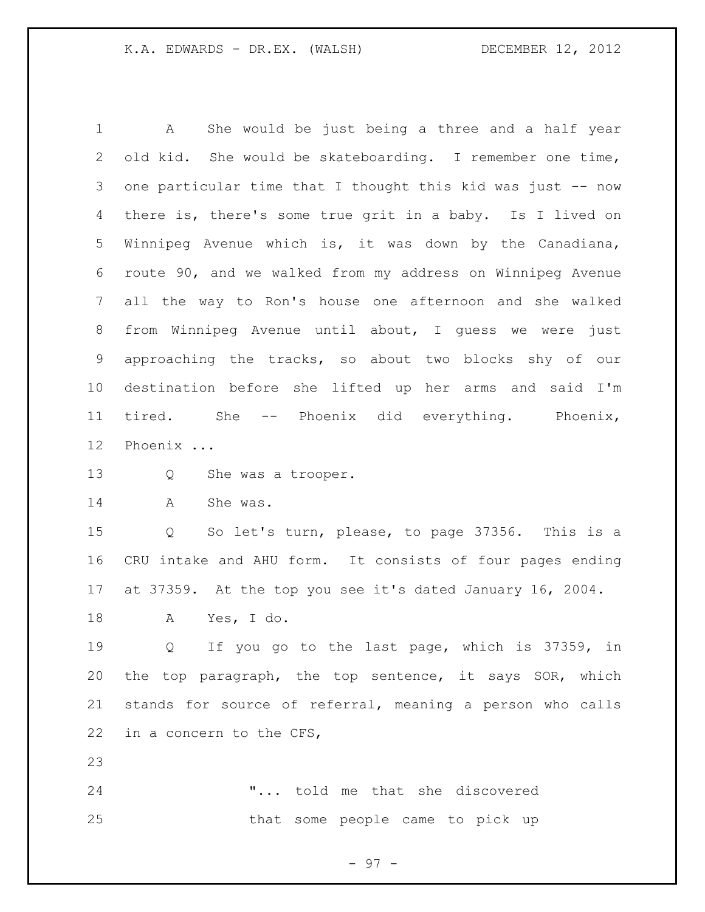A She would be just being a three and a half year old kid. She would be skateboarding. I remember one time, one particular time that I thought this kid was just -- now there is, there's some true grit in a baby. Is I lived on Winnipeg Avenue which is, it was down by the Canadiana, route 90, and we walked from my address on Winnipeg Avenue all the way to Ron's house one afternoon and she walked from Winnipeg Avenue until about, I guess we were just approaching the tracks, so about two blocks shy of our destination before she lifted up her arms and said I'm tired. She -- Phoenix did everything. Phoenix, Phoenix ...

Q She was a trooper.

A She was.

Q So let's turn, please, to page 37356. This is a CRU intake and AHU form. It consists of four pages ending at 37359. At the top you see it's dated January 16, 2004.

A Yes, I do.

Q If you go to the last page, which is 37359, in the top paragraph, the top sentence, it says SOR, which stands for source of referral, meaning a person who calls in a concern to the CFS,

> "... told me that she discovered that some people came to pick up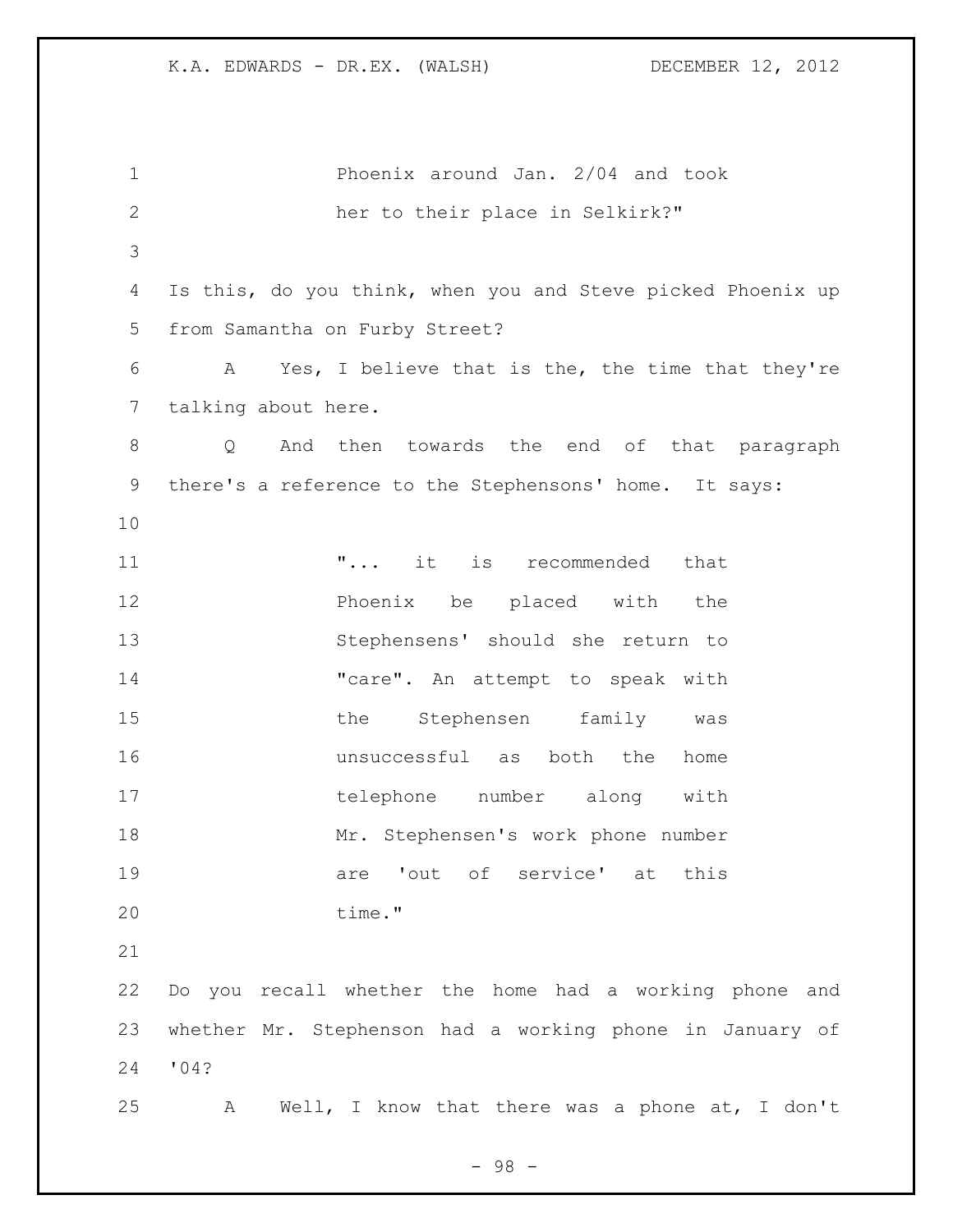Phoenix around Jan. 2/04 and took her to their place in Selkirk?"

Is this, do you think, when you and Steve picked Phoenix up from Samantha on Furby Street?

A Yes, I believe that is the, the time that they're talking about here.

Q And then towards the end of that paragraph there's a reference to the Stephensons' home. It says:

> "... it is recommended that Phoenix be placed with the Stephensens' should she return to "care". An attempt to speak with the Stephensen family was unsuccessful as both the home telephone number along with Mr. Stephensen's work phone number are 'out of service' at this time."

Do you recall whether the home had a working phone and whether Mr. Stephenson had a working phone in January of '04?

A Well, I know that there was a phone at, I don't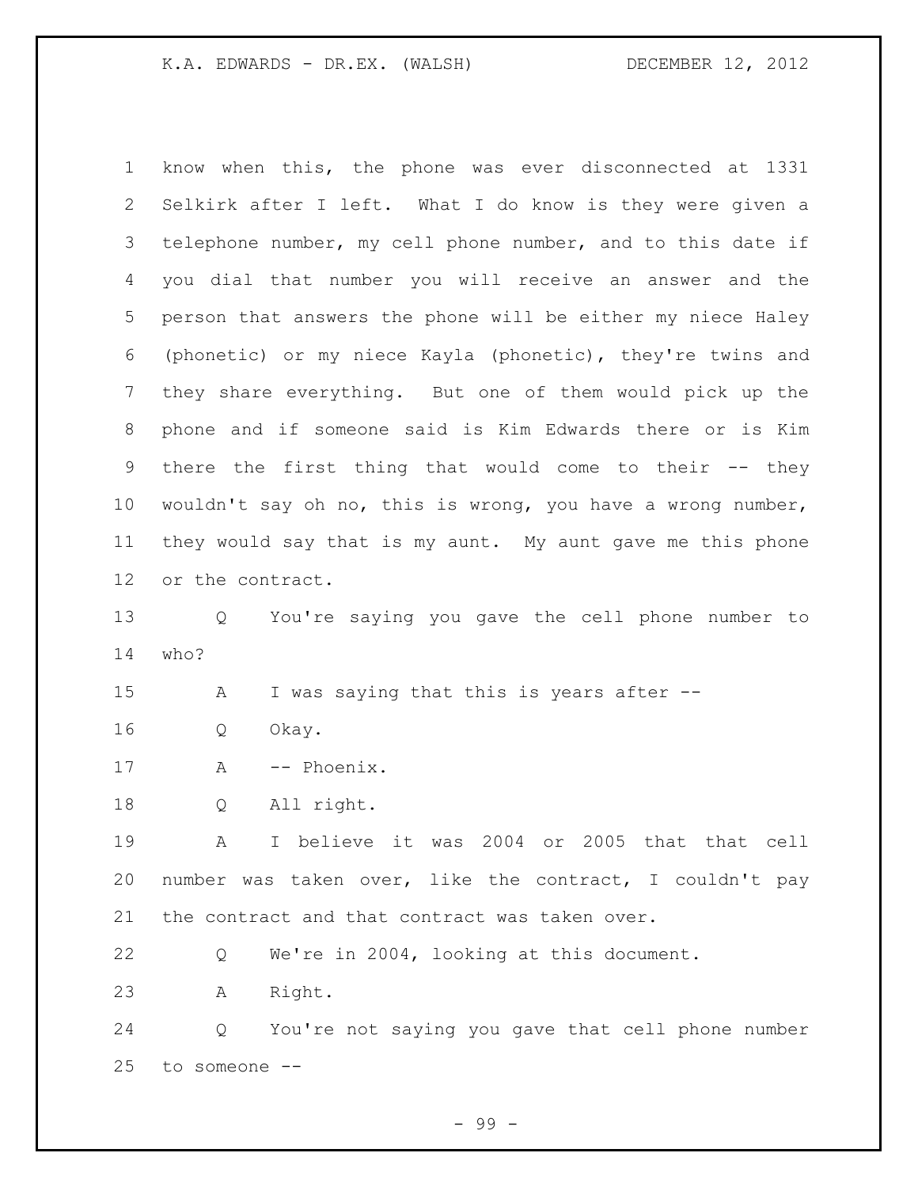know when this, the phone was ever disconnected at 1331 Selkirk after I left. What I do know is they were given a telephone number, my cell phone number, and to this date if you dial that number you will receive an answer and the person that answers the phone will be either my niece Haley (phonetic) or my niece Kayla (phonetic), they're twins and they share everything. But one of them would pick up the phone and if someone said is Kim Edwards there or is Kim there the first thing that would come to their -- they wouldn't say oh no, this is wrong, you have a wrong number, they would say that is my aunt. My aunt gave me this phone or the contract.

Q You're saying you gave the cell phone number to who?

A I was saying that this is years after --

Q Okay.

A -- Phoenix.

Q All right.

A I believe it was 2004 or 2005 that that cell number was taken over, like the contract, I couldn't pay the contract and that contract was taken over.

Q We're in 2004, looking at this document.

A Right.

Q You're not saying you gave that cell phone number to someone --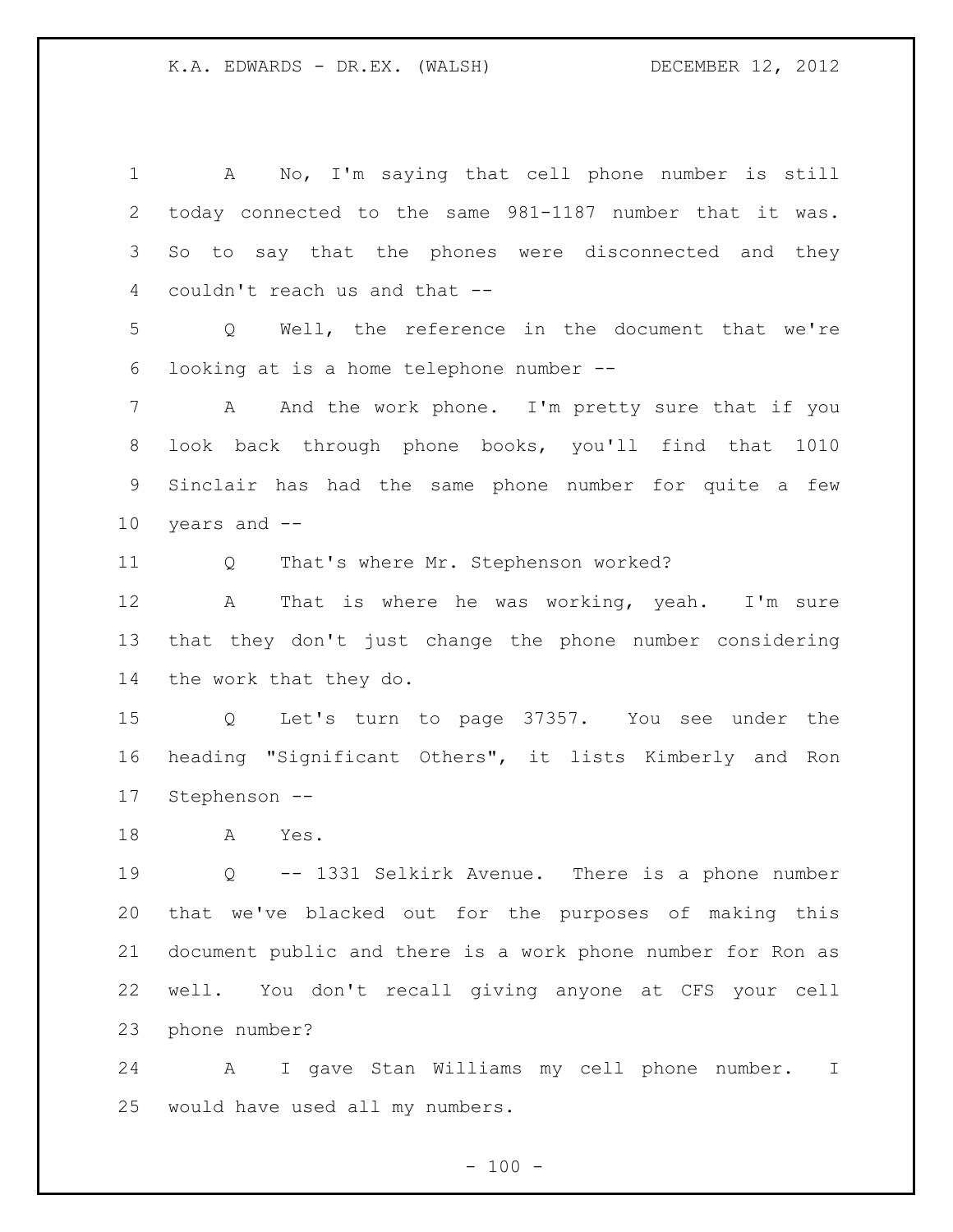A No, I'm saying that cell phone number is still today connected to the same 981-1187 number that it was. So to say that the phones were disconnected and they couldn't reach us and that --

Q Well, the reference in the document that we're looking at is a home telephone number --

A And the work phone. I'm pretty sure that if you look back through phone books, you'll find that 1010 Sinclair has had the same phone number for quite a few years and --

Q That's where Mr. Stephenson worked?

A That is where he was working, yeah. I'm sure that they don't just change the phone number considering the work that they do.

Q Let's turn to page 37357. You see under the heading "Significant Others", it lists Kimberly and Ron Stephenson --

A Yes.

Q -- 1331 Selkirk Avenue. There is a phone number that we've blacked out for the purposes of making this document public and there is a work phone number for Ron as well. You don't recall giving anyone at CFS your cell phone number?

A I gave Stan Williams my cell phone number. I would have used all my numbers.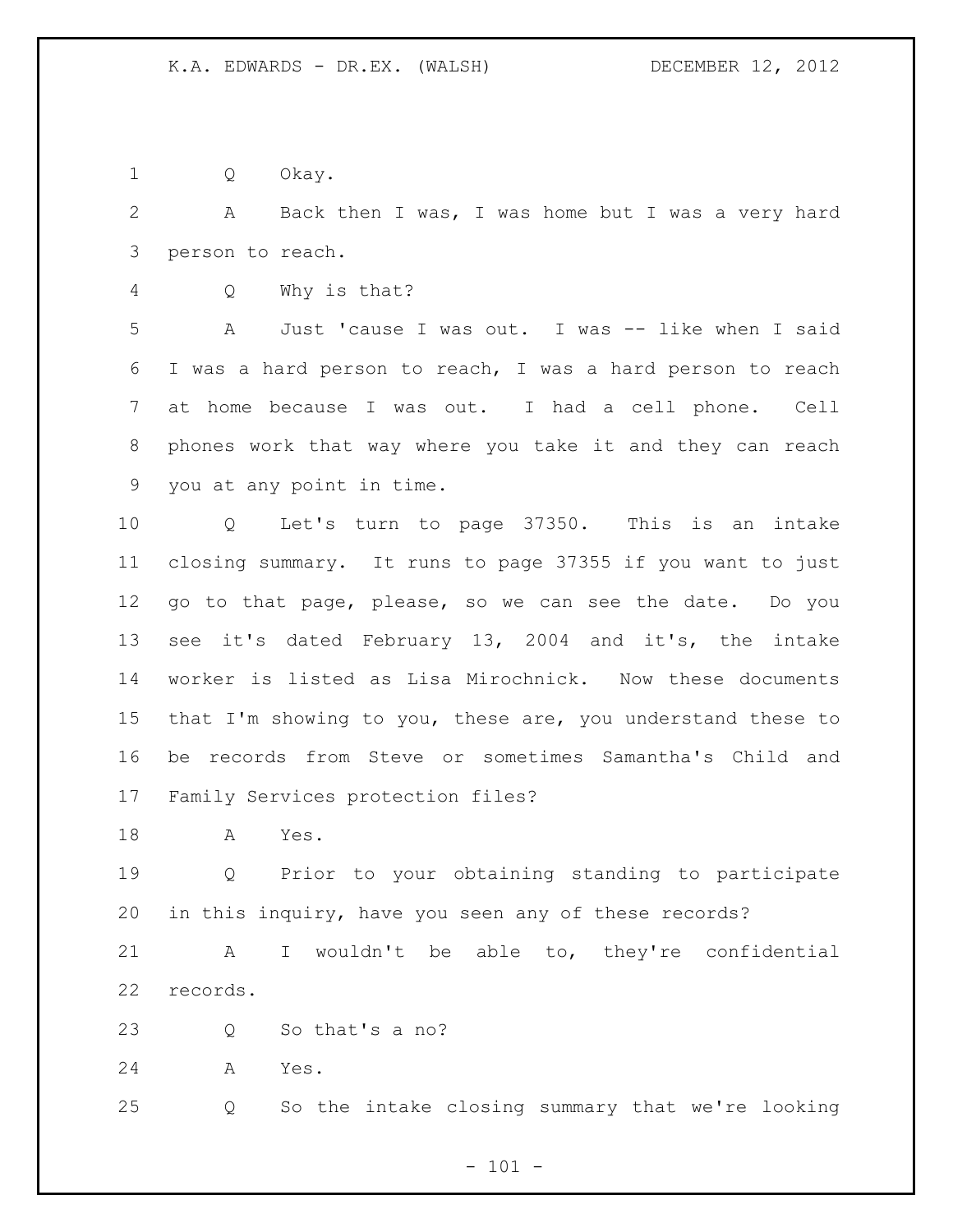Q Okay.

A Back then I was, I was home but I was a very hard person to reach.

Q Why is that?

A Just 'cause I was out. I was -- like when I said I was a hard person to reach, I was a hard person to reach at home because I was out. I had a cell phone. Cell phones work that way where you take it and they can reach you at any point in time.

Q Let's turn to page 37350. This is an intake closing summary. It runs to page 37355 if you want to just go to that page, please, so we can see the date. Do you see it's dated February 13, 2004 and it's, the intake worker is listed as Lisa Mirochnick. Now these documents that I'm showing to you, these are, you understand these to be records from Steve or sometimes Samantha's Child and Family Services protection files?

A Yes.

Q Prior to your obtaining standing to participate in this inquiry, have you seen any of these records?

A I wouldn't be able to, they're confidential records.

Q So that's a no?

A Yes.

Q So the intake closing summary that we're looking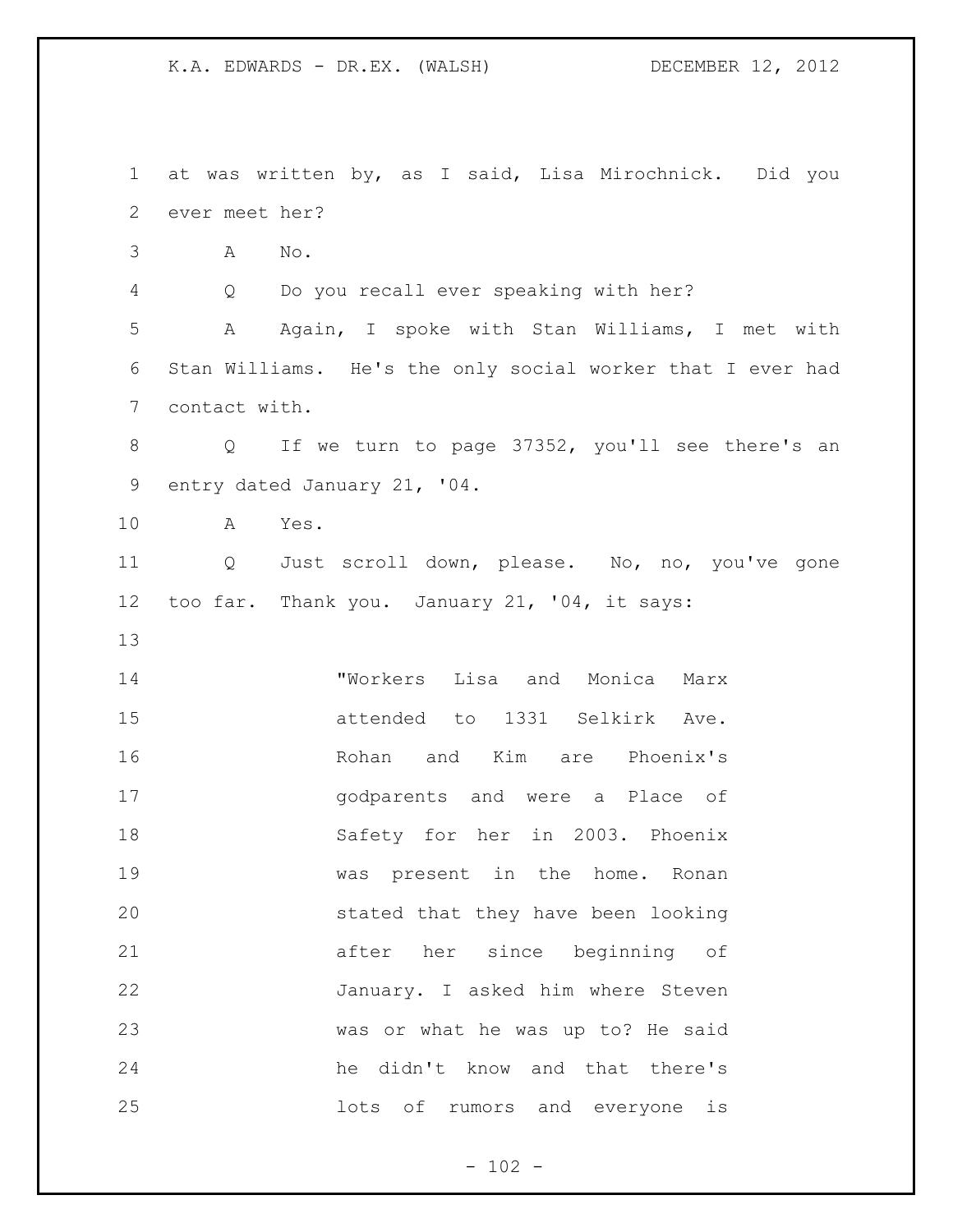at was written by, as I said, Lisa Mirochnick. Did you ever meet her?

A No.

Q Do you recall ever speaking with her?

A Again, I spoke with Stan Williams, I met with Stan Williams. He's the only social worker that I ever had contact with.

Q If we turn to page 37352, you'll see there's an entry dated January 21, '04.

A Yes.

Q Just scroll down, please. No, no, you've gone too far. Thank you. January 21, '04, it says:

> "Workers Lisa and Monica Marx attended to 1331 Selkirk Ave. Rohan and Kim are Phoenix's godparents and were a Place of Safety for her in 2003. Phoenix was present in the home. Ronan stated that they have been looking after her since beginning of January. I asked him where Steven was or what he was up to? He said he didn't know and that there's lots of rumors and everyone is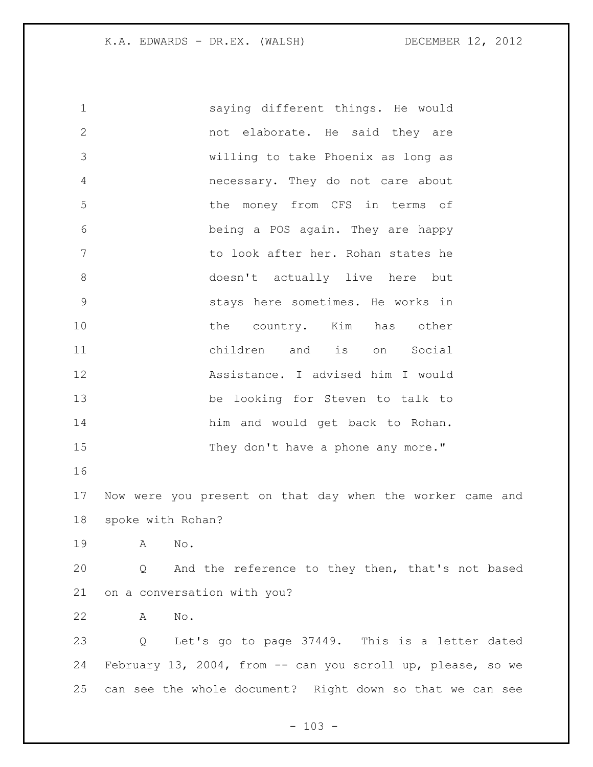saying different things. He would not elaborate. He said they are willing to take Phoenix as long as necessary. They do not care about the money from CFS in terms of being a POS again. They are happy to look after her. Rohan states he doesn't actually live here but stays here sometimes. He works in the country. Kim has other children and is on Social Assistance. I advised him I would be looking for Steven to talk to him and would get back to Rohan. They don't have a phone any more."

Now were you present on that day when the worker came and spoke with Rohan?

A No.

Q And the reference to they then, that's not based on a conversation with you?

A No.

Q Let's go to page 37449. This is a letter dated February 13, 2004, from -- can you scroll up, please, so we can see the whole document? Right down so that we can see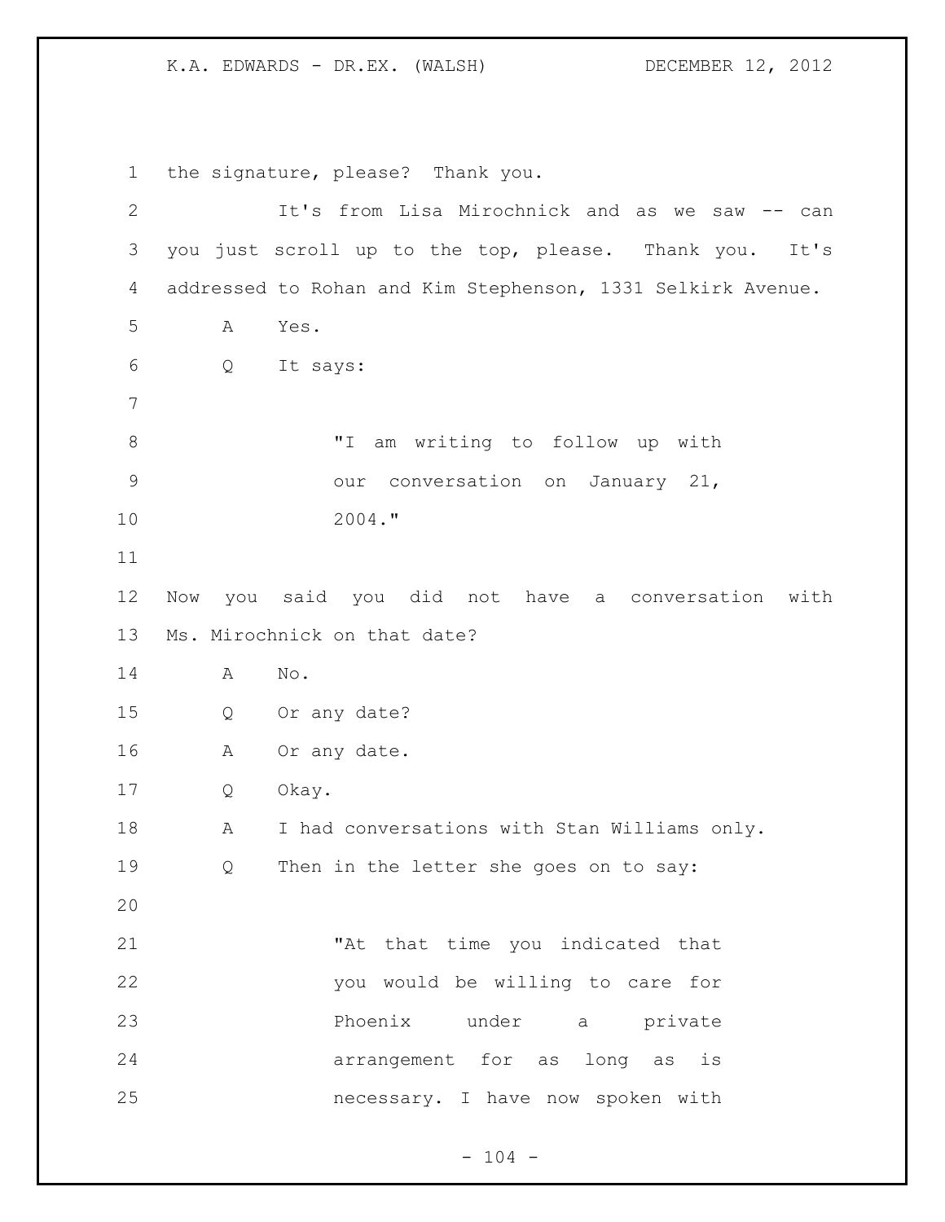the signature, please? Thank you.

It's from Lisa Mirochnick and as we saw -- can you just scroll up to the top, please. Thank you. It's addressed to Rohan and Kim Stephenson, 1331 Selkirk Avenue.

A Yes.

Q It says:

> "I am writing to follow up with our conversation on January 21, 2004."

Now you said you did not have a conversation with Ms. Mirochnick on that date?

A No.

Q Or any date?

A Or any date.

Q Okay.

A I had conversations with Stan Williams only.

Q Then in the letter she goes on to say:

> "At that time you indicated that you would be willing to care for Phoenix under a private arrangement for as long as is necessary. I have now spoken with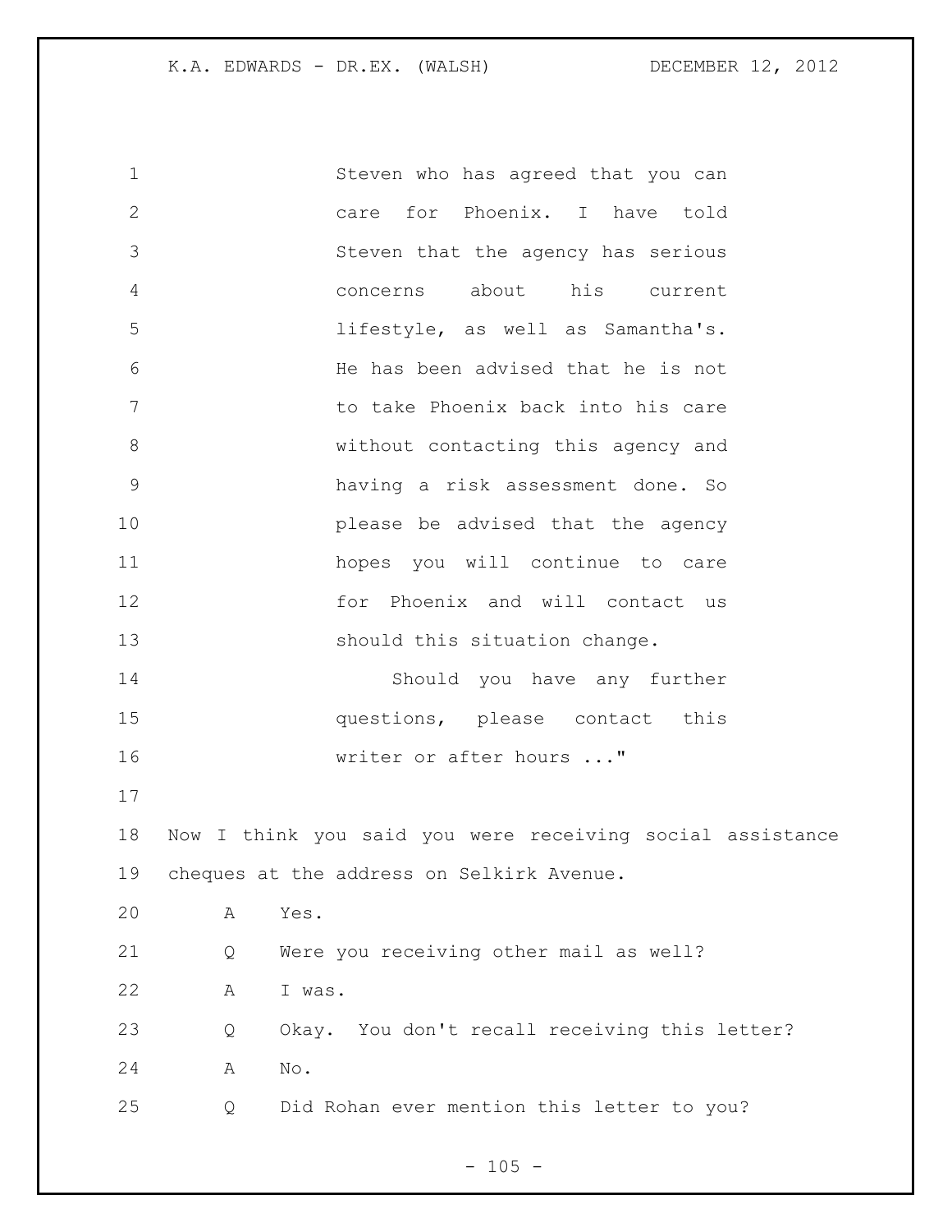Steven who has agreed that you can care for Phoenix. I have told Steven that the agency has serious concerns about his current lifestyle, as well as Samantha's. He has been advised that he is not to take Phoenix back into his care without contacting this agency and having a risk assessment done. So please be advised that the agency hopes you will continue to care for Phoenix and will contact us should this situation change.

Should you have any further questions, please contact this writer or after hours ..."

Now I think you said you were receiving social assistance cheques at the address on Selkirk Avenue.

A Yes.

Q Were you receiving other mail as well?

A I was.

Q Okay. You don't recall receiving this letter?

A No.

Q Did Rohan ever mention this letter to you?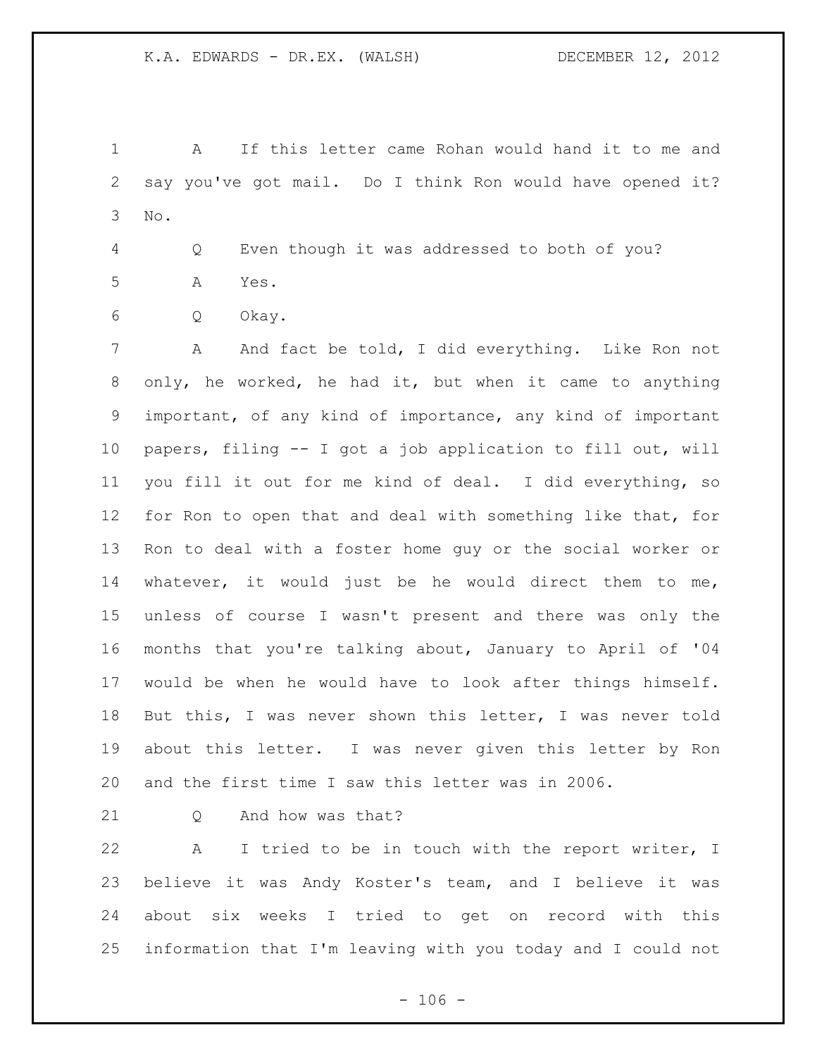A If this letter came Rohan would hand it to me and say you've got mail. Do I think Ron would have opened it? No.

Q Even though it was addressed to both of you?

A Yes.

Q Okay.

A And fact be told, I did everything. Like Ron not only, he worked, he had it, but when it came to anything important, of any kind of importance, any kind of important papers, filing -- I got a job application to fill out, will you fill it out for me kind of deal. I did everything, so for Ron to open that and deal with something like that, for Ron to deal with a foster home guy or the social worker or whatever, it would just be he would direct them to me, unless of course I wasn't present and there was only the months that you're talking about, January to April of '04 would be when he would have to look after things himself. But this, I was never shown this letter, I was never told about this letter. I was never given this letter by Ron and the first time I saw this letter was in 2006.

Q And how was that?

A I tried to be in touch with the report writer, I believe it was Andy Koster's team, and I believe it was about six weeks I tried to get on record with this information that I'm leaving with you today and I could not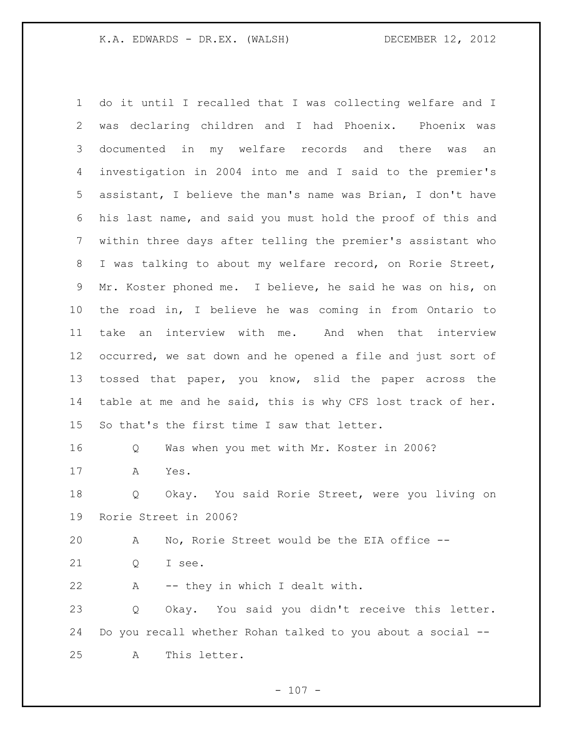do it until I recalled that I was collecting welfare and I was declaring children and I had Phoenix. Phoenix was documented in my welfare records and there was an investigation in 2004 into me and I said to the premier's assistant, I believe the man's name was Brian, I don't have his last name, and said you must hold the proof of this and within three days after telling the premier's assistant who I was talking to about my welfare record, on Rorie Street, Mr. Koster phoned me. I believe, he said he was on his, on the road in, I believe he was coming in from Ontario to take an interview with me. And when that interview occurred, we sat down and he opened a file and just sort of tossed that paper, you know, slid the paper across the table at me and he said, this is why CFS lost track of her. So that's the first time I saw that letter.

Q Was when you met with Mr. Koster in 2006?

A Yes.

Q Okay. You said Rorie Street, were you living on Rorie Street in 2006?

A No, Rorie Street would be the EIA office --

Q I see.

A -- they in which I dealt with.

Q Okay. You said you didn't receive this letter. Do you recall whether Rohan talked to you about a social --

A This letter.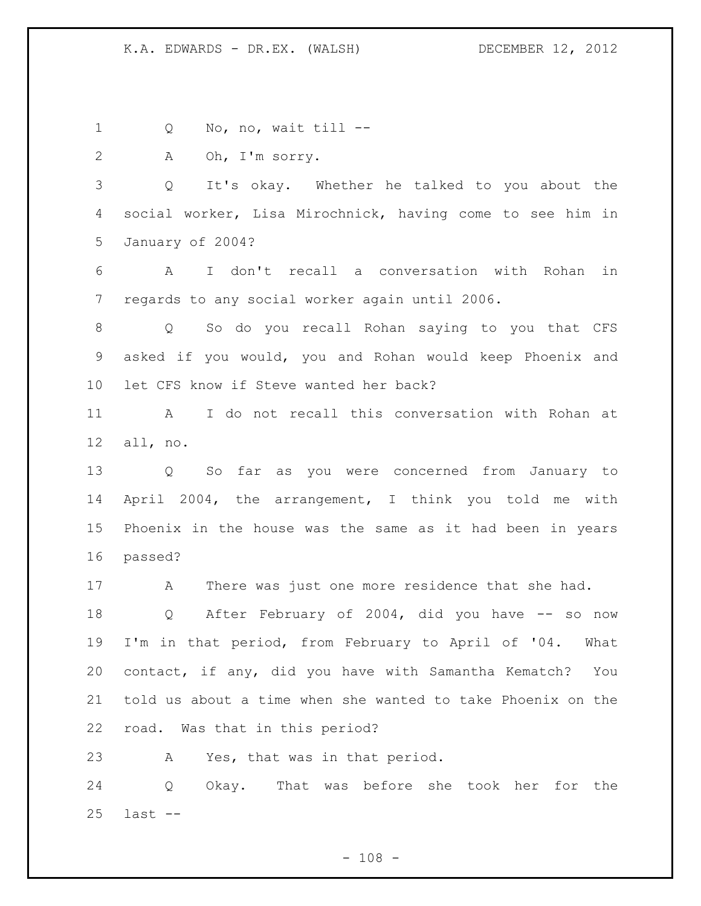Q No, no, wait till --

A Oh, I'm sorry.

Q It's okay. Whether he talked to you about the social worker, Lisa Mirochnick, having come to see him in January of 2004?

A I don't recall a conversation with Rohan in regards to any social worker again until 2006.

Q So do you recall Rohan saying to you that CFS asked if you would, you and Rohan would keep Phoenix and let CFS know if Steve wanted her back?

A I do not recall this conversation with Rohan at all, no.

Q So far as you were concerned from January to April 2004, the arrangement, I think you told me with Phoenix in the house was the same as it had been in years passed?

A There was just one more residence that she had.

Q After February of 2004, did you have -- so now I'm in that period, from February to April of '04. What contact, if any, did you have with Samantha Kematch? You told us about a time when she wanted to take Phoenix on the road. Was that in this period?

A Yes, that was in that period.

Q Okay. That was before she took her for the last --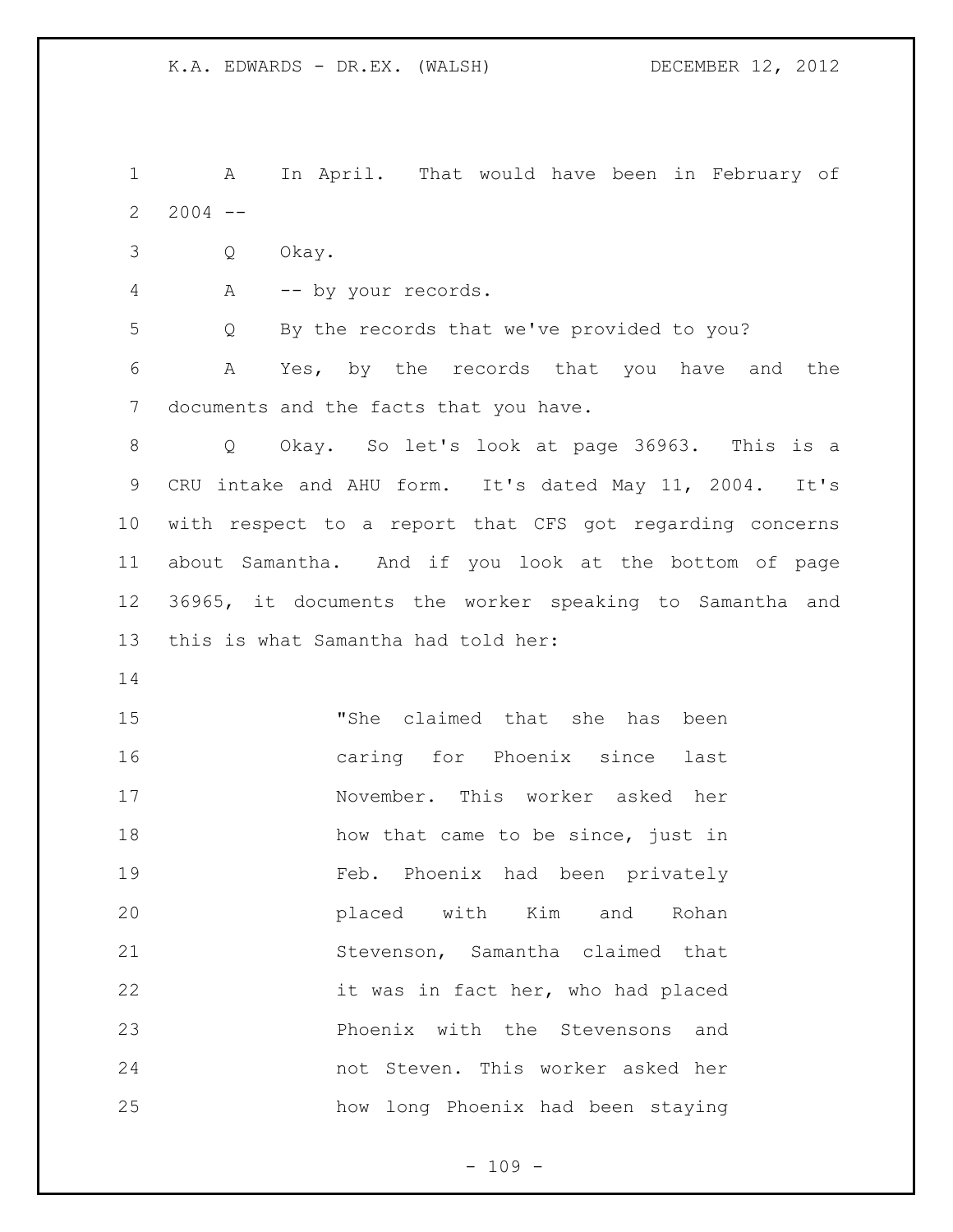A In April. That would have been in February of 2004 --

Q Okay.

A -- by your records.

Q By the records that we've provided to you?

A Yes, by the records that you have and the documents and the facts that you have.

Q Okay. So let's look at page 36963. This is a CRU intake and AHU form. It's dated May 11, 2004. It's with respect to a report that CFS got regarding concerns about Samantha. And if you look at the bottom of page 36965, it documents the worker speaking to Samantha and this is what Samantha had told her:

> "She claimed that she has been caring for Phoenix since last November. This worker asked her how that came to be since, just in Feb. Phoenix had been privately placed with Kim and Rohan Stevenson, Samantha claimed that it was in fact her, who had placed Phoenix with the Stevensons and not Steven. This worker asked her how long Phoenix had been staying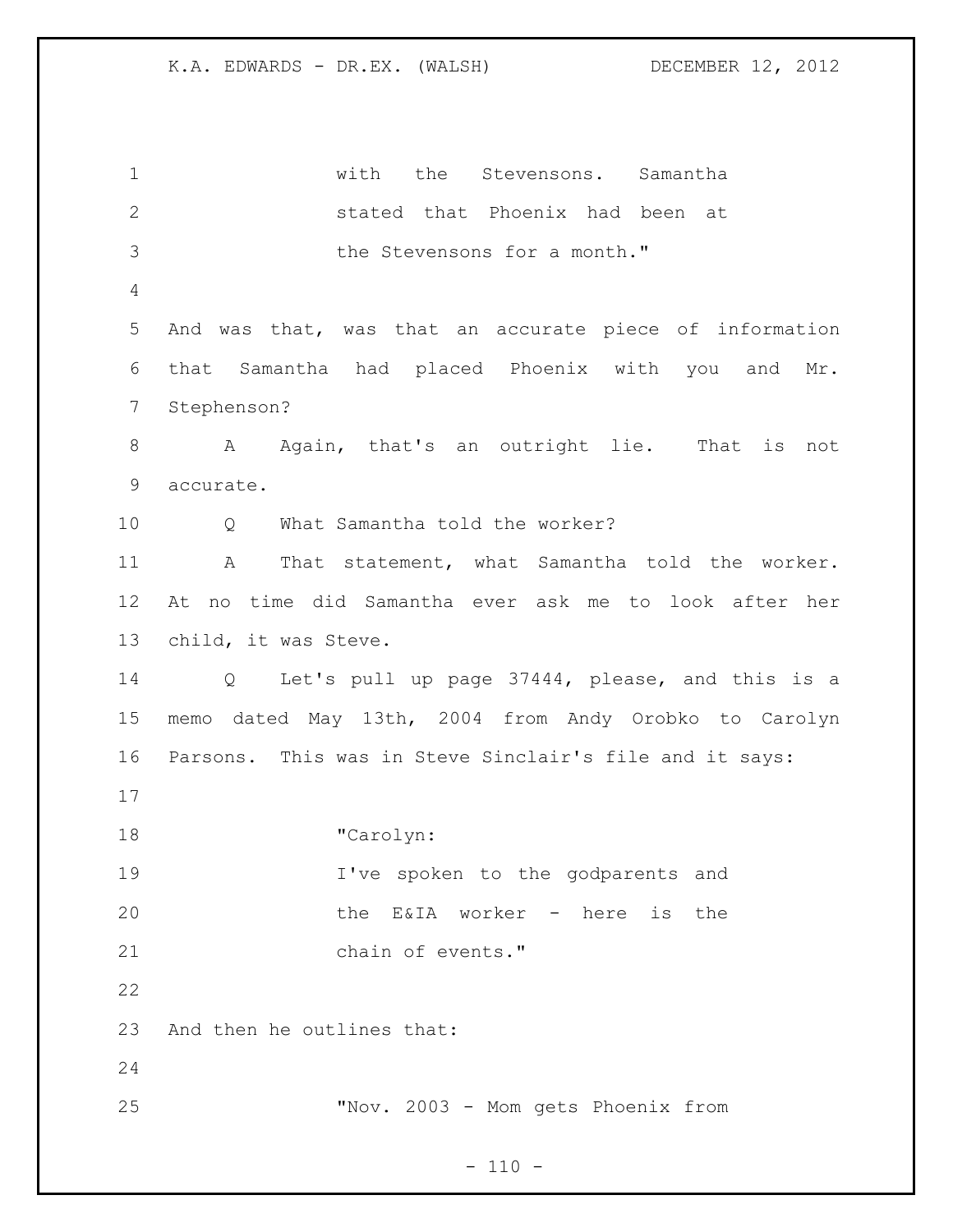> with the Stevensons. Samantha stated that Phoenix had been at the Stevensons for a month."

And was that, was that an accurate piece of information that Samantha had placed Phoenix with you and Mr. Stephenson?

A Again, that's an outright lie. That is not accurate.

Q What Samantha told the worker?

A That statement, what Samantha told the worker. At no time did Samantha ever ask me to look after her child, it was Steve.

Q Let's pull up page 37444, please, and this is a memo dated May 13th, 2004 from Andy Orobko to Carolyn Parsons. This was in Steve Sinclair's file and it says:

> "Carolyn:
> I've spoken to the godparents and the E&IA worker - here is the chain of events."

And then he outlines that:

> "Nov. 2003 - Mom gets Phoenix from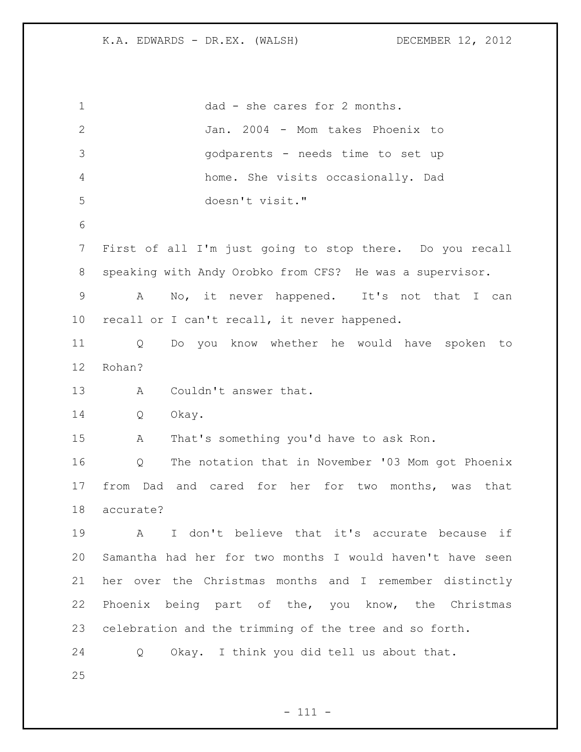dad - she cares for 2 months.
Jan. 2004 - Mom takes Phoenix to godparents - needs time to set up home. She visits occasionally. Dad doesn't visit."

First of all I'm just going to stop there. Do you recall speaking with Andy Orobko from CFS? He was a supervisor.

A No, it never happened. It's not that I can recall or I can't recall, it never happened.

Q Do you know whether he would have spoken to Rohan?

A Couldn't answer that.

Q Okay.

A That's something you'd have to ask Ron.

Q The notation that in November '03 Mom got Phoenix from Dad and cared for her for two months, was that accurate?

A I don't believe that it's accurate because if Samantha had her for two months I would haven't have seen her over the Christmas months and I remember distinctly Phoenix being part of the, you know, the Christmas celebration and the trimming of the tree and so forth.

Q Okay. I think you did tell us about that.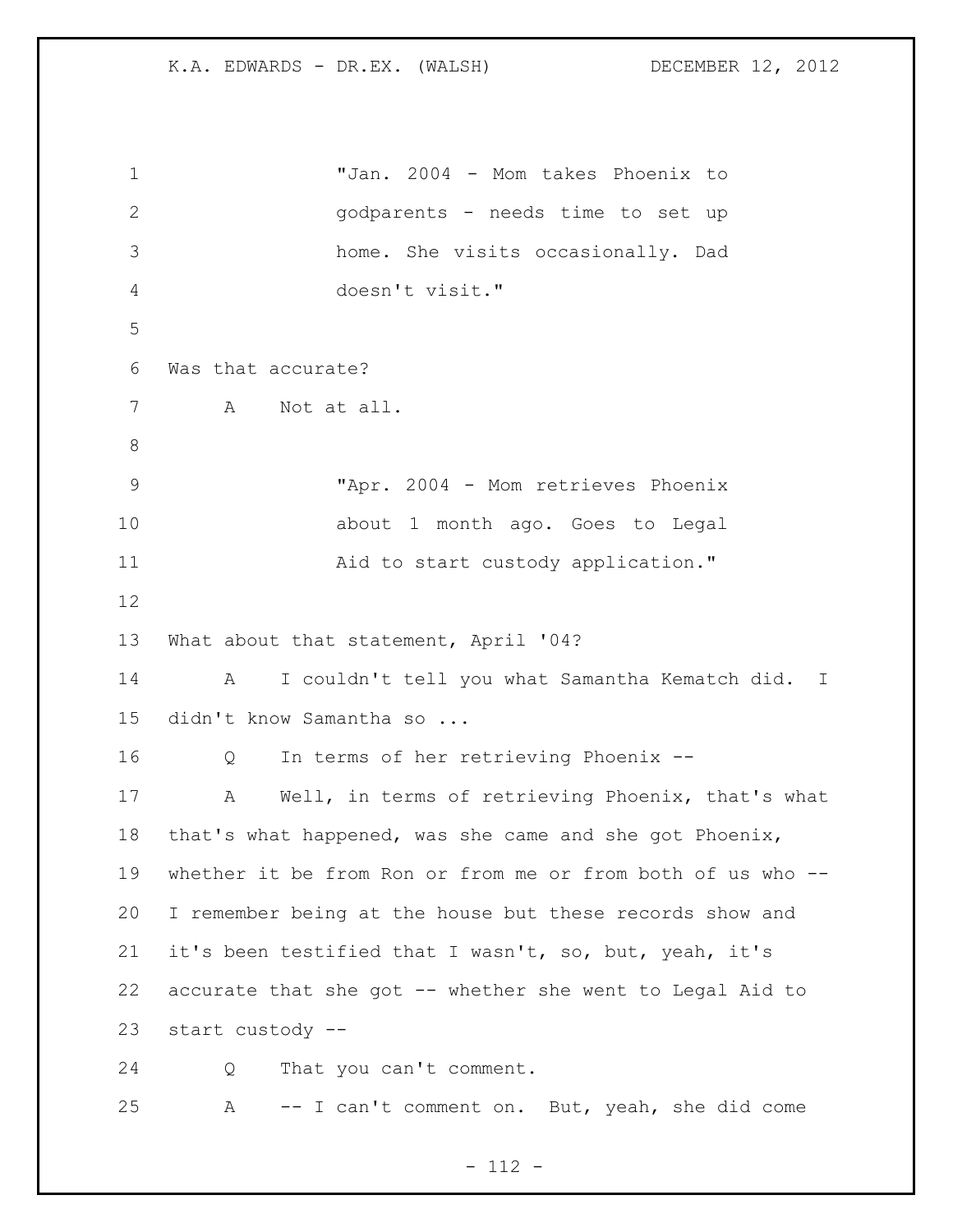"Jan. 2004 - Mom takes Phoenix to godparents - needs time to set up home. She visits occasionally. Dad doesn't visit."

Was that accurate?

A Not at all.

"Apr. 2004 - Mom retrieves Phoenix about 1 month ago. Goes to Legal Aid to start custody application."

What about that statement, April '04?

A I couldn't tell you what Samantha Kematch did. I didn't know Samantha so ...

Q In terms of her retrieving Phoenix --

A Well, in terms of retrieving Phoenix, that's what that's what happened, was she came and she got Phoenix, whether it be from Ron or from me or from both of us who -- I remember being at the house but these records show and it's been testified that I wasn't, so, but, yeah, it's accurate that she got -- whether she went to Legal Aid to start custody --

Q That you can't comment.

A -- I can't comment on. But, yeah, she did come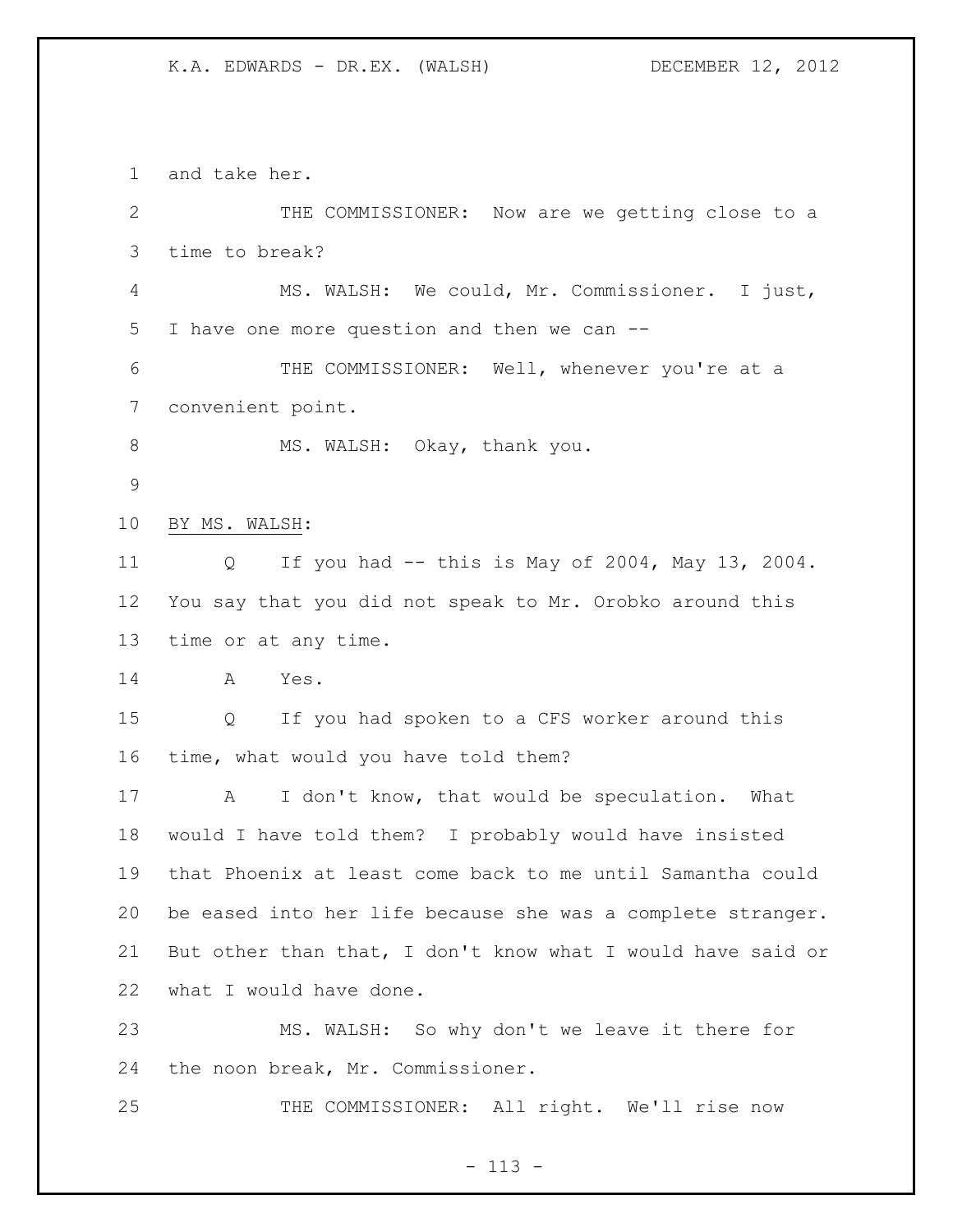and take her.

THE COMMISSIONER: Now are we getting close to a time to break?

MS. WALSH: We could, Mr. Commissioner. I just, I have one more question and then we can --

THE COMMISSIONER: Well, whenever you're at a convenient point.

MS. WALSH: Okay, thank you.

BY MS. WALSH:

Q If you had -- this is May of 2004, May 13, 2004. You say that you did not speak to Mr. Orobko around this time or at any time.

A Yes.

Q If you had spoken to a CFS worker around this time, what would you have told them?

A I don't know, that would be speculation. What would I have told them? I probably would have insisted that Phoenix at least come back to me until Samantha could be eased into her life because she was a complete stranger. But other than that, I don't know what I would have said or what I would have done.

MS. WALSH: So why don't we leave it there for the noon break, Mr. Commissioner.

THE COMMISSIONER: All right. We'll rise now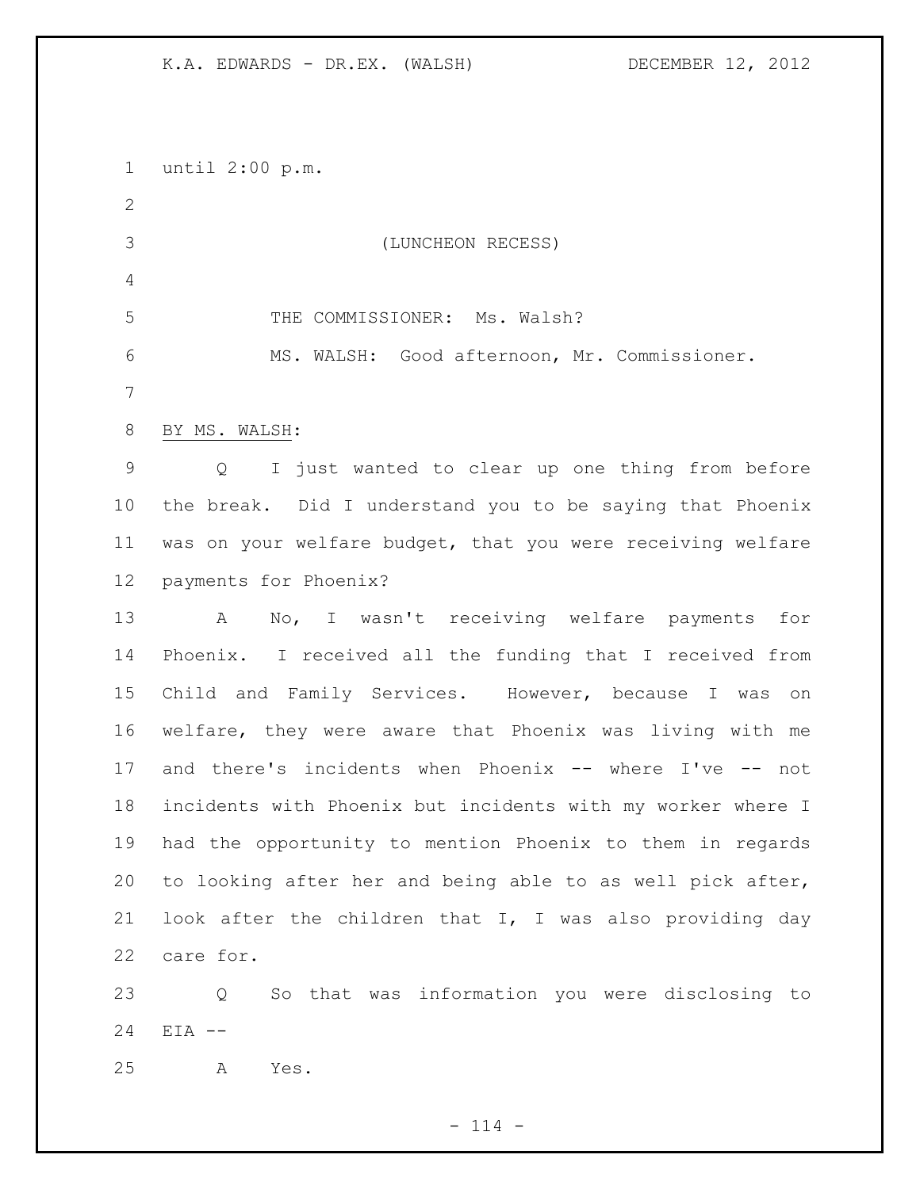until 2:00 p.m.

(LUNCHEON RECESS)

THE COMMISSIONER: Ms. Walsh?

MS. WALSH: Good afternoon, Mr. Commissioner.

BY MS. WALSH:

Q I just wanted to clear up one thing from before the break. Did I understand you to be saying that Phoenix was on your welfare budget, that you were receiving welfare payments for Phoenix?

A No, I wasn't receiving welfare payments for Phoenix. I received all the funding that I received from Child and Family Services. However, because I was on welfare, they were aware that Phoenix was living with me and there's incidents when Phoenix -- where I've -- not incidents with Phoenix but incidents with my worker where I had the opportunity to mention Phoenix to them in regards to looking after her and being able to as well pick after, look after the children that I, I was also providing day care for.

Q So that was information you were disclosing to EIA --

A Yes.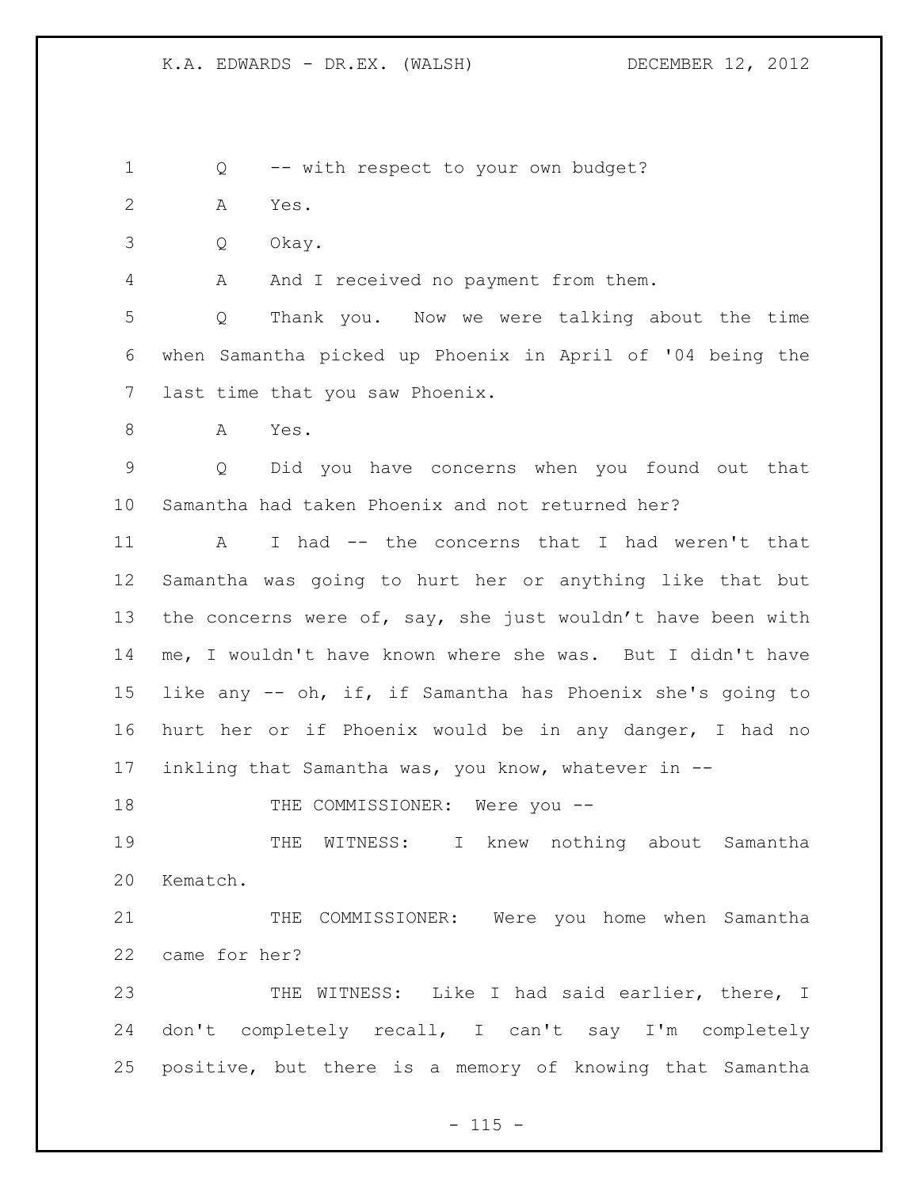Q -- with respect to your own budget?

A Yes.

Q Okay.

A And I received no payment from them.

Q Thank you. Now we were talking about the time when Samantha picked up Phoenix in April of '04 being the last time that you saw Phoenix.

A Yes.

Q Did you have concerns when you found out that Samantha had taken Phoenix and not returned her?

A I had -- the concerns that I had weren't that Samantha was going to hurt her or anything like that but the concerns were of, say, she just wouldn't have been with me, I wouldn't have known where she was. But I didn't have like any -- oh, if, if Samantha has Phoenix she's going to hurt her or if Phoenix would be in any danger, I had no inkling that Samantha was, you know, whatever in --

THE COMMISSIONER: Were you --

THE WITNESS: I knew nothing about Samantha Kematch.

THE COMMISSIONER: Were you home when Samantha came for her?

THE WITNESS: Like I had said earlier, there, I don't completely recall, I can't say I'm completely positive, but there is a memory of knowing that Samantha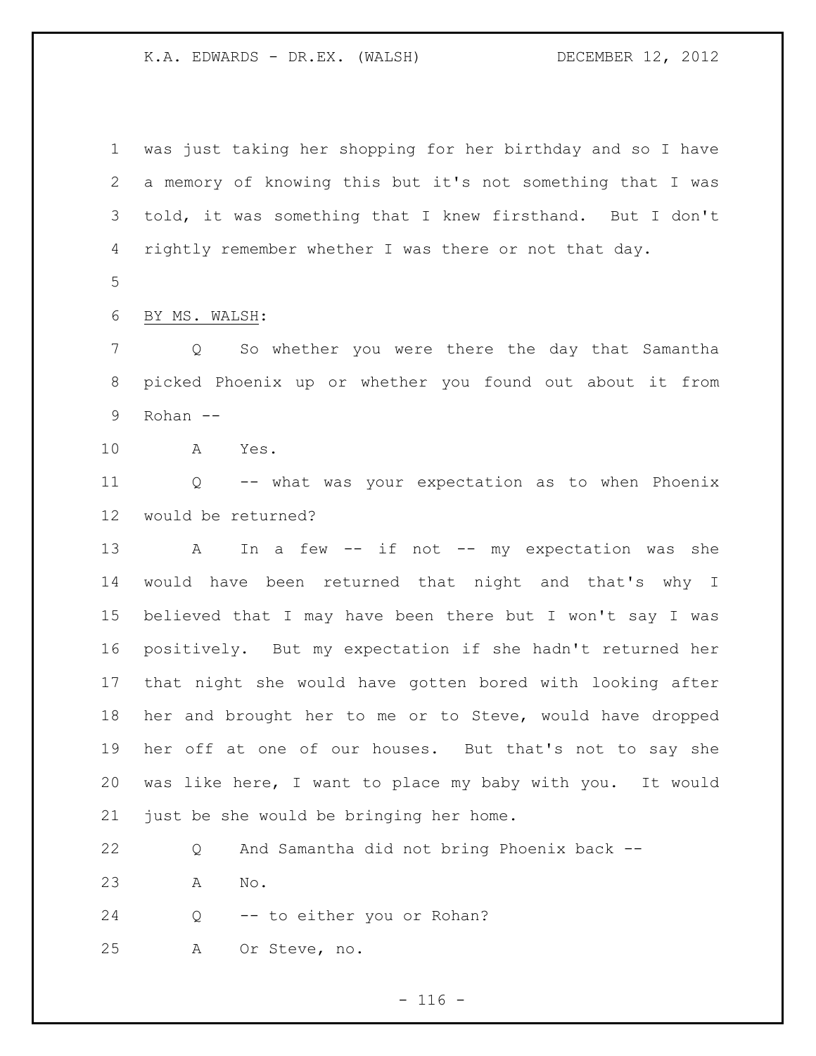was just taking her shopping for her birthday and so I have a memory of knowing this but it's not something that I was told, it was something that I knew firsthand. But I don't rightly remember whether I was there or not that day.

BY MS. WALSH:

Q So whether you were there the day that Samantha picked Phoenix up or whether you found out about it from Rohan --

A Yes.

Q -- what was your expectation as to when Phoenix would be returned?

A In a few -- if not -- my expectation was she would have been returned that night and that's why I believed that I may have been there but I won't say I was positively. But my expectation if she hadn't returned her that night she would have gotten bored with looking after her and brought her to me or to Steve, would have dropped her off at one of our houses. But that's not to say she was like here, I want to place my baby with you. It would just be she would be bringing her home.

Q And Samantha did not bring Phoenix back --

A No.

Q -- to either you or Rohan?

A Or Steve, no.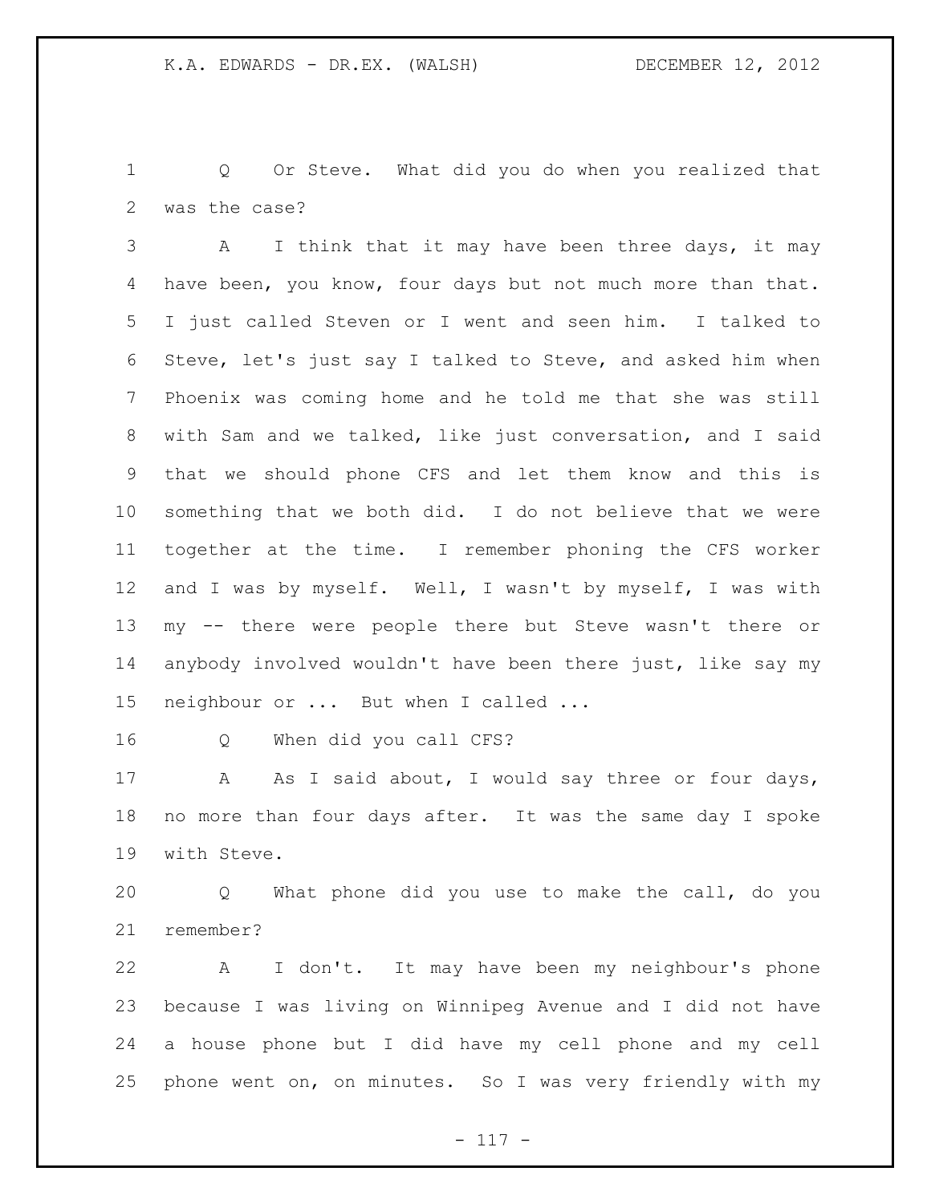Q Or Steve. What did you do when you realized that was the case?

A I think that it may have been three days, it may have been, you know, four days but not much more than that. I just called Steven or I went and seen him. I talked to Steve, let's just say I talked to Steve, and asked him when Phoenix was coming home and he told me that she was still with Sam and we talked, like just conversation, and I said that we should phone CFS and let them know and this is something that we both did. I do not believe that we were together at the time. I remember phoning the CFS worker and I was by myself. Well, I wasn't by myself, I was with my -- there were people there but Steve wasn't there or anybody involved wouldn't have been there just, like say my neighbour or ... But when I called ...

Q When did you call CFS?

A As I said about, I would say three or four days, no more than four days after. It was the same day I spoke with Steve.

Q What phone did you use to make the call, do you remember?

A I don't. It may have been my neighbour's phone because I was living on Winnipeg Avenue and I did not have a house phone but I did have my cell phone and my cell phone went on, on minutes. So I was very friendly with my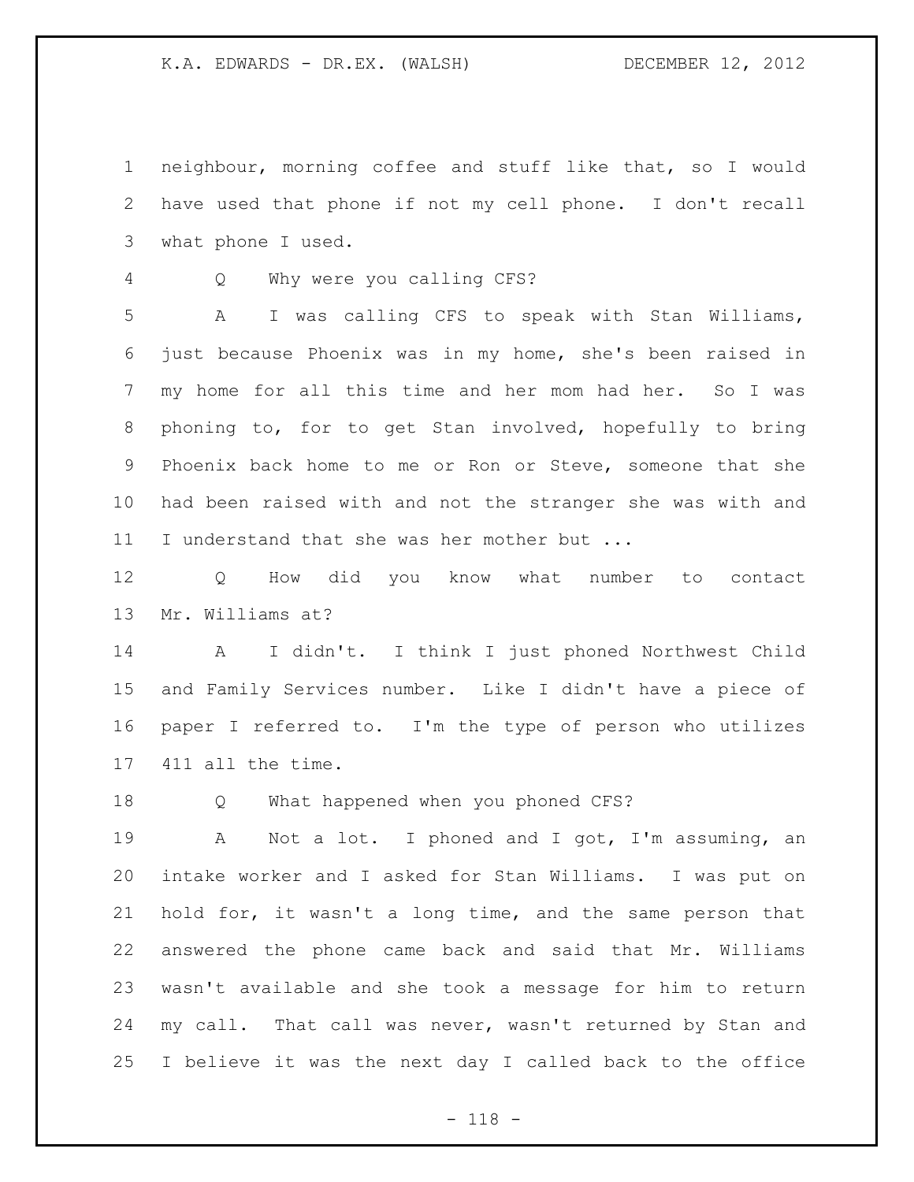neighbour, morning coffee and stuff like that, so I would have used that phone if not my cell phone. I don't recall what phone I used.

Q Why were you calling CFS?

A I was calling CFS to speak with Stan Williams, just because Phoenix was in my home, she's been raised in my home for all this time and her mom had her. So I was phoning to, for to get Stan involved, hopefully to bring Phoenix back home to me or Ron or Steve, someone that she had been raised with and not the stranger she was with and I understand that she was her mother but ...

Q How did you know what number to contact Mr. Williams at?

A I didn't. I think I just phoned Northwest Child and Family Services number. Like I didn't have a piece of paper I referred to. I'm the type of person who utilizes 411 all the time.

Q What happened when you phoned CFS?

A Not a lot. I phoned and I got, I'm assuming, an intake worker and I asked for Stan Williams. I was put on hold for, it wasn't a long time, and the same person that answered the phone came back and said that Mr. Williams wasn't available and she took a message for him to return my call. That call was never, wasn't returned by Stan and I believe it was the next day I called back to the office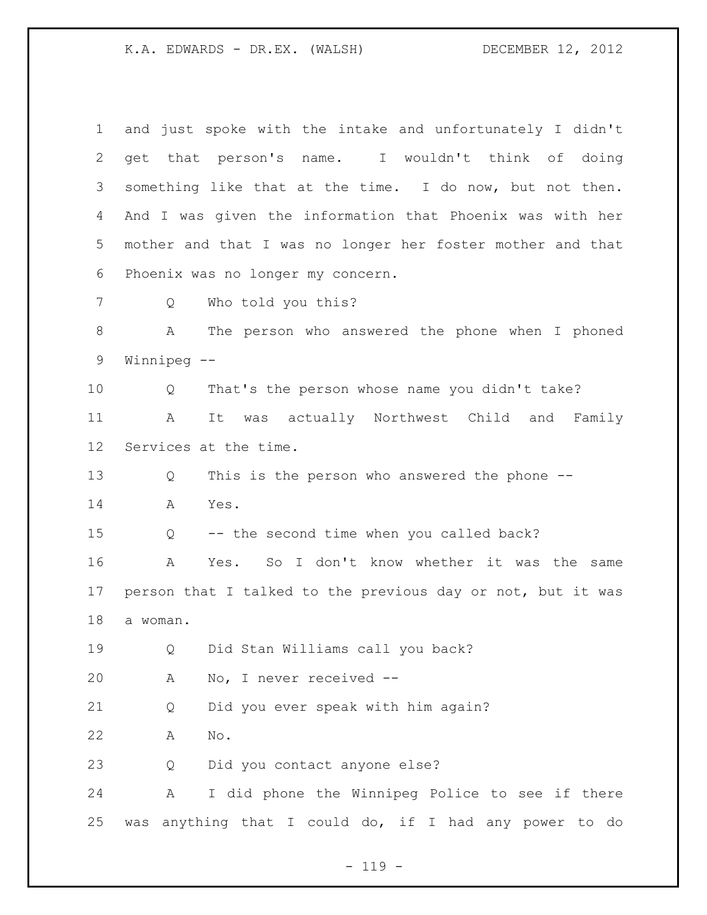and just spoke with the intake and unfortunately I didn't get that person's name. I wouldn't think of doing something like that at the time. I do now, but not then. And I was given the information that Phoenix was with her mother and that I was no longer her foster mother and that Phoenix was no longer my concern.

Q Who told you this?

A The person who answered the phone when I phoned Winnipeg --

Q That's the person whose name you didn't take?

A It was actually Northwest Child and Family Services at the time.

Q This is the person who answered the phone --

A Yes.

Q -- the second time when you called back?

A Yes. So I don't know whether it was the same person that I talked to the previous day or not, but it was a woman.

Q Did Stan Williams call you back?

A No, I never received --

Q Did you ever speak with him again?

A No.

Q Did you contact anyone else?

A I did phone the Winnipeg Police to see if there was anything that I could do, if I had any power to do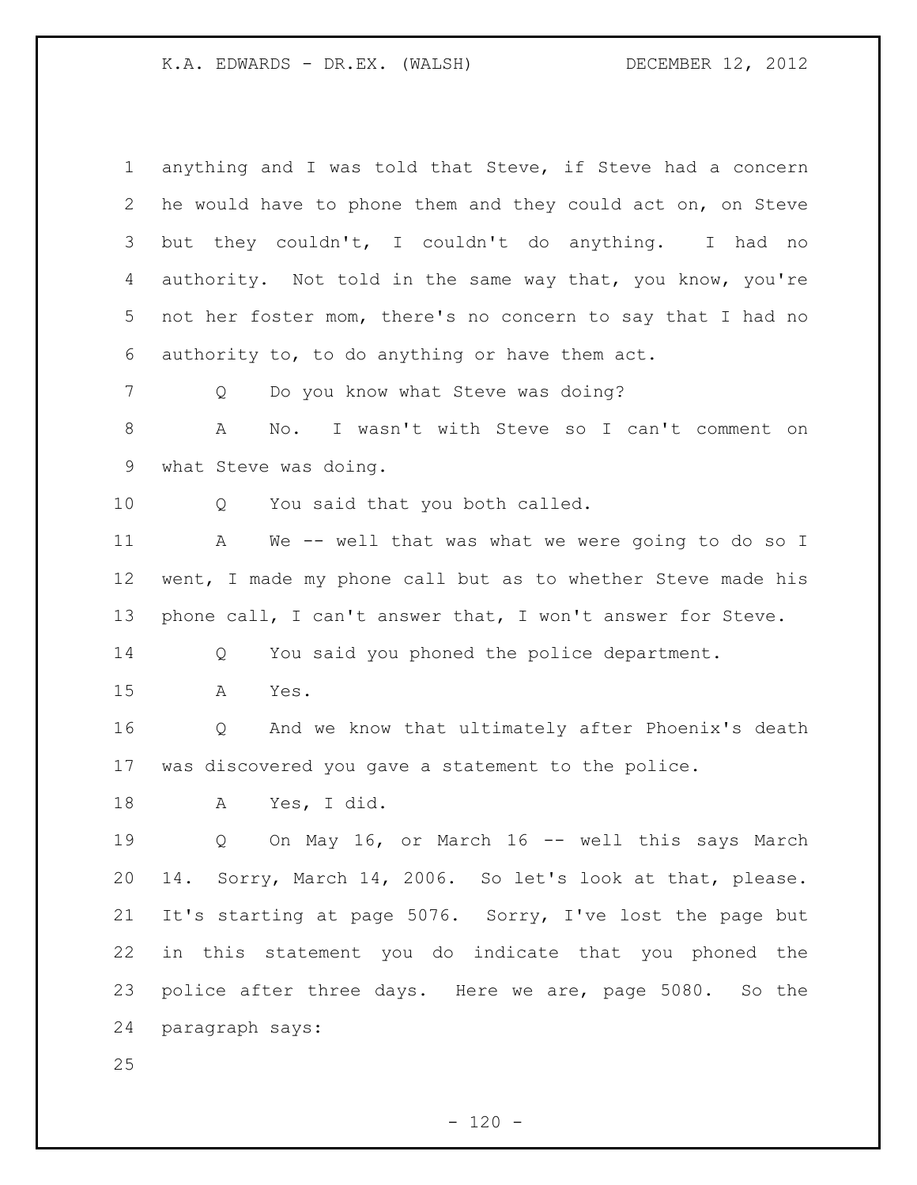anything and I was told that Steve, if Steve had a concern he would have to phone them and they could act on, on Steve but they couldn't, I couldn't do anything. I had no authority. Not told in the same way that, you know, you're not her foster mom, there's no concern to say that I had no authority to, to do anything or have them act.

Q Do you know what Steve was doing?

A No. I wasn't with Steve so I can't comment on what Steve was doing.

Q You said that you both called.

A We -- well that was what we were going to do so I went, I made my phone call but as to whether Steve made his phone call, I can't answer that, I won't answer for Steve.

Q You said you phoned the police department.

A Yes.

Q And we know that ultimately after Phoenix's death was discovered you gave a statement to the police.

A Yes, I did.

Q On May 16, or March 16 -- well this says March 14. Sorry, March 14, 2006. So let's look at that, please. It's starting at page 5076. Sorry, I've lost the page but in this statement you do indicate that you phoned the police after three days. Here we are, page 5080. So the paragraph says: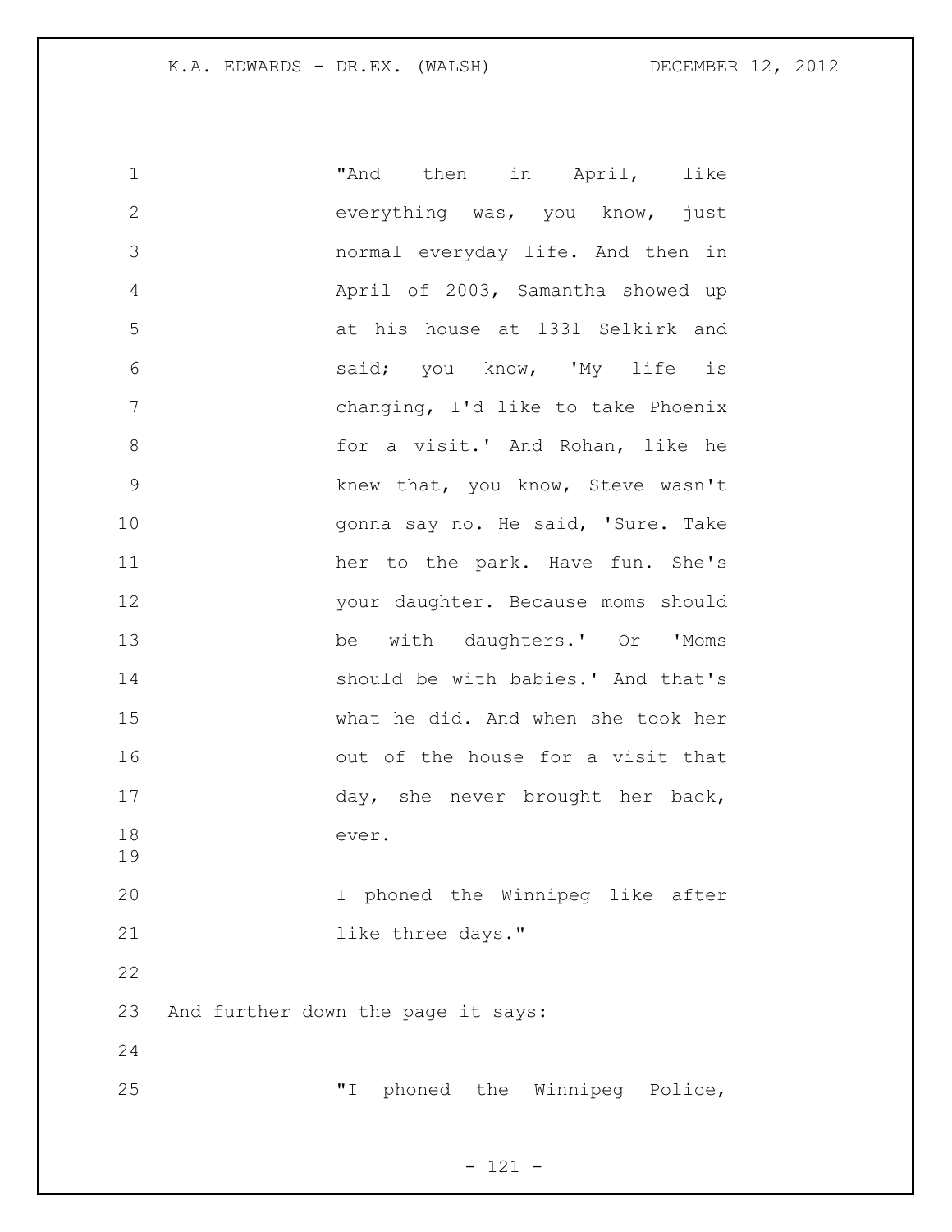"And then in April, like everything was, you know, just normal everyday life. And then in April of 2003, Samantha showed up at his house at 1331 Selkirk and said; you know, 'My life is changing, I'd like to take Phoenix for a visit.' And Rohan, like he knew that, you know, Steve wasn't gonna say no. He said, 'Sure. Take her to the park. Have fun. She's your daughter. Because moms should be with daughters.' Or 'Moms should be with babies.' And that's what he did. And when she took her out of the house for a visit that day, she never brought her back, ever.

I phoned the Winnipeg like after like three days."

And further down the page it says:

"I phoned the Winnipeg Police,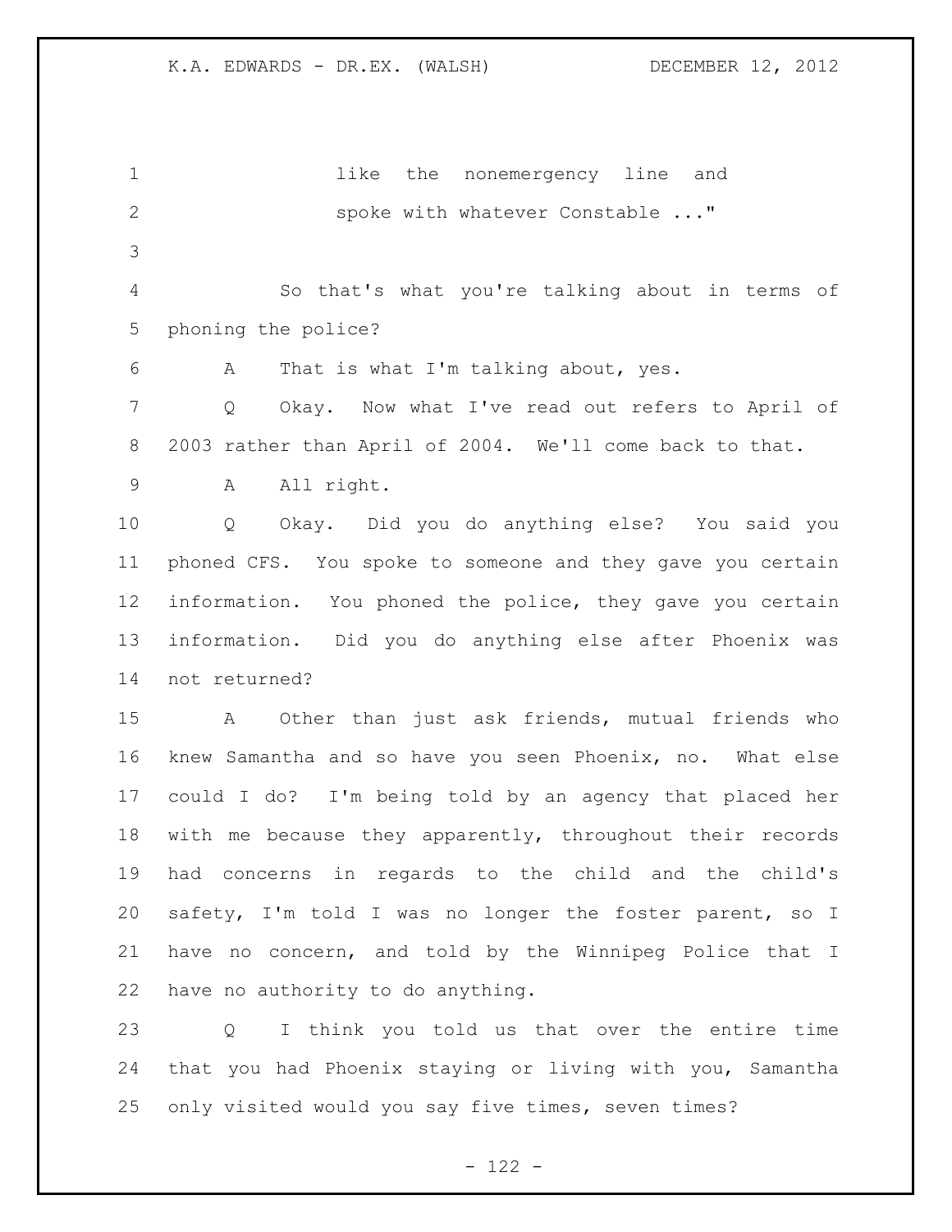like the nonemergency line and spoke with whatever Constable ..."

So that's what you're talking about in terms of phoning the police?

A That is what I'm talking about, yes.

Q Okay. Now what I've read out refers to April of 2003 rather than April of 2004. We'll come back to that.

A All right.

Q Okay. Did you do anything else? You said you phoned CFS. You spoke to someone and they gave you certain information. You phoned the police, they gave you certain information. Did you do anything else after Phoenix was not returned?

A Other than just ask friends, mutual friends who knew Samantha and so have you seen Phoenix, no. What else could I do? I'm being told by an agency that placed her with me because they apparently, throughout their records had concerns in regards to the child and the child's safety, I'm told I was no longer the foster parent, so I have no concern, and told by the Winnipeg Police that I have no authority to do anything.

Q I think you told us that over the entire time that you had Phoenix staying or living with you, Samantha only visited would you say five times, seven times?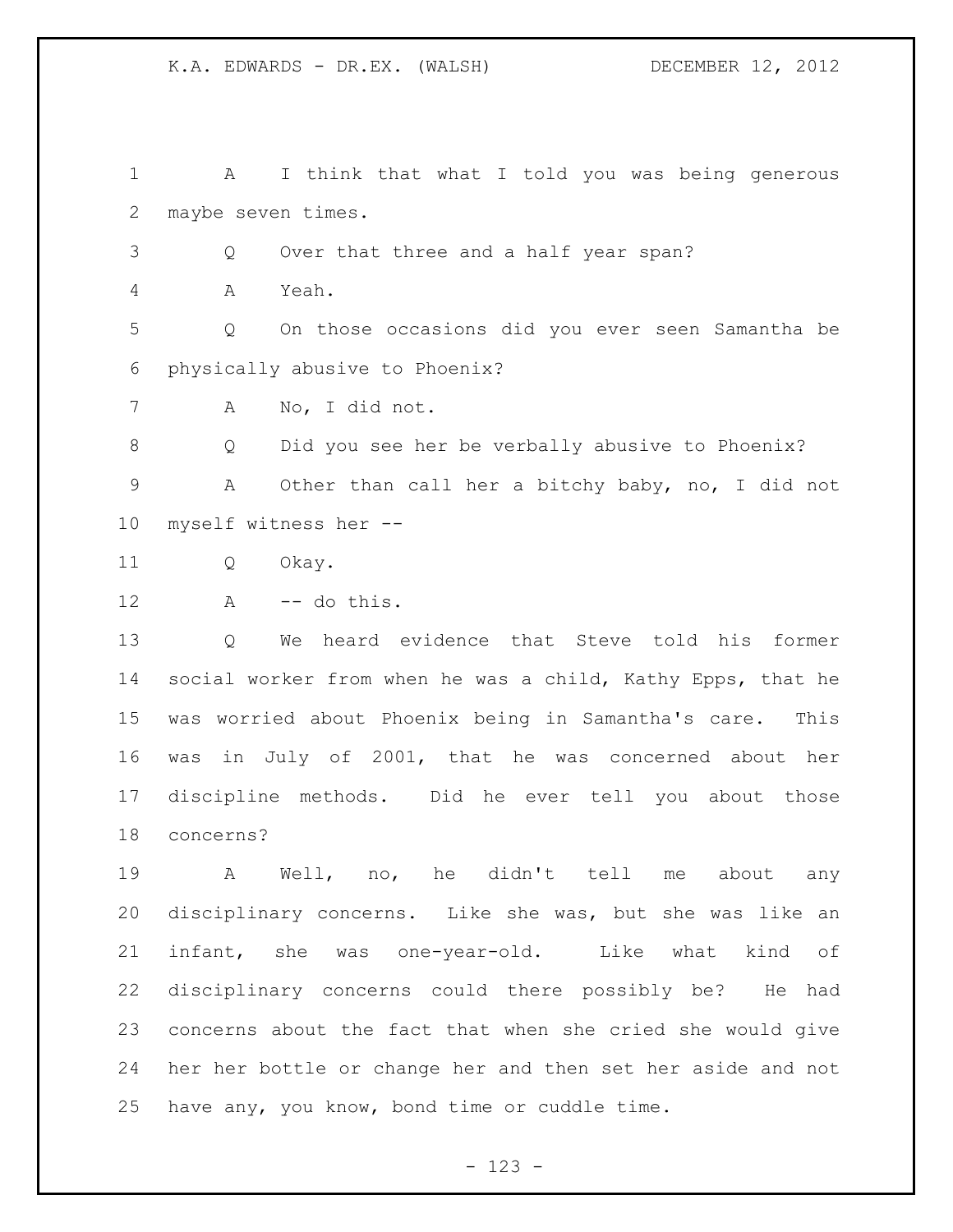A I think that what I told you was being generous maybe seven times.

Q Over that three and a half year span?

A Yeah.

Q On those occasions did you ever seen Samantha be physically abusive to Phoenix?

A No, I did not.

Q Did you see her be verbally abusive to Phoenix?

A Other than call her a bitchy baby, no, I did not myself witness her --

Q Okay.

A -- do this.

Q We heard evidence that Steve told his former social worker from when he was a child, Kathy Epps, that he was worried about Phoenix being in Samantha's care. This was in July of 2001, that he was concerned about her discipline methods. Did he ever tell you about those concerns?

A Well, no, he didn't tell me about any disciplinary concerns. Like she was, but she was like an infant, she was one-year-old. Like what kind of disciplinary concerns could there possibly be? He had concerns about the fact that when she cried she would give her her bottle or change her and then set her aside and not have any, you know, bond time or cuddle time.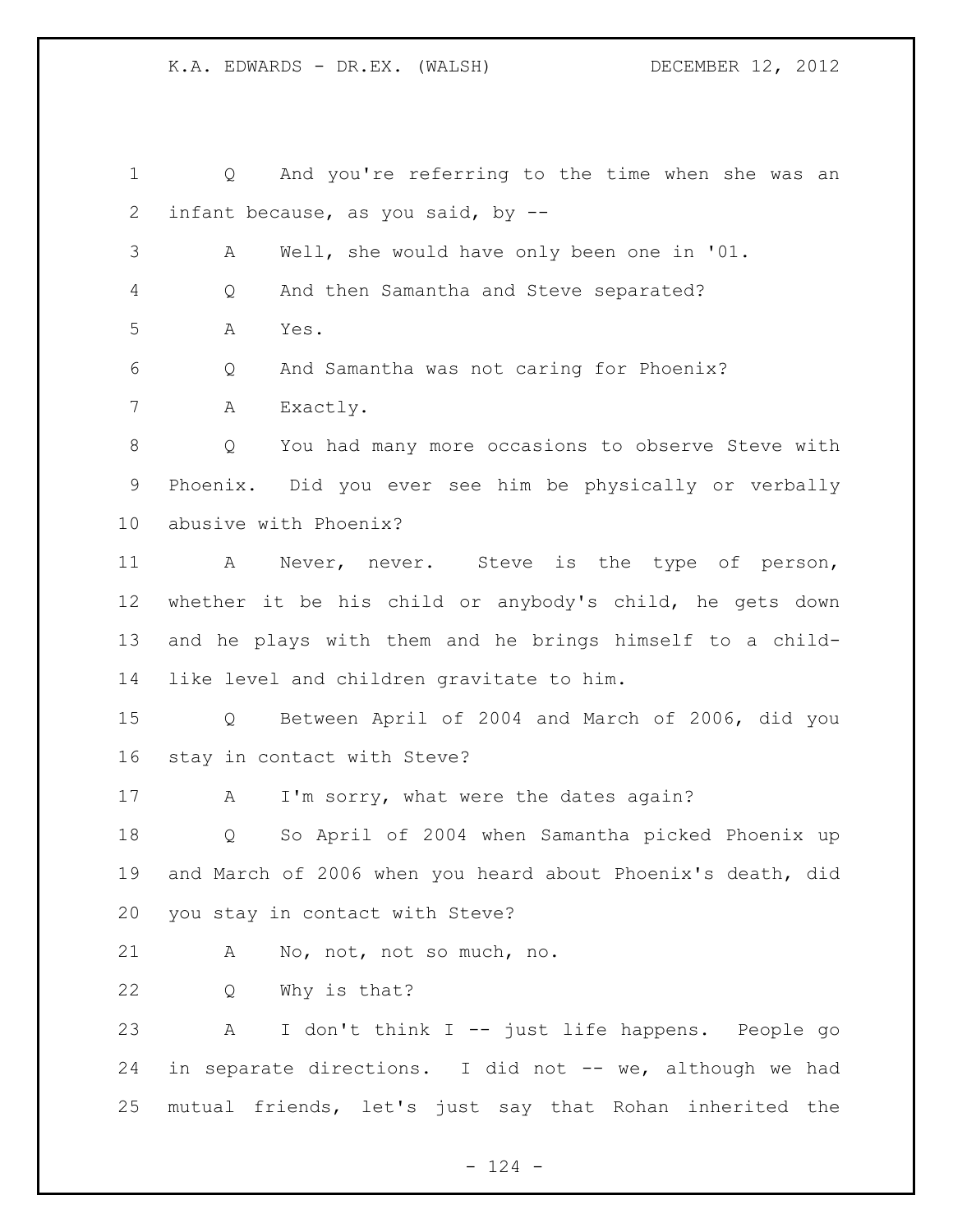Q And you're referring to the time when she was an infant because, as you said, by --

A Well, she would have only been one in '01.

Q And then Samantha and Steve separated?

A Yes.

Q And Samantha was not caring for Phoenix?

A Exactly.

Q You had many more occasions to observe Steve with Phoenix. Did you ever see him be physically or verbally abusive with Phoenix?

A Never, never. Steve is the type of person, whether it be his child or anybody's child, he gets down and he plays with them and he brings himself to a child-like level and children gravitate to him.

Q Between April of 2004 and March of 2006, did you stay in contact with Steve?

A I'm sorry, what were the dates again?

Q So April of 2004 when Samantha picked Phoenix up and March of 2006 when you heard about Phoenix's death, did you stay in contact with Steve?

A No, not, not so much, no.

Q Why is that?

A I don't think I -- just life happens. People go in separate directions. I did not -- we, although we had mutual friends, let's just say that Rohan inherited the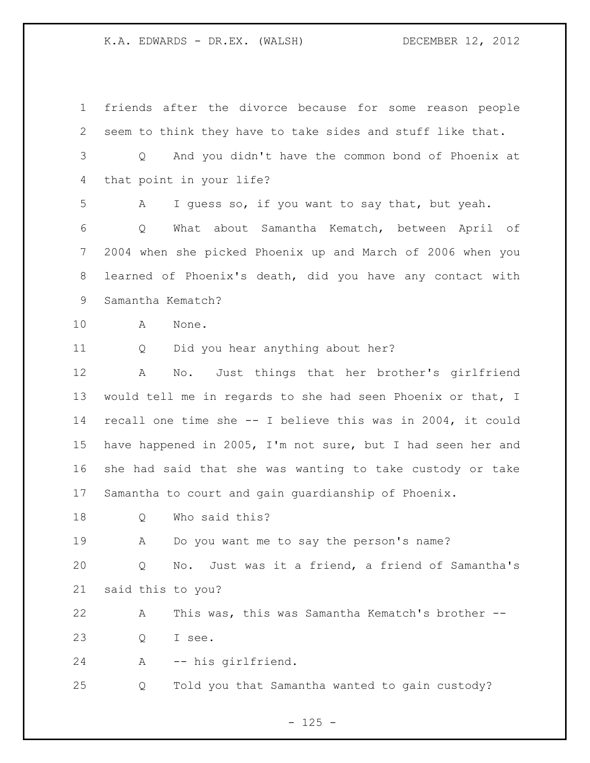friends after the divorce because for some reason people seem to think they have to take sides and stuff like that.

Q And you didn't have the common bond of Phoenix at that point in your life?

A I guess so, if you want to say that, but yeah.

Q What about Samantha Kematch, between April of 2004 when she picked Phoenix up and March of 2006 when you learned of Phoenix's death, did you have any contact with Samantha Kematch?

A None.

Q Did you hear anything about her?

A No. Just things that her brother's girlfriend would tell me in regards to she had seen Phoenix or that, I recall one time she -- I believe this was in 2004, it could have happened in 2005, I'm not sure, but I had seen her and she had said that she was wanting to take custody or take Samantha to court and gain guardianship of Phoenix.

Q Who said this?

A Do you want me to say the person's name?

Q No. Just was it a friend, a friend of Samantha's said this to you?

A This was, this was Samantha Kematch's brother --

Q I see.

A -- his girlfriend.

Q Told you that Samantha wanted to gain custody?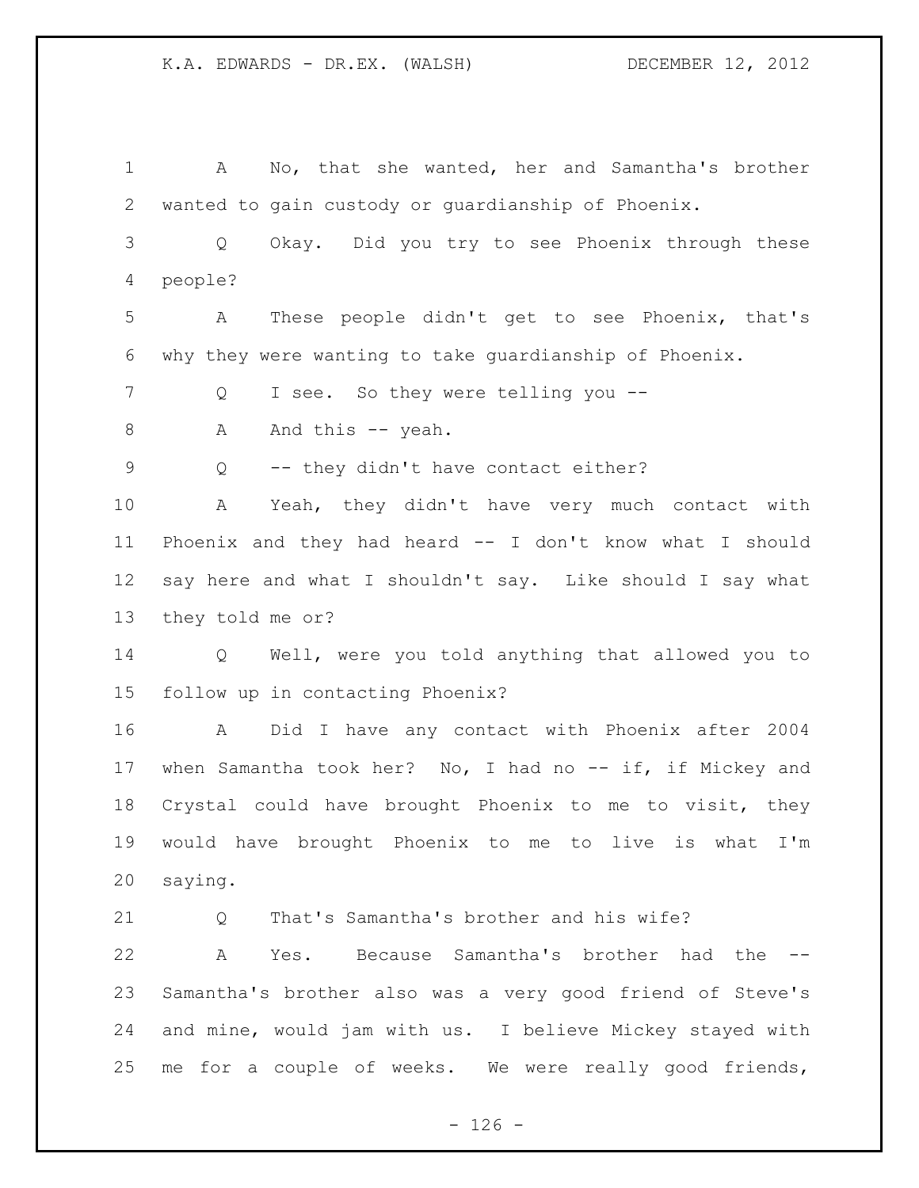A No, that she wanted, her and Samantha's brother wanted to gain custody or guardianship of Phoenix.

Q Okay. Did you try to see Phoenix through these people?

A These people didn't get to see Phoenix, that's why they were wanting to take guardianship of Phoenix.

Q I see. So they were telling you --

A And this -- yeah.

Q -- they didn't have contact either?

A Yeah, they didn't have very much contact with Phoenix and they had heard -- I don't know what I should say here and what I shouldn't say. Like should I say what they told me or?

Q Well, were you told anything that allowed you to follow up in contacting Phoenix?

A Did I have any contact with Phoenix after 2004 when Samantha took her? No, I had no -- if, if Mickey and Crystal could have brought Phoenix to me to visit, they would have brought Phoenix to me to live is what I'm saying.

Q That's Samantha's brother and his wife?

A Yes. Because Samantha's brother had the -- Samantha's brother also was a very good friend of Steve's and mine, would jam with us. I believe Mickey stayed with me for a couple of weeks. We were really good friends,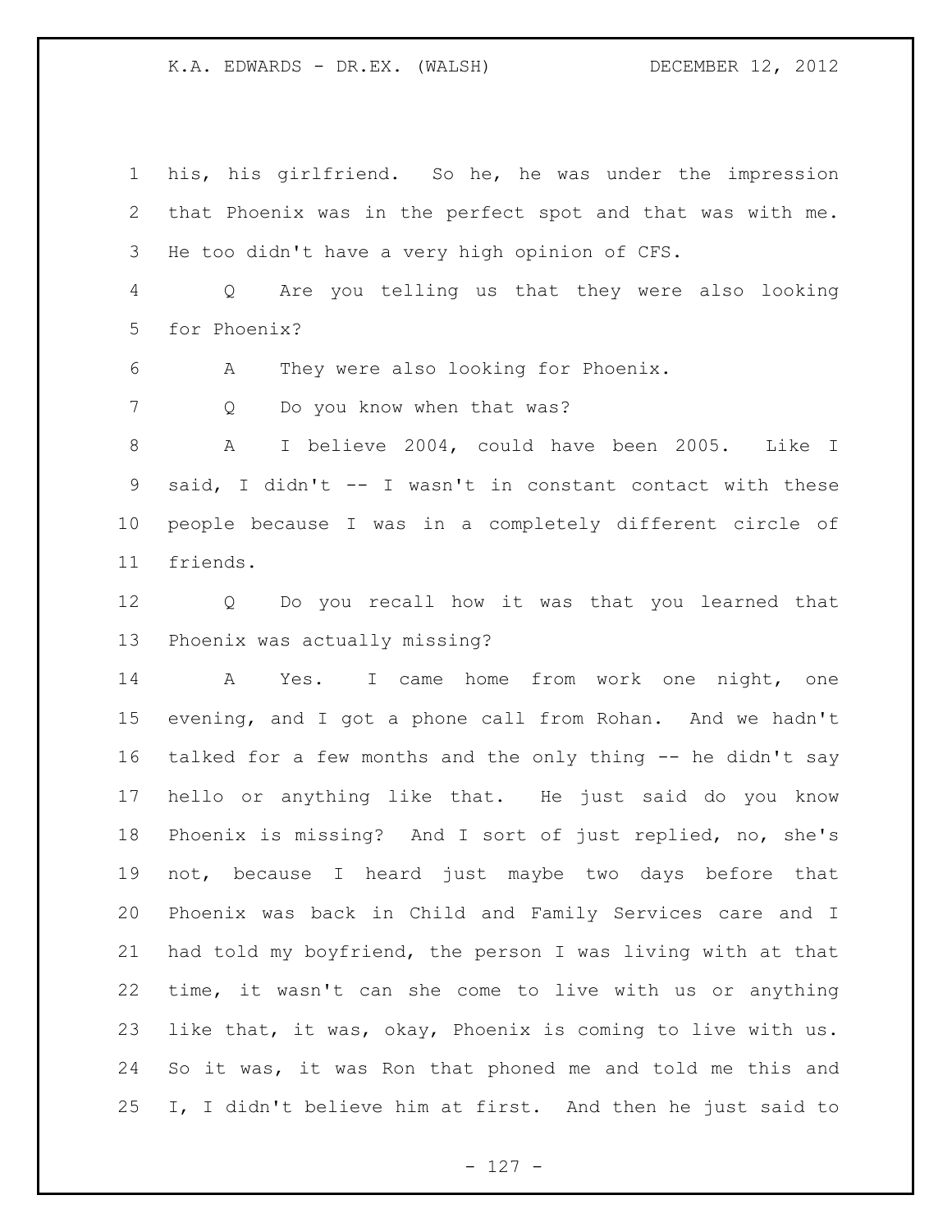his, his girlfriend. So he, he was under the impression that Phoenix was in the perfect spot and that was with me. He too didn't have a very high opinion of CFS.

Q Are you telling us that they were also looking for Phoenix?

A They were also looking for Phoenix.

Q Do you know when that was?

A I believe 2004, could have been 2005. Like I said, I didn't -- I wasn't in constant contact with these people because I was in a completely different circle of friends.

Q Do you recall how it was that you learned that Phoenix was actually missing?

A Yes. I came home from work one night, one evening, and I got a phone call from Rohan. And we hadn't talked for a few months and the only thing -- he didn't say hello or anything like that. He just said do you know Phoenix is missing? And I sort of just replied, no, she's not, because I heard just maybe two days before that Phoenix was back in Child and Family Services care and I had told my boyfriend, the person I was living with at that time, it wasn't can she come to live with us or anything like that, it was, okay, Phoenix is coming to live with us. So it was, it was Ron that phoned me and told me this and I, I didn't believe him at first. And then he just said to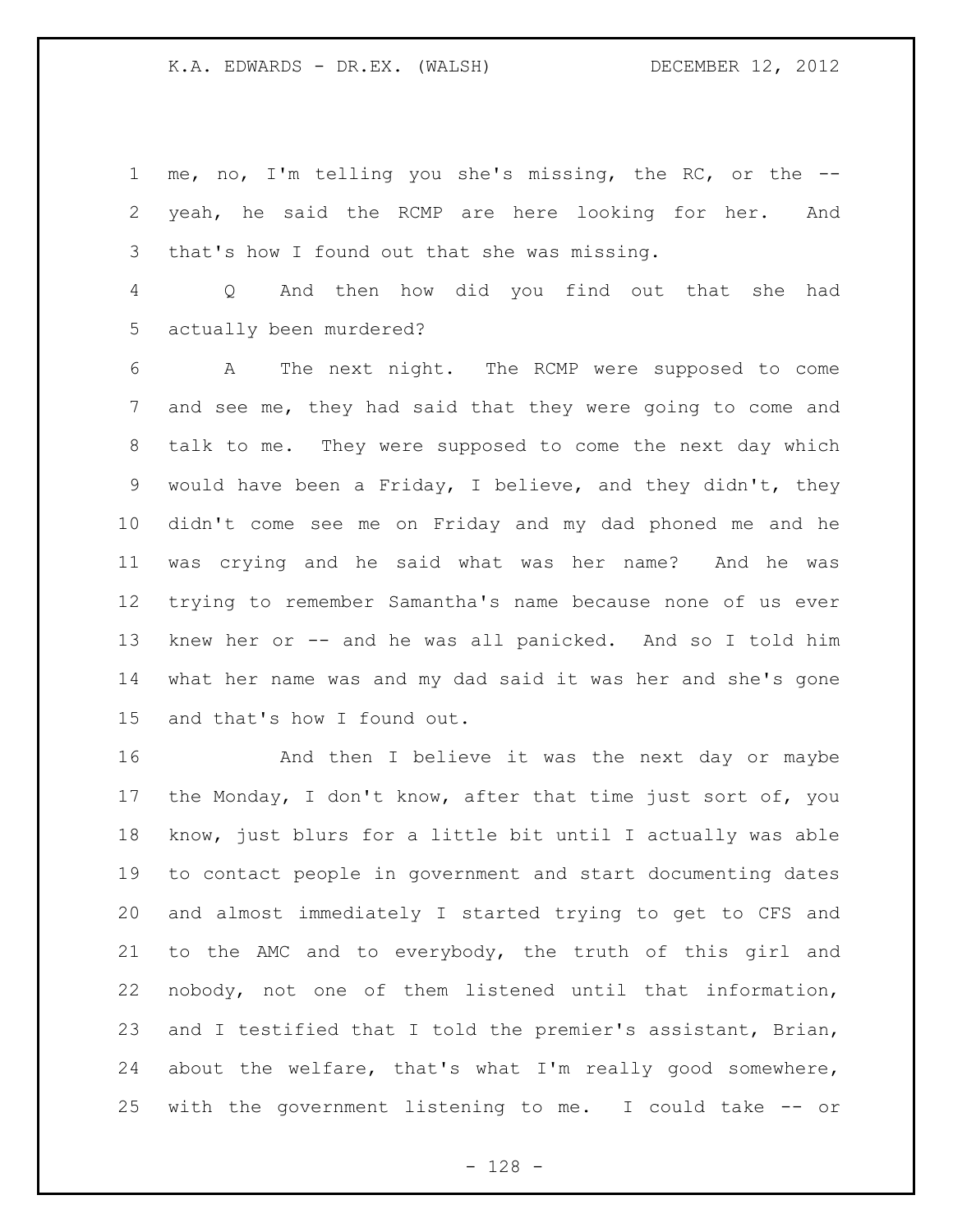me, no, I'm telling you she's missing, the RC, or the -- yeah, he said the RCMP are here looking for her. And that's how I found out that she was missing.

Q And then how did you find out that she had actually been murdered?

A The next night. The RCMP were supposed to come and see me, they had said that they were going to come and talk to me. They were supposed to come the next day which would have been a Friday, I believe, and they didn't, they didn't come see me on Friday and my dad phoned me and he was crying and he said what was her name? And he was trying to remember Samantha's name because none of us ever knew her or -- and he was all panicked. And so I told him what her name was and my dad said it was her and she's gone and that's how I found out.

And then I believe it was the next day or maybe the Monday, I don't know, after that time just sort of, you know, just blurs for a little bit until I actually was able to contact people in government and start documenting dates and almost immediately I started trying to get to CFS and to the AMC and to everybody, the truth of this girl and nobody, not one of them listened until that information, and I testified that I told the premier's assistant, Brian, about the welfare, that's what I'm really good somewhere, with the government listening to me. I could take -- or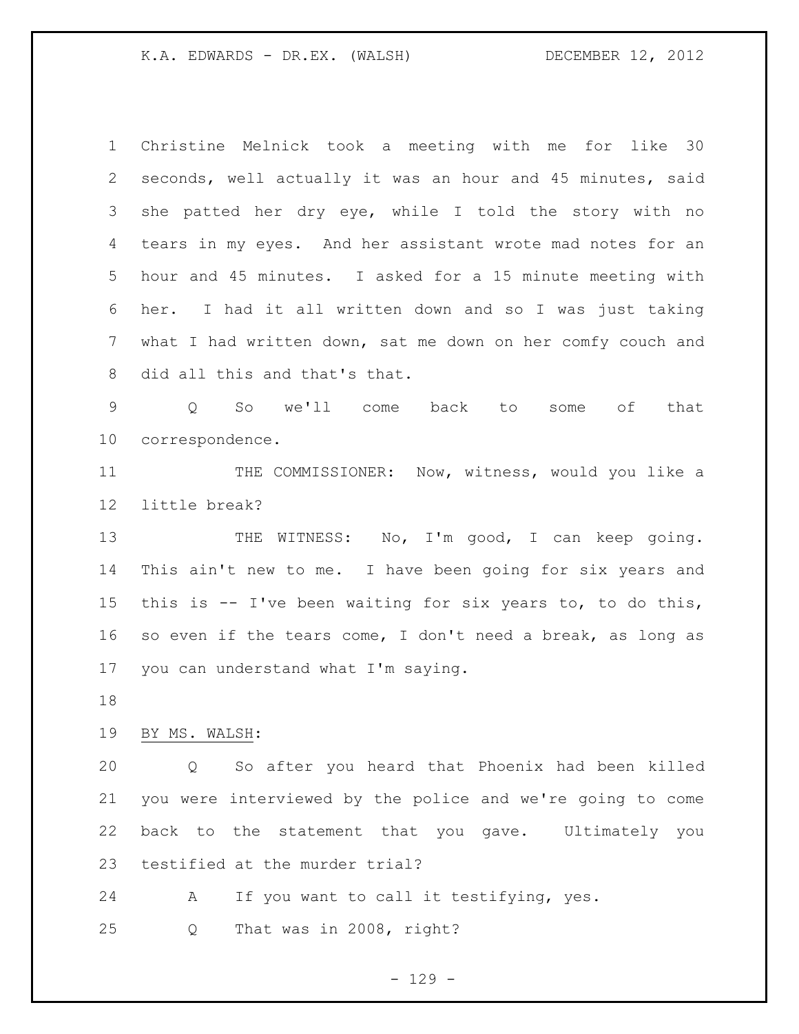Christine Melnick took a meeting with me for like 30 seconds, well actually it was an hour and 45 minutes, said she patted her dry eye, while I told the story with no tears in my eyes. And her assistant wrote mad notes for an hour and 45 minutes. I asked for a 15 minute meeting with her. I had it all written down and so I was just taking what I had written down, sat me down on her comfy couch and did all this and that's that.

Q So we'll come back to some of that correspondence.

THE COMMISSIONER: Now, witness, would you like a little break?

THE WITNESS: No, I'm good, I can keep going. This ain't new to me. I have been going for six years and this is -- I've been waiting for six years to, to do this, so even if the tears come, I don't need a break, as long as you can understand what I'm saying.

BY MS. WALSH:

Q So after you heard that Phoenix had been killed you were interviewed by the police and we're going to come back to the statement that you gave. Ultimately you testified at the murder trial?

A If you want to call it testifying, yes.

Q That was in 2008, right?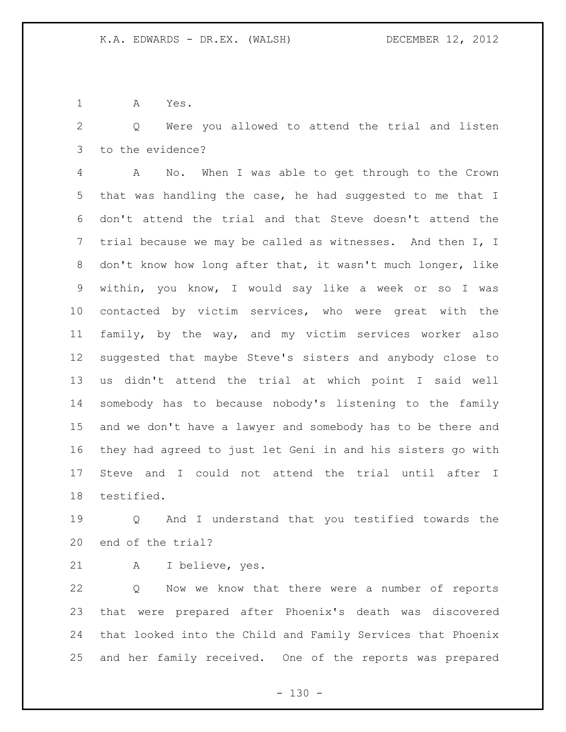A Yes.

Q Were you allowed to attend the trial and listen to the evidence?

A No. When I was able to get through to the Crown that was handling the case, he had suggested to me that I don't attend the trial and that Steve doesn't attend the trial because we may be called as witnesses. And then I, I don't know how long after that, it wasn't much longer, like within, you know, I would say like a week or so I was contacted by victim services, who were great with the family, by the way, and my victim services worker also suggested that maybe Steve's sisters and anybody close to us didn't attend the trial at which point I said well somebody has to because nobody's listening to the family and we don't have a lawyer and somebody has to be there and they had agreed to just let Geni in and his sisters go with Steve and I could not attend the trial until after I testified.

Q And I understand that you testified towards the end of the trial?

A I believe, yes.

Q Now we know that there were a number of reports that were prepared after Phoenix's death was discovered that looked into the Child and Family Services that Phoenix and her family received. One of the reports was prepared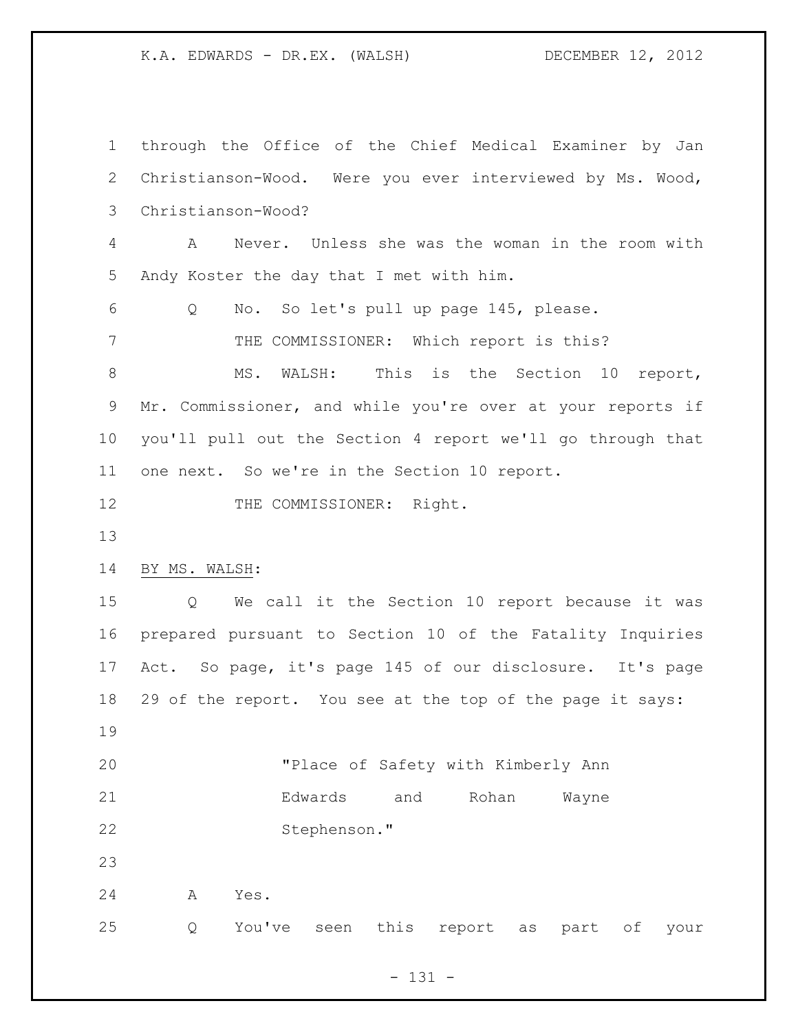through the Office of the Chief Medical Examiner by Jan Christianson-Wood. Were you ever interviewed by Ms. Wood, Christianson-Wood?

A Never. Unless she was the woman in the room with Andy Koster the day that I met with him.

Q No. So let's pull up page 145, please.

THE COMMISSIONER: Which report is this?

MS. WALSH: This is the Section 10 report, Mr. Commissioner, and while you're over at your reports if you'll pull out the Section 4 report we'll go through that one next. So we're in the Section 10 report.

THE COMMISSIONER: Right.

BY MS. WALSH:

Q We call it the Section 10 report because it was prepared pursuant to Section 10 of the Fatality Inquiries Act. So page, it's page 145 of our disclosure. It's page 29 of the report. You see at the top of the page it says:

> "Place of Safety with Kimberly Ann Edwards and Rohan Wayne Stephenson."

A Yes.

Q You've seen this report as part of your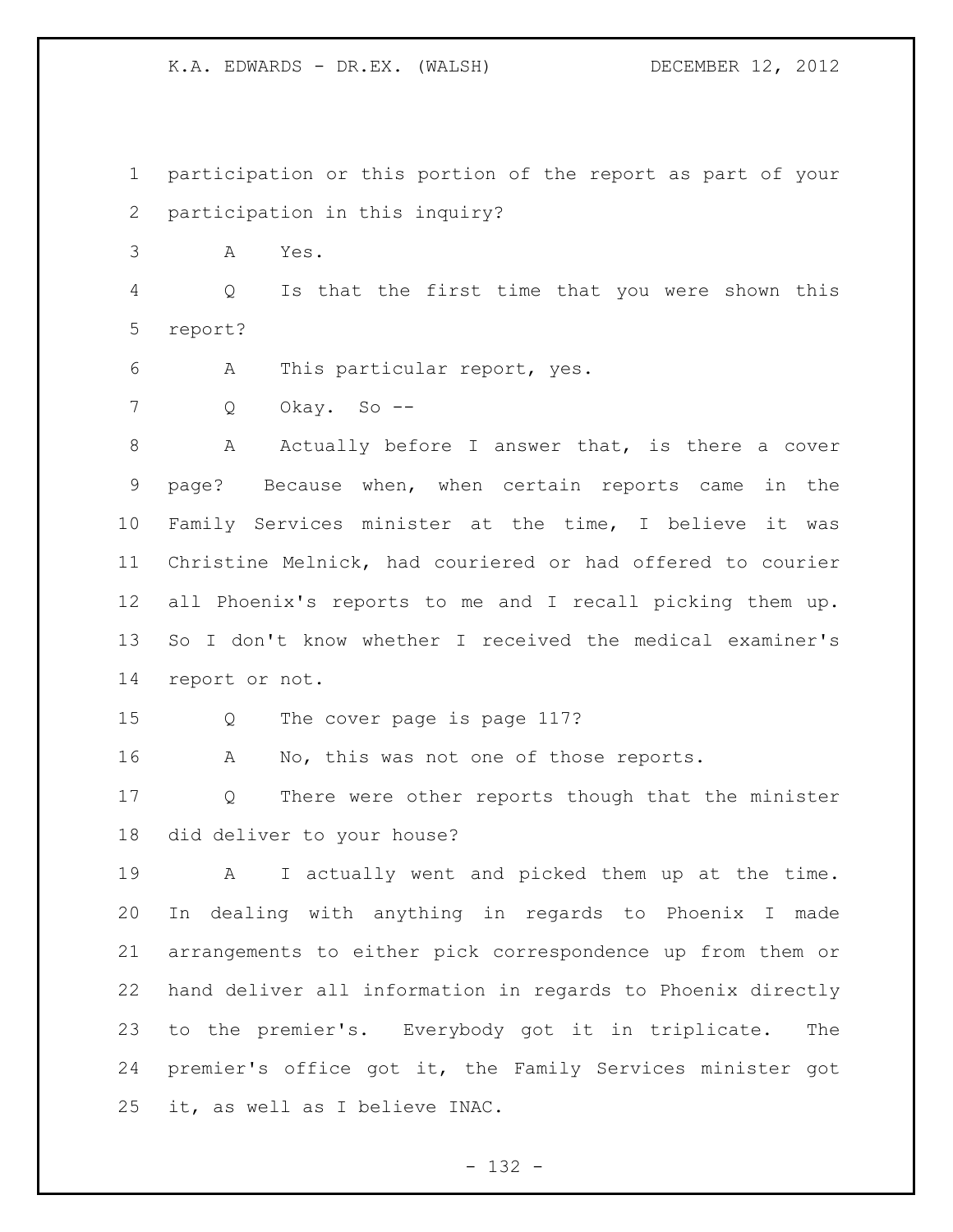participation or this portion of the report as part of your participation in this inquiry?

A Yes.

Q Is that the first time that you were shown this report?

A This particular report, yes.

Q Okay. So --

A Actually before I answer that, is there a cover page? Because when, when certain reports came in the Family Services minister at the time, I believe it was Christine Melnick, had couriered or had offered to courier all Phoenix's reports to me and I recall picking them up. So I don't know whether I received the medical examiner's report or not.

Q The cover page is page 117?

A No, this was not one of those reports.

Q There were other reports though that the minister did deliver to your house?

A I actually went and picked them up at the time. In dealing with anything in regards to Phoenix I made arrangements to either pick correspondence up from them or hand deliver all information in regards to Phoenix directly to the premier's. Everybody got it in triplicate. The premier's office got it, the Family Services minister got it, as well as I believe INAC.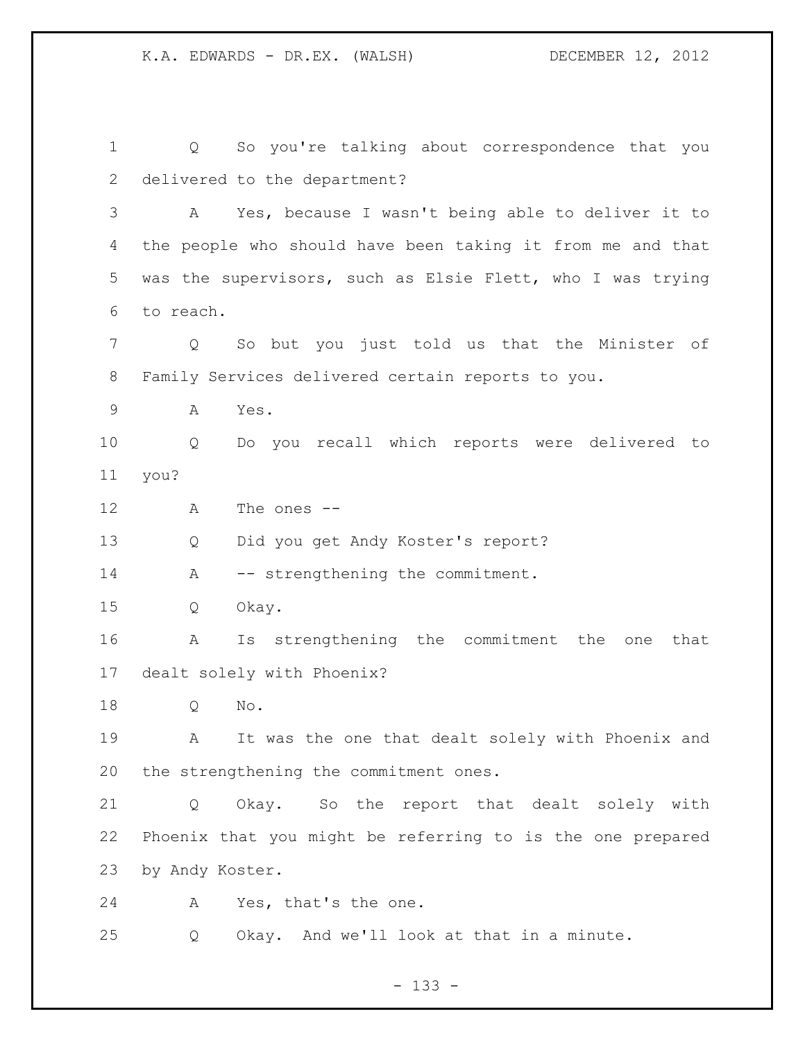Q So you're talking about correspondence that you delivered to the department?

A Yes, because I wasn't being able to deliver it to the people who should have been taking it from me and that was the supervisors, such as Elsie Flett, who I was trying to reach.

Q So but you just told us that the Minister of Family Services delivered certain reports to you.

A Yes.

Q Do you recall which reports were delivered to you?

A The ones --

Q Did you get Andy Koster's report?

A -- strengthening the commitment.

Q Okay.

A Is strengthening the commitment the one that dealt solely with Phoenix?

Q No.

A It was the one that dealt solely with Phoenix and the strengthening the commitment ones.

Q Okay. So the report that dealt solely with Phoenix that you might be referring to is the one prepared by Andy Koster.

A Yes, that's the one.

Q Okay. And we'll look at that in a minute.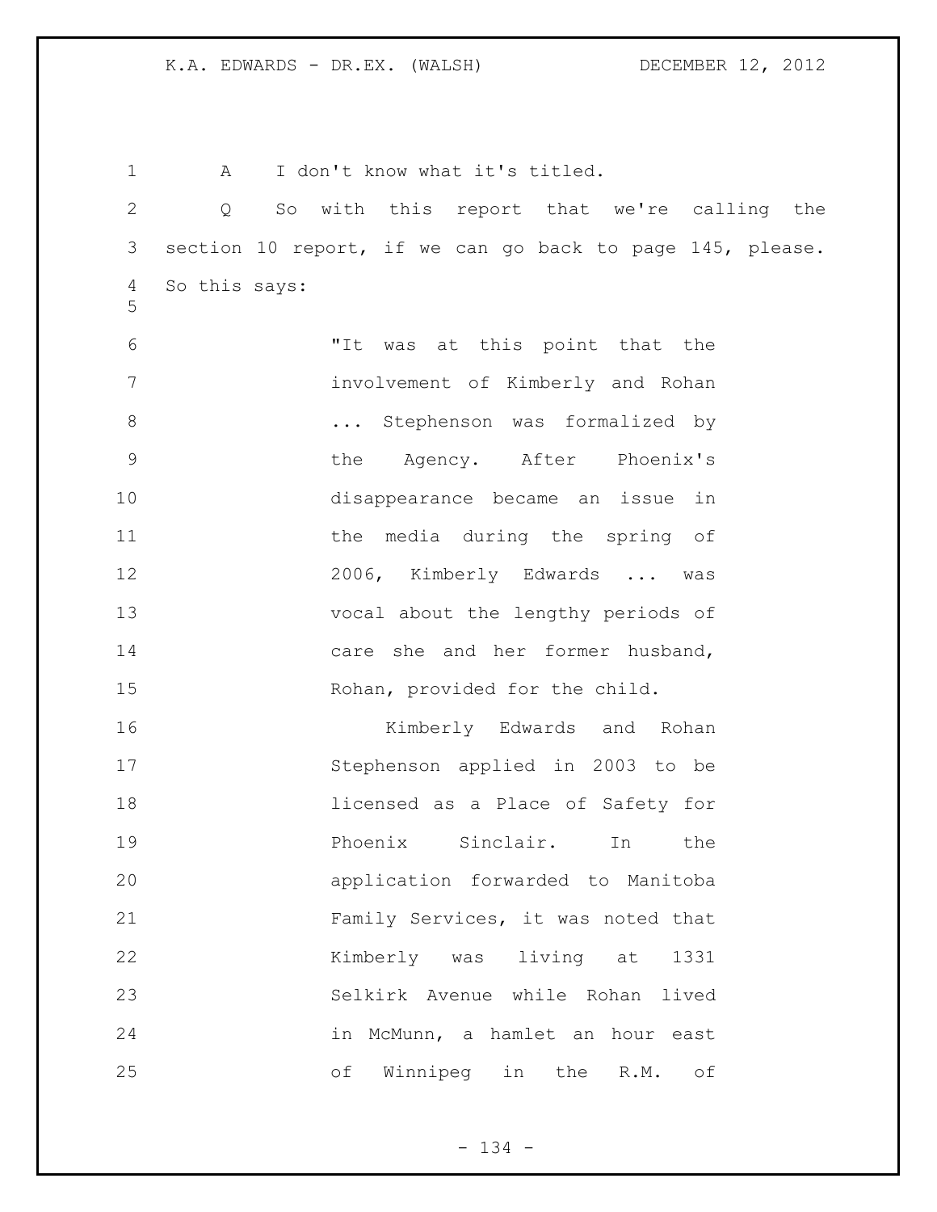A I don't know what it's titled.

Q So with this report that we're calling the section 10 report, if we can go back to page 145, please. So this says:

> "It was at this point that the involvement of Kimberly and Rohan ... Stephenson was formalized by the Agency. After Phoenix's disappearance became an issue in the media during the spring of 2006, Kimberly Edwards ... was vocal about the lengthy periods of care she and her former husband, Rohan, provided for the child.
>
> Kimberly Edwards and Rohan Stephenson applied in 2003 to be licensed as a Place of Safety for Phoenix Sinclair. In the application forwarded to Manitoba Family Services, it was noted that Kimberly was living at 1331 Selkirk Avenue while Rohan lived in McMunn, a hamlet an hour east of Winnipeg in the R.M. of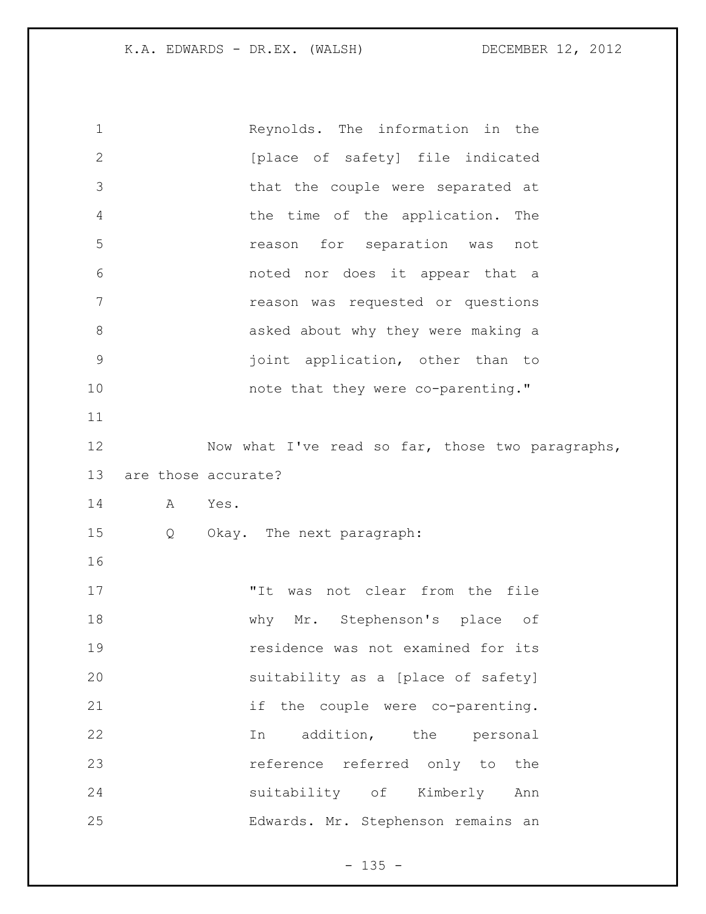Reynolds. The information in the [place of safety] file indicated that the couple were separated at the time of the application. The reason for separation was not noted nor does it appear that a reason was requested or questions asked about why they were making a joint application, other than to note that they were co-parenting."

Now what I've read so far, those two paragraphs, are those accurate?

A Yes.

Q Okay. The next paragraph:

"It was not clear from the file why Mr. Stephenson's place of residence was not examined for its suitability as a [place of safety] if the couple were co-parenting. In addition, the personal reference referred only to the suitability of Kimberly Ann Edwards. Mr. Stephenson remains an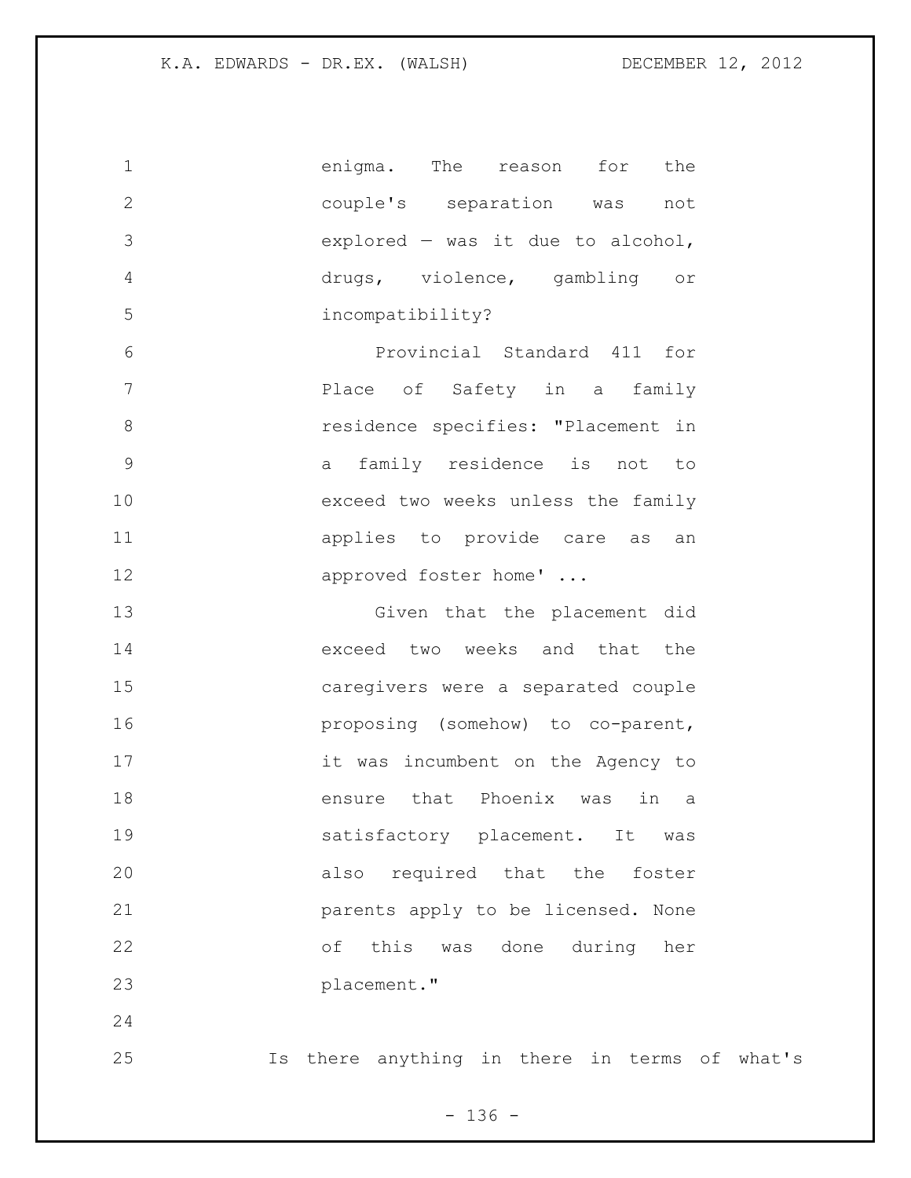enigma. The reason for the couple's separation was not explored — was it due to alcohol, drugs, violence, gambling or incompatibility?

Provincial Standard 411 for Place of Safety in a family residence specifies: "Placement in a family residence is not to exceed two weeks unless the family applies to provide care as an approved foster home' ...

Given that the placement did exceed two weeks and that the caregivers were a separated couple proposing (somehow) to co-parent, it was incumbent on the Agency to ensure that Phoenix was in a satisfactory placement. It was also required that the foster parents apply to be licensed. None of this was done during her placement."

Is there anything in there in terms of what's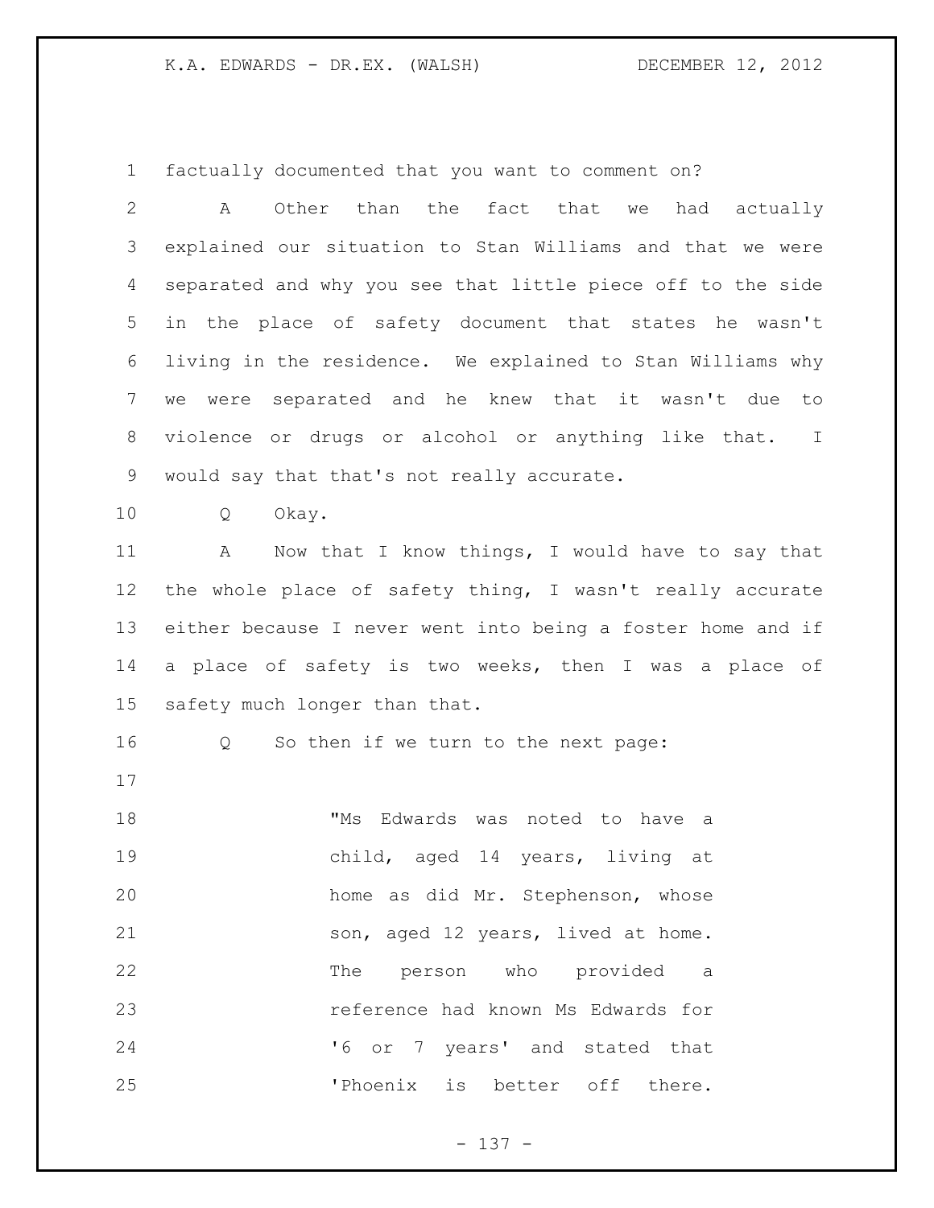factually documented that you want to comment on?

A Other than the fact that we had actually explained our situation to Stan Williams and that we were separated and why you see that little piece off to the side in the place of safety document that states he wasn't living in the residence. We explained to Stan Williams why we were separated and he knew that it wasn't due to violence or drugs or alcohol or anything like that. I would say that that's not really accurate.

Q Okay.

A Now that I know things, I would have to say that the whole place of safety thing, I wasn't really accurate either because I never went into being a foster home and if a place of safety is two weeks, then I was a place of safety much longer than that.

Q So then if we turn to the next page:

> "Ms Edwards was noted to have a child, aged 14 years, living at home as did Mr. Stephenson, whose son, aged 12 years, lived at home. The person who provided a reference had known Ms Edwards for '6 or 7 years' and stated that 'Phoenix is better off there.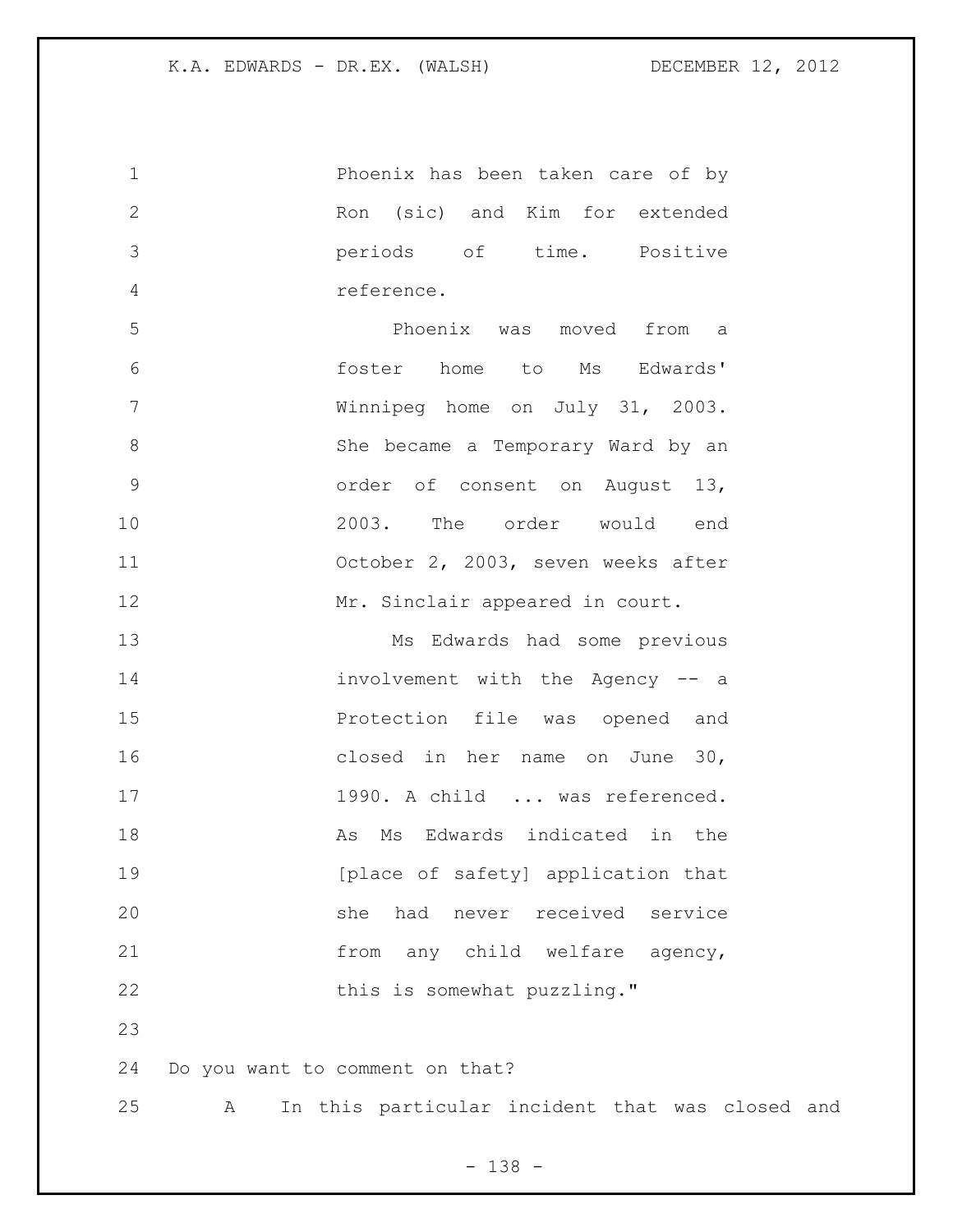Phoenix has been taken care of by Ron (sic) and Kim for extended periods of time. Positive reference.

Phoenix was moved from a foster home to Ms Edwards' Winnipeg home on July 31, 2003. She became a Temporary Ward by an order of consent on August 13, 2003. The order would end October 2, 2003, seven weeks after Mr. Sinclair appeared in court.

Ms Edwards had some previous involvement with the Agency -- a Protection file was opened and closed in her name on June 30, 1990. A child ... was referenced. As Ms Edwards indicated in the [place of safety] application that she had never received service from any child welfare agency, this is somewhat puzzling."

Do you want to comment on that?

A In this particular incident that was closed and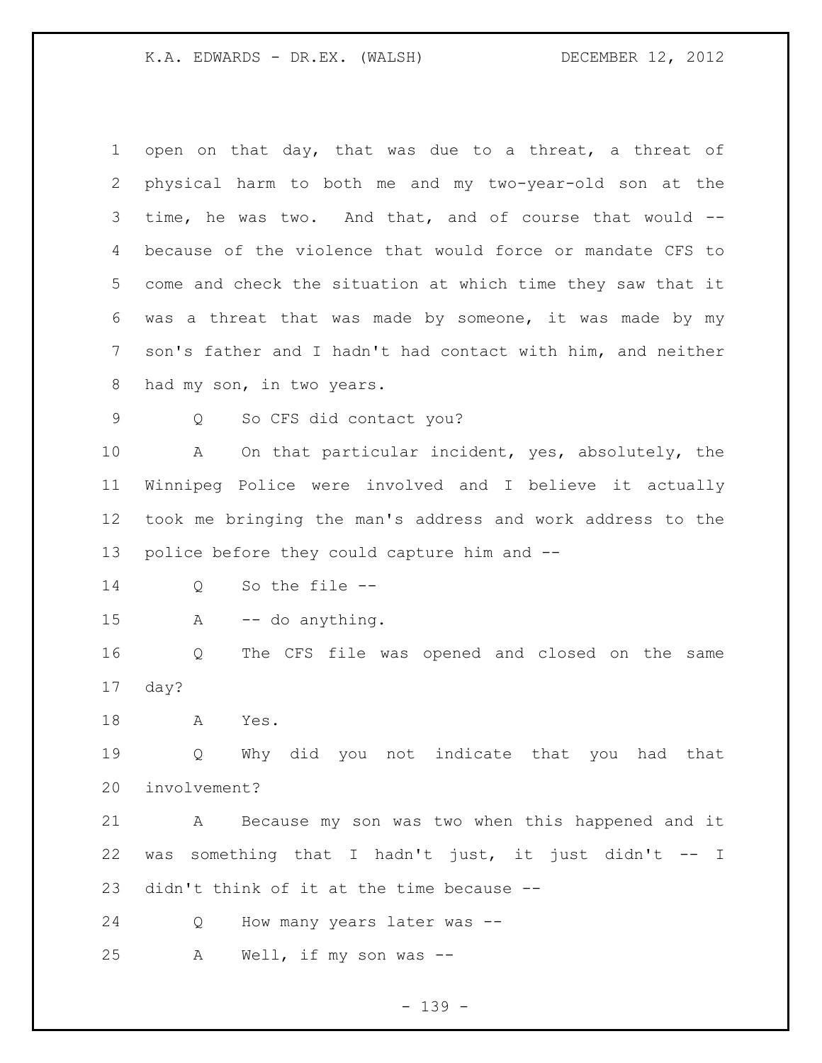open on that day, that was due to a threat, a threat of physical harm to both me and my two-year-old son at the time, he was two. And that, and of course that would -- because of the violence that would force or mandate CFS to come and check the situation at which time they saw that it was a threat that was made by someone, it was made by my son's father and I hadn't had contact with him, and neither had my son, in two years.

Q So CFS did contact you?

A On that particular incident, yes, absolutely, the Winnipeg Police were involved and I believe it actually took me bringing the man's address and work address to the police before they could capture him and --

Q So the file --

A -- do anything.

Q The CFS file was opened and closed on the same day?

A Yes.

Q Why did you not indicate that you had that involvement?

A Because my son was two when this happened and it was something that I hadn't just, it just didn't -- I didn't think of it at the time because --

Q How many years later was --

A Well, if my son was --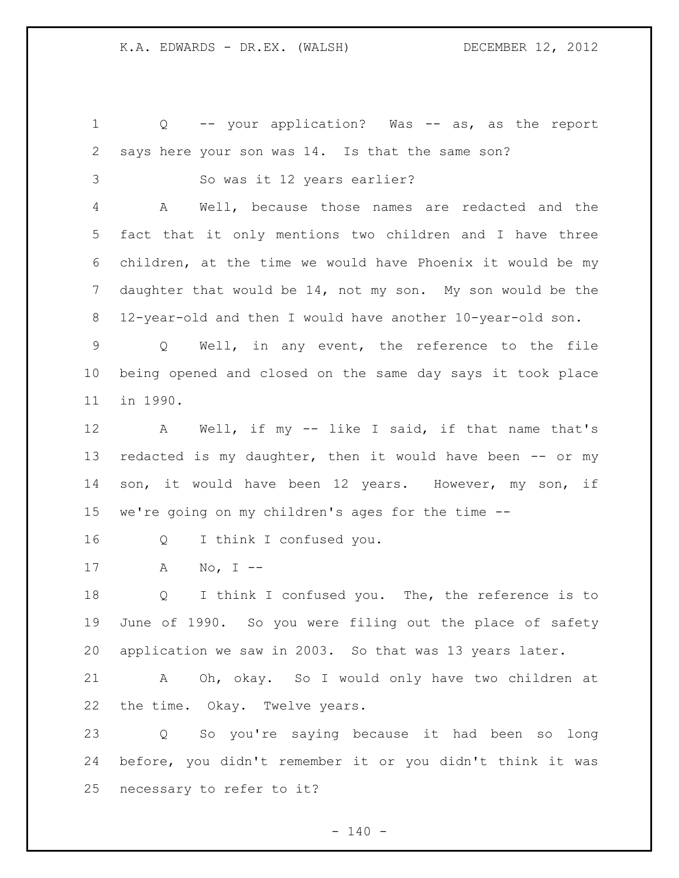Q -- your application? Was -- as, as the report says here your son was 14. Is that the same son?

So was it 12 years earlier?

A Well, because those names are redacted and the fact that it only mentions two children and I have three children, at the time we would have Phoenix it would be my daughter that would be 14, not my son. My son would be the 12-year-old and then I would have another 10-year-old son.

Q Well, in any event, the reference to the file being opened and closed on the same day says it took place in 1990.

A Well, if my -- like I said, if that name that's redacted is my daughter, then it would have been -- or my son, it would have been 12 years. However, my son, if we're going on my children's ages for the time --

Q I think I confused you.

A No, I --

Q I think I confused you. The, the reference is to June of 1990. So you were filing out the place of safety application we saw in 2003. So that was 13 years later.

A Oh, okay. So I would only have two children at the time. Okay. Twelve years.

Q So you're saying because it had been so long before, you didn't remember it or you didn't think it was necessary to refer to it?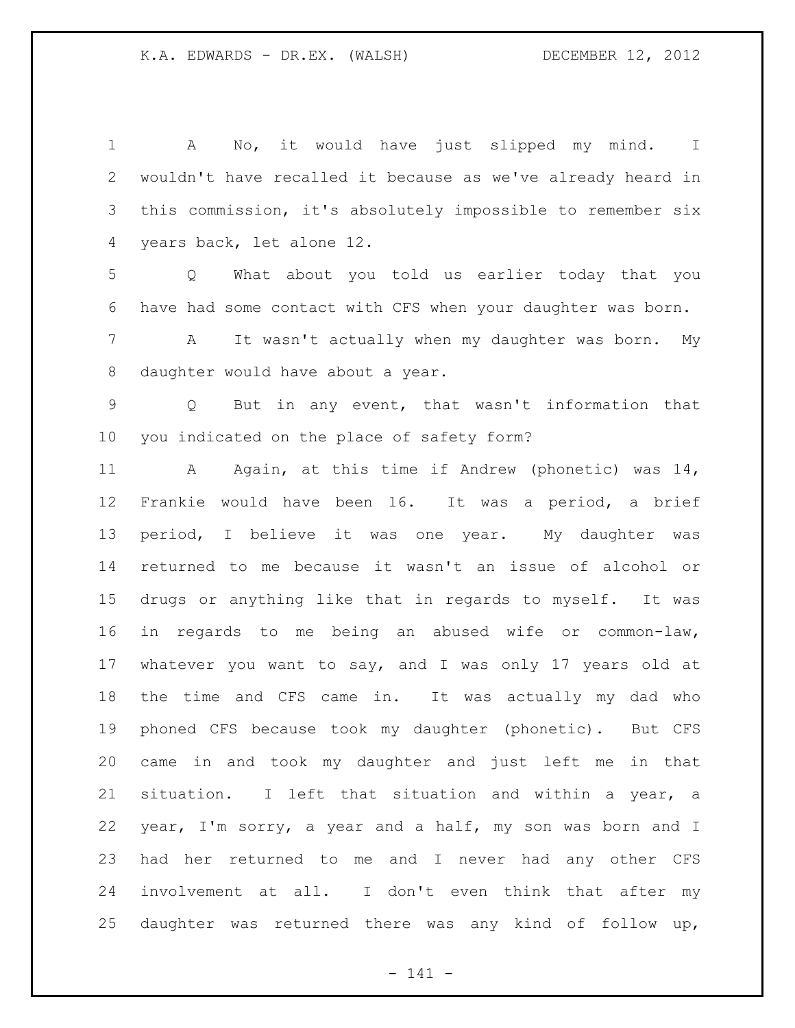A No, it would have just slipped my mind. I wouldn't have recalled it because as we've already heard in this commission, it's absolutely impossible to remember six years back, let alone 12.

Q What about you told us earlier today that you have had some contact with CFS when your daughter was born.

A It wasn't actually when my daughter was born. My daughter would have about a year.

Q But in any event, that wasn't information that you indicated on the place of safety form?

A Again, at this time if Andrew (phonetic) was 14, Frankie would have been 16. It was a period, a brief period, I believe it was one year. My daughter was returned to me because it wasn't an issue of alcohol or drugs or anything like that in regards to myself. It was in regards to me being an abused wife or common-law, whatever you want to say, and I was only 17 years old at the time and CFS came in. It was actually my dad who phoned CFS because took my daughter (phonetic). But CFS came in and took my daughter and just left me in that situation. I left that situation and within a year, a year, I'm sorry, a year and a half, my son was born and I had her returned to me and I never had any other CFS involvement at all. I don't even think that after my daughter was returned there was any kind of follow up,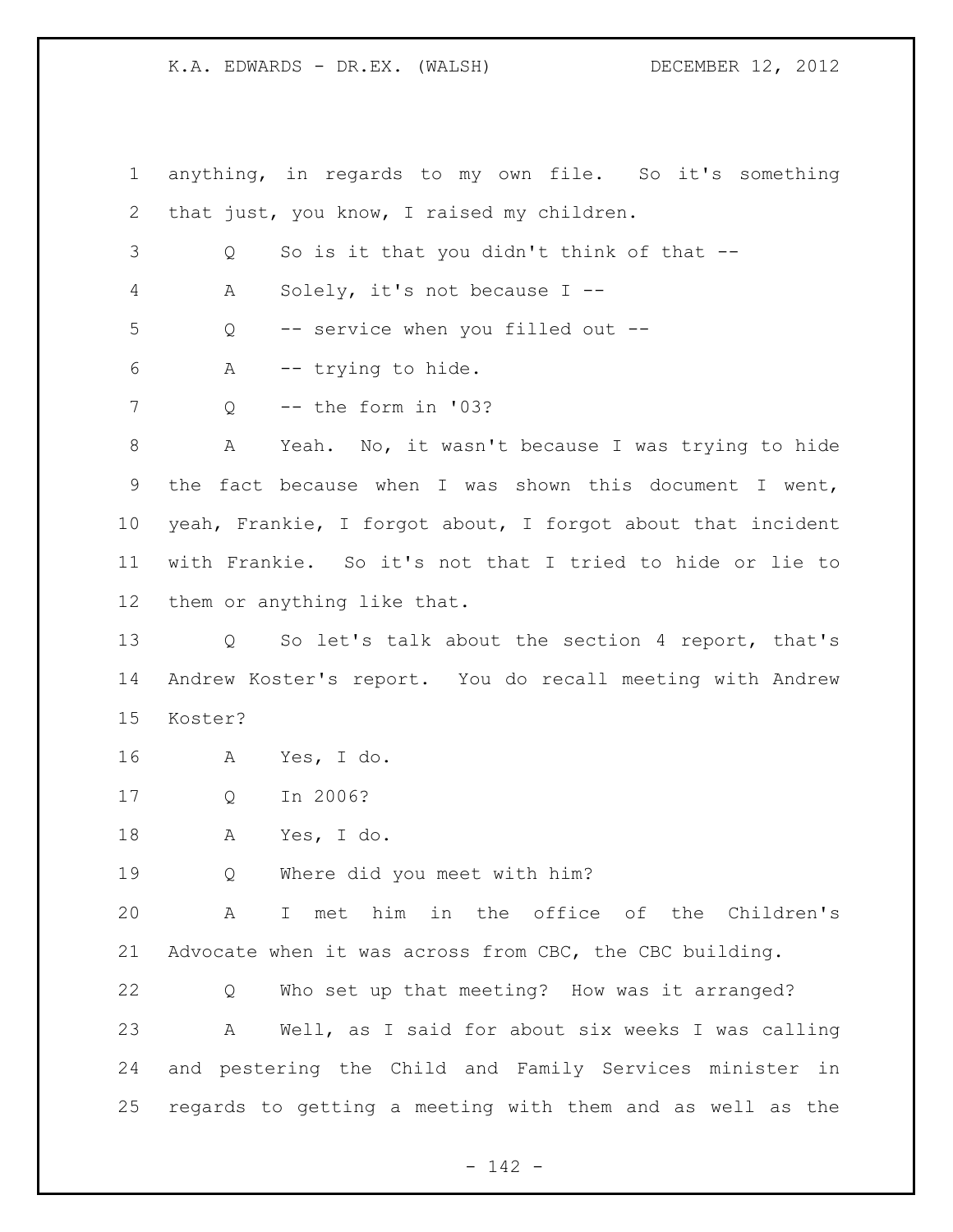anything, in regards to my own file. So it's something that just, you know, I raised my children.

Q So is it that you didn't think of that --

A Solely, it's not because I --

Q -- service when you filled out --

A -- trying to hide.

Q -- the form in '03?

A Yeah. No, it wasn't because I was trying to hide the fact because when I was shown this document I went, yeah, Frankie, I forgot about, I forgot about that incident with Frankie. So it's not that I tried to hide or lie to them or anything like that.

Q So let's talk about the section 4 report, that's Andrew Koster's report. You do recall meeting with Andrew Koster?

A Yes, I do.

Q In 2006?

A Yes, I do.

Q Where did you meet with him?

A I met him in the office of the Children's Advocate when it was across from CBC, the CBC building.

Q Who set up that meeting? How was it arranged?

A Well, as I said for about six weeks I was calling and pestering the Child and Family Services minister in regards to getting a meeting with them and as well as the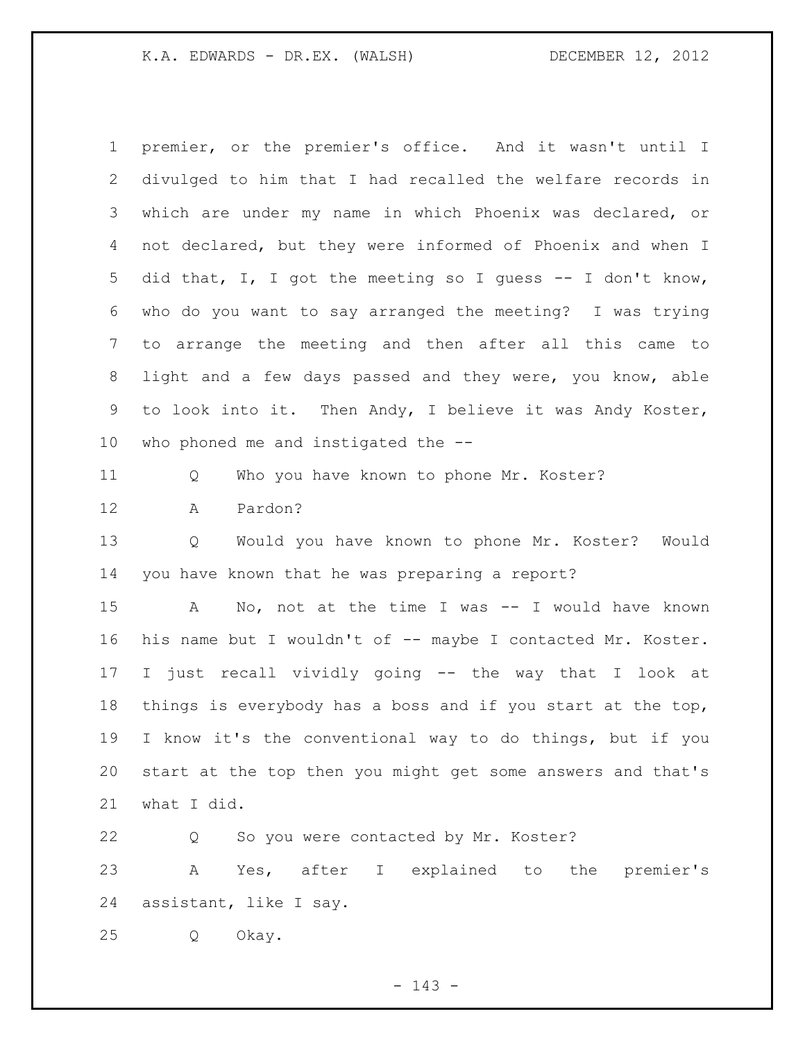premier, or the premier's office. And it wasn't until I divulged to him that I had recalled the welfare records in which are under my name in which Phoenix was declared, or not declared, but they were informed of Phoenix and when I did that, I, I got the meeting so I guess -- I don't know, who do you want to say arranged the meeting? I was trying to arrange the meeting and then after all this came to light and a few days passed and they were, you know, able to look into it. Then Andy, I believe it was Andy Koster, who phoned me and instigated the --

Q Who you have known to phone Mr. Koster?

A Pardon?

Q Would you have known to phone Mr. Koster? Would you have known that he was preparing a report?

A No, not at the time I was -- I would have known his name but I wouldn't of -- maybe I contacted Mr. Koster. I just recall vividly going -- the way that I look at things is everybody has a boss and if you start at the top, I know it's the conventional way to do things, but if you start at the top then you might get some answers and that's what I did.

Q So you were contacted by Mr. Koster?

A Yes, after I explained to the premier's assistant, like I say.

Q Okay.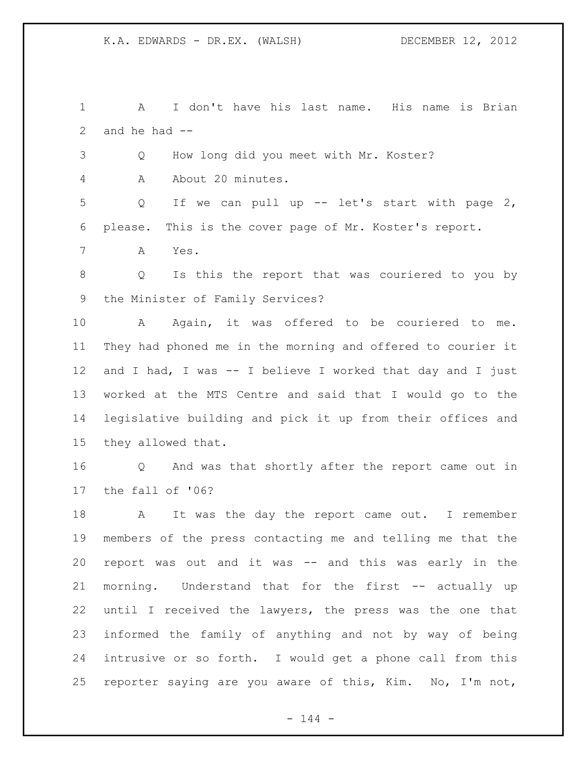A I don't have his last name. His name is Brian and he had --

Q How long did you meet with Mr. Koster?

A About 20 minutes.

Q If we can pull up -- let's start with page 2, please. This is the cover page of Mr. Koster's report.

A Yes.

Q Is this the report that was couriered to you by the Minister of Family Services?

A Again, it was offered to be couriered to me. They had phoned me in the morning and offered to courier it and I had, I was -- I believe I worked that day and I just worked at the MTS Centre and said that I would go to the legislative building and pick it up from their offices and they allowed that.

Q And was that shortly after the report came out in the fall of '06?

A It was the day the report came out. I remember members of the press contacting me and telling me that the report was out and it was -- and this was early in the morning. Understand that for the first -- actually up until I received the lawyers, the press was the one that informed the family of anything and not by way of being intrusive or so forth. I would get a phone call from this reporter saying are you aware of this, Kim. No, I'm not,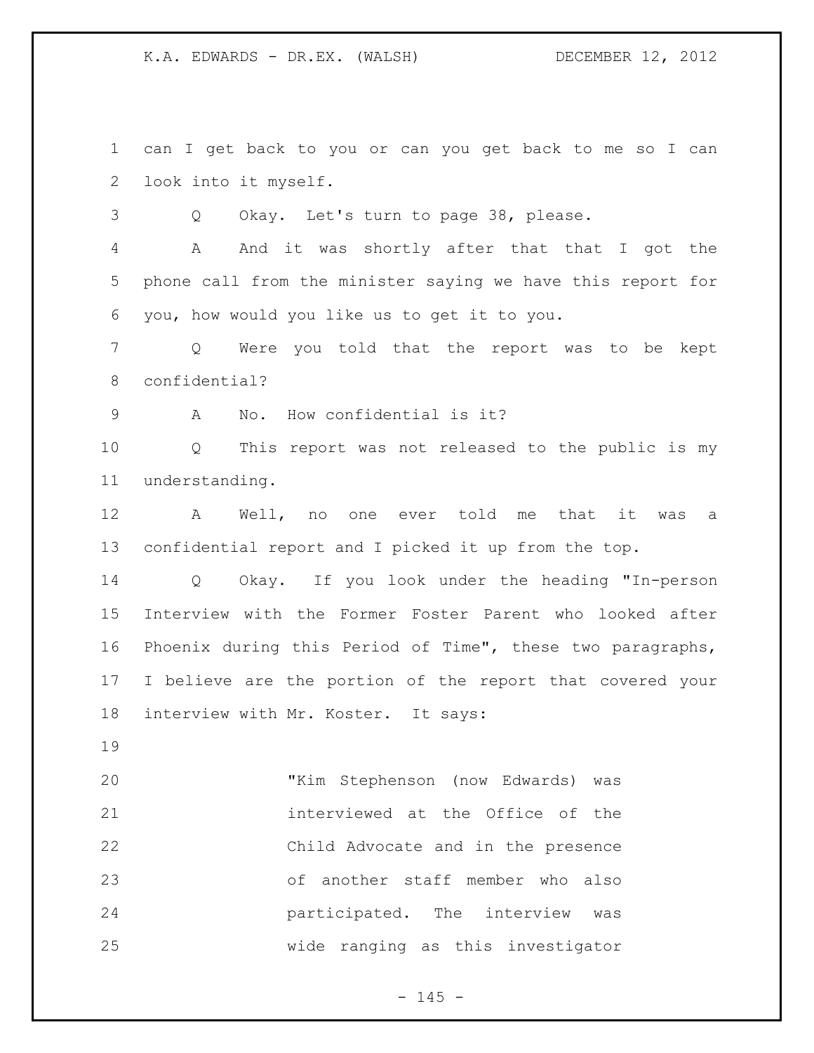can I get back to you or can you get back to me so I can look into it myself.

Q Okay. Let's turn to page 38, please.

A And it was shortly after that that I got the phone call from the minister saying we have this report for you, how would you like us to get it to you.

Q Were you told that the report was to be kept confidential?

A No. How confidential is it?

Q This report was not released to the public is my understanding.

A Well, no one ever told me that it was a confidential report and I picked it up from the top.

Q Okay. If you look under the heading "In-person Interview with the Former Foster Parent who looked after Phoenix during this Period of Time", these two paragraphs, I believe are the portion of the report that covered your interview with Mr. Koster. It says:

> "Kim Stephenson (now Edwards) was interviewed at the Office of the Child Advocate and in the presence of another staff member who also participated. The interview was wide ranging as this investigator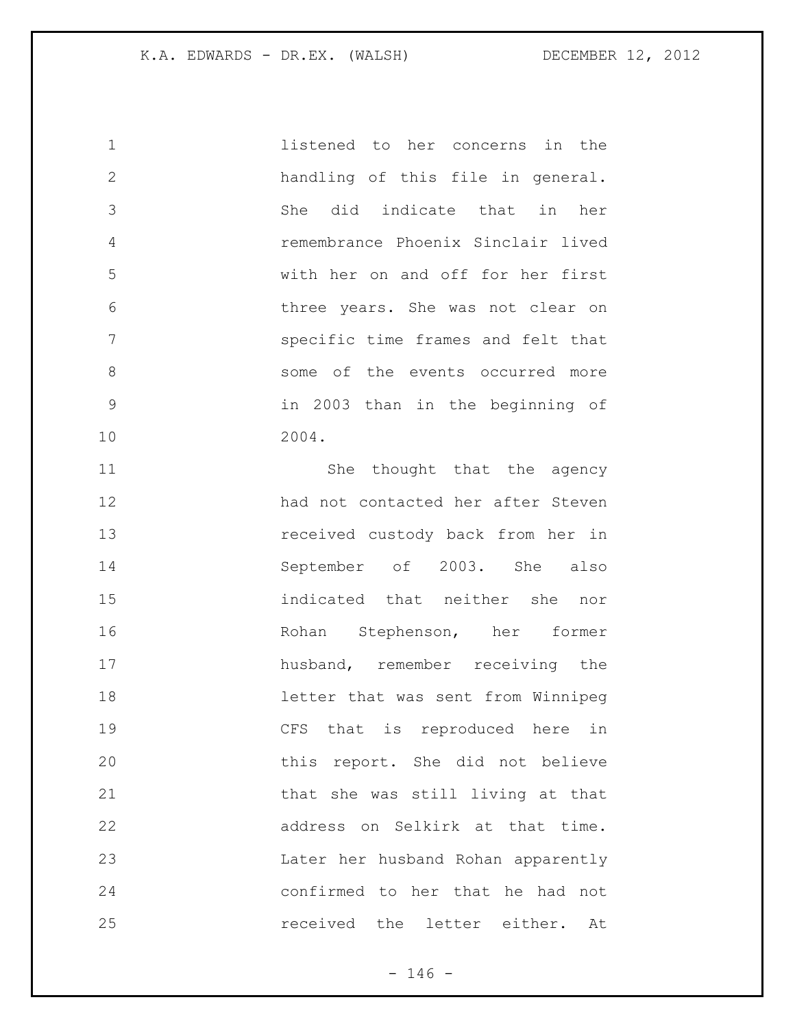listened to her concerns in the handling of this file in general. She did indicate that in her remembrance Phoenix Sinclair lived with her on and off for her first three years. She was not clear on specific time frames and felt that some of the events occurred more in 2003 than in the beginning of 2004.

She thought that the agency had not contacted her after Steven received custody back from her in September of 2003. She also indicated that neither she nor Rohan Stephenson, her former husband, remember receiving the letter that was sent from Winnipeg CFS that is reproduced here in this report. She did not believe that she was still living at that address on Selkirk at that time. Later her husband Rohan apparently confirmed to her that he had not received the letter either. At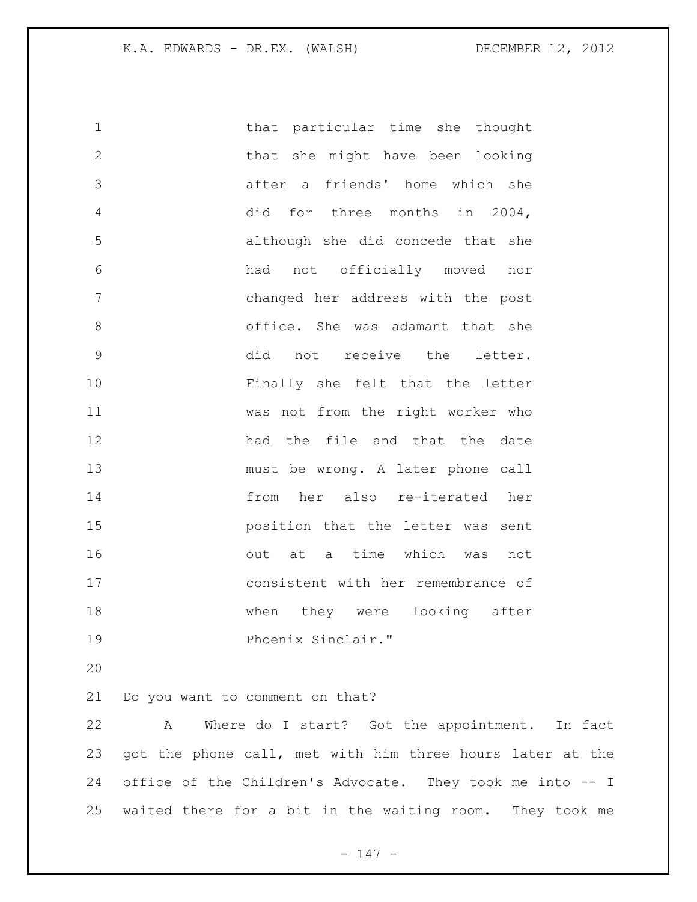that particular time she thought that she might have been looking after a friends' home which she did for three months in 2004, although she did concede that she had not officially moved nor changed her address with the post office. She was adamant that she did not receive the letter. Finally she felt that the letter was not from the right worker who had the file and that the date must be wrong. A later phone call from her also re-iterated her position that the letter was sent out at a time which was not consistent with her remembrance of when they were looking after Phoenix Sinclair."

Do you want to comment on that?

A Where do I start? Got the appointment. In fact got the phone call, met with him three hours later at the office of the Children's Advocate. They took me into -- I waited there for a bit in the waiting room. They took me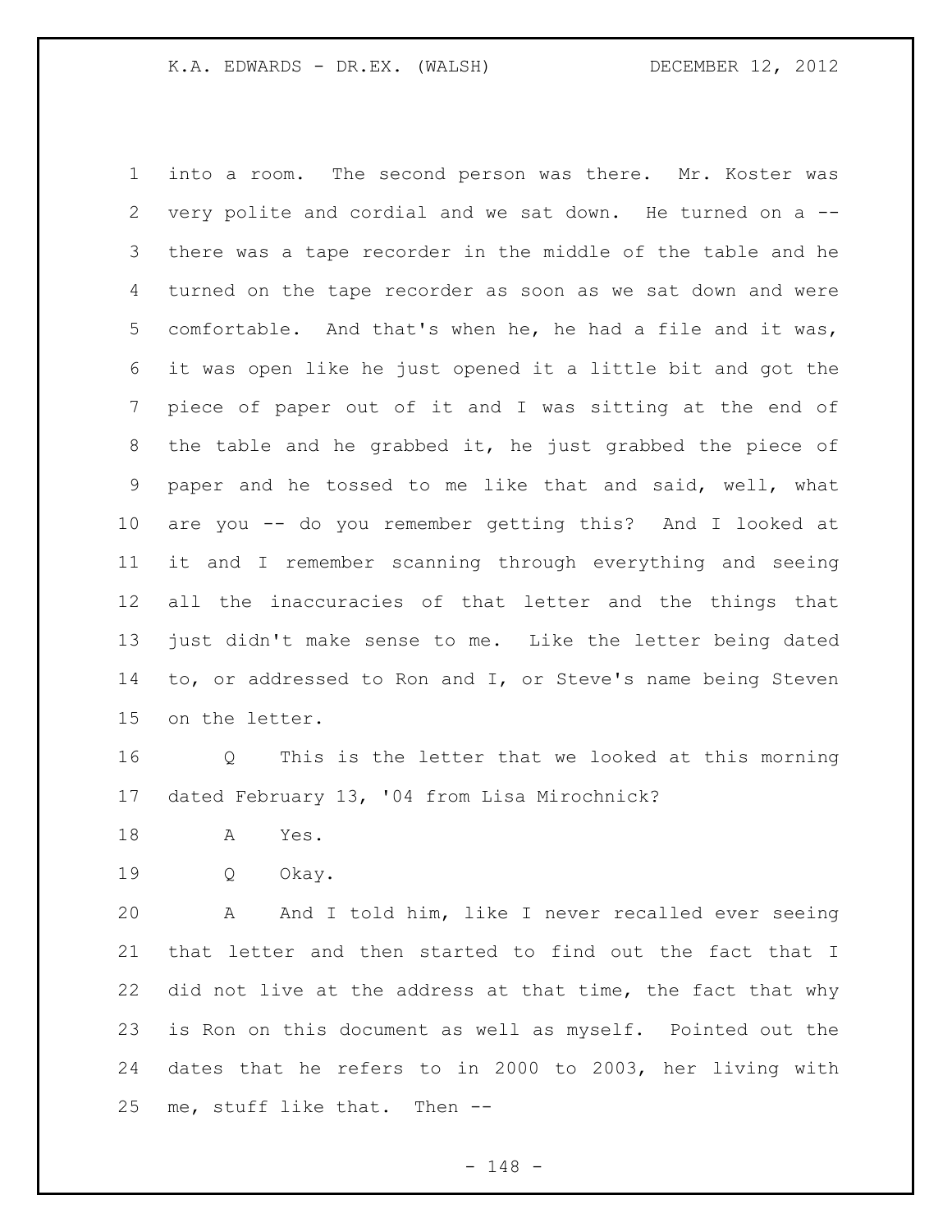into a room. The second person was there. Mr. Koster was very polite and cordial and we sat down. He turned on a -- there was a tape recorder in the middle of the table and he turned on the tape recorder as soon as we sat down and were comfortable. And that's when he, he had a file and it was, it was open like he just opened it a little bit and got the piece of paper out of it and I was sitting at the end of the table and he grabbed it, he just grabbed the piece of paper and he tossed to me like that and said, well, what are you -- do you remember getting this? And I looked at it and I remember scanning through everything and seeing all the inaccuracies of that letter and the things that just didn't make sense to me. Like the letter being dated to, or addressed to Ron and I, or Steve's name being Steven on the letter.

Q This is the letter that we looked at this morning dated February 13, '04 from Lisa Mirochnick?

A Yes.

Q Okay.

A And I told him, like I never recalled ever seeing that letter and then started to find out the fact that I did not live at the address at that time, the fact that why is Ron on this document as well as myself. Pointed out the dates that he refers to in 2000 to 2003, her living with me, stuff like that. Then --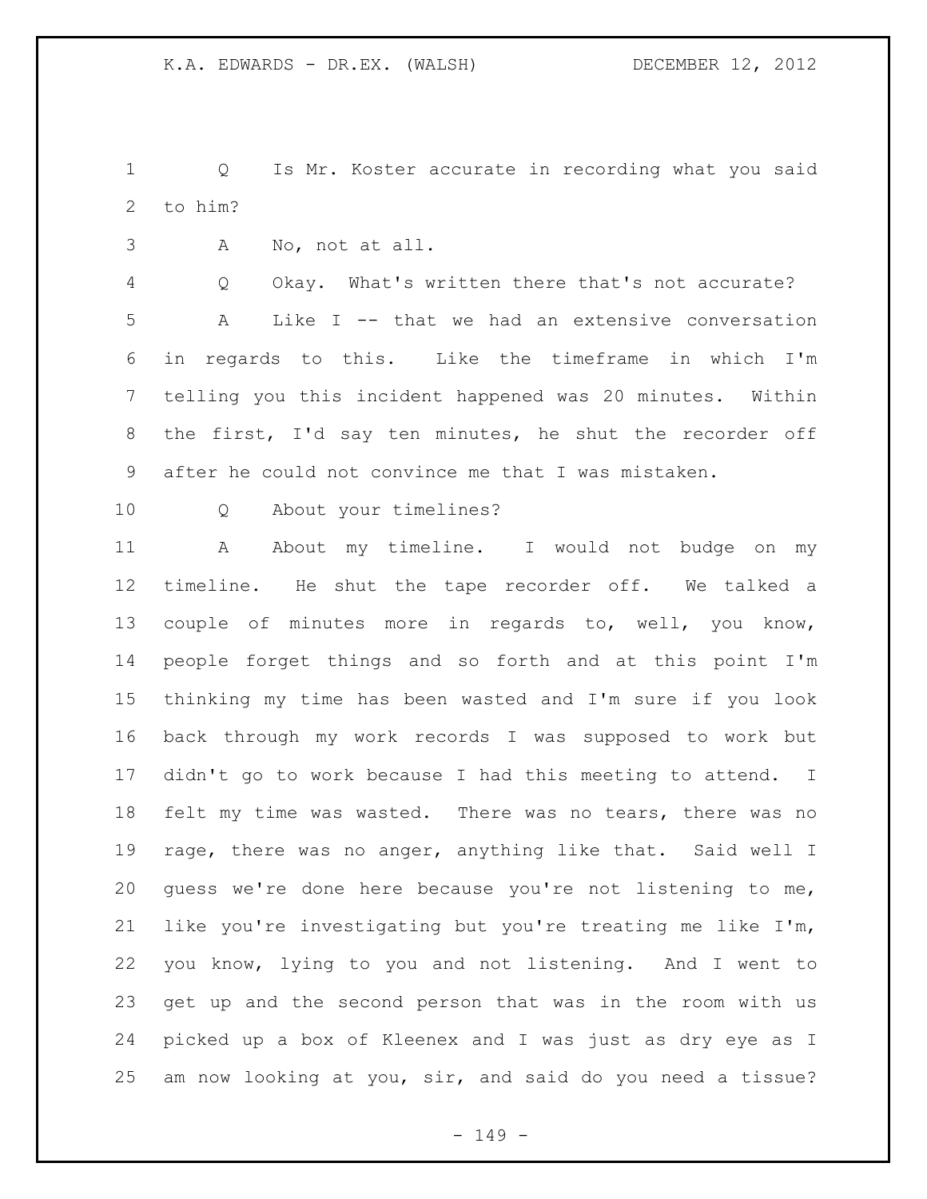Q Is Mr. Koster accurate in recording what you said to him?

A No, not at all.

Q Okay. What's written there that's not accurate?

A Like I -- that we had an extensive conversation in regards to this. Like the timeframe in which I'm telling you this incident happened was 20 minutes. Within the first, I'd say ten minutes, he shut the recorder off after he could not convince me that I was mistaken.

Q About your timelines?

A About my timeline. I would not budge on my timeline. He shut the tape recorder off. We talked a couple of minutes more in regards to, well, you know, people forget things and so forth and at this point I'm thinking my time has been wasted and I'm sure if you look back through my work records I was supposed to work but didn't go to work because I had this meeting to attend. I felt my time was wasted. There was no tears, there was no rage, there was no anger, anything like that. Said well I guess we're done here because you're not listening to me, like you're investigating but you're treating me like I'm, you know, lying to you and not listening. And I went to get up and the second person that was in the room with us picked up a box of Kleenex and I was just as dry eye as I am now looking at you, sir, and said do you need a tissue?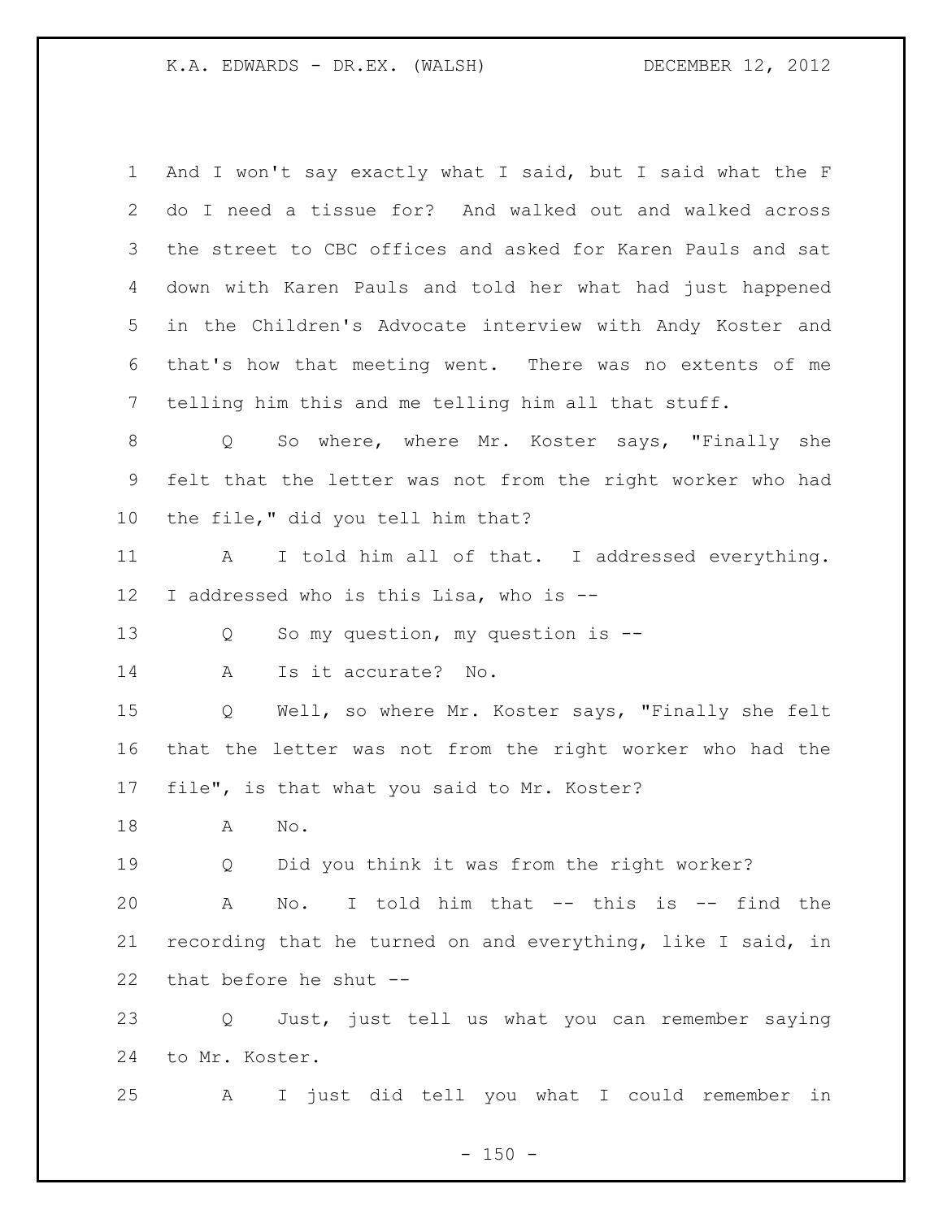And I won't say exactly what I said, but I said what the F do I need a tissue for? And walked out and walked across the street to CBC offices and asked for Karen Pauls and sat down with Karen Pauls and told her what had just happened in the Children's Advocate interview with Andy Koster and that's how that meeting went. There was no extents of me telling him this and me telling him all that stuff.

Q So where, where Mr. Koster says, "Finally she felt that the letter was not from the right worker who had the file," did you tell him that?

A I told him all of that. I addressed everything. I addressed who is this Lisa, who is --

Q So my question, my question is --

A Is it accurate? No.

Q Well, so where Mr. Koster says, "Finally she felt that the letter was not from the right worker who had the file", is that what you said to Mr. Koster?

A No.

Q Did you think it was from the right worker?

A No. I told him that -- this is -- find the recording that he turned on and everything, like I said, in that before he shut --

Q Just, just tell us what you can remember saying to Mr. Koster.

A I just did tell you what I could remember in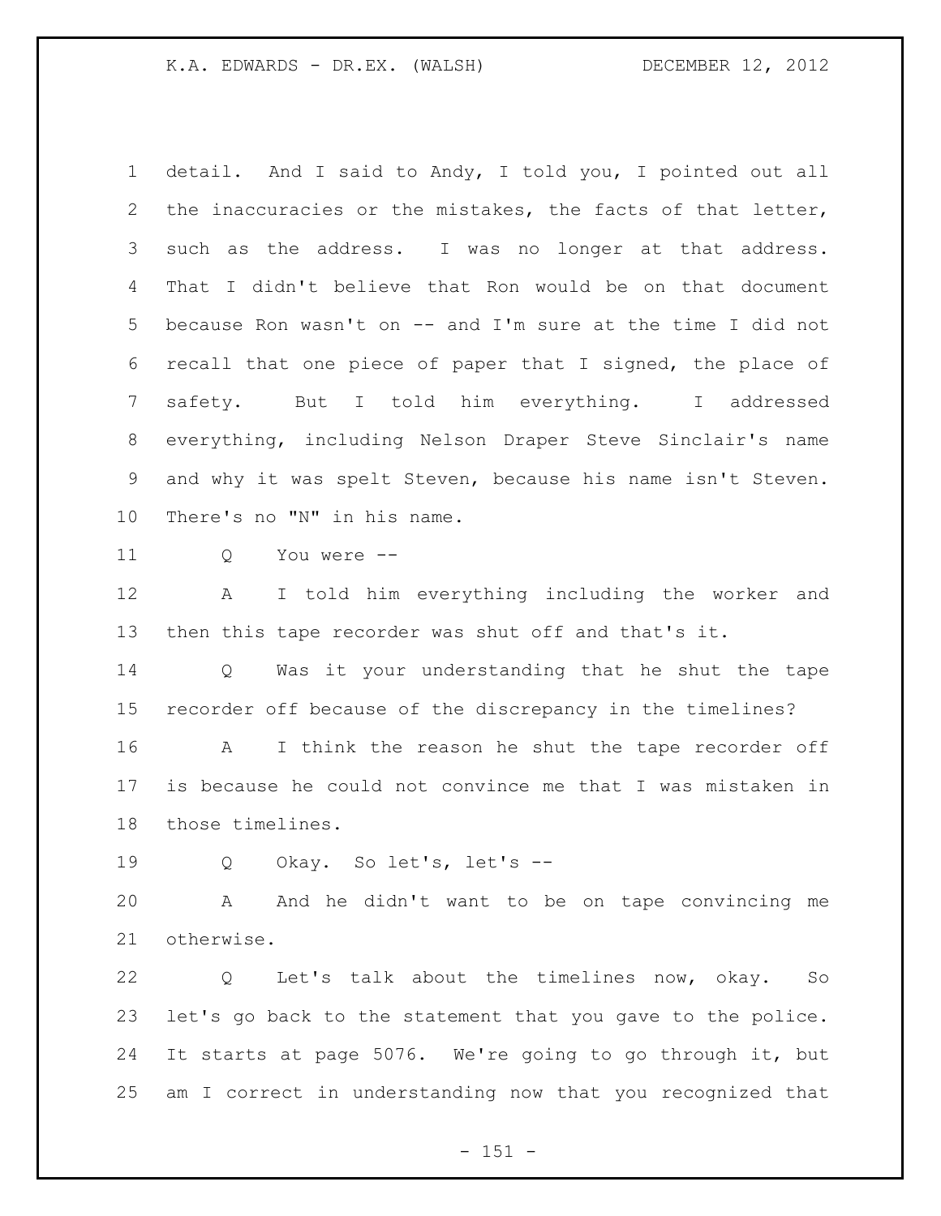detail. And I said to Andy, I told you, I pointed out all the inaccuracies or the mistakes, the facts of that letter, such as the address. I was no longer at that address. That I didn't believe that Ron would be on that document because Ron wasn't on -- and I'm sure at the time I did not recall that one piece of paper that I signed, the place of safety. But I told him everything. I addressed everything, including Nelson Draper Steve Sinclair's name and why it was spelt Steven, because his name isn't Steven. There's no "N" in his name.

Q You were --

A I told him everything including the worker and then this tape recorder was shut off and that's it.

Q Was it your understanding that he shut the tape recorder off because of the discrepancy in the timelines?

A I think the reason he shut the tape recorder off is because he could not convince me that I was mistaken in those timelines.

Q Okay. So let's, let's --

A And he didn't want to be on tape convincing me otherwise.

Q Let's talk about the timelines now, okay. So let's go back to the statement that you gave to the police. It starts at page 5076. We're going to go through it, but am I correct in understanding now that you recognized that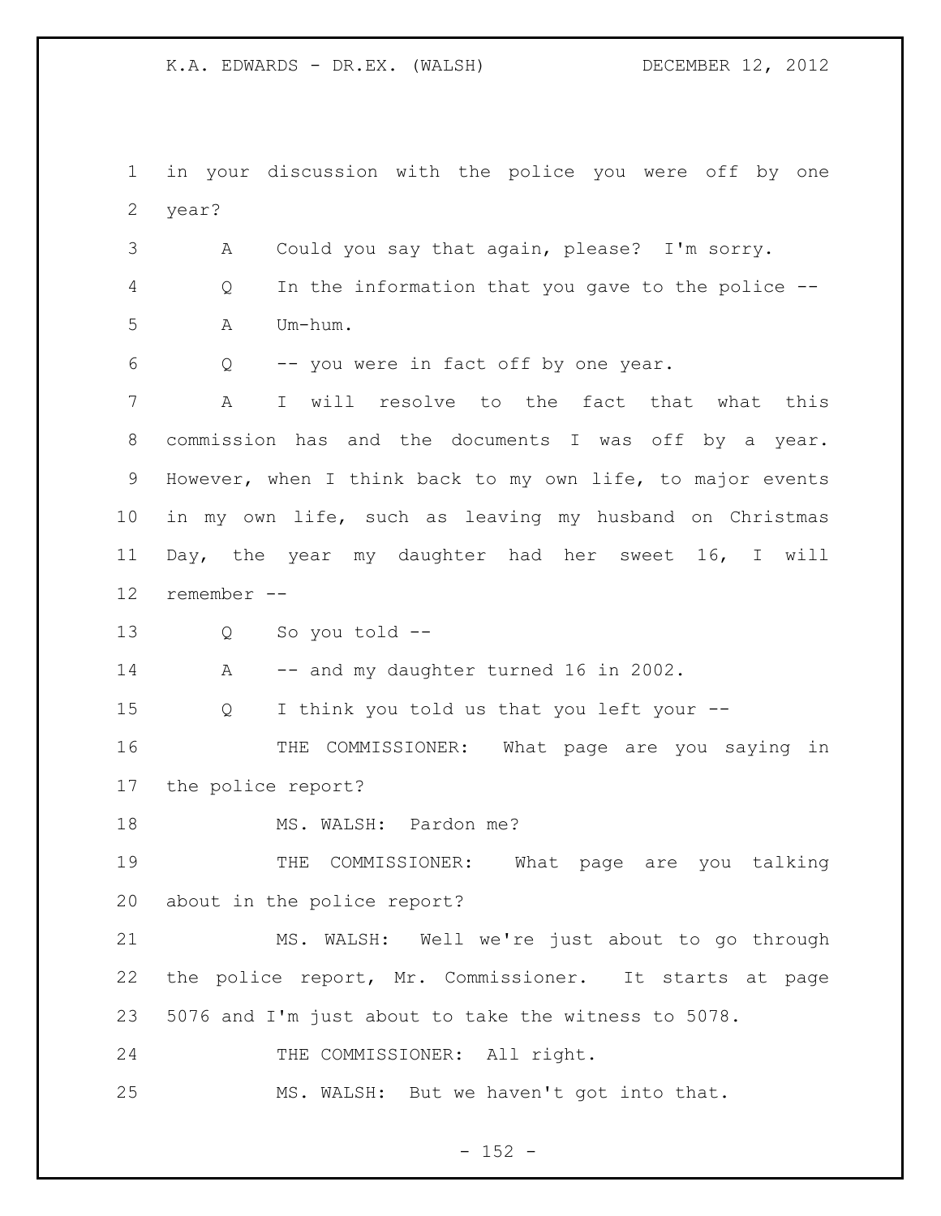in your discussion with the police you were off by one year?

A Could you say that again, please? I'm sorry.

Q In the information that you gave to the police --

A Um-hum.

Q -- you were in fact off by one year.

A I will resolve to the fact that what this commission has and the documents I was off by a year. However, when I think back to my own life, to major events in my own life, such as leaving my husband on Christmas Day, the year my daughter had her sweet 16, I will remember --

Q So you told --

A -- and my daughter turned 16 in 2002.

Q I think you told us that you left your --

THE COMMISSIONER: What page are you saying in the police report?

MS. WALSH: Pardon me?

THE COMMISSIONER: What page are you talking about in the police report?

MS. WALSH: Well we're just about to go through the police report, Mr. Commissioner. It starts at page 5076 and I'm just about to take the witness to 5078.

THE COMMISSIONER: All right.

MS. WALSH: But we haven't got into that.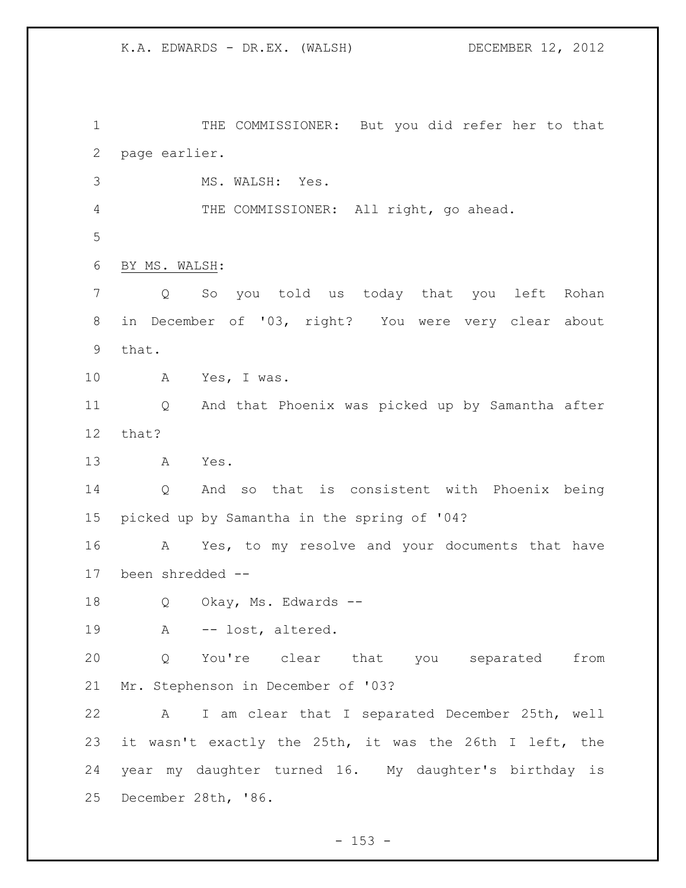THE COMMISSIONER: But you did refer her to that page earlier.

MS. WALSH: Yes.

THE COMMISSIONER: All right, go ahead.

BY MS. WALSH:

Q So you told us today that you left Rohan in December of '03, right? You were very clear about that.

A Yes, I was.

Q And that Phoenix was picked up by Samantha after that?

A Yes.

Q And so that is consistent with Phoenix being picked up by Samantha in the spring of '04?

A Yes, to my resolve and your documents that have been shredded --

Q Okay, Ms. Edwards --

A -- lost, altered.

Q You're clear that you separated from Mr. Stephenson in December of '03?

A I am clear that I separated December 25th, well it wasn't exactly the 25th, it was the 26th I left, the year my daughter turned 16. My daughter's birthday is December 28th, '86.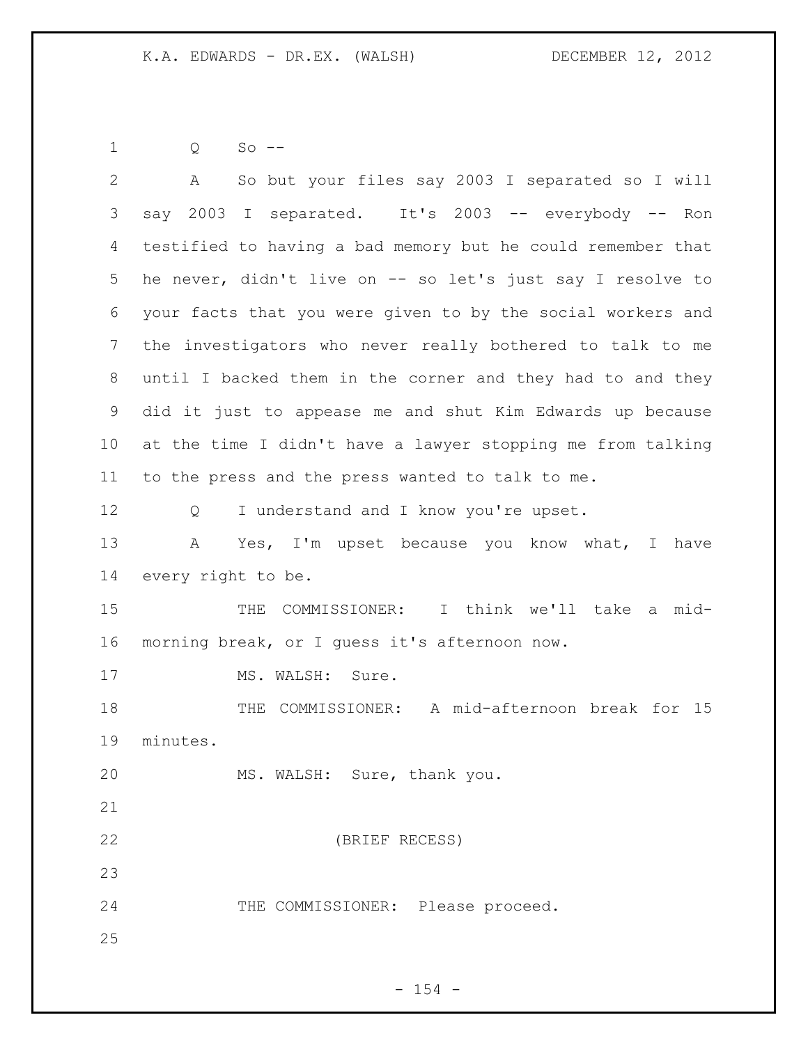Q So --

A So but your files say 2003 I separated so I will say 2003 I separated. It's 2003 -- everybody -- Ron testified to having a bad memory but he could remember that he never, didn't live on -- so let's just say I resolve to your facts that you were given to by the social workers and the investigators who never really bothered to talk to me until I backed them in the corner and they had to and they did it just to appease me and shut Kim Edwards up because at the time I didn't have a lawyer stopping me from talking to the press and the press wanted to talk to me.

Q I understand and I know you're upset.

A Yes, I'm upset because you know what, I have every right to be.

THE COMMISSIONER: I think we'll take a mid-morning break, or I guess it's afternoon now.

MS. WALSH: Sure.

THE COMMISSIONER: A mid-afternoon break for 15 minutes.

MS. WALSH: Sure, thank you.

(BRIEF RECESS)

THE COMMISSIONER: Please proceed.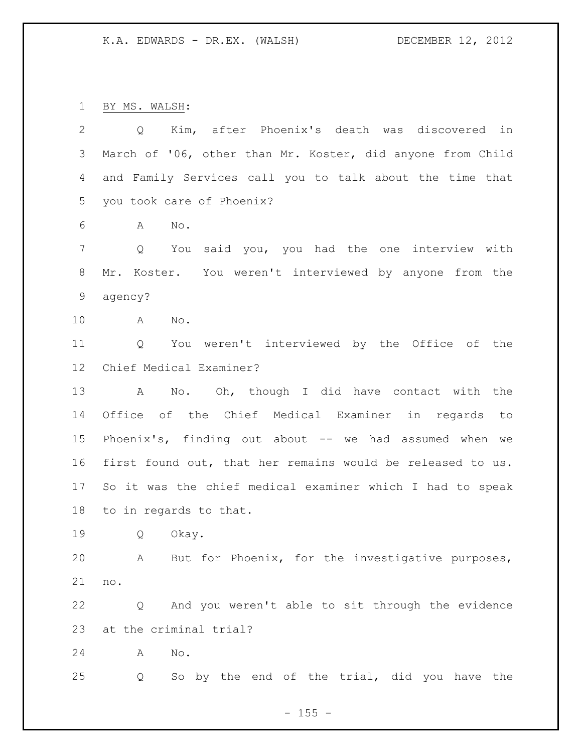BY MS. WALSH:

Q Kim, after Phoenix's death was discovered in March of '06, other than Mr. Koster, did anyone from Child and Family Services call you to talk about the time that you took care of Phoenix?

A No.

Q You said you, you had the one interview with Mr. Koster. You weren't interviewed by anyone from the agency?

A No.

Q You weren't interviewed by the Office of the Chief Medical Examiner?

A No. Oh, though I did have contact with the Office of the Chief Medical Examiner in regards to Phoenix's, finding out about -- we had assumed when we first found out, that her remains would be released to us. So it was the chief medical examiner which I had to speak to in regards to that.

Q Okay.

A But for Phoenix, for the investigative purposes, no.

Q And you weren't able to sit through the evidence at the criminal trial?

A No.

Q So by the end of the trial, did you have the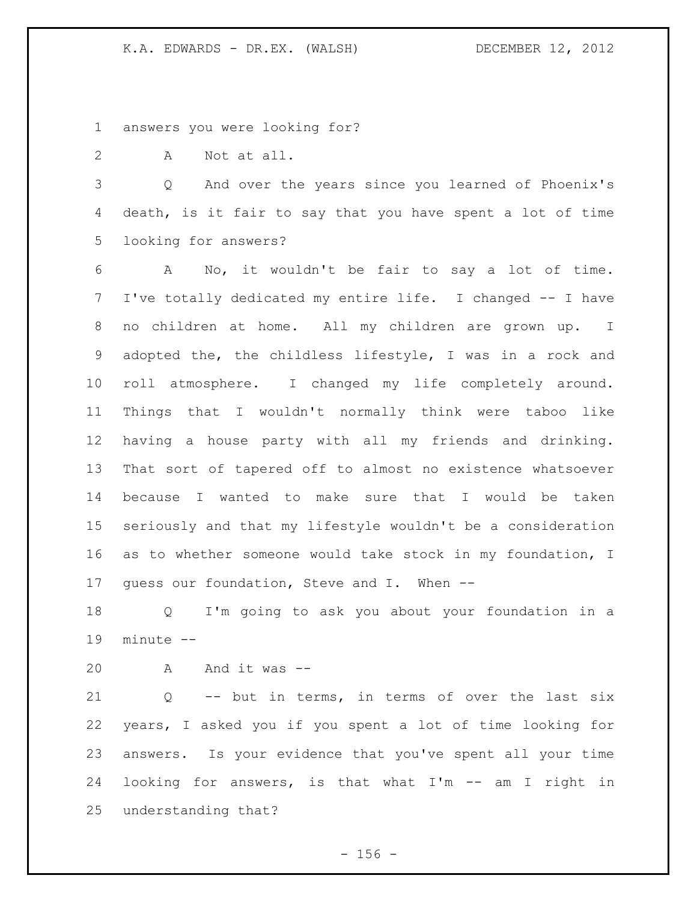answers you were looking for?

A Not at all.

Q And over the years since you learned of Phoenix's death, is it fair to say that you have spent a lot of time looking for answers?

A No, it wouldn't be fair to say a lot of time. I've totally dedicated my entire life. I changed -- I have no children at home. All my children are grown up. I adopted the, the childless lifestyle, I was in a rock and roll atmosphere. I changed my life completely around. Things that I wouldn't normally think were taboo like having a house party with all my friends and drinking. That sort of tapered off to almost no existence whatsoever because I wanted to make sure that I would be taken seriously and that my lifestyle wouldn't be a consideration as to whether someone would take stock in my foundation, I guess our foundation, Steve and I. When --

Q I'm going to ask you about your foundation in a minute --

A And it was --

Q -- but in terms, in terms of over the last six years, I asked you if you spent a lot of time looking for answers. Is your evidence that you've spent all your time looking for answers, is that what I'm -- am I right in understanding that?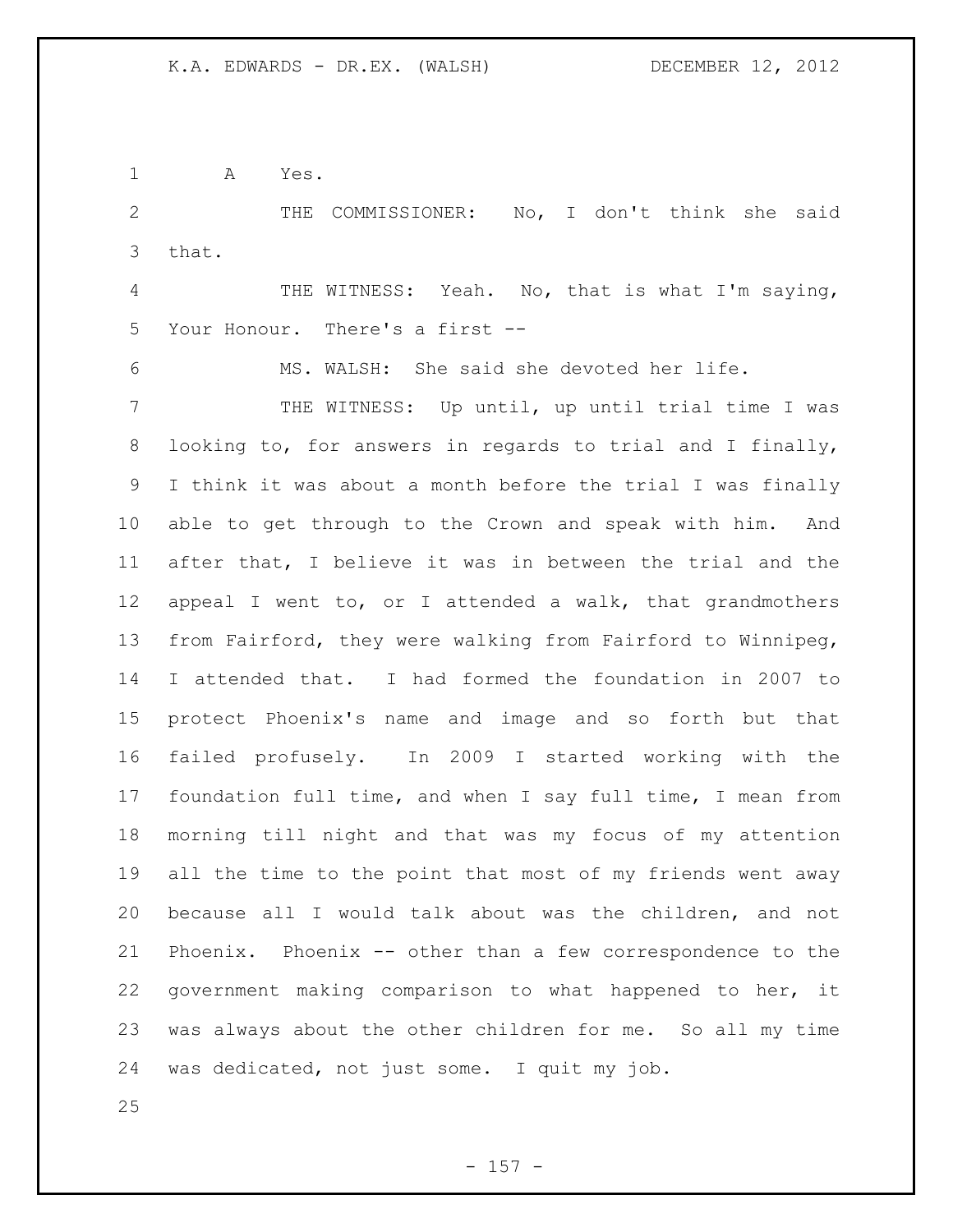A Yes.

THE COMMISSIONER: No, I don't think she said that.

THE WITNESS: Yeah. No, that is what I'm saying, Your Honour. There's a first --

MS. WALSH: She said she devoted her life.

THE WITNESS: Up until, up until trial time I was looking to, for answers in regards to trial and I finally, I think it was about a month before the trial I was finally able to get through to the Crown and speak with him. And after that, I believe it was in between the trial and the appeal I went to, or I attended a walk, that grandmothers from Fairford, they were walking from Fairford to Winnipeg, I attended that. I had formed the foundation in 2007 to protect Phoenix's name and image and so forth but that failed profusely. In 2009 I started working with the foundation full time, and when I say full time, I mean from morning till night and that was my focus of my attention all the time to the point that most of my friends went away because all I would talk about was the children, and not Phoenix. Phoenix -- other than a few correspondence to the government making comparison to what happened to her, it was always about the other children for me. So all my time was dedicated, not just some. I quit my job.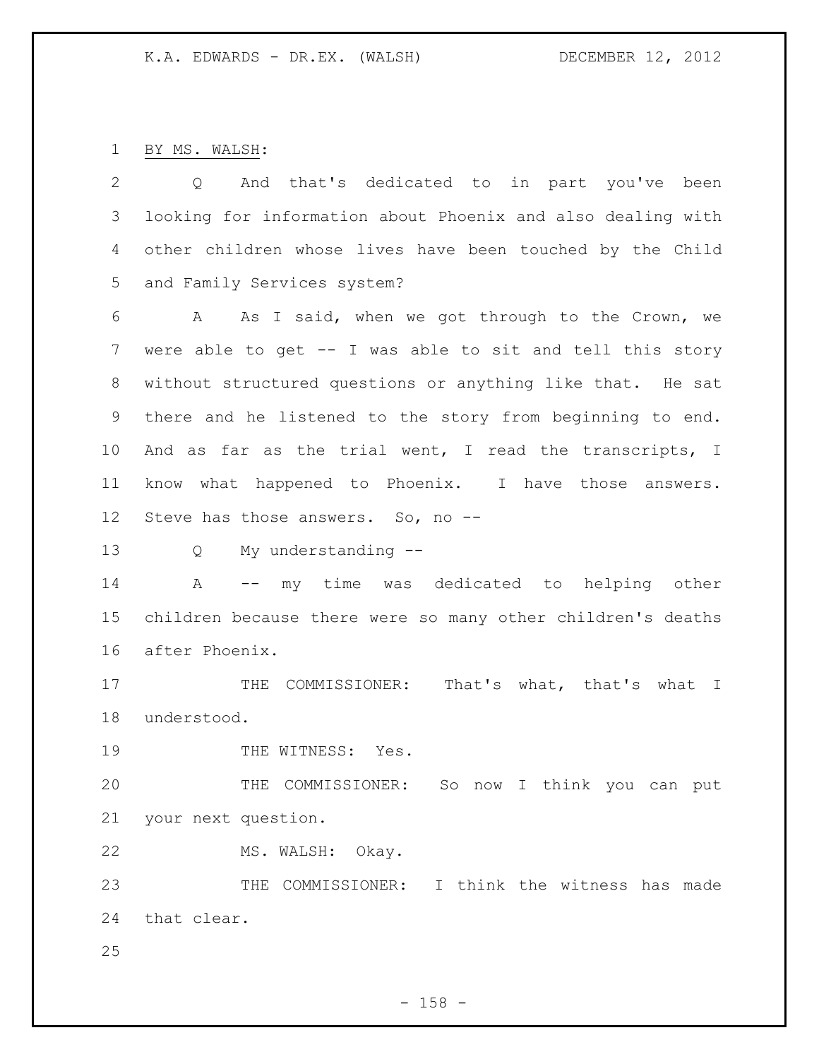BY MS. WALSH:

Q And that's dedicated to in part you've been looking for information about Phoenix and also dealing with other children whose lives have been touched by the Child and Family Services system?

A As I said, when we got through to the Crown, we were able to get -- I was able to sit and tell this story without structured questions or anything like that. He sat there and he listened to the story from beginning to end. And as far as the trial went, I read the transcripts, I know what happened to Phoenix. I have those answers. Steve has those answers. So, no --

Q My understanding --

A -- my time was dedicated to helping other children because there were so many other children's deaths after Phoenix.

THE COMMISSIONER: That's what, that's what I understood.

THE WITNESS: Yes.

THE COMMISSIONER: So now I think you can put your next question.

MS. WALSH: Okay.

THE COMMISSIONER: I think the witness has made that clear.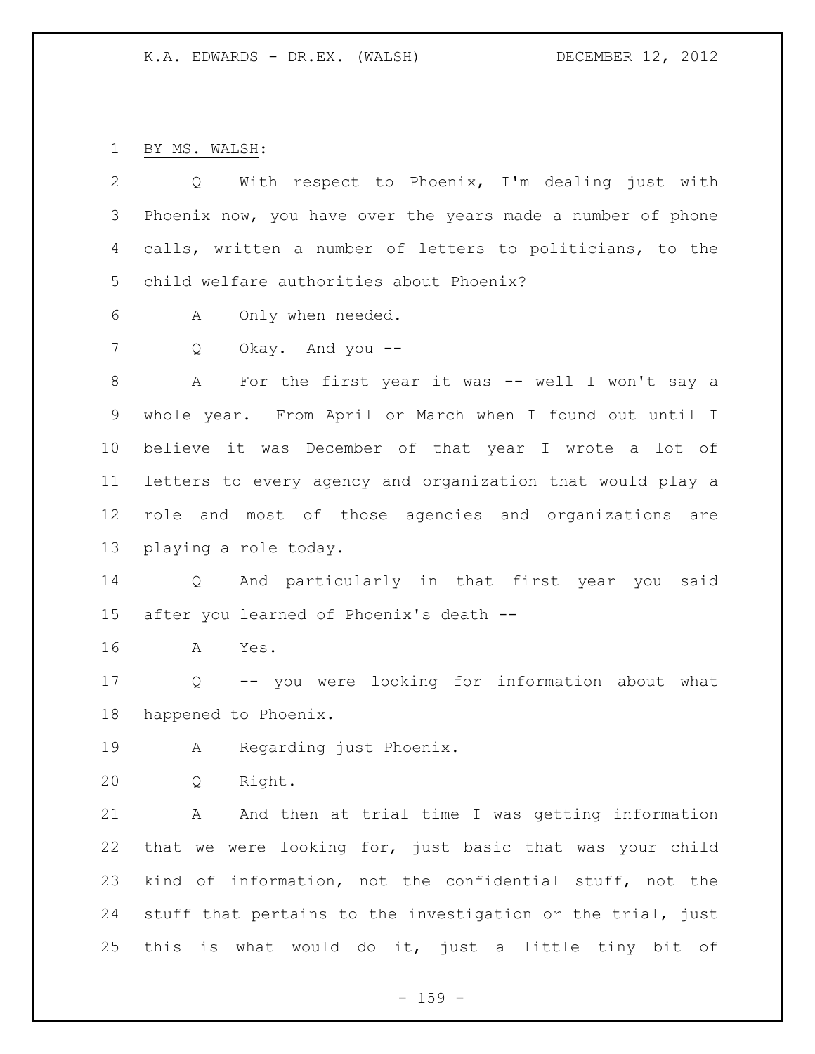BY MS. WALSH:

Q With respect to Phoenix, I'm dealing just with Phoenix now, you have over the years made a number of phone calls, written a number of letters to politicians, to the child welfare authorities about Phoenix?

A Only when needed.

Q Okay. And you --

A For the first year it was -- well I won't say a whole year. From April or March when I found out until I believe it was December of that year I wrote a lot of letters to every agency and organization that would play a role and most of those agencies and organizations are playing a role today.

Q And particularly in that first year you said after you learned of Phoenix's death --

A Yes.

Q -- you were looking for information about what happened to Phoenix.

A Regarding just Phoenix.

Q Right.

A And then at trial time I was getting information that we were looking for, just basic that was your child kind of information, not the confidential stuff, not the stuff that pertains to the investigation or the trial, just this is what would do it, just a little tiny bit of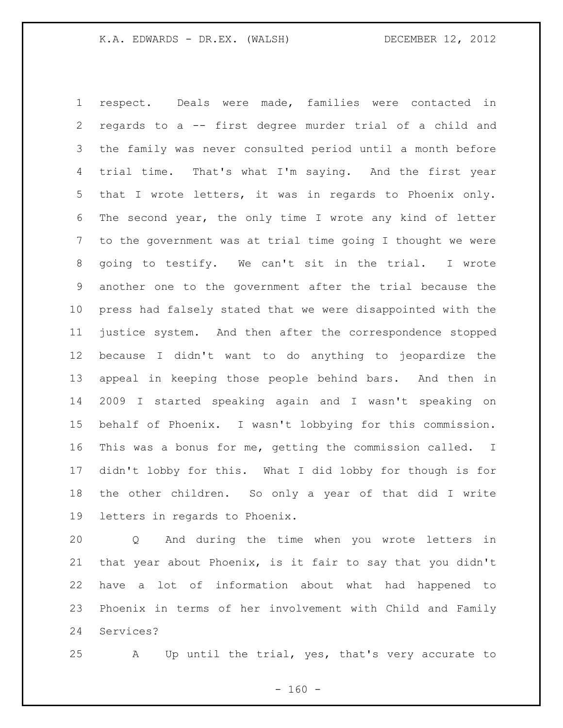respect. Deals were made, families were contacted in regards to a -- first degree murder trial of a child and the family was never consulted period until a month before trial time. That's what I'm saying. And the first year that I wrote letters, it was in regards to Phoenix only. The second year, the only time I wrote any kind of letter to the government was at trial time going I thought we were going to testify. We can't sit in the trial. I wrote another one to the government after the trial because the press had falsely stated that we were disappointed with the justice system. And then after the correspondence stopped because I didn't want to do anything to jeopardize the appeal in keeping those people behind bars. And then in 2009 I started speaking again and I wasn't speaking on behalf of Phoenix. I wasn't lobbying for this commission. This was a bonus for me, getting the commission called. I didn't lobby for this. What I did lobby for though is for the other children. So only a year of that did I write letters in regards to Phoenix.

Q And during the time when you wrote letters in that year about Phoenix, is it fair to say that you didn't have a lot of information about what had happened to Phoenix in terms of her involvement with Child and Family Services?

A Up until the trial, yes, that's very accurate to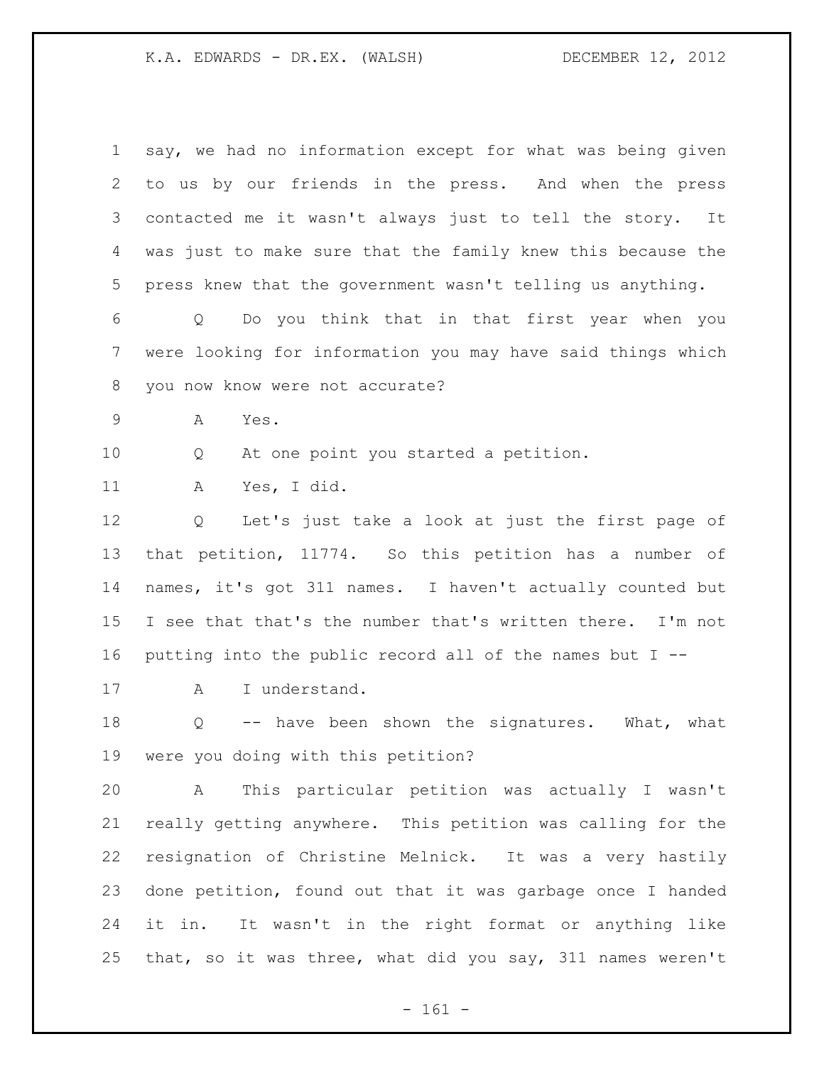say, we had no information except for what was being given to us by our friends in the press. And when the press contacted me it wasn't always just to tell the story. It was just to make sure that the family knew this because the press knew that the government wasn't telling us anything.

Q Do you think that in that first year when you were looking for information you may have said things which you now know were not accurate?

A Yes.

Q At one point you started a petition.

A Yes, I did.

Q Let's just take a look at just the first page of that petition, 11774. So this petition has a number of names, it's got 311 names. I haven't actually counted but I see that that's the number that's written there. I'm not putting into the public record all of the names but I --

A I understand.

Q -- have been shown the signatures. What, what were you doing with this petition?

A This particular petition was actually I wasn't really getting anywhere. This petition was calling for the resignation of Christine Melnick. It was a very hastily done petition, found out that it was garbage once I handed it in. It wasn't in the right format or anything like that, so it was three, what did you say, 311 names weren't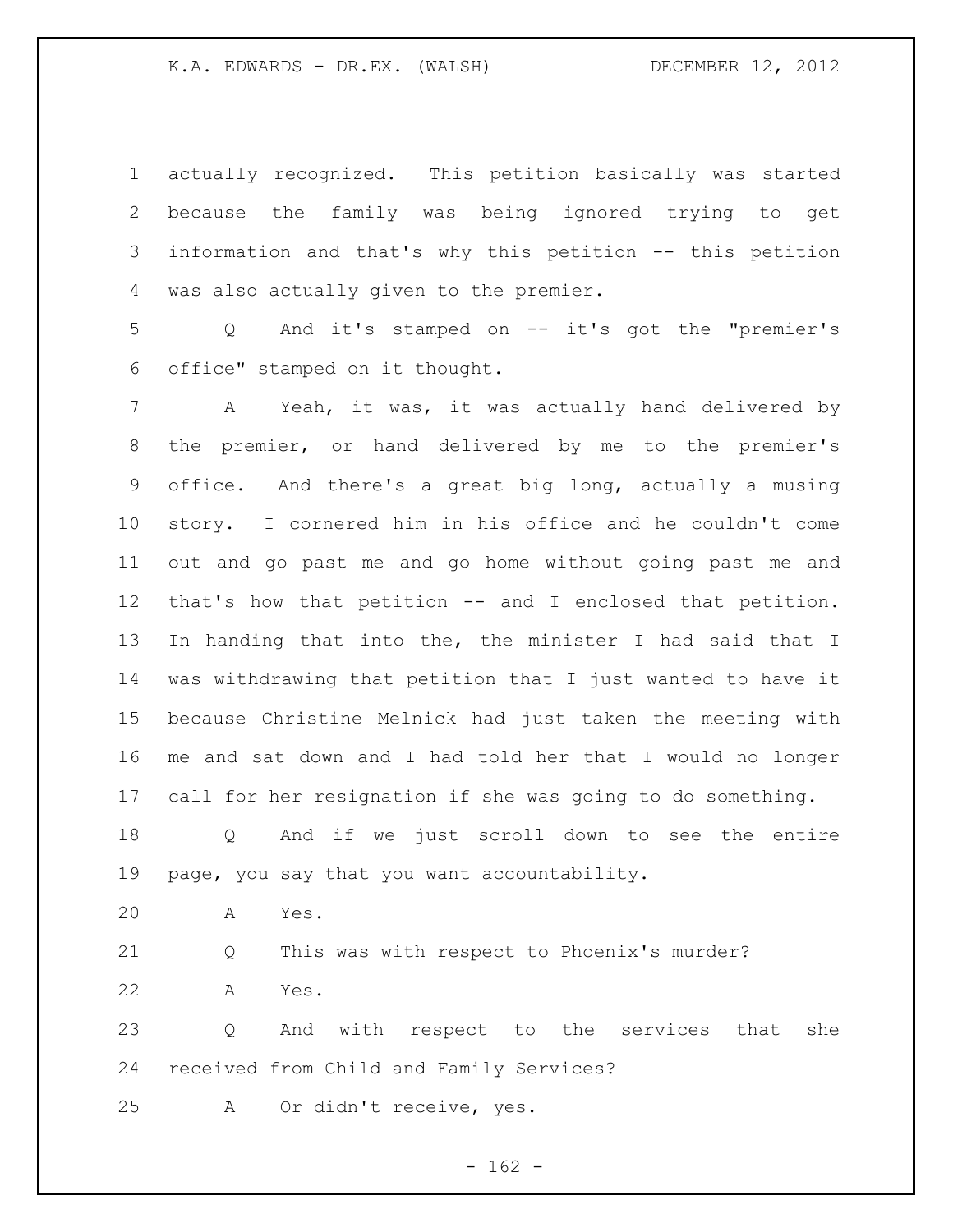actually recognized. This petition basically was started because the family was being ignored trying to get information and that's why this petition -- this petition was also actually given to the premier.

Q And it's stamped on -- it's got the "premier's office" stamped on it thought.

A Yeah, it was, it was actually hand delivered by the premier, or hand delivered by me to the premier's office. And there's a great big long, actually a musing story. I cornered him in his office and he couldn't come out and go past me and go home without going past me and that's how that petition -- and I enclosed that petition. In handing that into the, the minister I had said that I was withdrawing that petition that I just wanted to have it because Christine Melnick had just taken the meeting with me and sat down and I had told her that I would no longer call for her resignation if she was going to do something.

Q And if we just scroll down to see the entire page, you say that you want accountability.

A Yes.

Q This was with respect to Phoenix's murder?

A Yes.

Q And with respect to the services that she received from Child and Family Services?

A Or didn't receive, yes.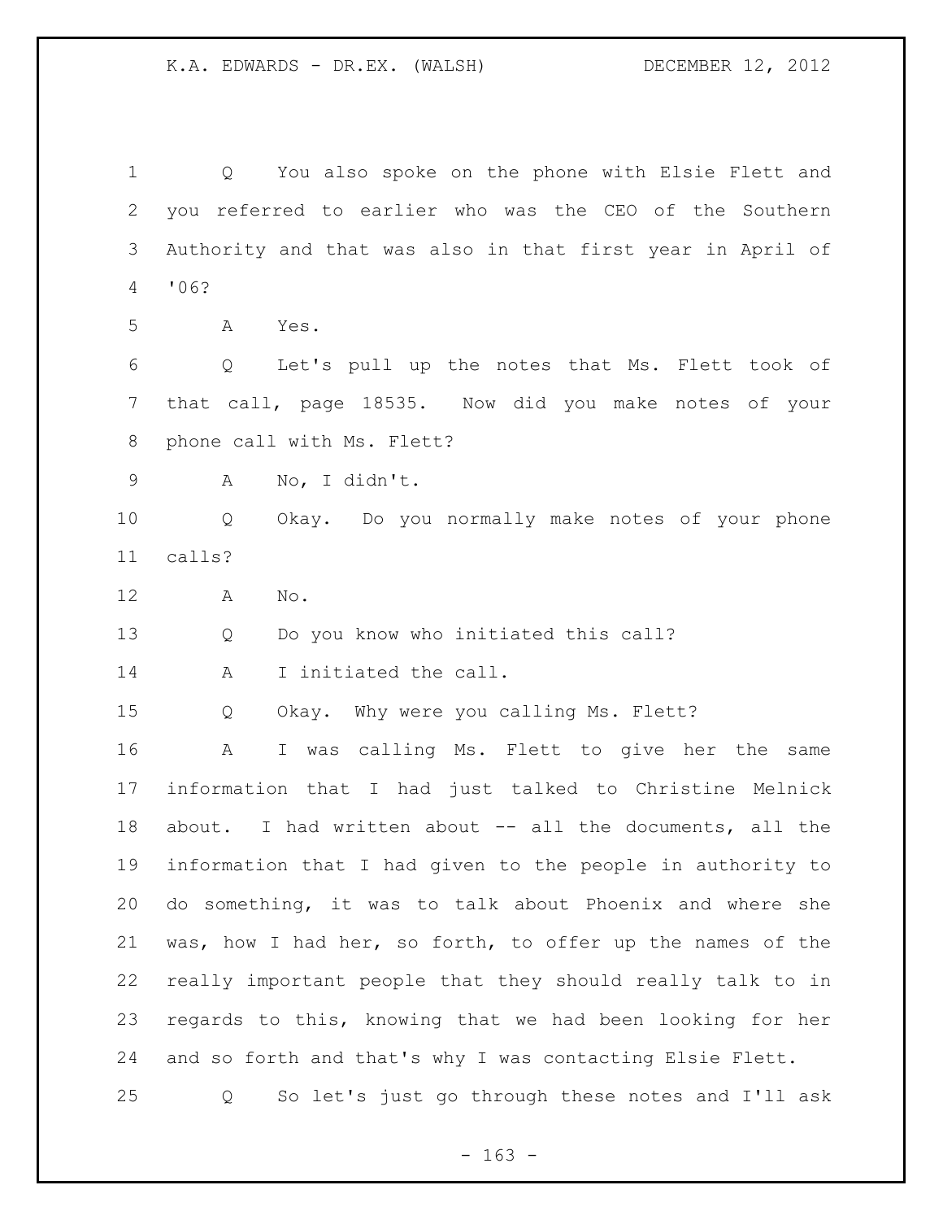Q You also spoke on the phone with Elsie Flett and you referred to earlier who was the CEO of the Southern Authority and that was also in that first year in April of '06?

A Yes.

Q Let's pull up the notes that Ms. Flett took of that call, page 18535. Now did you make notes of your phone call with Ms. Flett?

A No, I didn't.

Q Okay. Do you normally make notes of your phone calls?

A No.

Q Do you know who initiated this call?

A I initiated the call.

Q Okay. Why were you calling Ms. Flett?

A I was calling Ms. Flett to give her the same information that I had just talked to Christine Melnick about. I had written about -- all the documents, all the information that I had given to the people in authority to do something, it was to talk about Phoenix and where she was, how I had her, so forth, to offer up the names of the really important people that they should really talk to in regards to this, knowing that we had been looking for her and so forth and that's why I was contacting Elsie Flett.

Q So let's just go through these notes and I'll ask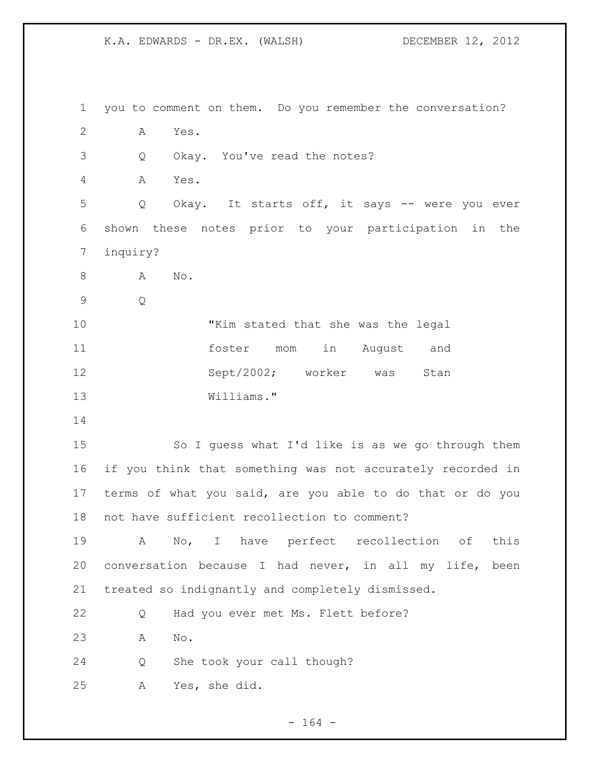you to comment on them. Do you remember the conversation?

A Yes.

Q Okay. You've read the notes?

A Yes.

Q Okay. It starts off, it says -- were you ever shown these notes prior to your participation in the inquiry?

A No.

Q

> "Kim stated that she was the legal foster mom in August and Sept/2002; worker was Stan Williams."

So I guess what I'd like is as we go through them if you think that something was not accurately recorded in terms of what you said, are you able to do that or do you not have sufficient recollection to comment?

A No, I have perfect recollection of this conversation because I had never, in all my life, been treated so indignantly and completely dismissed.

Q Had you ever met Ms. Flett before?

A No.

Q She took your call though?

A Yes, she did.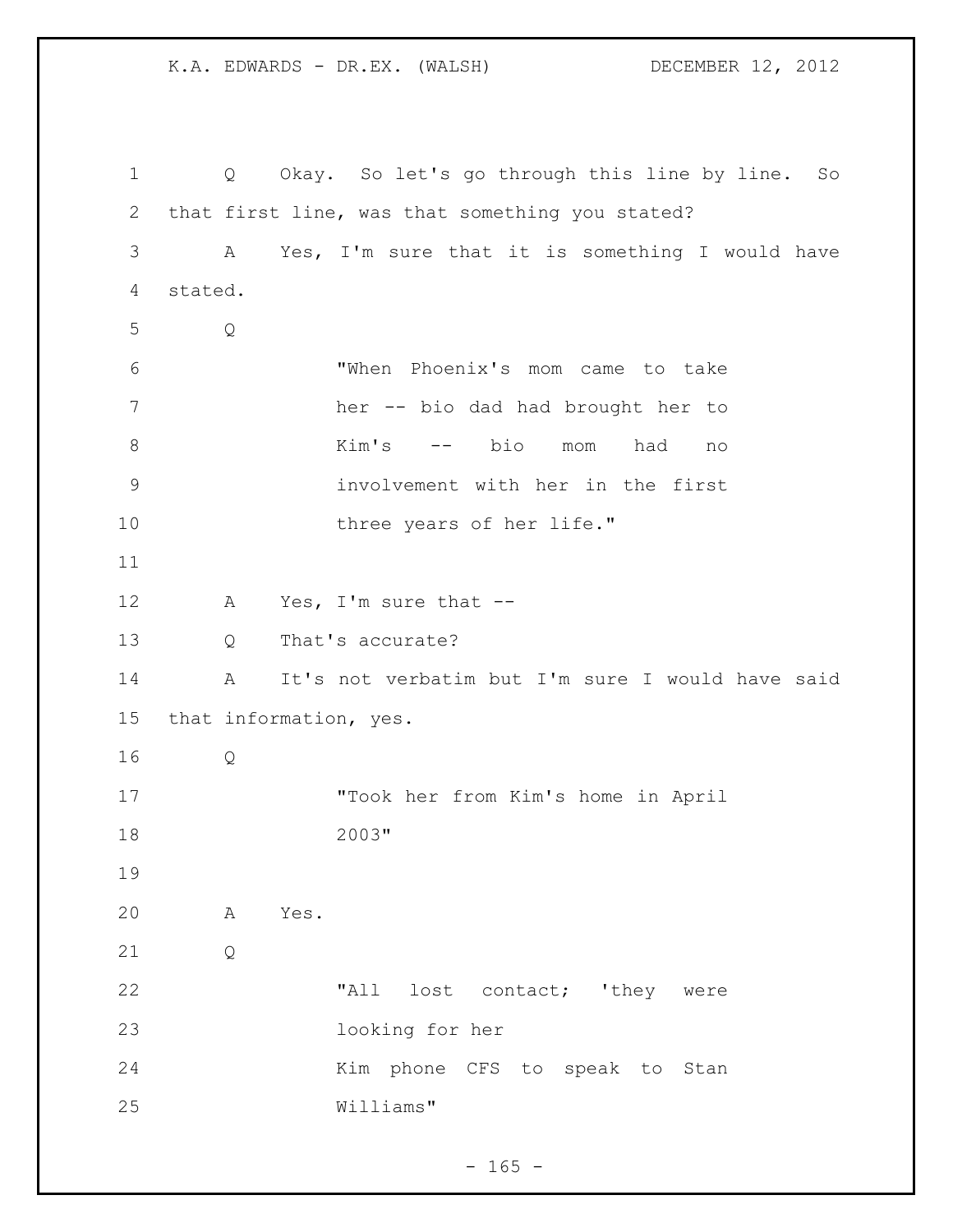Q Okay. So let's go through this line by line. So that first line, was that something you stated?

A Yes, I'm sure that it is something I would have stated.

Q

> "When Phoenix's mom came to take her -- bio dad had brought her to Kim's -- bio mom had no involvement with her in the first three years of her life."

A Yes, I'm sure that --

Q That's accurate?

A It's not verbatim but I'm sure I would have said that information, yes.

Q

> "Took her from Kim's home in April 2003"

A Yes.

Q

> "All lost contact; 'they were looking for her
> Kim phone CFS to speak to Stan Williams"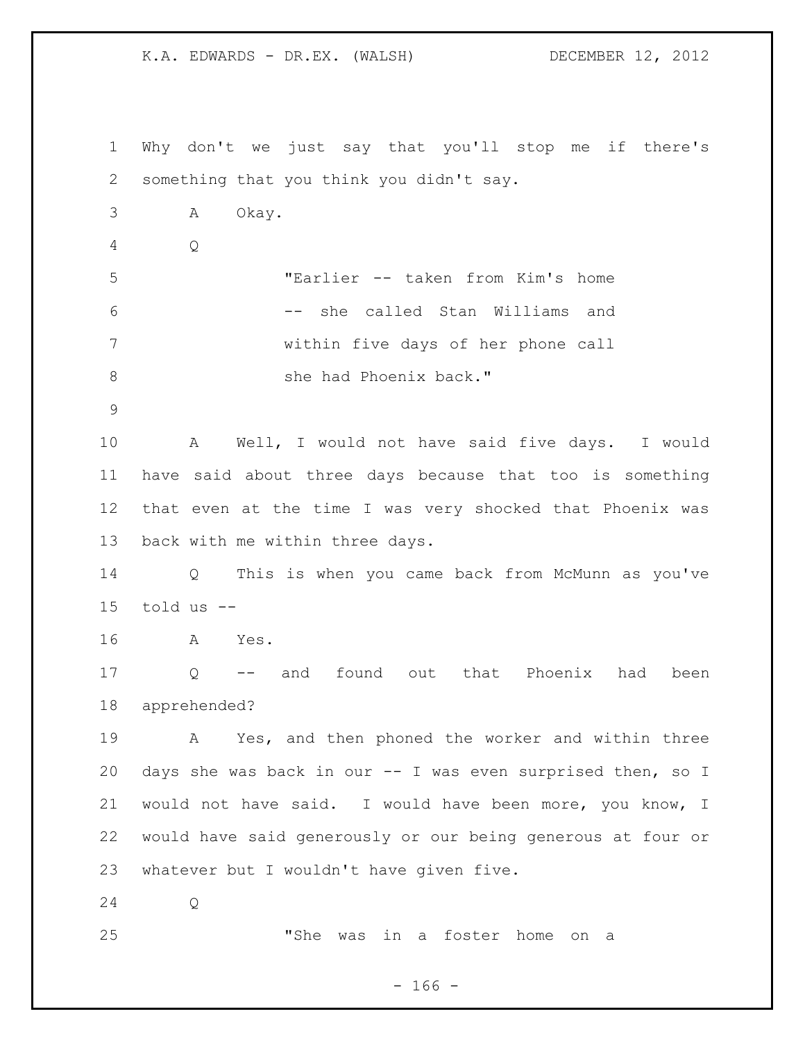Why don't we just say that you'll stop me if there's something that you think you didn't say.

A Okay.

Q

> "Earlier -- taken from Kim's home -- she called Stan Williams and within five days of her phone call she had Phoenix back."

A Well, I would not have said five days. I would have said about three days because that too is something that even at the time I was very shocked that Phoenix was back with me within three days.

Q This is when you came back from McMunn as you've told us --

A Yes.

Q -- and found out that Phoenix had been apprehended?

A Yes, and then phoned the worker and within three days she was back in our -- I was even surprised then, so I would not have said. I would have been more, you know, I would have said generously or our being generous at four or whatever but I wouldn't have given five.

Q

> "She was in a foster home on a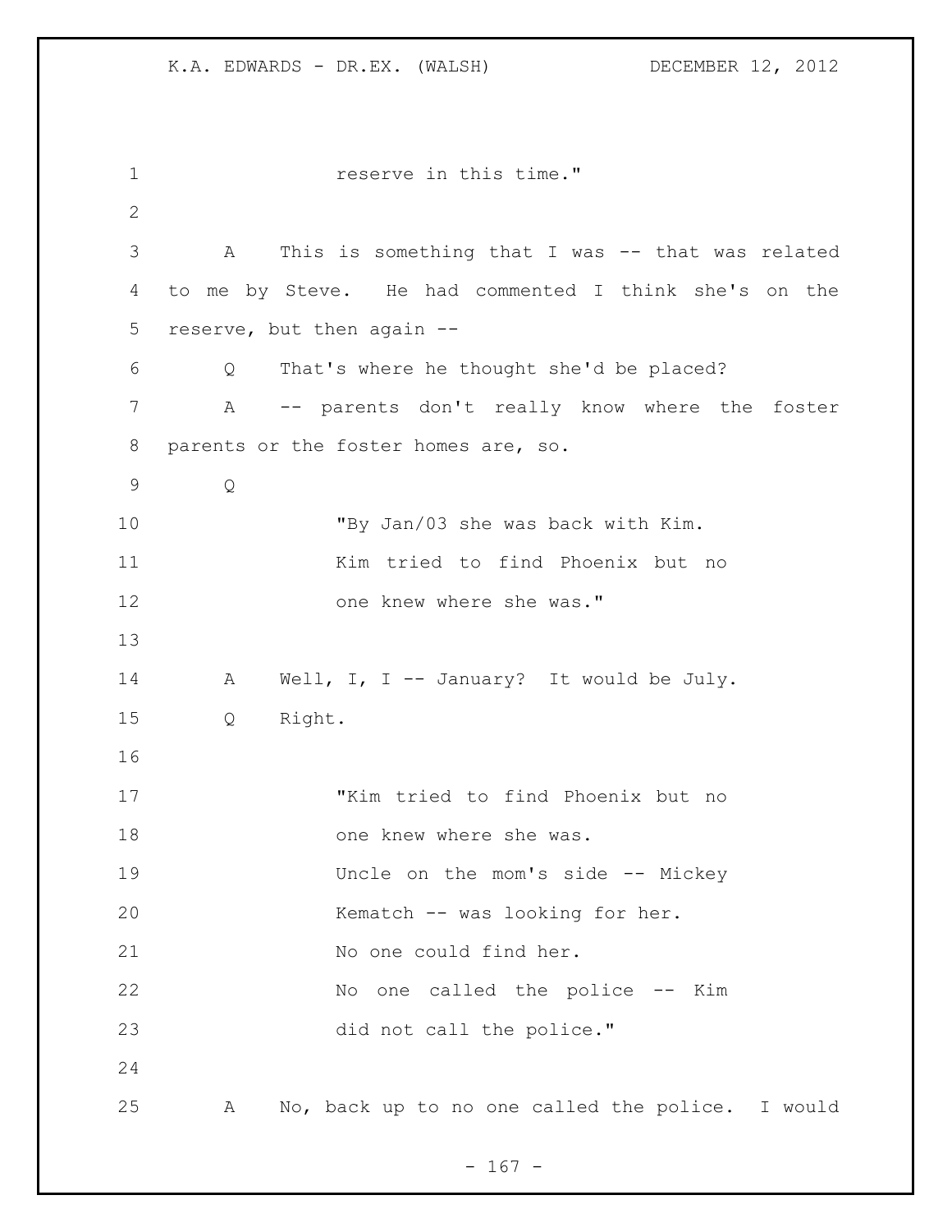reserve in this time."

A This is something that I was -- that was related to me by Steve. He had commented I think she's on the reserve, but then again --

Q That's where he thought she'd be placed?

A -- parents don't really know where the foster parents or the foster homes are, so.

Q

> "By Jan/03 she was back with Kim.
> Kim tried to find Phoenix but no one knew where she was."

A Well, I, I -- January? It would be July.

Q Right.

> "Kim tried to find Phoenix but no one knew where she was.
> Uncle on the mom's side -- Mickey Kematch -- was looking for her.
> No one could find her.
> No one called the police -- Kim did not call the police."

A No, back up to no one called the police. I would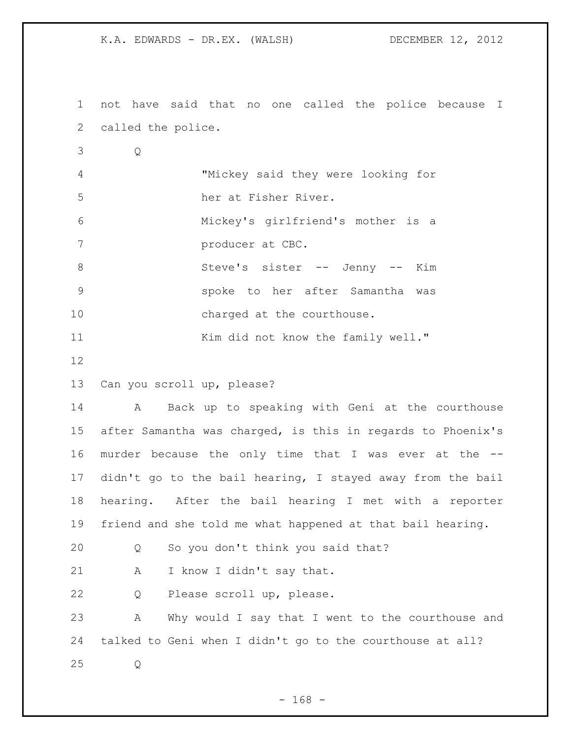not have said that no one called the police because I called the police.

Q

> "Mickey said they were looking for her at Fisher River.
> Mickey's girlfriend's mother is a producer at CBC.
> Steve's sister -- Jenny -- Kim spoke to her after Samantha was charged at the courthouse.
> Kim did not know the family well."

Can you scroll up, please?

A Back up to speaking with Geni at the courthouse after Samantha was charged, is this in regards to Phoenix's murder because the only time that I was ever at the -- didn't go to the bail hearing, I stayed away from the bail hearing. After the bail hearing I met with a reporter friend and she told me what happened at that bail hearing.

Q So you don't think you said that?

A I know I didn't say that.

Q Please scroll up, please.

A Why would I say that I went to the courthouse and talked to Geni when I didn't go to the courthouse at all?

Q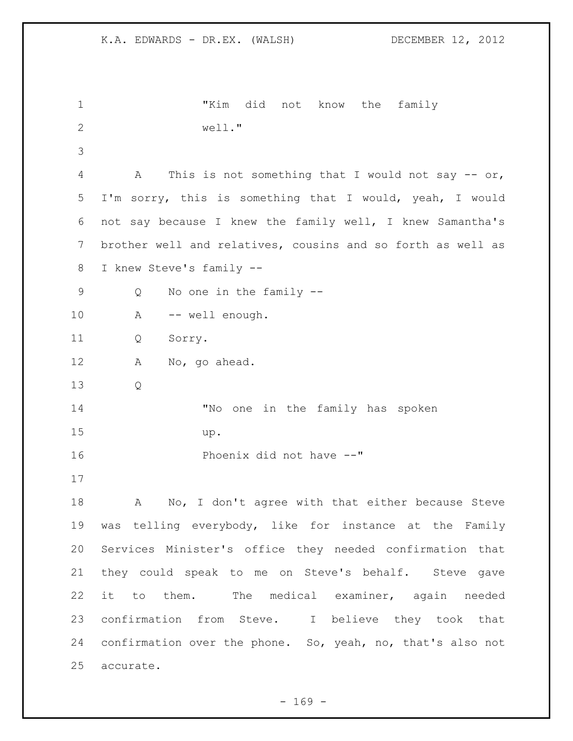"Kim did not know the family well."

A This is not something that I would not say -- or, I'm sorry, this is something that I would, yeah, I would not say because I knew the family well, I knew Samantha's brother well and relatives, cousins and so forth as well as I knew Steve's family --

Q No one in the family --

A -- well enough.

Q Sorry.

A No, go ahead.

Q

"No one in the family has spoken up.

Phoenix did not have --"

A No, I don't agree with that either because Steve was telling everybody, like for instance at the Family Services Minister's office they needed confirmation that they could speak to me on Steve's behalf. Steve gave it to them. The medical examiner, again needed confirmation from Steve. I believe they took that confirmation over the phone. So, yeah, no, that's also not accurate.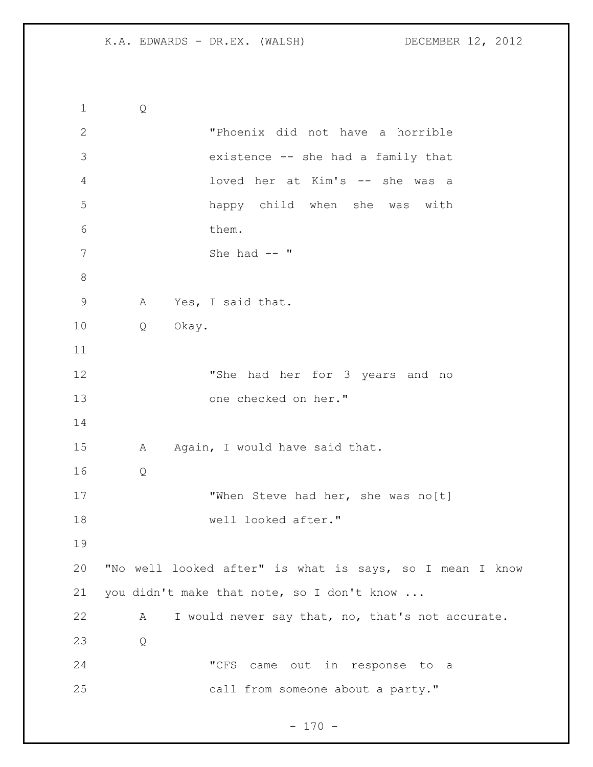Q

"Phoenix did not have a horrible existence -- she had a family that loved her at Kim's -- she was a happy child when she was with them.

She had -- "

A Yes, I said that.

Q Okay.

"She had her for 3 years and no one checked on her."

A Again, I would have said that.

Q

"When Steve had her, she was no[t] well looked after."

"No well looked after" is what is says, so I mean I know you didn't make that note, so I don't know ...

A I would never say that, no, that's not accurate.

Q

"CFS came out in response to a call from someone about a party."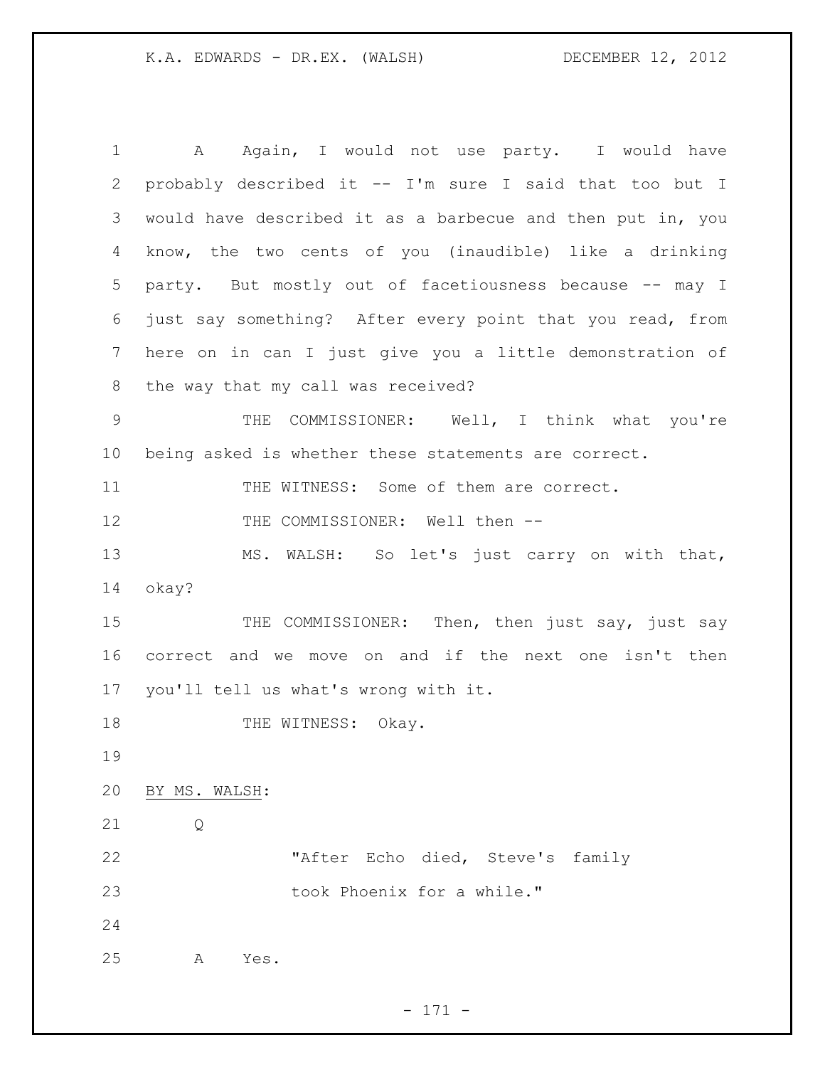A Again, I would not use party. I would have probably described it -- I'm sure I said that too but I would have described it as a barbecue and then put in, you know, the two cents of you (inaudible) like a drinking party. But mostly out of facetiousness because -- may I just say something? After every point that you read, from here on in can I just give you a little demonstration of the way that my call was received?

THE COMMISSIONER: Well, I think what you're being asked is whether these statements are correct.

THE WITNESS: Some of them are correct.

THE COMMISSIONER: Well then --

MS. WALSH: So let's just carry on with that, okay?

THE COMMISSIONER: Then, then just say, just say correct and we move on and if the next one isn't then you'll tell us what's wrong with it.

THE WITNESS: Okay.

BY MS. WALSH:

Q

> "After Echo died, Steve's family took Phoenix for a while."

A Yes.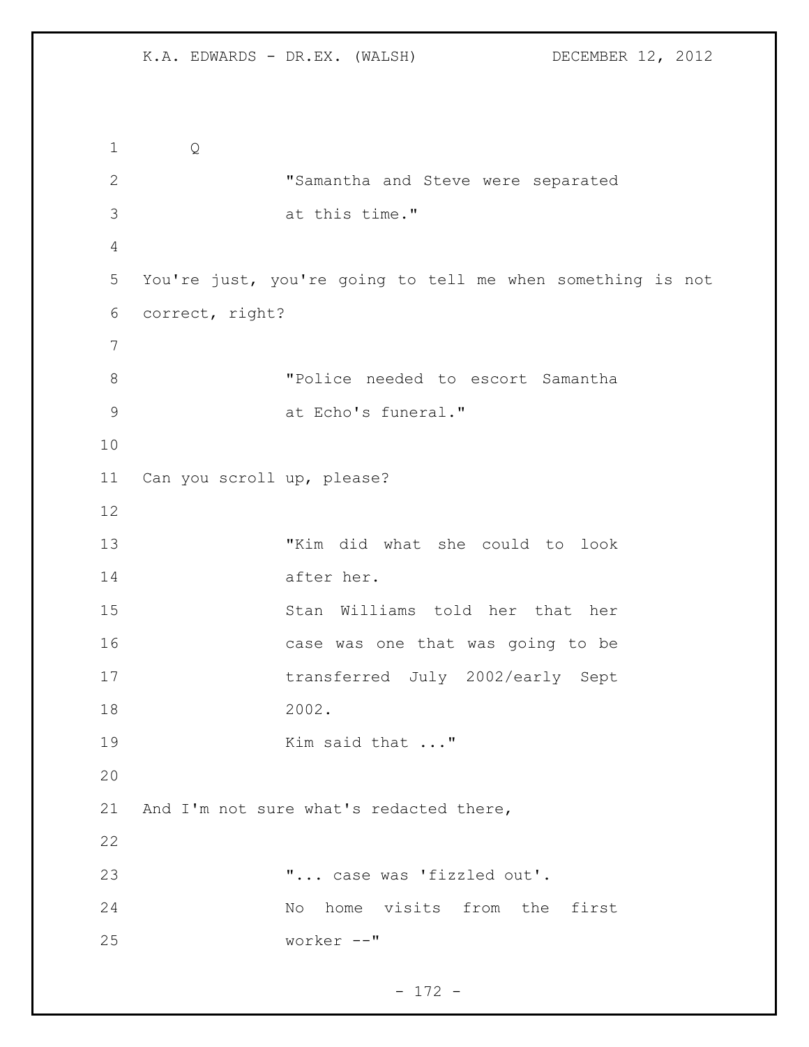Q

> "Samantha and Steve were separated at this time."

You're just, you're going to tell me when something is not correct, right?

> "Police needed to escort Samantha at Echo's funeral."

Can you scroll up, please?

> "Kim did what she could to look after her.
> Stan Williams told her that her case was one that was going to be transferred July 2002/early Sept 2002.
> Kim said that ..."

And I'm not sure what's redacted there,

> "... case was 'fizzled out'.
> No home visits from the first worker --"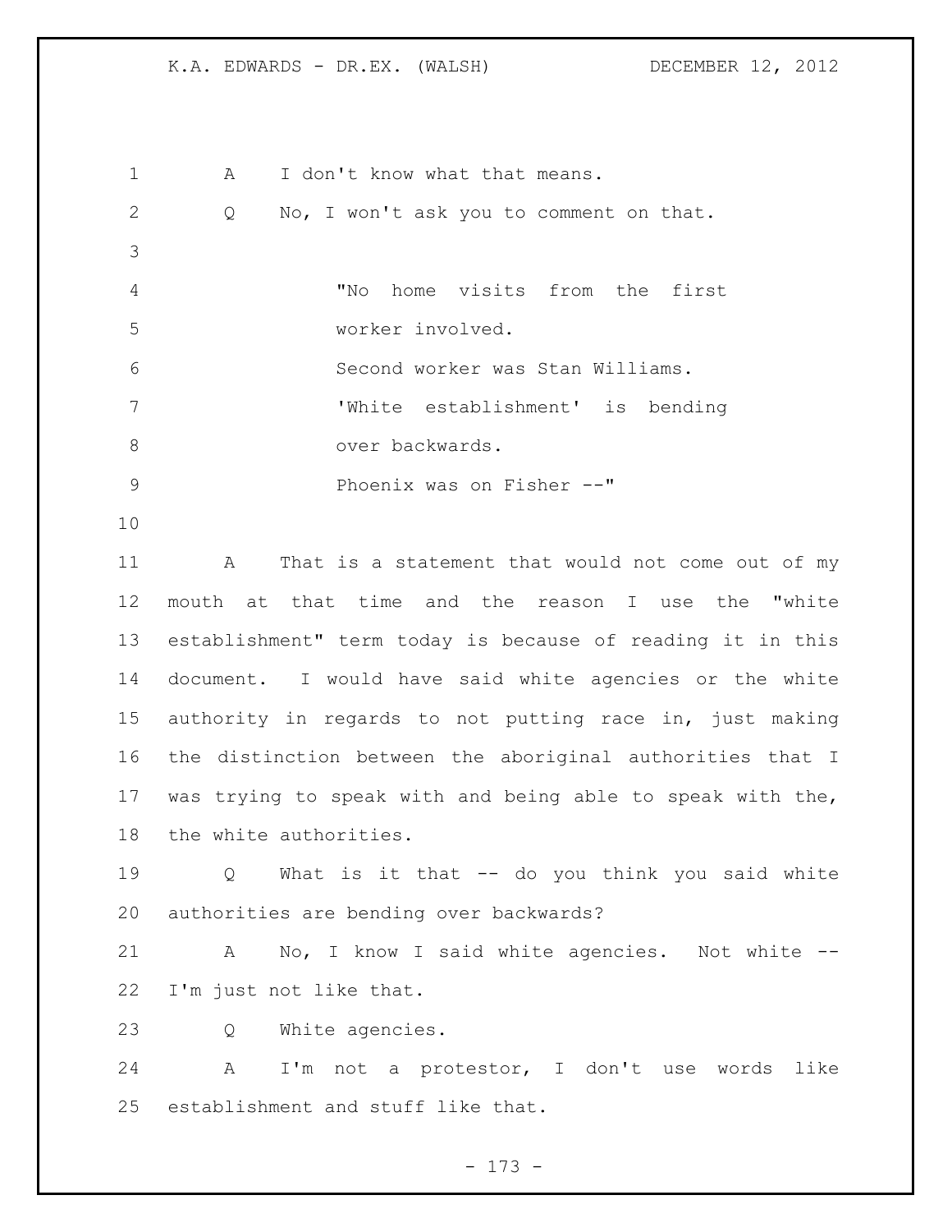A I don't know what that means.

Q No, I won't ask you to comment on that.

> "No home visits from the first
> worker involved.
> Second worker was Stan Williams.
> 'White establishment' is bending
> over backwards.
> Phoenix was on Fisher --"

A That is a statement that would not come out of my mouth at that time and the reason I use the "white establishment" term today is because of reading it in this document. I would have said white agencies or the white authority in regards to not putting race in, just making the distinction between the aboriginal authorities that I was trying to speak with and being able to speak with the, the white authorities.

Q What is it that -- do you think you said white authorities are bending over backwards?

A No, I know I said white agencies. Not white -- I'm just not like that.

Q White agencies.

A I'm not a protestor, I don't use words like establishment and stuff like that.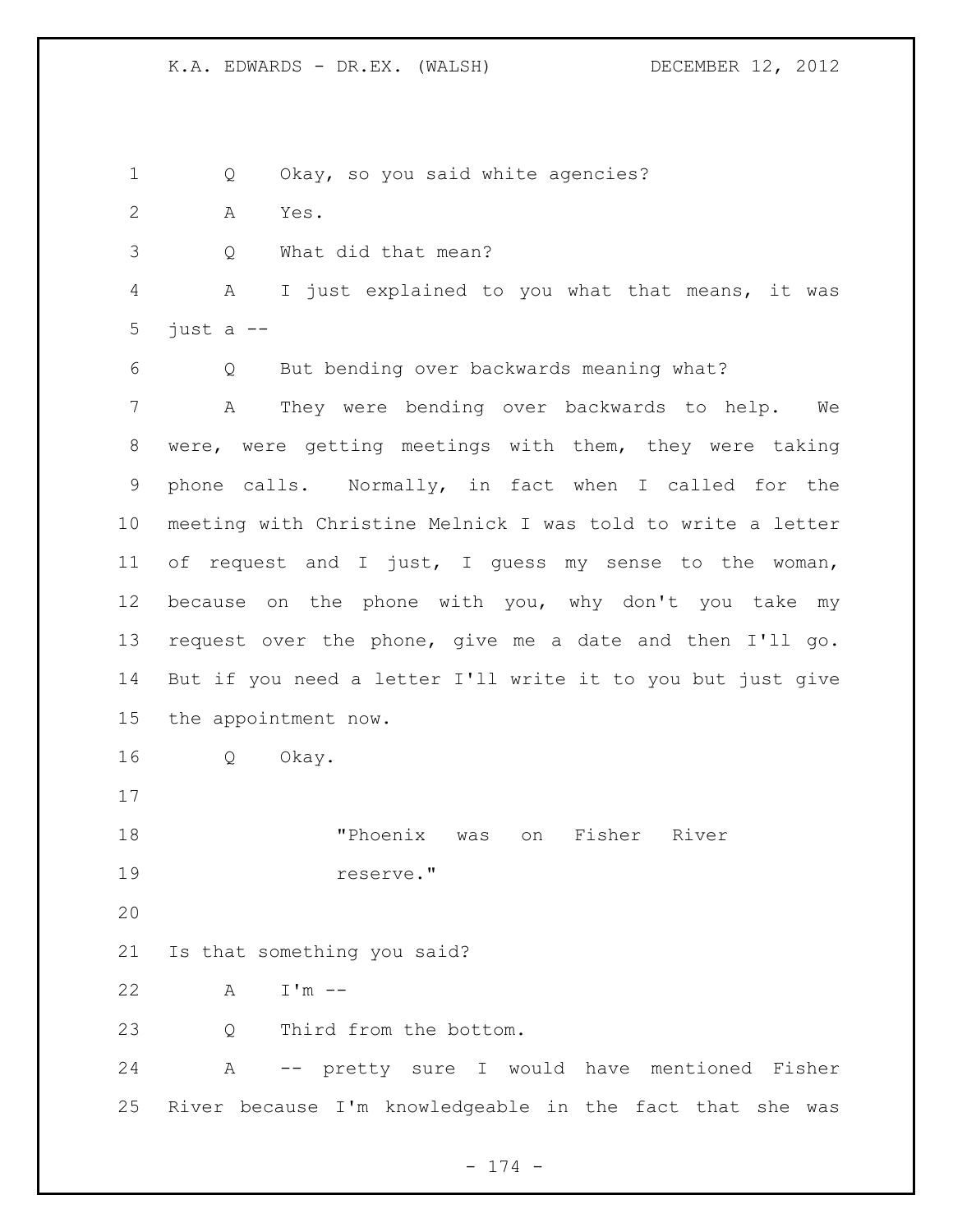Q Okay, so you said white agencies?

A Yes.

Q What did that mean?

A I just explained to you what that means, it was just a --

Q But bending over backwards meaning what?

A They were bending over backwards to help. We were, were getting meetings with them, they were taking phone calls. Normally, in fact when I called for the meeting with Christine Melnick I was told to write a letter of request and I just, I guess my sense to the woman, because on the phone with you, why don't you take my request over the phone, give me a date and then I'll go. But if you need a letter I'll write it to you but just give the appointment now.

Q Okay.

> "Phoenix was on Fisher River reserve."

Is that something you said?

A I'm --

Q Third from the bottom.

A -- pretty sure I would have mentioned Fisher River because I'm knowledgeable in the fact that she was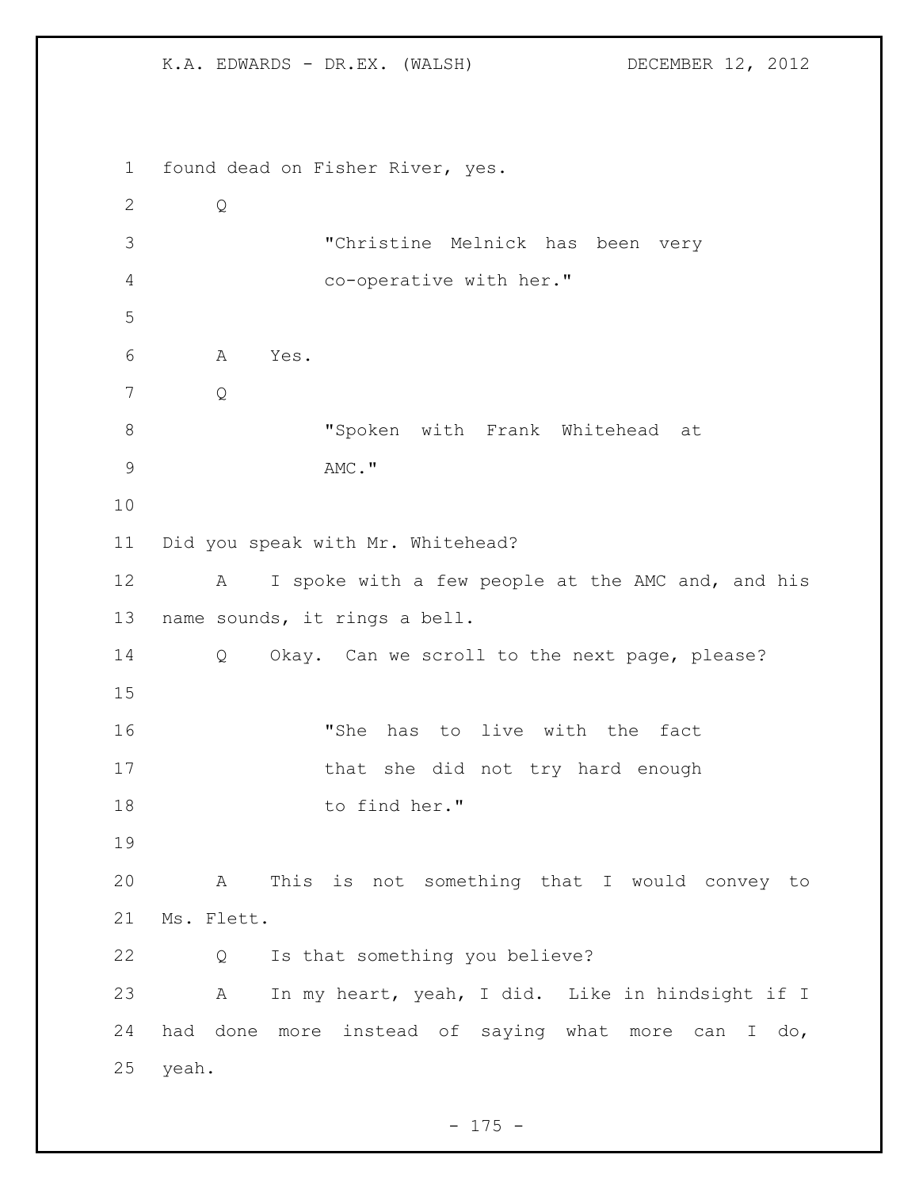found dead on Fisher River, yes.

Q

> "Christine Melnick has been very co-operative with her."

A Yes.

Q

> "Spoken with Frank Whitehead at AMC."

Did you speak with Mr. Whitehead?

A I spoke with a few people at the AMC and, and his name sounds, it rings a bell.

Q Okay. Can we scroll to the next page, please?

> "She has to live with the fact that she did not try hard enough to find her."

A This is not something that I would convey to Ms. Flett.

Q Is that something you believe?

A In my heart, yeah, I did. Like in hindsight if I had done more instead of saying what more can I do, yeah.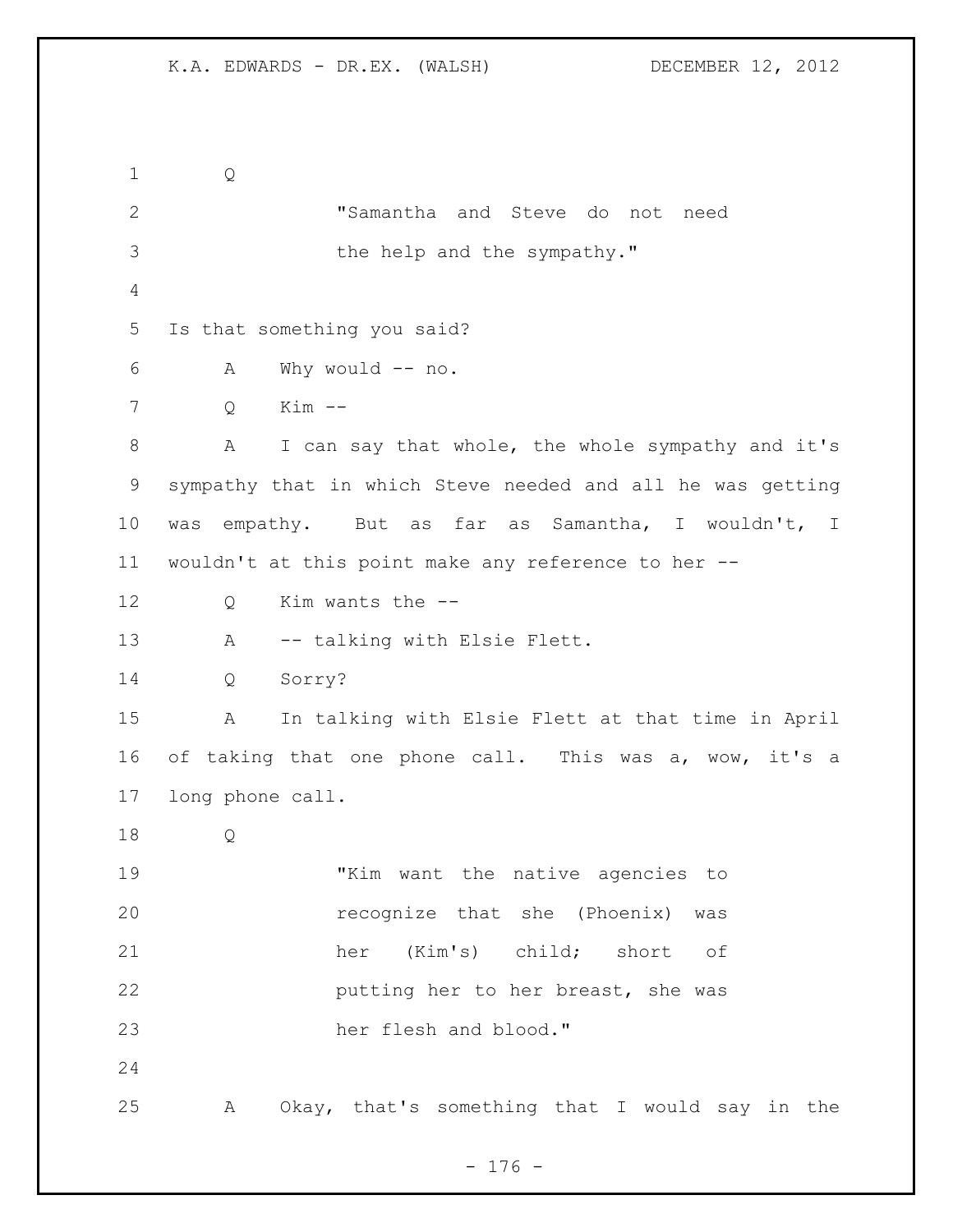Q

> "Samantha and Steve do not need the help and the sympathy."

Is that something you said?

A Why would -- no.

Q Kim --

A I can say that whole, the whole sympathy and it's sympathy that in which Steve needed and all he was getting was empathy. But as far as Samantha, I wouldn't, I wouldn't at this point make any reference to her --

Q Kim wants the --

A -- talking with Elsie Flett.

Q Sorry?

A In talking with Elsie Flett at that time in April of taking that one phone call. This was a, wow, it's a long phone call.

Q

> "Kim want the native agencies to recognize that she (Phoenix) was her (Kim's) child; short of putting her to her breast, she was her flesh and blood."

A Okay, that's something that I would say in the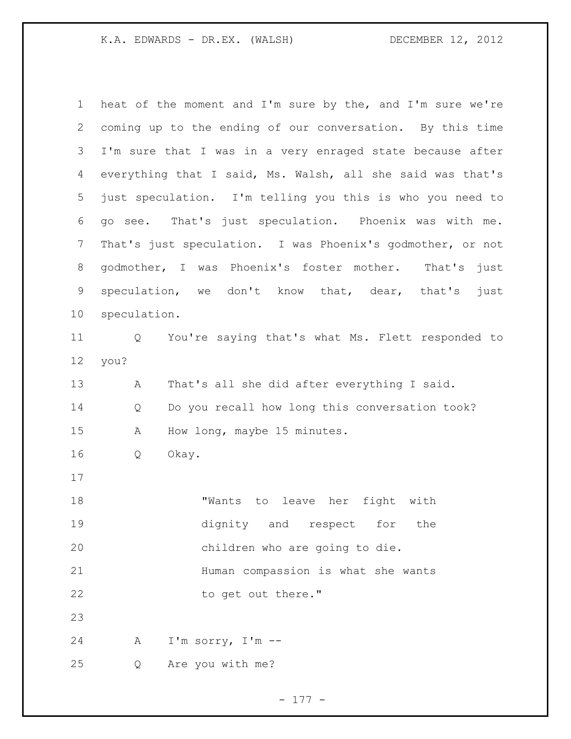heat of the moment and I'm sure by the, and I'm sure we're coming up to the ending of our conversation. By this time I'm sure that I was in a very enraged state because after everything that I said, Ms. Walsh, all she said was that's just speculation. I'm telling you this is who you need to go see. That's just speculation. Phoenix was with me. That's just speculation. I was Phoenix's godmother, or not godmother, I was Phoenix's foster mother. That's just speculation, we don't know that, dear, that's just speculation.

Q You're saying that's what Ms. Flett responded to you?

A That's all she did after everything I said.

Q Do you recall how long this conversation took?

A How long, maybe 15 minutes.

Q Okay.

> "Wants to leave her fight with dignity and respect for the children who are going to die. Human compassion is what she wants to get out there."

A I'm sorry, I'm --

Q Are you with me?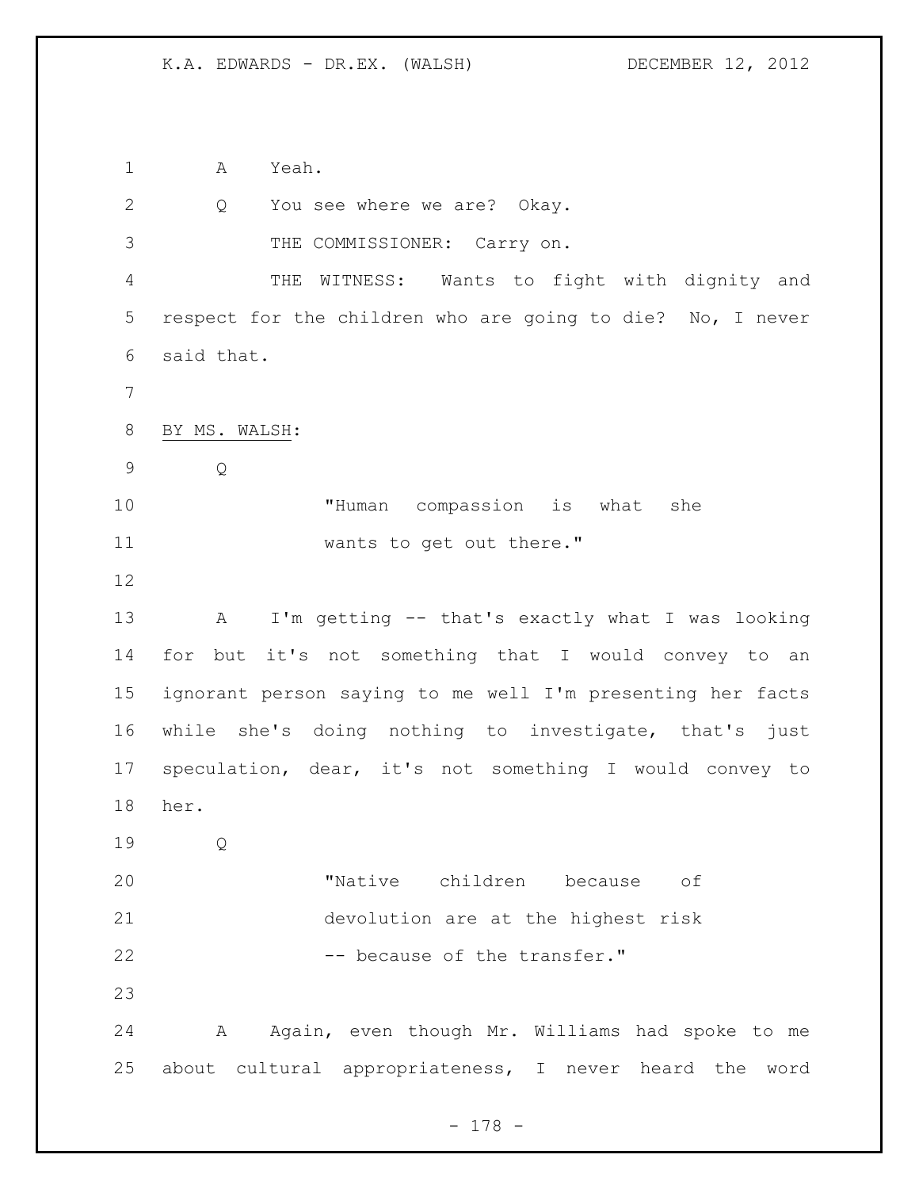A Yeah.

Q You see where we are? Okay.

THE COMMISSIONER: Carry on.

THE WITNESS: Wants to fight with dignity and respect for the children who are going to die? No, I never said that.

BY MS. WALSH:

Q

> "Human compassion is what she wants to get out there."

A I'm getting -- that's exactly what I was looking for but it's not something that I would convey to an ignorant person saying to me well I'm presenting her facts while she's doing nothing to investigate, that's just speculation, dear, it's not something I would convey to her.

Q

> "Native children because of devolution are at the highest risk -- because of the transfer."

A Again, even though Mr. Williams had spoke to me about cultural appropriateness, I never heard the word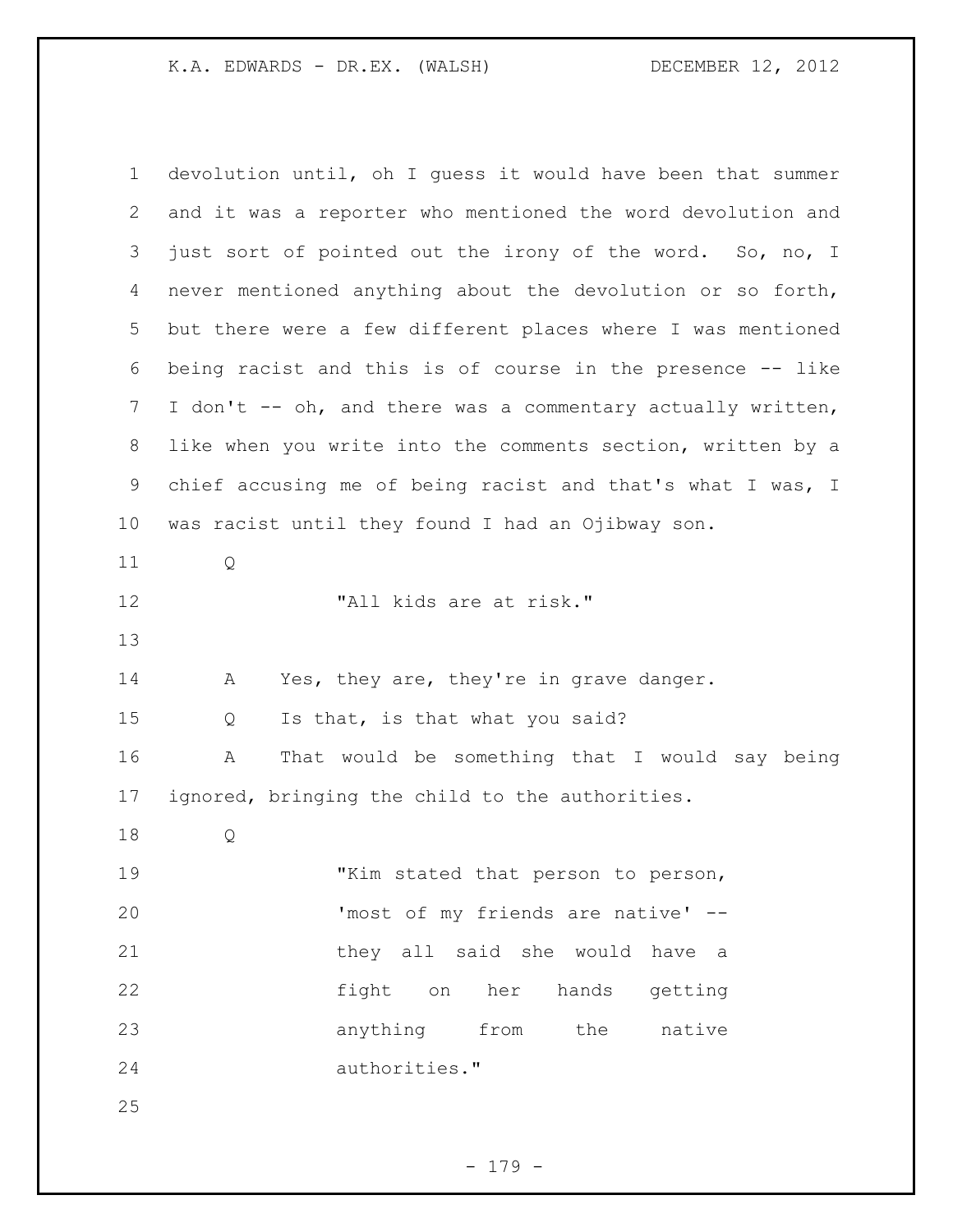devolution until, oh I guess it would have been that summer and it was a reporter who mentioned the word devolution and just sort of pointed out the irony of the word. So, no, I never mentioned anything about the devolution or so forth, but there were a few different places where I was mentioned being racist and this is of course in the presence -- like I don't -- oh, and there was a commentary actually written, like when you write into the comments section, written by a chief accusing me of being racist and that's what I was, I was racist until they found I had an Ojibway son.

Q

> "All kids are at risk."

A Yes, they are, they're in grave danger.

Q Is that, is that what you said?

A That would be something that I would say being ignored, bringing the child to the authorities.

Q

> "Kim stated that person to person, 'most of my friends are native' -- they all said she would have a fight on her hands getting anything from the native authorities."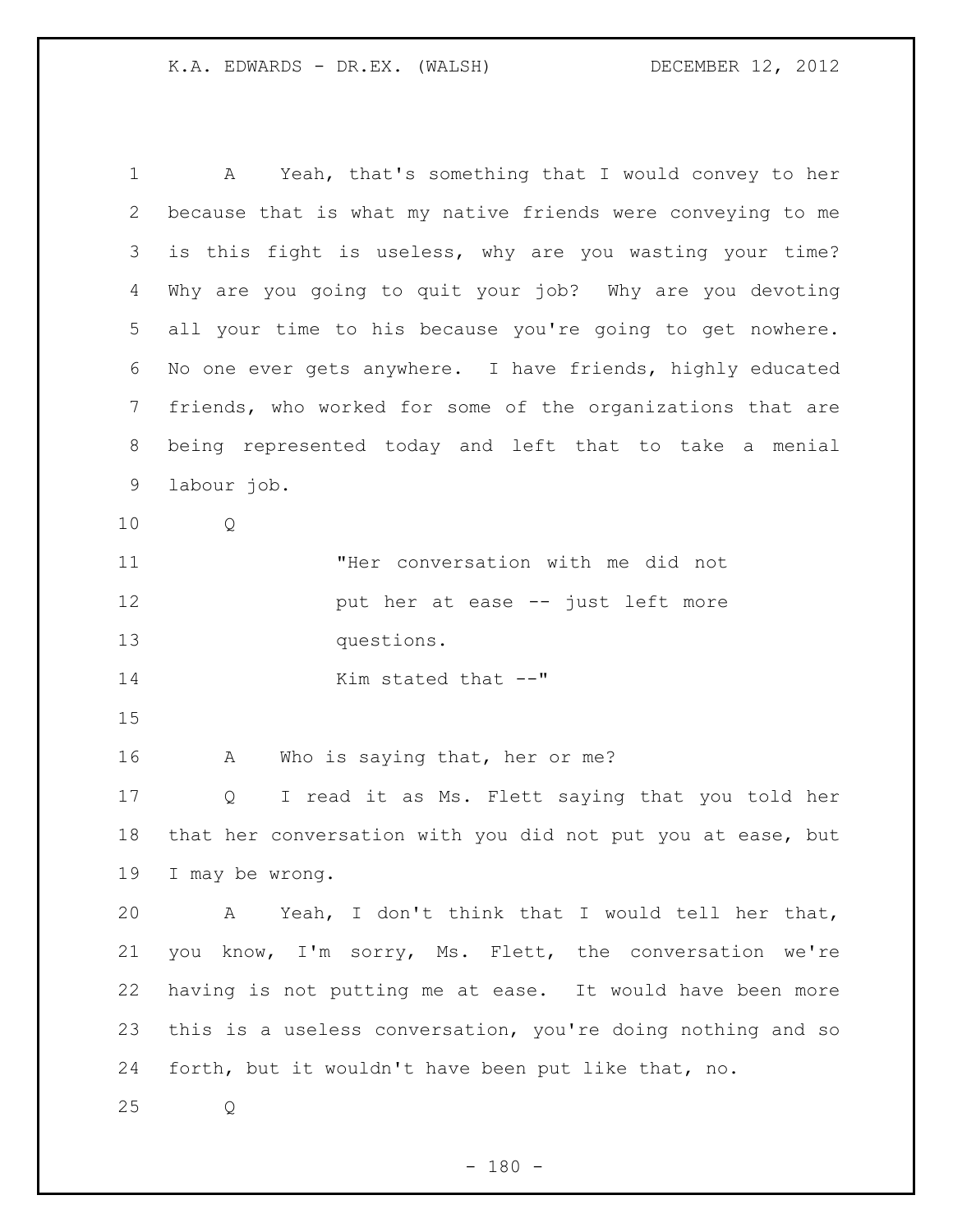A Yeah, that's something that I would convey to her because that is what my native friends were conveying to me is this fight is useless, why are you wasting your time? Why are you going to quit your job? Why are you devoting all your time to his because you're going to get nowhere. No one ever gets anywhere. I have friends, highly educated friends, who worked for some of the organizations that are being represented today and left that to take a menial labour job.

Q

> "Her conversation with me did not put her at ease -- just left more questions.
>
> Kim stated that --"

A Who is saying that, her or me?

Q I read it as Ms. Flett saying that you told her that her conversation with you did not put you at ease, but I may be wrong.

A Yeah, I don't think that I would tell her that, you know, I'm sorry, Ms. Flett, the conversation we're having is not putting me at ease. It would have been more this is a useless conversation, you're doing nothing and so forth, but it wouldn't have been put like that, no.

Q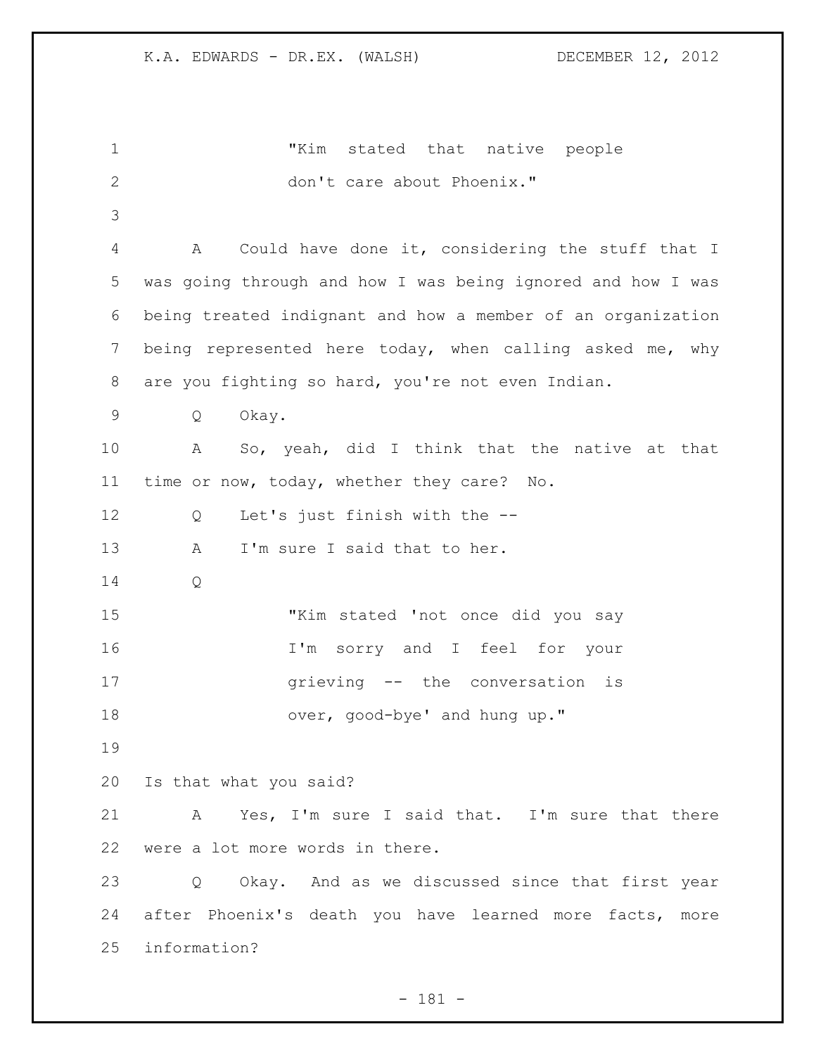"Kim stated that native people don't care about Phoenix."

A Could have done it, considering the stuff that I was going through and how I was being ignored and how I was being treated indignant and how a member of an organization being represented here today, when calling asked me, why are you fighting so hard, you're not even Indian.

Q Okay.

A So, yeah, did I think that the native at that time or now, today, whether they care? No.

Q Let's just finish with the --

A I'm sure I said that to her.

Q

"Kim stated 'not once did you say I'm sorry and I feel for your grieving -- the conversation is over, good-bye' and hung up."

Is that what you said?

A Yes, I'm sure I said that. I'm sure that there were a lot more words in there.

Q Okay. And as we discussed since that first year after Phoenix's death you have learned more facts, more information?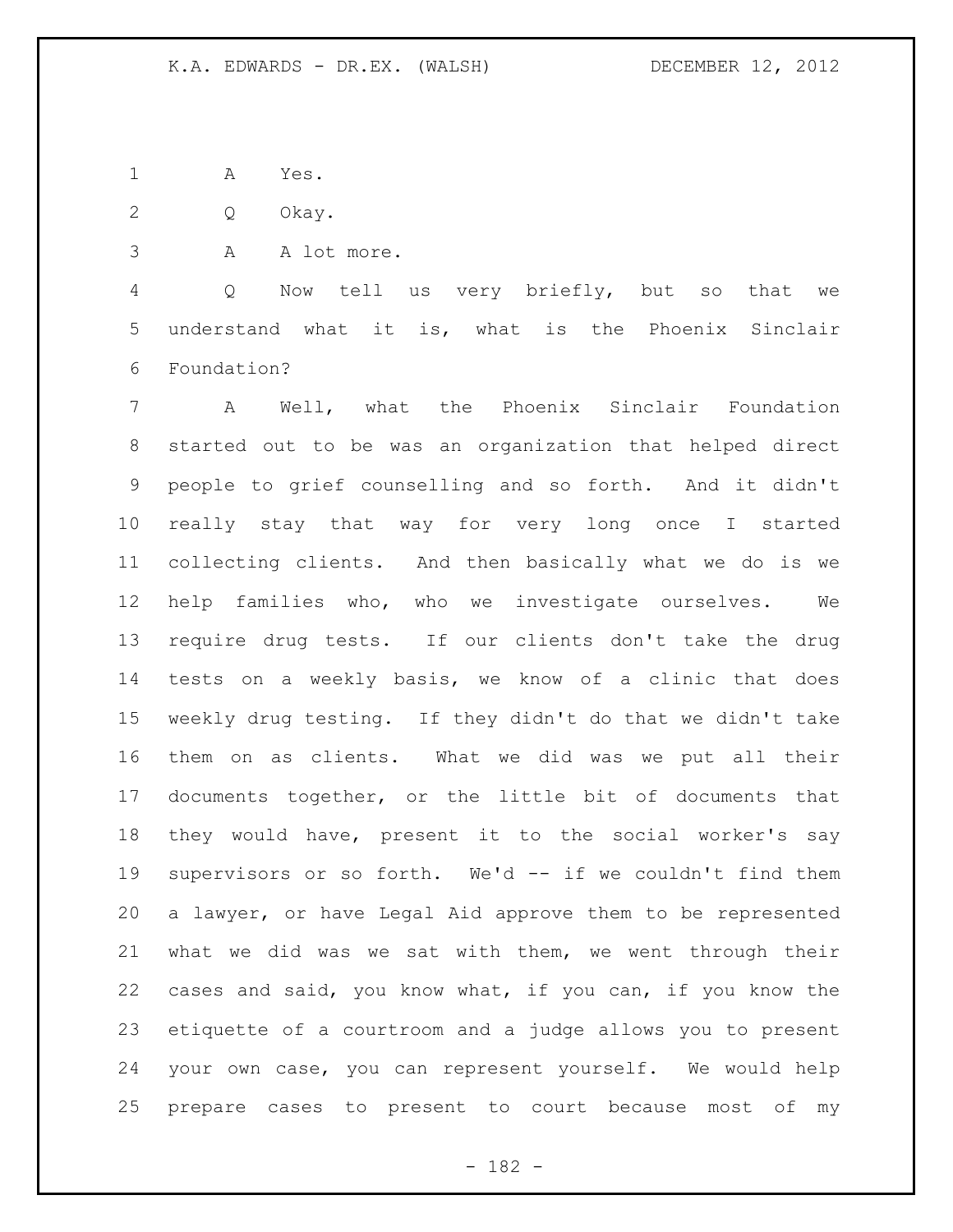A Yes.

Q Okay.

A A lot more.

Q Now tell us very briefly, but so that we understand what it is, what is the Phoenix Sinclair Foundation?

A Well, what the Phoenix Sinclair Foundation started out to be was an organization that helped direct people to grief counselling and so forth. And it didn't really stay that way for very long once I started collecting clients. And then basically what we do is we help families who, who we investigate ourselves. We require drug tests. If our clients don't take the drug tests on a weekly basis, we know of a clinic that does weekly drug testing. If they didn't do that we didn't take them on as clients. What we did was we put all their documents together, or the little bit of documents that they would have, present it to the social worker's say supervisors or so forth. We'd -- if we couldn't find them a lawyer, or have Legal Aid approve them to be represented what we did was we sat with them, we went through their cases and said, you know what, if you can, if you know the etiquette of a courtroom and a judge allows you to present your own case, you can represent yourself. We would help prepare cases to present to court because most of my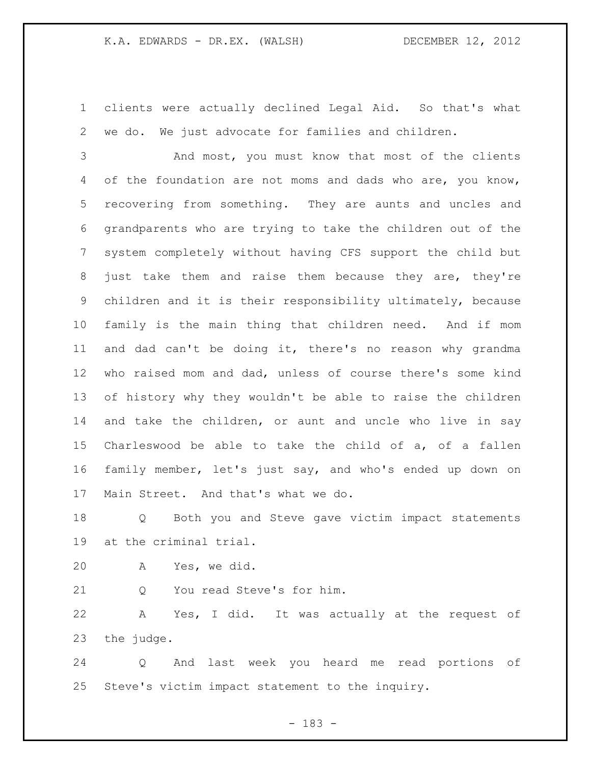clients were actually declined Legal Aid. So that's what we do. We just advocate for families and children.

And most, you must know that most of the clients of the foundation are not moms and dads who are, you know, recovering from something. They are aunts and uncles and grandparents who are trying to take the children out of the system completely without having CFS support the child but just take them and raise them because they are, they're children and it is their responsibility ultimately, because family is the main thing that children need. And if mom and dad can't be doing it, there's no reason why grandma who raised mom and dad, unless of course there's some kind of history why they wouldn't be able to raise the children and take the children, or aunt and uncle who live in say Charleswood be able to take the child of a, of a fallen family member, let's just say, and who's ended up down on Main Street. And that's what we do.

Q Both you and Steve gave victim impact statements at the criminal trial.

A Yes, we did.

Q You read Steve's for him.

A Yes, I did. It was actually at the request of the judge.

Q And last week you heard me read portions of Steve's victim impact statement to the inquiry.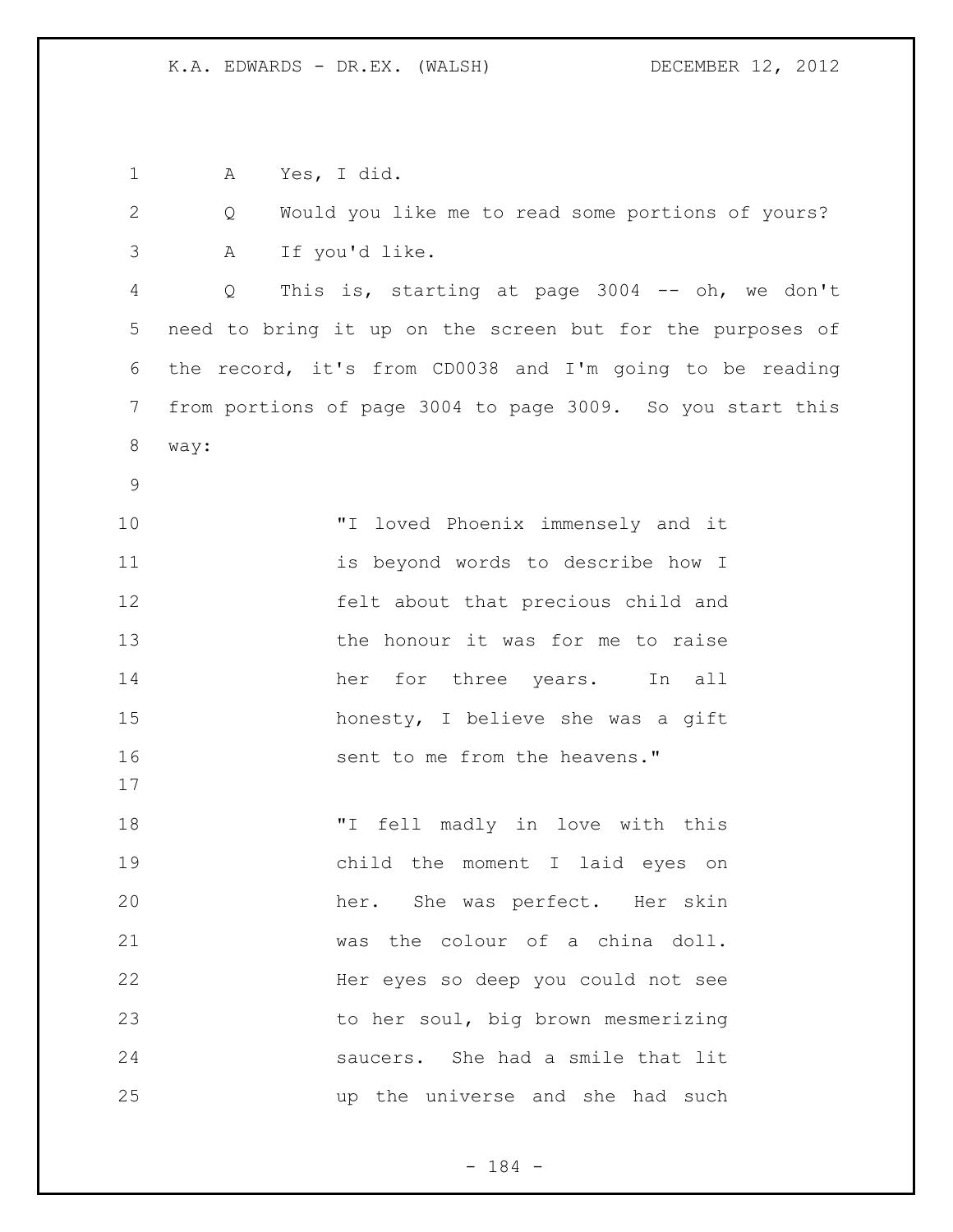A Yes, I did.

Q Would you like me to read some portions of yours?

A If you'd like.

Q This is, starting at page 3004 -- oh, we don't need to bring it up on the screen but for the purposes of the record, it's from CD0038 and I'm going to be reading from portions of page 3004 to page 3009. So you start this way:

> "I loved Phoenix immensely and it is beyond words to describe how I felt about that precious child and the honour it was for me to raise her for three years. In all honesty, I believe she was a gift sent to me from the heavens."

> "I fell madly in love with this child the moment I laid eyes on her. She was perfect. Her skin was the colour of a china doll. Her eyes so deep you could not see to her soul, big brown mesmerizing saucers. She had a smile that lit up the universe and she had such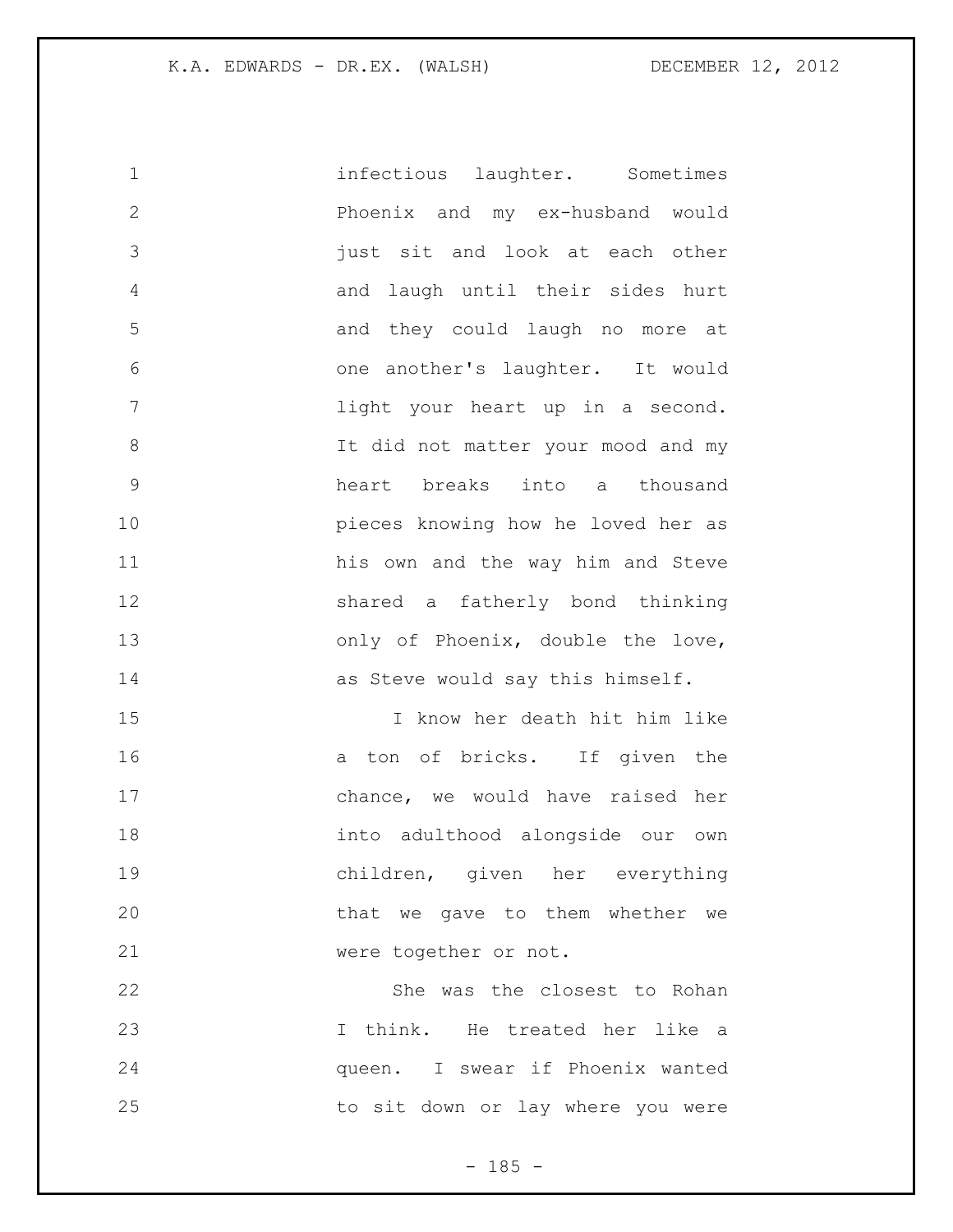infectious laughter. Sometimes Phoenix and my ex-husband would just sit and look at each other and laugh until their sides hurt and they could laugh no more at one another's laughter. It would light your heart up in a second. It did not matter your mood and my heart breaks into a thousand pieces knowing how he loved her as his own and the way him and Steve shared a fatherly bond thinking only of Phoenix, double the love, as Steve would say this himself.

I know her death hit him like a ton of bricks. If given the chance, we would have raised her into adulthood alongside our own children, given her everything that we gave to them whether we were together or not.

She was the closest to Rohan I think. He treated her like a queen. I swear if Phoenix wanted to sit down or lay where you were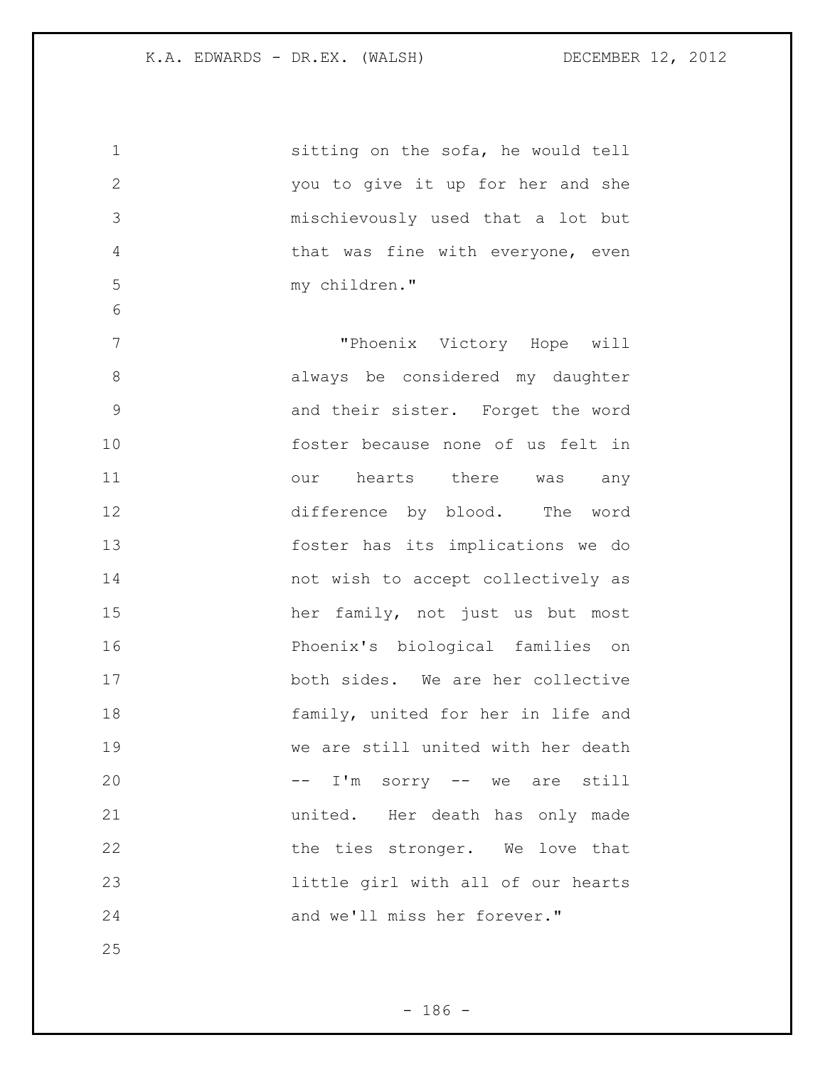sitting on the sofa, he would tell you to give it up for her and she mischievously used that a lot but that was fine with everyone, even my children."

"Phoenix Victory Hope will always be considered my daughter and their sister. Forget the word foster because none of us felt in our hearts there was any difference by blood. The word foster has its implications we do not wish to accept collectively as her family, not just us but most Phoenix's biological families on both sides. We are her collective family, united for her in life and we are still united with her death -- I'm sorry -- we are still united. Her death has only made the ties stronger. We love that little girl with all of our hearts and we'll miss her forever."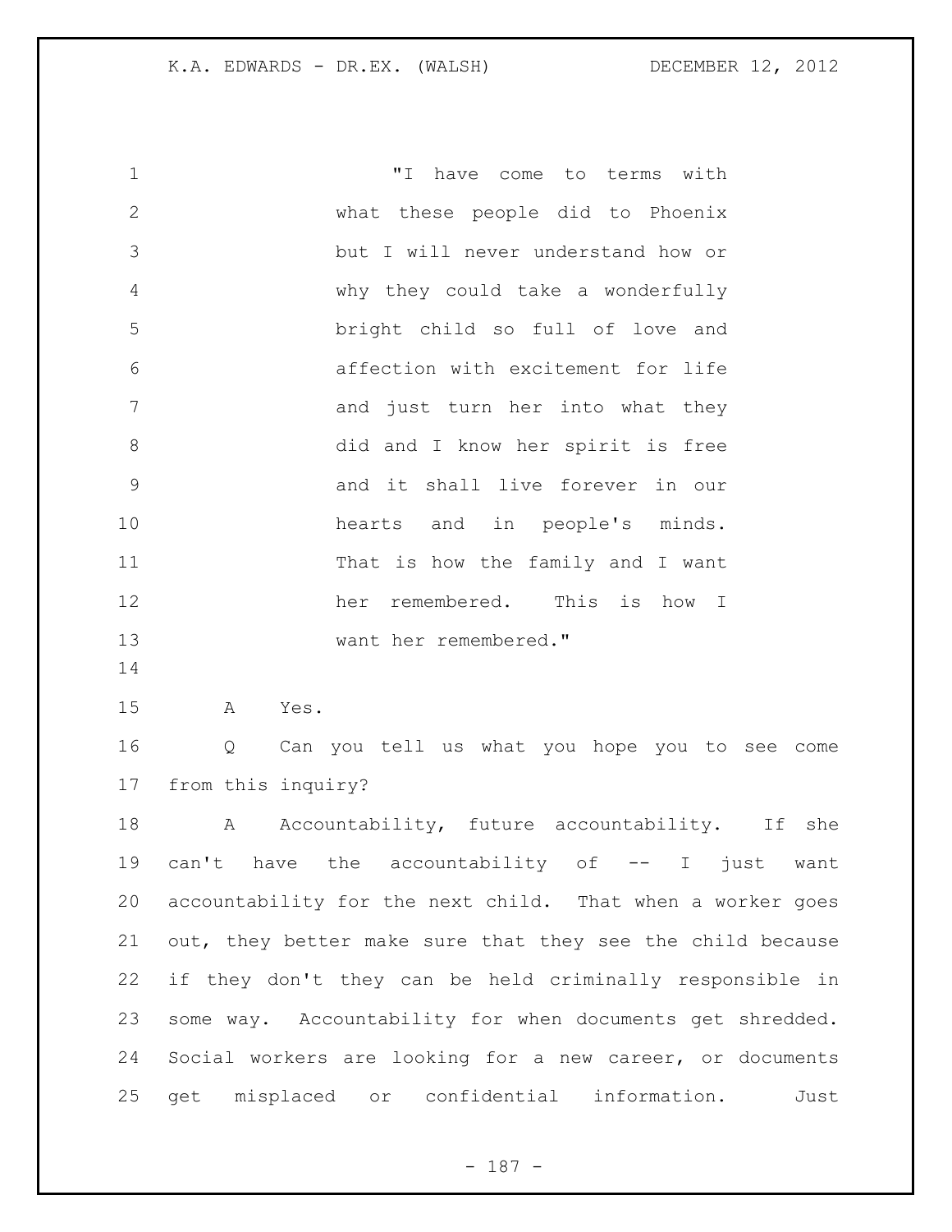> "I have come to terms with what these people did to Phoenix but I will never understand how or why they could take a wonderfully bright child so full of love and affection with excitement for life and just turn her into what they did and I know her spirit is free and it shall live forever in our hearts and in people's minds. That is how the family and I want her remembered. This is how I want her remembered."

A Yes.

Q Can you tell us what you hope you to see come from this inquiry?

A Accountability, future accountability. If she can't have the accountability of -- I just want accountability for the next child. That when a worker goes out, they better make sure that they see the child because if they don't they can be held criminally responsible in some way. Accountability for when documents get shredded. Social workers are looking for a new career, or documents get misplaced or confidential information. Just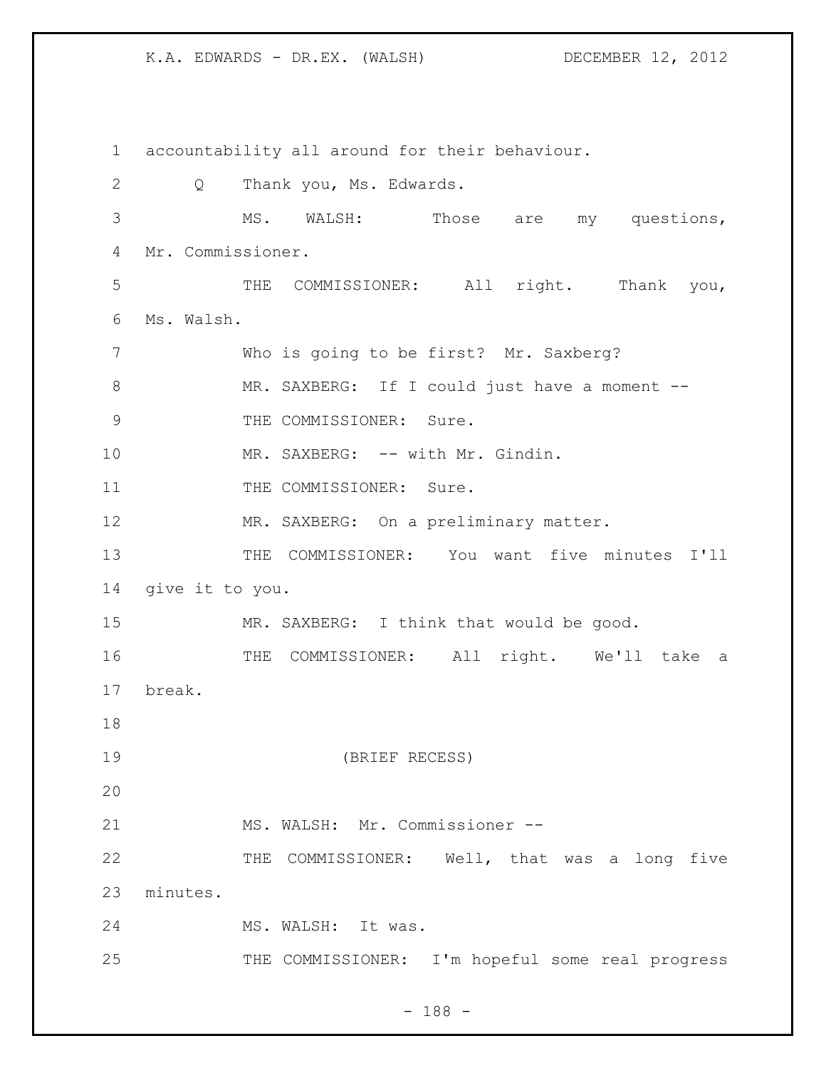accountability all around for their behaviour.

Q Thank you, Ms. Edwards.

MS. WALSH: Those are my questions, Mr. Commissioner.

THE COMMISSIONER: All right. Thank you, Ms. Walsh.

Who is going to be first? Mr. Saxberg?

MR. SAXBERG: If I could just have a moment --

THE COMMISSIONER: Sure.

MR. SAXBERG: -- with Mr. Gindin.

THE COMMISSIONER: Sure.

MR. SAXBERG: On a preliminary matter.

THE COMMISSIONER: You want five minutes I'll give it to you.

MR. SAXBERG: I think that would be good.

THE COMMISSIONER: All right. We'll take a break.

(BRIEF RECESS)

MS. WALSH: Mr. Commissioner --

THE COMMISSIONER: Well, that was a long five minutes.

MS. WALSH: It was.

THE COMMISSIONER: I'm hopeful some real progress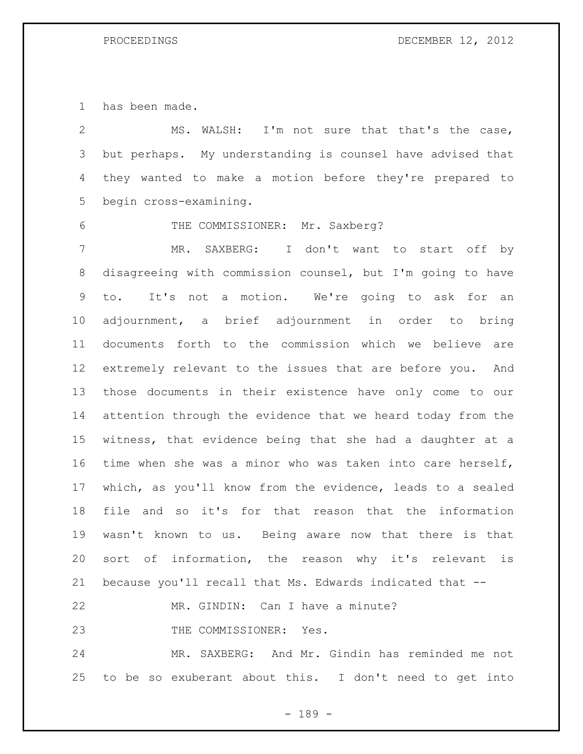has been made.

MS. WALSH: I'm not sure that that's the case, but perhaps. My understanding is counsel have advised that they wanted to make a motion before they're prepared to begin cross-examining.

THE COMMISSIONER: Mr. Saxberg?

MR. SAXBERG: I don't want to start off by disagreeing with commission counsel, but I'm going to have to. It's not a motion. We're going to ask for an adjournment, a brief adjournment in order to bring documents forth to the commission which we believe are extremely relevant to the issues that are before you. And those documents in their existence have only come to our attention through the evidence that we heard today from the witness, that evidence being that she had a daughter at a time when she was a minor who was taken into care herself, which, as you'll know from the evidence, leads to a sealed file and so it's for that reason that the information wasn't known to us. Being aware now that there is that sort of information, the reason why it's relevant is because you'll recall that Ms. Edwards indicated that --

MR. GINDIN: Can I have a minute?

THE COMMISSIONER: Yes.

MR. SAXBERG: And Mr. Gindin has reminded me not to be so exuberant about this. I don't need to get into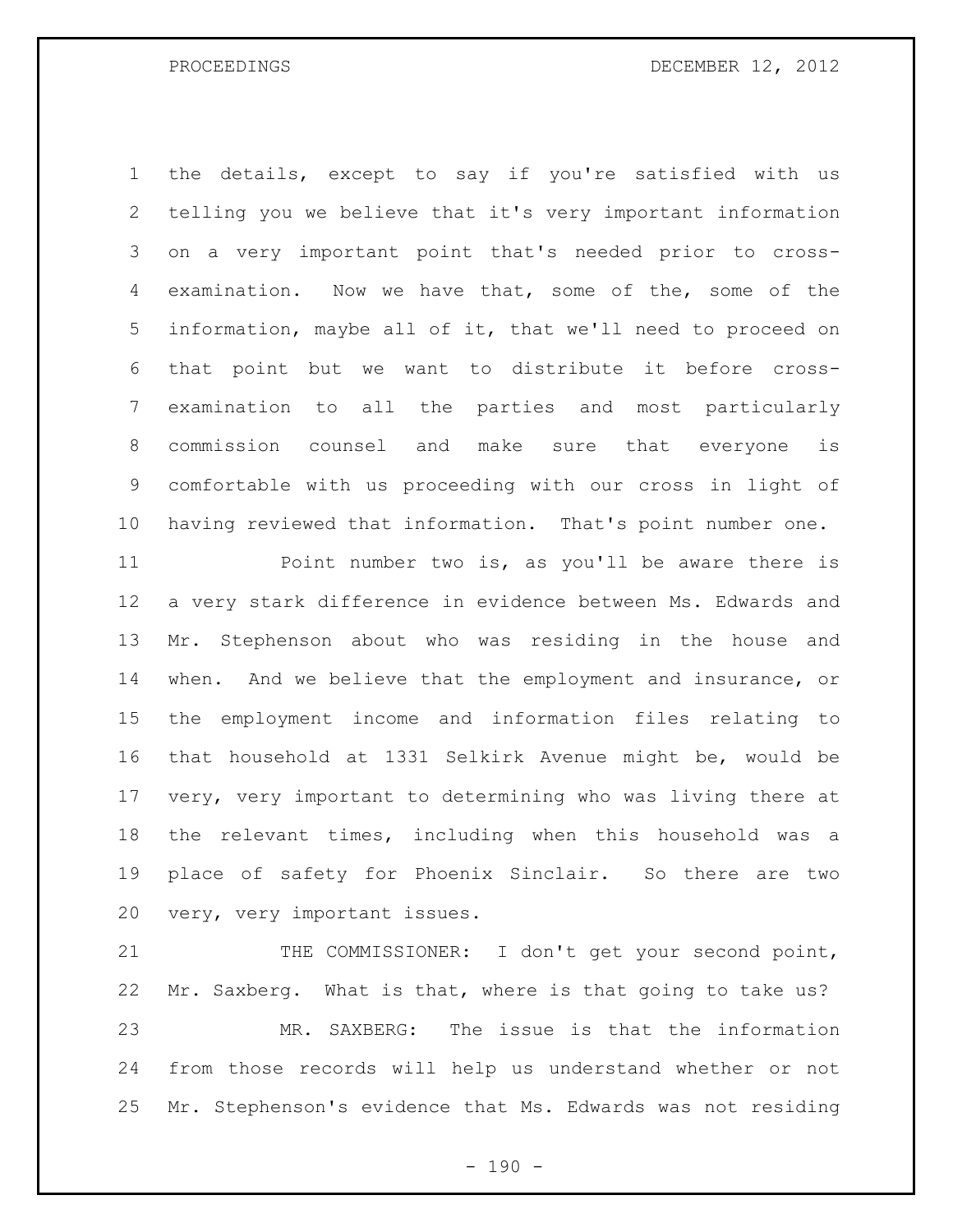the details, except to say if you're satisfied with us telling you we believe that it's very important information on a very important point that's needed prior to cross-examination. Now we have that, some of the, some of the information, maybe all of it, that we'll need to proceed on that point but we want to distribute it before cross-examination to all the parties and most particularly commission counsel and make sure that everyone is comfortable with us proceeding with our cross in light of having reviewed that information. That's point number one.

Point number two is, as you'll be aware there is a very stark difference in evidence between Ms. Edwards and Mr. Stephenson about who was residing in the house and when. And we believe that the employment and insurance, or the employment income and information files relating to that household at 1331 Selkirk Avenue might be, would be very, very important to determining who was living there at the relevant times, including when this household was a place of safety for Phoenix Sinclair. So there are two very, very important issues.

THE COMMISSIONER: I don't get your second point, Mr. Saxberg. What is that, where is that going to take us?

MR. SAXBERG: The issue is that the information from those records will help us understand whether or not Mr. Stephenson's evidence that Ms. Edwards was not residing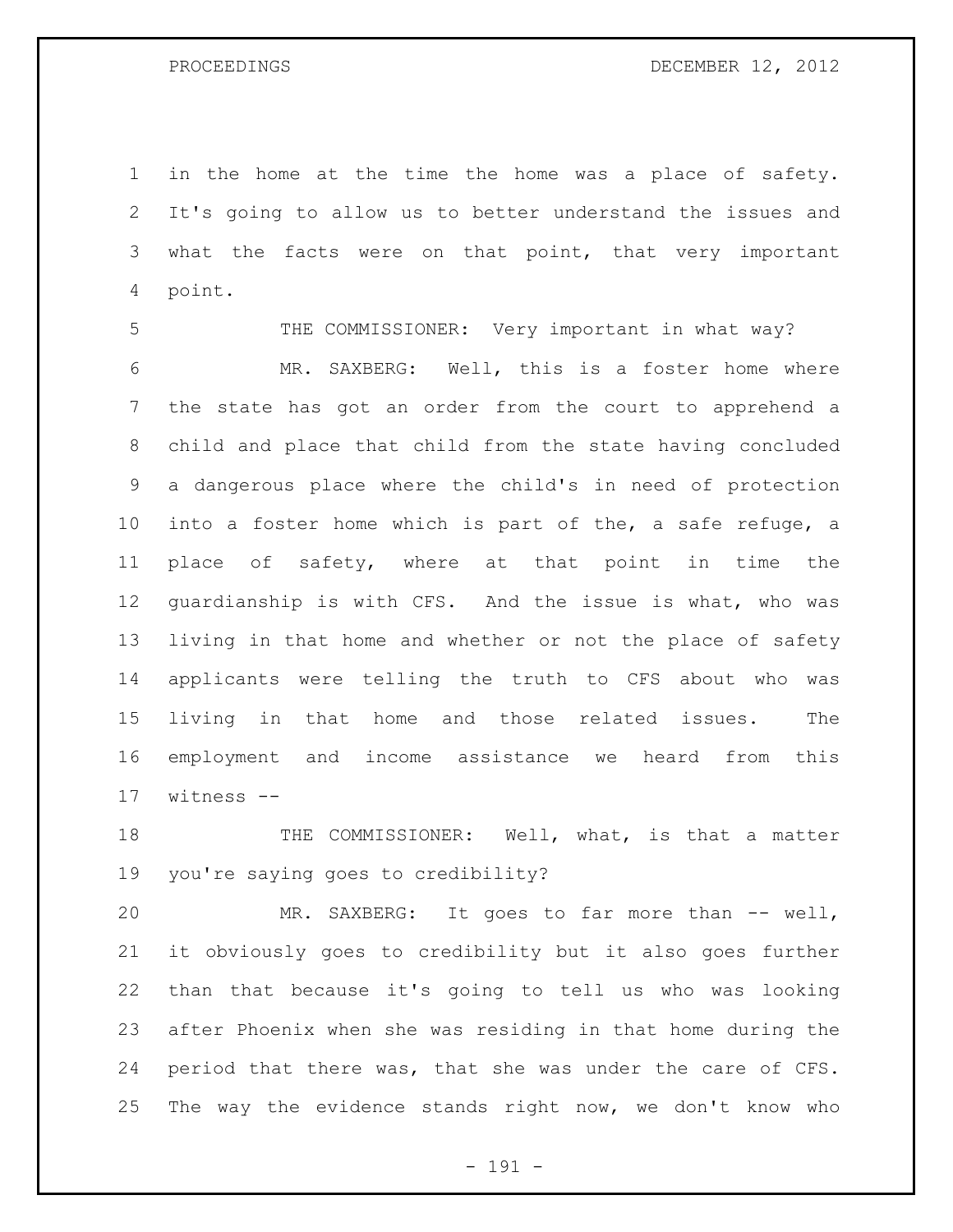in the home at the time the home was a place of safety. It's going to allow us to better understand the issues and what the facts were on that point, that very important point.

THE COMMISSIONER: Very important in what way?

MR. SAXBERG: Well, this is a foster home where the state has got an order from the court to apprehend a child and place that child from the state having concluded a dangerous place where the child's in need of protection into a foster home which is part of the, a safe refuge, a place of safety, where at that point in time the guardianship is with CFS. And the issue is what, who was living in that home and whether or not the place of safety applicants were telling the truth to CFS about who was living in that home and those related issues. The employment and income assistance we heard from this witness --

THE COMMISSIONER: Well, what, is that a matter you're saying goes to credibility?

MR. SAXBERG: It goes to far more than -- well, it obviously goes to credibility but it also goes further than that because it's going to tell us who was looking after Phoenix when she was residing in that home during the period that there was, that she was under the care of CFS. The way the evidence stands right now, we don't know who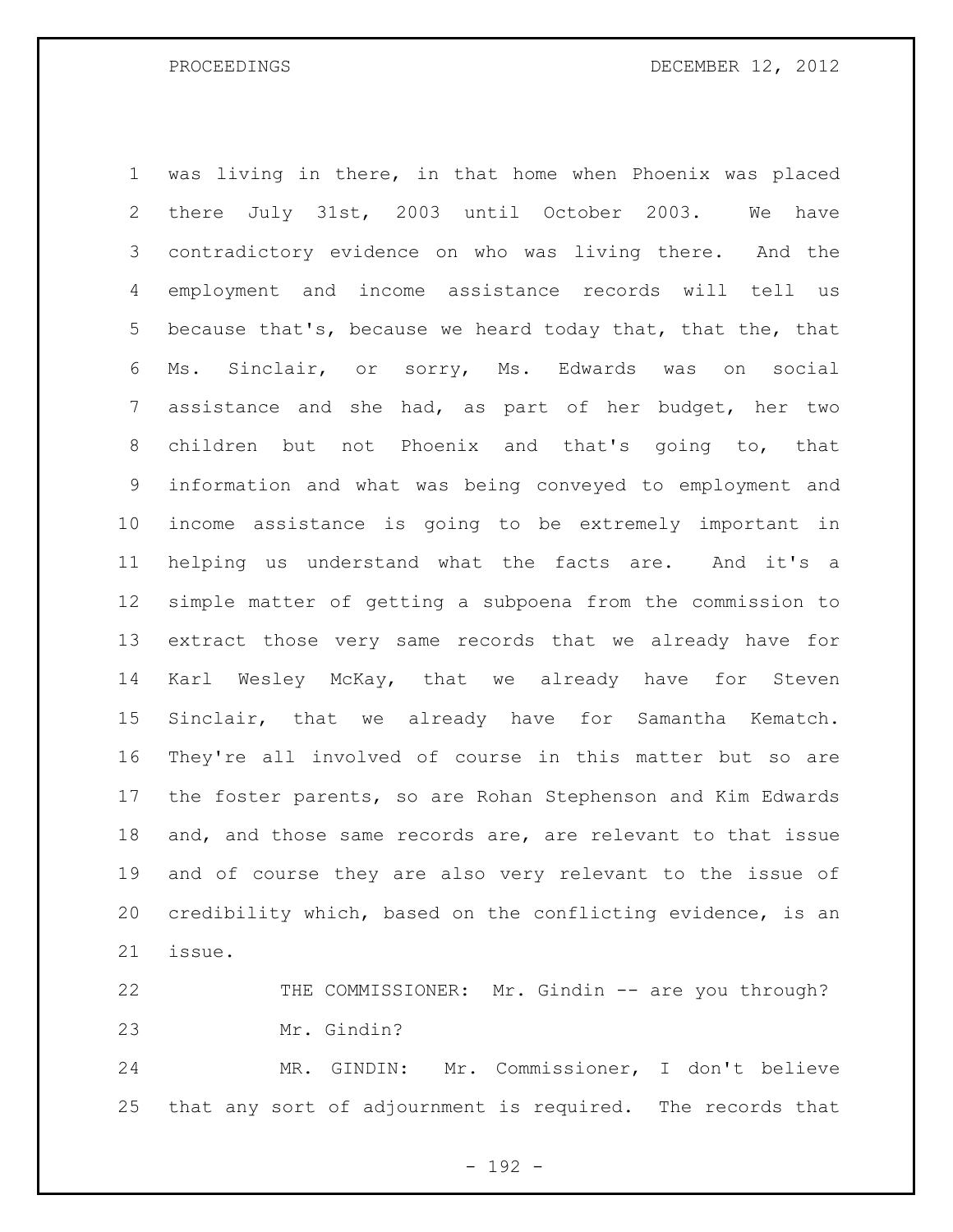was living in there, in that home when Phoenix was placed there July 31st, 2003 until October 2003. We have contradictory evidence on who was living there. And the employment and income assistance records will tell us because that's, because we heard today that, that the, that Ms. Sinclair, or sorry, Ms. Edwards was on social assistance and she had, as part of her budget, her two children but not Phoenix and that's going to, that information and what was being conveyed to employment and income assistance is going to be extremely important in helping us understand what the facts are. And it's a simple matter of getting a subpoena from the commission to extract those very same records that we already have for Karl Wesley McKay, that we already have for Steven Sinclair, that we already have for Samantha Kematch. They're all involved of course in this matter but so are the foster parents, so are Rohan Stephenson and Kim Edwards and, and those same records are, are relevant to that issue and of course they are also very relevant to the issue of credibility which, based on the conflicting evidence, is an issue.

THE COMMISSIONER: Mr. Gindin -- are you through? Mr. Gindin?

MR. GINDIN: Mr. Commissioner, I don't believe that any sort of adjournment is required. The records that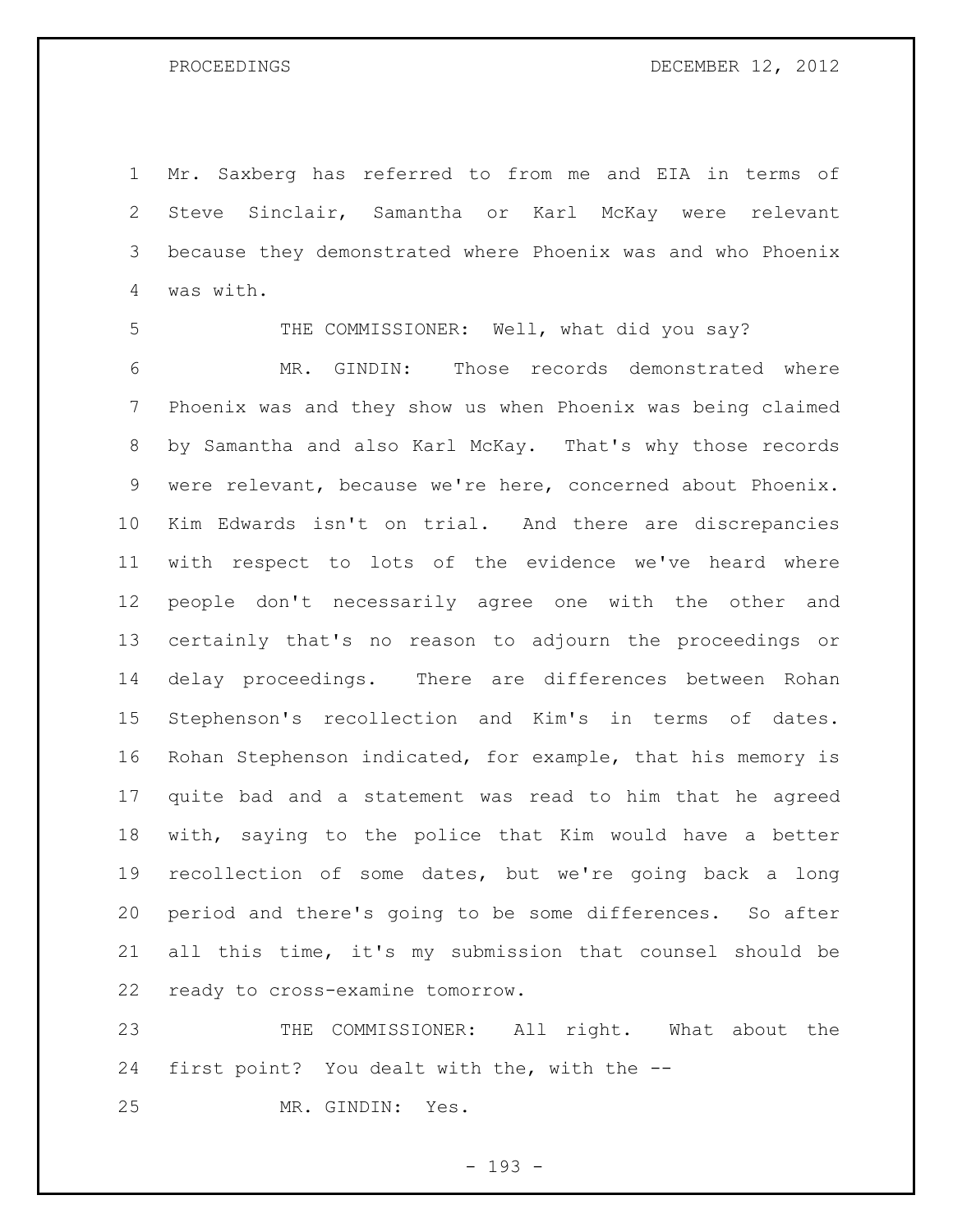Mr. Saxberg has referred to from me and EIA in terms of Steve Sinclair, Samantha or Karl McKay were relevant because they demonstrated where Phoenix was and who Phoenix was with.

THE COMMISSIONER: Well, what did you say?

MR. GINDIN: Those records demonstrated where Phoenix was and they show us when Phoenix was being claimed by Samantha and also Karl McKay. That's why those records were relevant, because we're here, concerned about Phoenix. Kim Edwards isn't on trial. And there are discrepancies with respect to lots of the evidence we've heard where people don't necessarily agree one with the other and certainly that's no reason to adjourn the proceedings or delay proceedings. There are differences between Rohan Stephenson's recollection and Kim's in terms of dates. Rohan Stephenson indicated, for example, that his memory is quite bad and a statement was read to him that he agreed with, saying to the police that Kim would have a better recollection of some dates, but we're going back a long period and there's going to be some differences. So after all this time, it's my submission that counsel should be ready to cross-examine tomorrow.

THE COMMISSIONER: All right. What about the first point? You dealt with the, with the --

MR. GINDIN: Yes.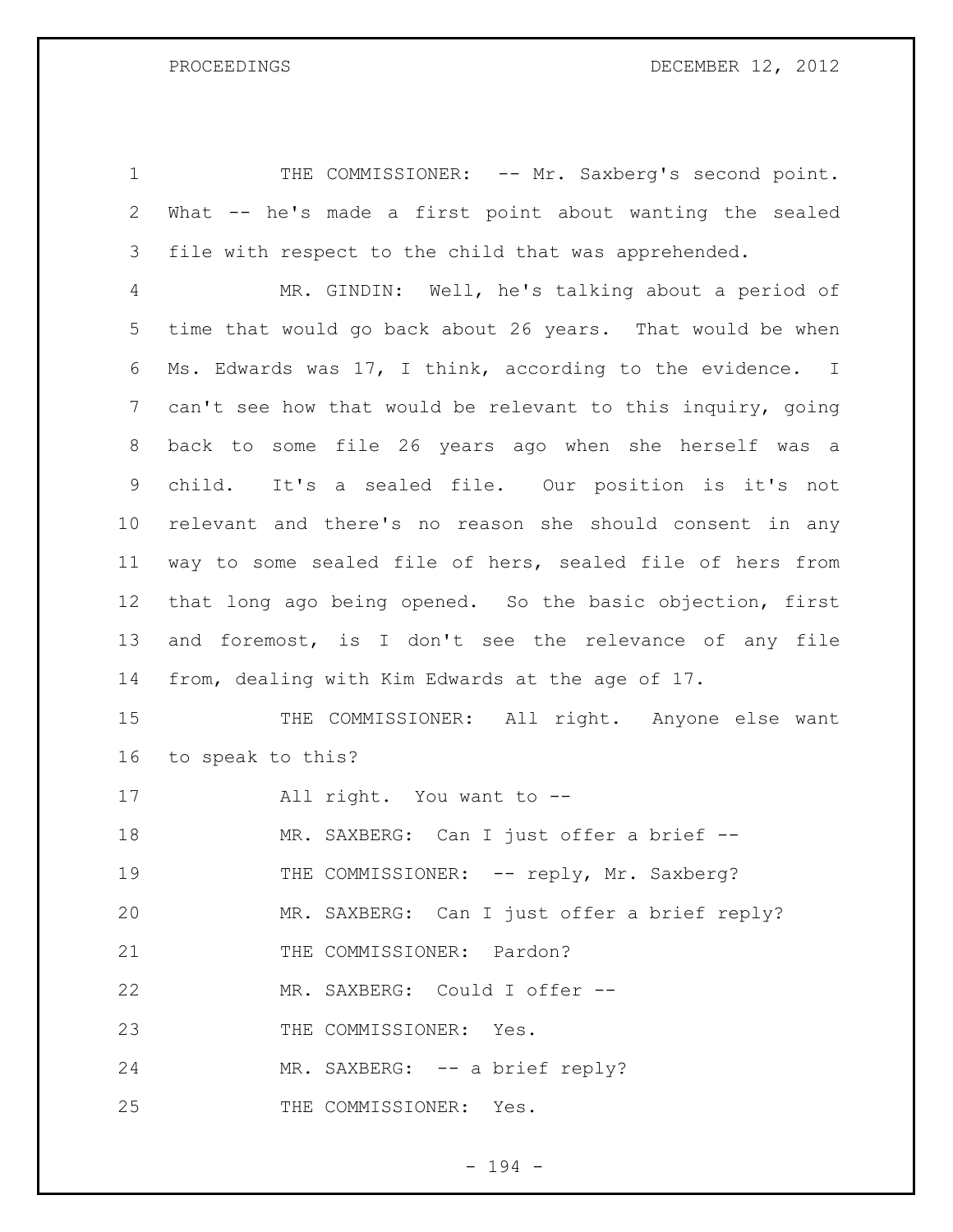THE COMMISSIONER: -- Mr. Saxberg's second point. What -- he's made a first point about wanting the sealed file with respect to the child that was apprehended.

MR. GINDIN: Well, he's talking about a period of time that would go back about 26 years. That would be when Ms. Edwards was 17, I think, according to the evidence. I can't see how that would be relevant to this inquiry, going back to some file 26 years ago when she herself was a child. It's a sealed file. Our position is it's not relevant and there's no reason she should consent in any way to some sealed file of hers, sealed file of hers from that long ago being opened. So the basic objection, first and foremost, is I don't see the relevance of any file from, dealing with Kim Edwards at the age of 17.

THE COMMISSIONER: All right. Anyone else want to speak to this?

All right. You want to --

MR. SAXBERG: Can I just offer a brief --

THE COMMISSIONER: -- reply, Mr. Saxberg?

MR. SAXBERG: Can I just offer a brief reply?

THE COMMISSIONER: Pardon?

MR. SAXBERG: Could I offer --

THE COMMISSIONER: Yes.

MR. SAXBERG: -- a brief reply?

THE COMMISSIONER: Yes.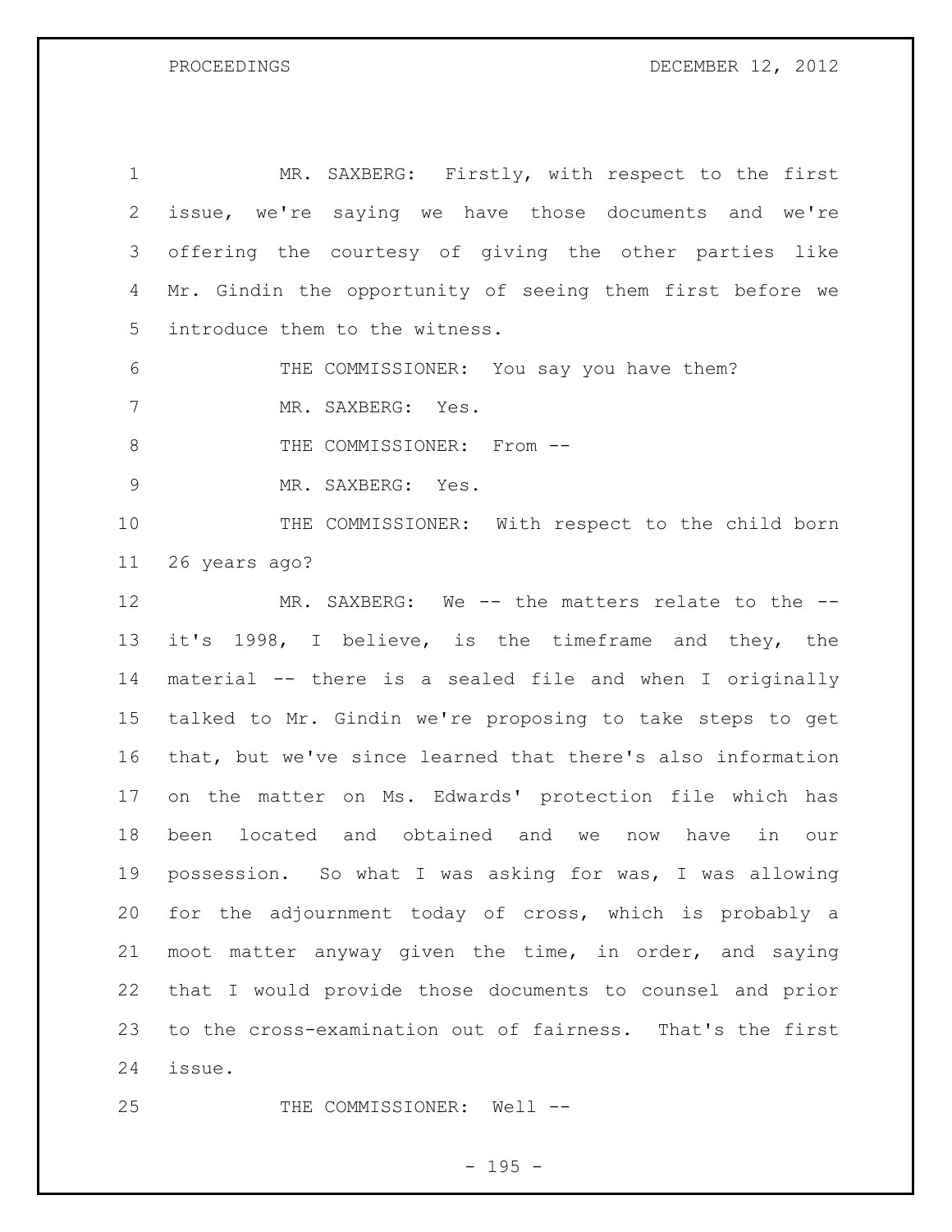MR. SAXBERG: Firstly, with respect to the first issue, we're saying we have those documents and we're offering the courtesy of giving the other parties like Mr. Gindin the opportunity of seeing them first before we introduce them to the witness.

THE COMMISSIONER: You say you have them?

MR. SAXBERG: Yes.

THE COMMISSIONER: From --

MR. SAXBERG: Yes.

THE COMMISSIONER: With respect to the child born 26 years ago?

MR. SAXBERG: We -- the matters relate to the -- it's 1998, I believe, is the timeframe and they, the material -- there is a sealed file and when I originally talked to Mr. Gindin we're proposing to take steps to get that, but we've since learned that there's also information on the matter on Ms. Edwards' protection file which has been located and obtained and we now have in our possession. So what I was asking for was, I was allowing for the adjournment today of cross, which is probably a moot matter anyway given the time, in order, and saying that I would provide those documents to counsel and prior to the cross-examination out of fairness. That's the first issue.

THE COMMISSIONER: Well --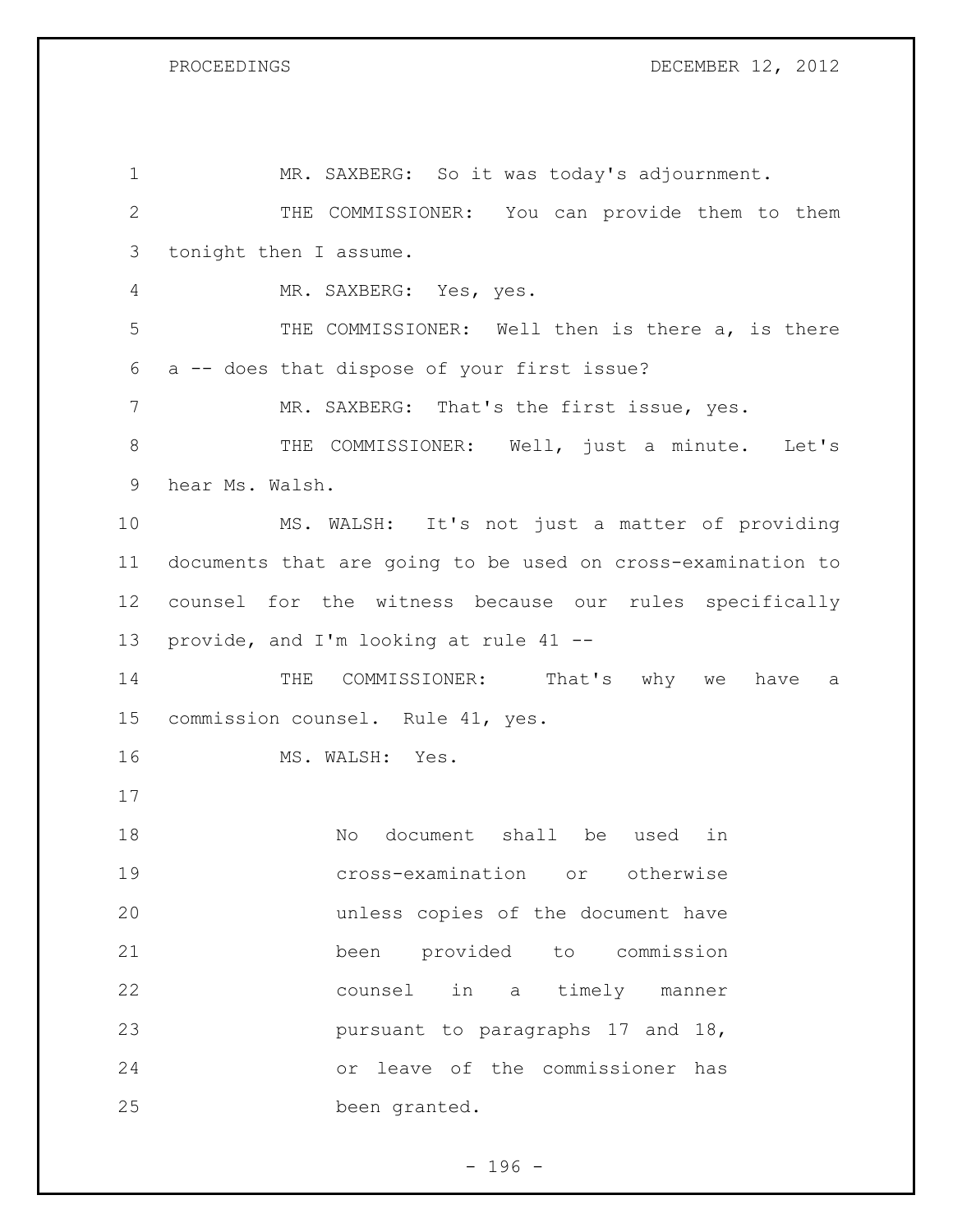MR. SAXBERG: So it was today's adjournment.

THE COMMISSIONER: You can provide them to them tonight then I assume.

MR. SAXBERG: Yes, yes.

THE COMMISSIONER: Well then is there a, is there a -- does that dispose of your first issue?

MR. SAXBERG: That's the first issue, yes.

THE COMMISSIONER: Well, just a minute. Let's hear Ms. Walsh.

MS. WALSH: It's not just a matter of providing documents that are going to be used on cross-examination to counsel for the witness because our rules specifically provide, and I'm looking at rule 41 --

THE COMMISSIONER: That's why we have a commission counsel. Rule 41, yes.

MS. WALSH: Yes.

> No document shall be used in cross-examination or otherwise unless copies of the document have been provided to commission counsel in a timely manner pursuant to paragraphs 17 and 18, or leave of the commissioner has been granted.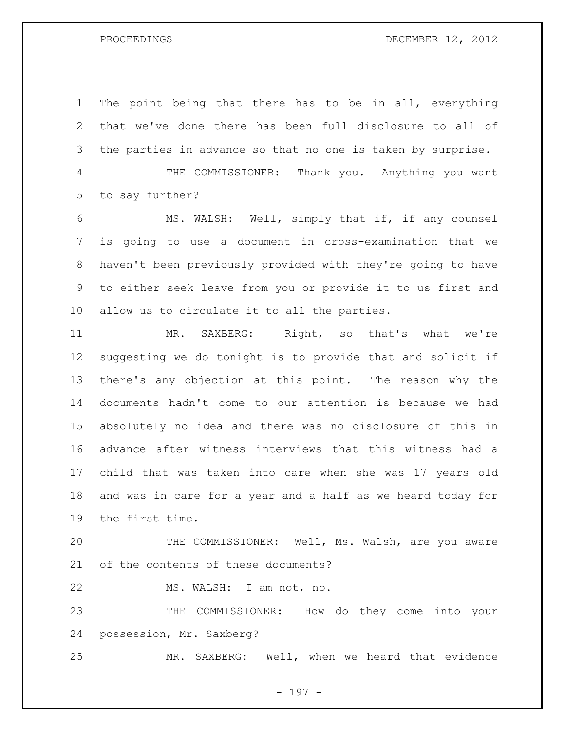The point being that there has to be in all, everything that we've done there has been full disclosure to all of the parties in advance so that no one is taken by surprise.

THE COMMISSIONER: Thank you. Anything you want to say further?

MS. WALSH: Well, simply that if, if any counsel is going to use a document in cross-examination that we haven't been previously provided with they're going to have to either seek leave from you or provide it to us first and allow us to circulate it to all the parties.

MR. SAXBERG: Right, so that's what we're suggesting we do tonight is to provide that and solicit if there's any objection at this point. The reason why the documents hadn't come to our attention is because we had absolutely no idea and there was no disclosure of this in advance after witness interviews that this witness had a child that was taken into care when she was 17 years old and was in care for a year and a half as we heard today for the first time.

THE COMMISSIONER: Well, Ms. Walsh, are you aware of the contents of these documents?

MS. WALSH: I am not, no.

THE COMMISSIONER: How do they come into your possession, Mr. Saxberg?

MR. SAXBERG: Well, when we heard that evidence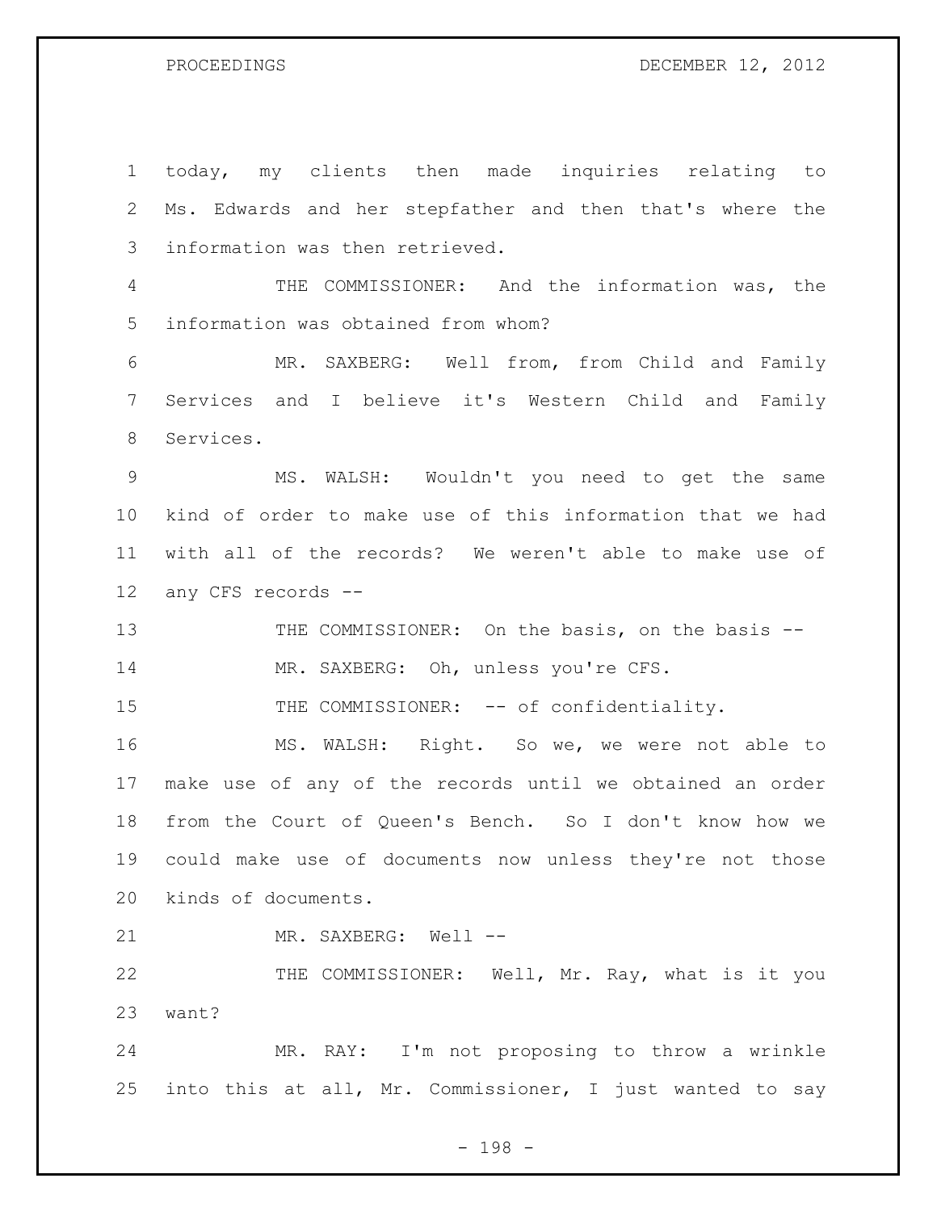today, my clients then made inquiries relating to Ms. Edwards and her stepfather and then that's where the information was then retrieved.

THE COMMISSIONER: And the information was, the information was obtained from whom?

MR. SAXBERG: Well from, from Child and Family Services and I believe it's Western Child and Family Services.

MS. WALSH: Wouldn't you need to get the same kind of order to make use of this information that we had with all of the records? We weren't able to make use of any CFS records --

THE COMMISSIONER: On the basis, on the basis --

MR. SAXBERG: Oh, unless you're CFS.

THE COMMISSIONER: -- of confidentiality.

MS. WALSH: Right. So we, we were not able to make use of any of the records until we obtained an order from the Court of Queen's Bench. So I don't know how we could make use of documents now unless they're not those kinds of documents.

MR. SAXBERG: Well --

THE COMMISSIONER: Well, Mr. Ray, what is it you want?

MR. RAY: I'm not proposing to throw a wrinkle into this at all, Mr. Commissioner, I just wanted to say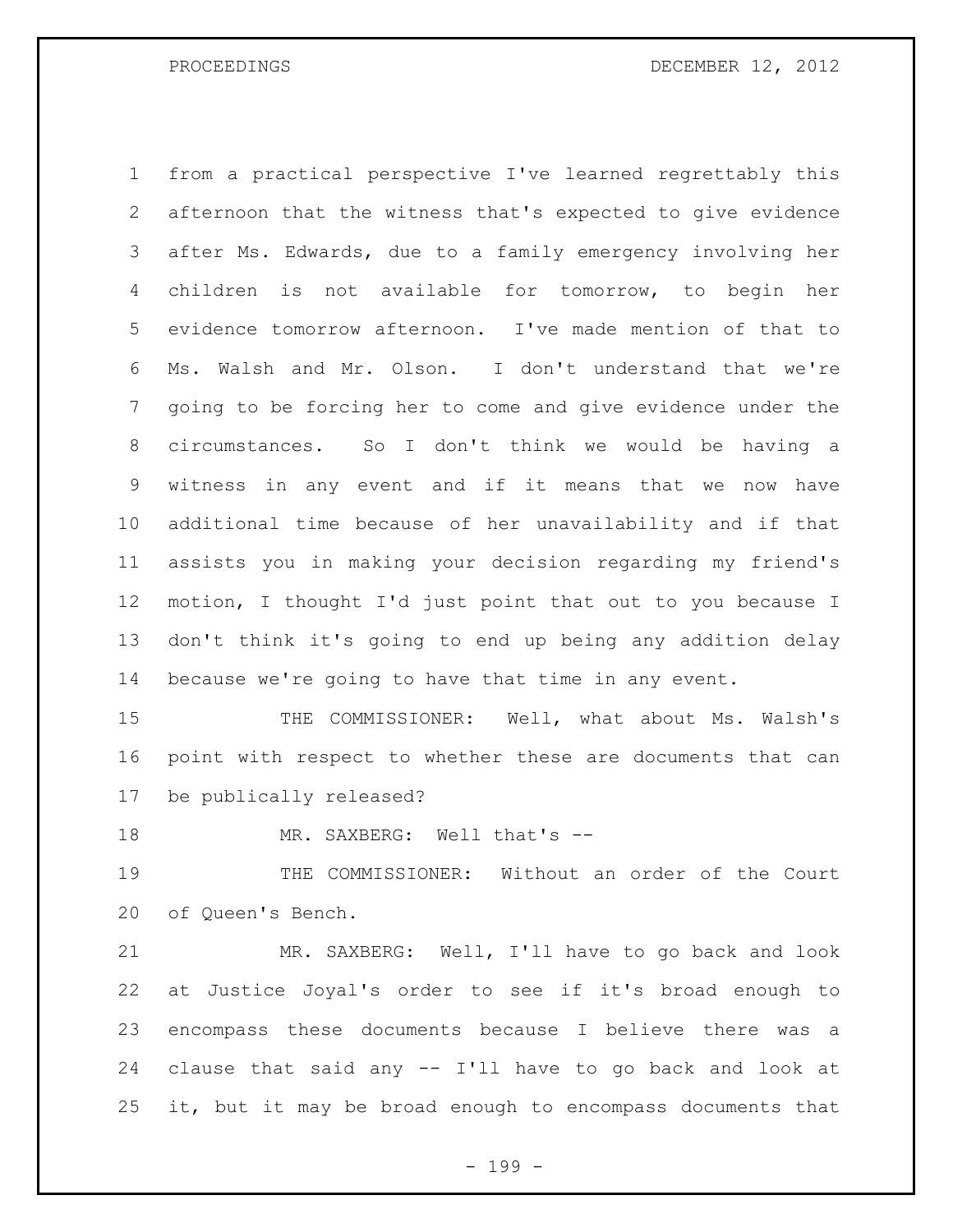from a practical perspective I've learned regrettably this afternoon that the witness that's expected to give evidence after Ms. Edwards, due to a family emergency involving her children is not available for tomorrow, to begin her evidence tomorrow afternoon. I've made mention of that to Ms. Walsh and Mr. Olson. I don't understand that we're going to be forcing her to come and give evidence under the circumstances. So I don't think we would be having a witness in any event and if it means that we now have additional time because of her unavailability and if that assists you in making your decision regarding my friend's motion, I thought I'd just point that out to you because I don't think it's going to end up being any addition delay because we're going to have that time in any event.

THE COMMISSIONER: Well, what about Ms. Walsh's point with respect to whether these are documents that can be publically released?

MR. SAXBERG: Well that's --

THE COMMISSIONER: Without an order of the Court of Queen's Bench.

MR. SAXBERG: Well, I'll have to go back and look at Justice Joyal's order to see if it's broad enough to encompass these documents because I believe there was a clause that said any -- I'll have to go back and look at it, but it may be broad enough to encompass documents that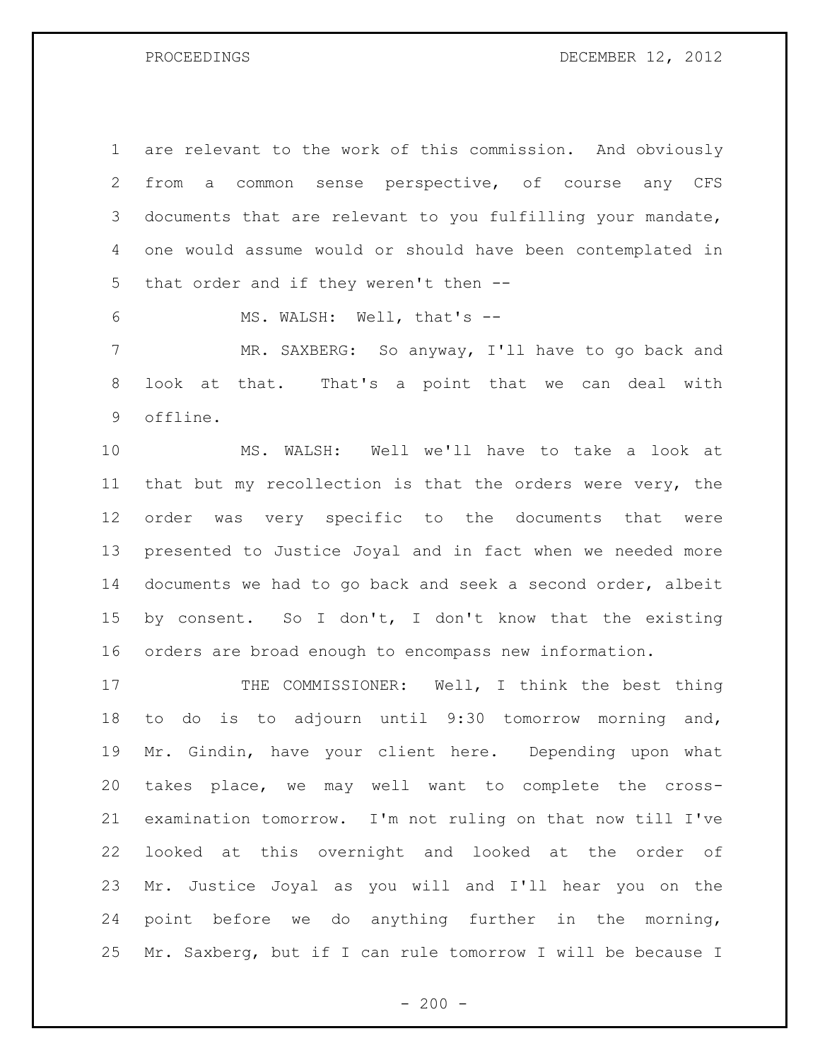are relevant to the work of this commission. And obviously from a common sense perspective, of course any CFS documents that are relevant to you fulfilling your mandate, one would assume would or should have been contemplated in that order and if they weren't then --

MS. WALSH: Well, that's --

MR. SAXBERG: So anyway, I'll have to go back and look at that. That's a point that we can deal with offline.

MS. WALSH: Well we'll have to take a look at that but my recollection is that the orders were very, the order was very specific to the documents that were presented to Justice Joyal and in fact when we needed more documents we had to go back and seek a second order, albeit by consent. So I don't, I don't know that the existing orders are broad enough to encompass new information.

THE COMMISSIONER: Well, I think the best thing to do is to adjourn until 9:30 tomorrow morning and, Mr. Gindin, have your client here. Depending upon what takes place, we may well want to complete the cross-examination tomorrow. I'm not ruling on that now till I've looked at this overnight and looked at the order of Mr. Justice Joyal as you will and I'll hear you on the point before we do anything further in the morning, Mr. Saxberg, but if I can rule tomorrow I will be because I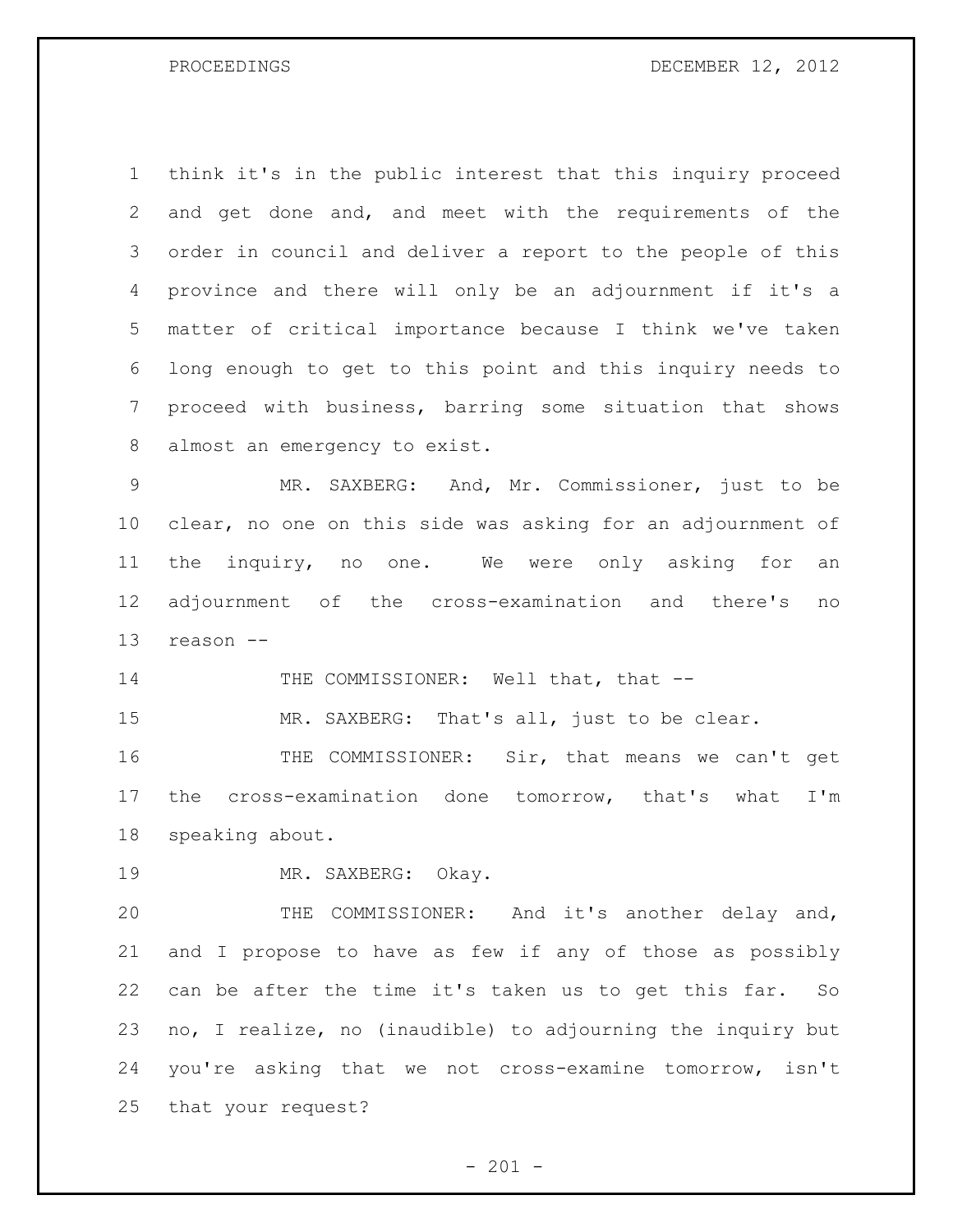think it's in the public interest that this inquiry proceed and get done and, and meet with the requirements of the order in council and deliver a report to the people of this province and there will only be an adjournment if it's a matter of critical importance because I think we've taken long enough to get to this point and this inquiry needs to proceed with business, barring some situation that shows almost an emergency to exist.

MR. SAXBERG: And, Mr. Commissioner, just to be clear, no one on this side was asking for an adjournment of the inquiry, no one. We were only asking for an adjournment of the cross-examination and there's no reason --

THE COMMISSIONER: Well that, that --

MR. SAXBERG: That's all, just to be clear.

THE COMMISSIONER: Sir, that means we can't get the cross-examination done tomorrow, that's what I'm speaking about.

MR. SAXBERG: Okay.

THE COMMISSIONER: And it's another delay and, and I propose to have as few if any of those as possibly can be after the time it's taken us to get this far. So no, I realize, no (inaudible) to adjourning the inquiry but you're asking that we not cross-examine tomorrow, isn't that your request?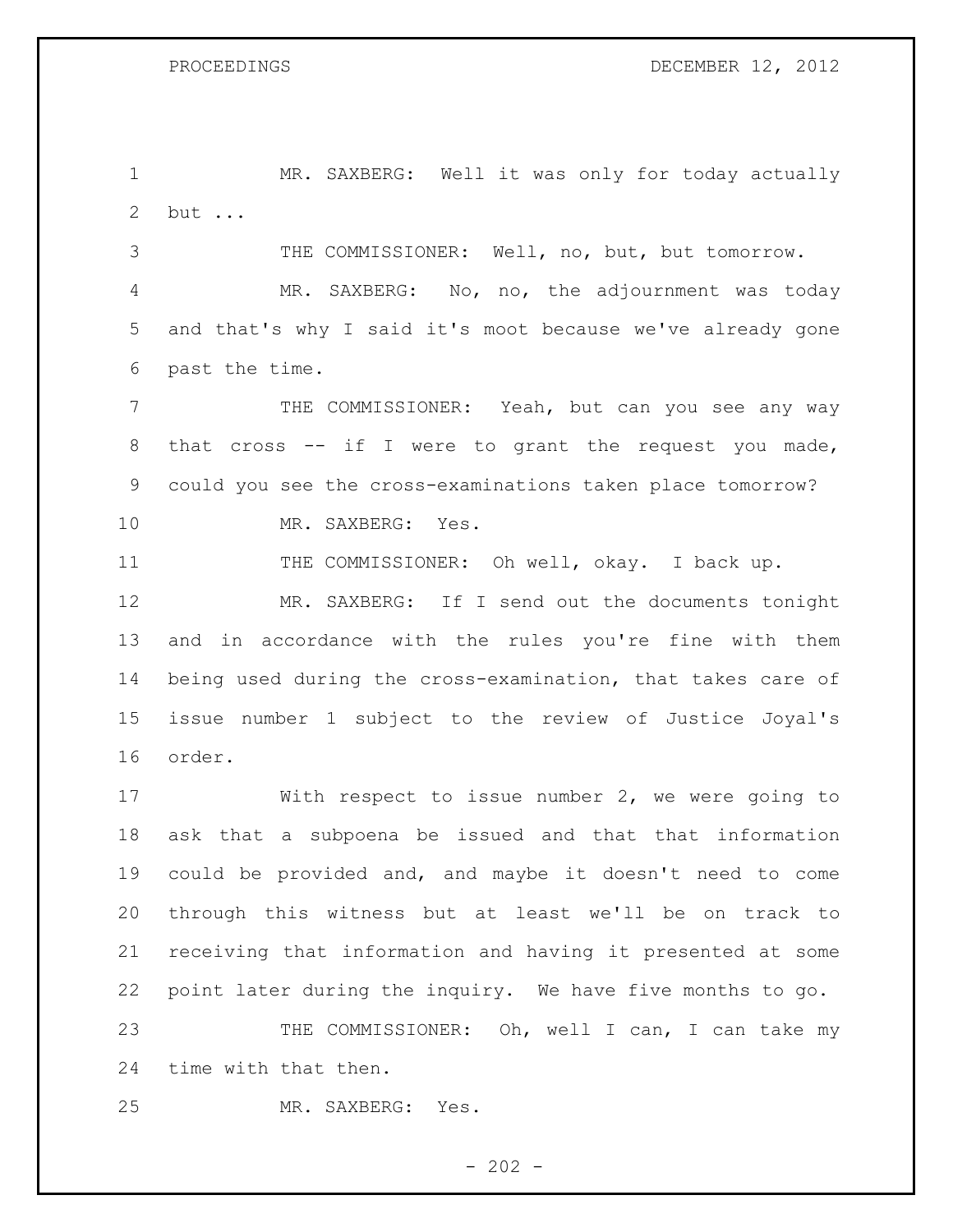MR. SAXBERG: Well it was only for today actually but ...

THE COMMISSIONER: Well, no, but, but tomorrow.

MR. SAXBERG: No, no, the adjournment was today and that's why I said it's moot because we've already gone past the time.

THE COMMISSIONER: Yeah, but can you see any way that cross -- if I were to grant the request you made, could you see the cross-examinations taken place tomorrow?

MR. SAXBERG: Yes.

THE COMMISSIONER: Oh well, okay. I back up.

MR. SAXBERG: If I send out the documents tonight and in accordance with the rules you're fine with them being used during the cross-examination, that takes care of issue number 1 subject to the review of Justice Joyal's order.

With respect to issue number 2, we were going to ask that a subpoena be issued and that that information could be provided and, and maybe it doesn't need to come through this witness but at least we'll be on track to receiving that information and having it presented at some point later during the inquiry. We have five months to go.

THE COMMISSIONER: Oh, well I can, I can take my time with that then.

MR. SAXBERG: Yes.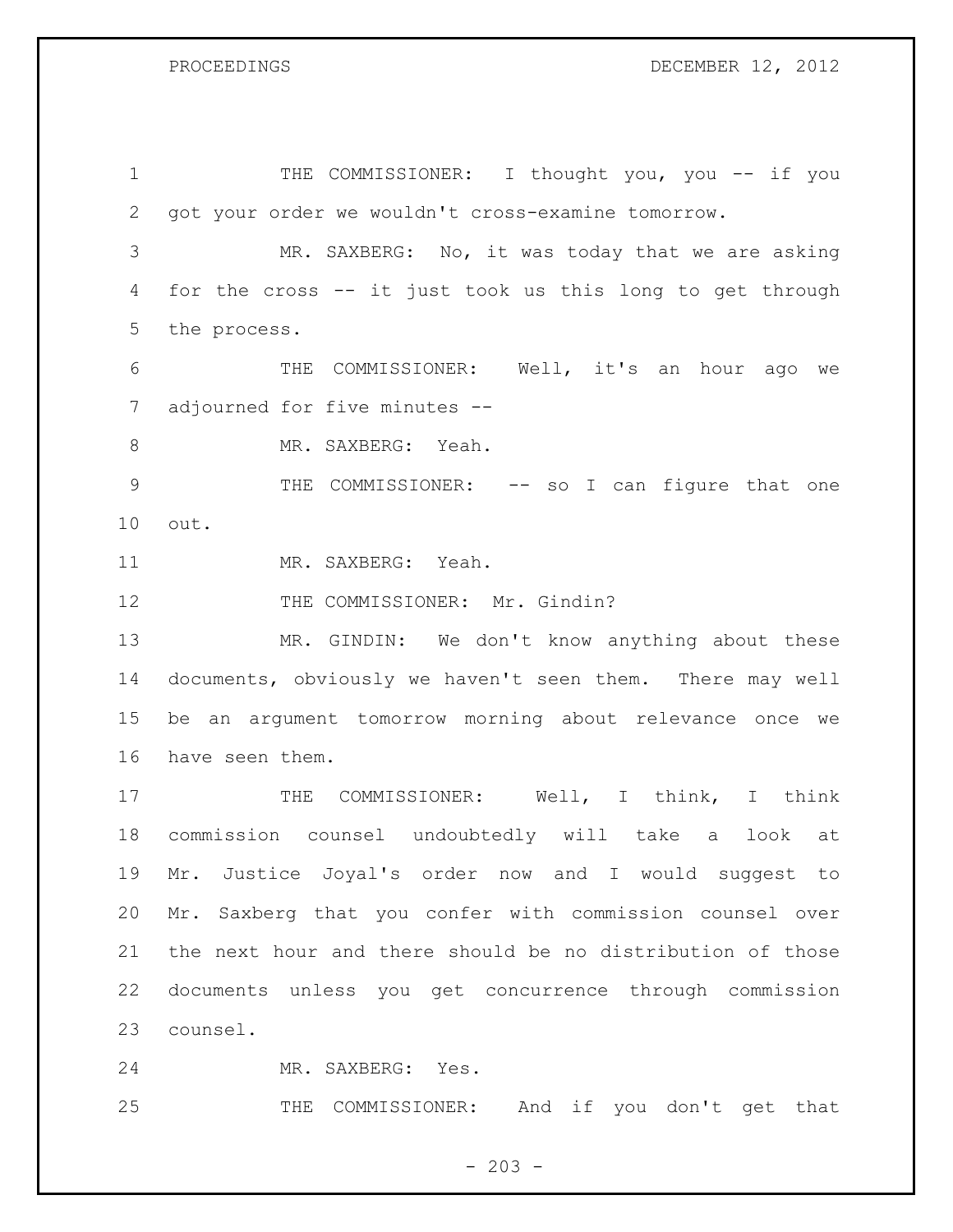THE COMMISSIONER: I thought you, you -- if you got your order we wouldn't cross-examine tomorrow.

MR. SAXBERG: No, it was today that we are asking for the cross -- it just took us this long to get through the process.

THE COMMISSIONER: Well, it's an hour ago we adjourned for five minutes --

MR. SAXBERG: Yeah.

THE COMMISSIONER: -- so I can figure that one out.

MR. SAXBERG: Yeah.

THE COMMISSIONER: Mr. Gindin?

MR. GINDIN: We don't know anything about these documents, obviously we haven't seen them. There may well be an argument tomorrow morning about relevance once we have seen them.

THE COMMISSIONER: Well, I think, I think commission counsel undoubtedly will take a look at Mr. Justice Joyal's order now and I would suggest to Mr. Saxberg that you confer with commission counsel over the next hour and there should be no distribution of those documents unless you get concurrence through commission counsel.

MR. SAXBERG: Yes.

THE COMMISSIONER: And if you don't get that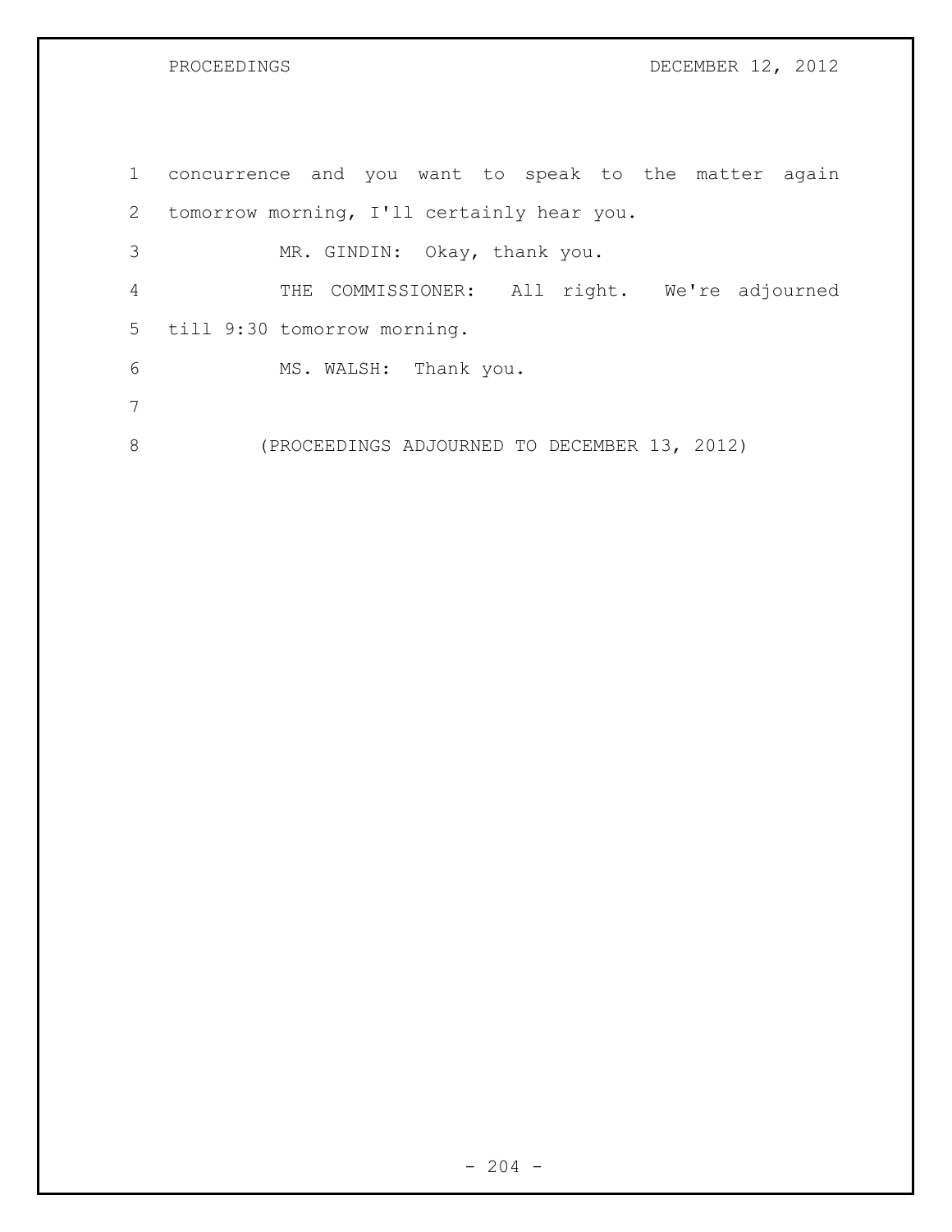concurrence and you want to speak to the matter again tomorrow morning, I'll certainly hear you.

MR. GINDIN: Okay, thank you.

THE COMMISSIONER: All right. We're adjourned till 9:30 tomorrow morning.

MS. WALSH: Thank you.

(PROCEEDINGS ADJOURNED TO DECEMBER 13, 2012)